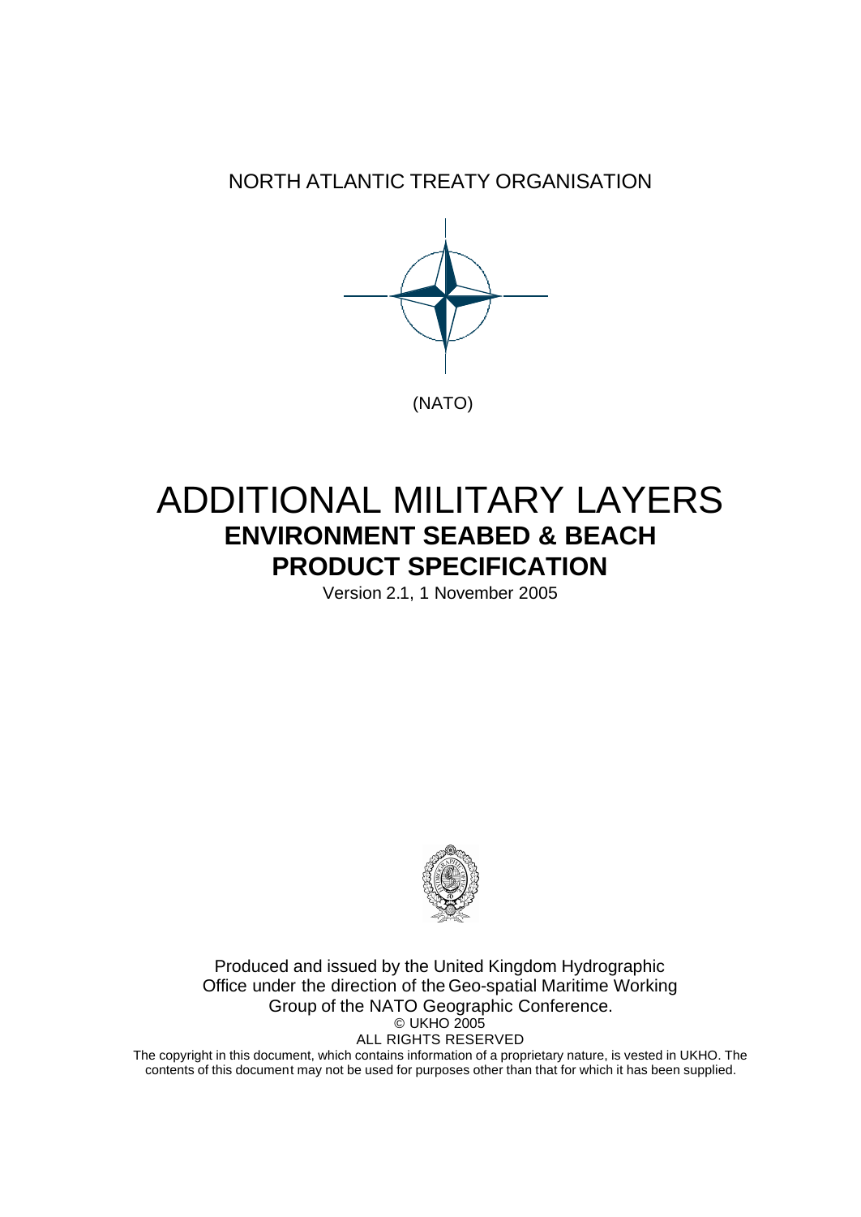NORTH ATLANTIC TREATY ORGANISATION

(NATO)

# ADDITIONAL MILITARY LAYERS

## ENVIRONMENT SEABED & BEACH

## PRODUCT SPECIFICATION

Version 2.1, 1 November 2005

Produced and issued by the United Kingdom Hydrographic Office under the direction of the Geo-spatial Maritime Working Group of the NATO Geographic Conference.

© UKHO 2005

ALL RIGHTS RESERVED

The copyright in this document, which contains information of a proprietary nature, is vested in UKHO. The contents of this document may not be used for purposes other than that for which it has been supplied.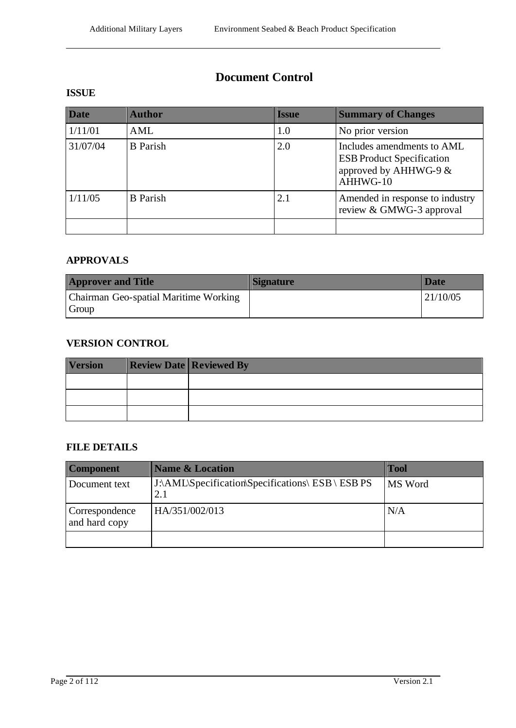# Document Control

**ISSUE**

| Date | Author | Issue | Summary of Changes |
|---|---|---|---|
| 1/11/01 | AML | 1.0 | No prior version |
| 31/07/04 | B Parish | 2.0 | Includes amendments to AML ESB Product Specification approved by AHHWG-9 & AHHWG-10 |
| 1/11/05 | B Parish | 2.1 | Amended in response to industry review & GMWG-3 approval |
| | | | |

**APPROVALS**

| Approver and Title | Signature | Date |
|---|---|---|
| Chairman Geo-spatial Maritime Working Group | | 21/10/05 |

**VERSION CONTROL**

| Version | Review Date | Reviewed By |
|---|---|---|
| | | |
| | | |
| | | |

**FILE DETAILS**

| Component | Name & Location | Tool |
|---|---|---|
| Document text | J:\AML\Specification\Specifications\ ESB \ ESB PS 2.1 | MS Word |
| Correspondence and hard copy | HA/351/002/013 | N/A |
| | | |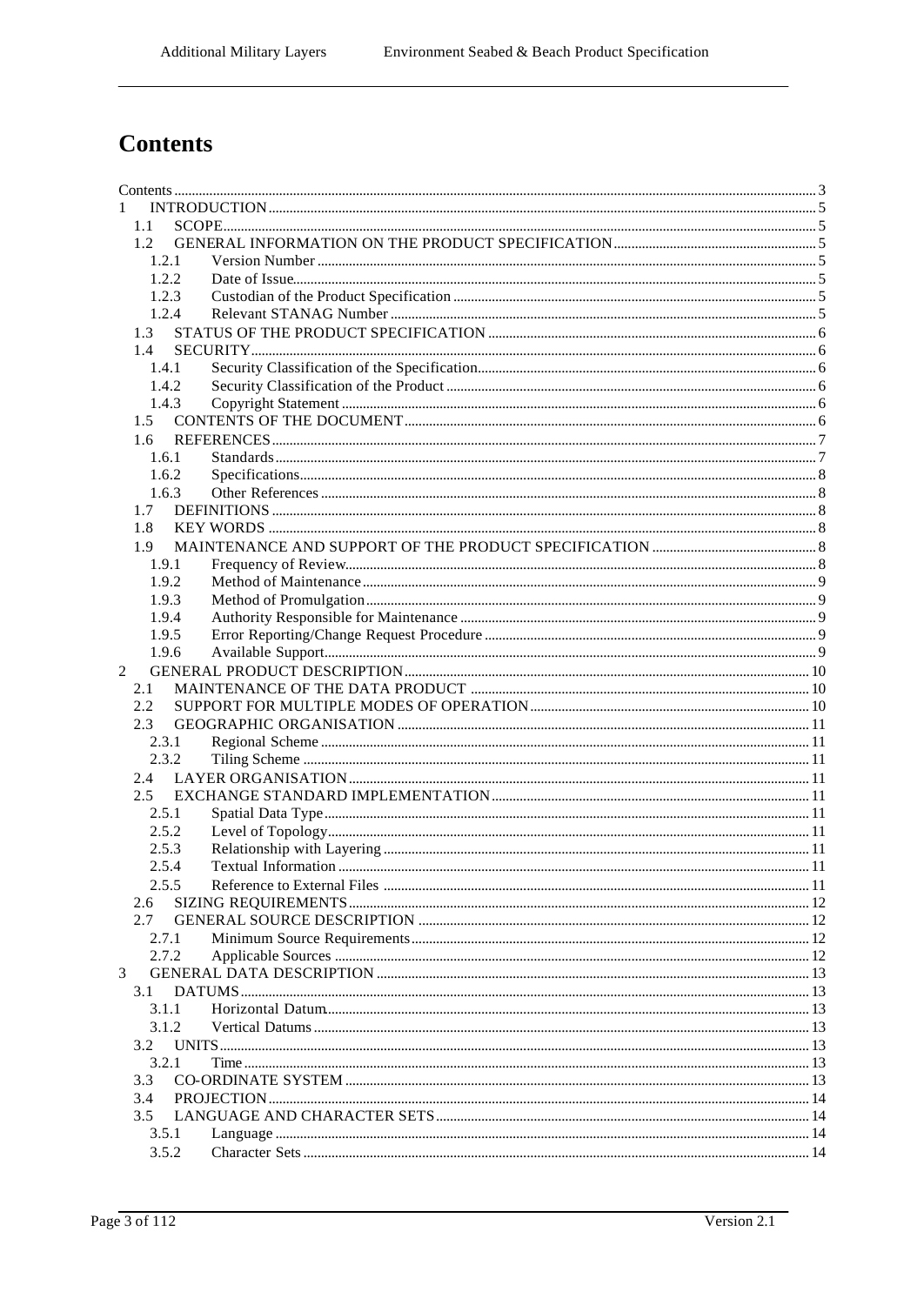# Contents

Contents ... 3
1 INTRODUCTION ... 5
  1.1 SCOPE ... 5
  1.2 GENERAL INFORMATION ON THE PRODUCT SPECIFICATION ... 5
    1.2.1 Version Number ... 5
    1.2.2 Date of Issue ... 5
    1.2.3 Custodian of the Product Specification ... 5
    1.2.4 Relevant STANAG Number ... 5
  1.3 STATUS OF THE PRODUCT SPECIFICATION ... 6
  1.4 SECURITY ... 6
    1.4.1 Security Classification of the Specification ... 6
    1.4.2 Security Classification of the Product ... 6
    1.4.3 Copyright Statement ... 6
  1.5 CONTENTS OF THE DOCUMENT ... 6
  1.6 REFERENCES ... 7
    1.6.1 Standards ... 7
    1.6.2 Specifications ... 8
    1.6.3 Other References ... 8
  1.7 DEFINITIONS ... 8
  1.8 KEY WORDS ... 8
  1.9 MAINTENANCE AND SUPPORT OF THE PRODUCT SPECIFICATION ... 8
    1.9.1 Frequency of Review ... 8
    1.9.2 Method of Maintenance ... 9
    1.9.3 Method of Promulgation ... 9
    1.9.4 Authority Responsible for Maintenance ... 9
    1.9.5 Error Reporting/Change Request Procedure ... 9
    1.9.6 Available Support ... 9
2 GENERAL PRODUCT DESCRIPTION ... 10
  2.1 MAINTENANCE OF THE DATA PRODUCT ... 10
  2.2 SUPPORT FOR MULTIPLE MODES OF OPERATION ... 10
  2.3 GEOGRAPHIC ORGANISATION ... 11
    2.3.1 Regional Scheme ... 11
    2.3.2 Tiling Scheme ... 11
  2.4 LAYER ORGANISATION ... 11
  2.5 EXCHANGE STANDARD IMPLEMENTATION ... 11
    2.5.1 Spatial Data Type ... 11
    2.5.2 Level of Topology ... 11
    2.5.3 Relationship with Layering ... 11
    2.5.4 Textual Information ... 11
    2.5.5 Reference to External Files ... 11
  2.6 SIZING REQUIREMENTS ... 12
  2.7 GENERAL SOURCE DESCRIPTION ... 12
    2.7.1 Minimum Source Requirements ... 12
    2.7.2 Applicable Sources ... 12
3 GENERAL DATA DESCRIPTION ... 13
  3.1 DATUMS ... 13
    3.1.1 Horizontal Datum ... 13
    3.1.2 Vertical Datums ... 13
  3.2 UNITS ... 13
    3.2.1 Time ... 13
  3.3 CO-ORDINATE SYSTEM ... 13
  3.4 PROJECTION ... 14
  3.5 LANGUAGE AND CHARACTER SETS ... 14
    3.5.1 Language ... 14
    3.5.2 Character Sets ... 14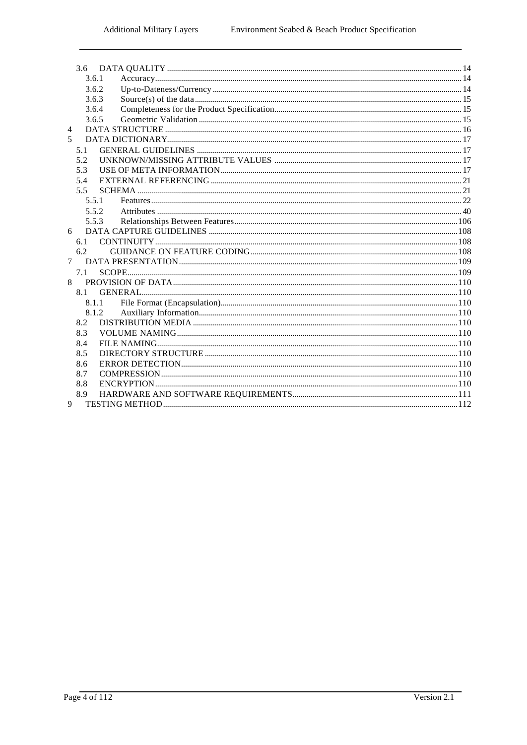3.6 DATA QUALITY ........ 14
  3.6.1 Accuracy ........ 14
  3.6.2 Up-to-Dateness/Currency ........ 14
  3.6.3 Source(s) of the data ........ 15
  3.6.4 Completeness for the Product Specification ........ 15
  3.6.5 Geometric Validation ........ 15
4 DATA STRUCTURE ........ 16
5 DATA DICTIONARY ........ 17
  5.1 GENERAL GUIDELINES ........ 17
  5.2 UNKNOWN/MISSING ATTRIBUTE VALUES ........ 17
  5.3 USE OF META INFORMATION ........ 17
  5.4 EXTERNAL REFERENCING ........ 21
  5.5 SCHEMA ........ 21
    5.5.1 Features ........ 22
    5.5.2 Attributes ........ 40
    5.5.3 Relationships Between Features ........ 106
6 DATA CAPTURE GUIDELINES ........ 108
  6.1 CONTINUITY ........ 108
  6.2 GUIDANCE ON FEATURE CODING ........ 108
7 DATA PRESENTATION ........ 109
  7.1 SCOPE ........ 109
8 PROVISION OF DATA ........ 110
  8.1 GENERAL ........ 110
    8.1.1 File Format (Encapsulation) ........ 110
    8.1.2 Auxiliary Information ........ 110
  8.2 DISTRIBUTION MEDIA ........ 110
  8.3 VOLUME NAMING ........ 110
  8.4 FILE NAMING ........ 110
  8.5 DIRECTORY STRUCTURE ........ 110
  8.6 ERROR DETECTION ........ 110
  8.7 COMPRESSION ........ 110
  8.8 ENCRYPTION ........ 110
  8.9 HARDWARE AND SOFTWARE REQUIREMENTS ........ 111
9 TESTING METHOD ........ 112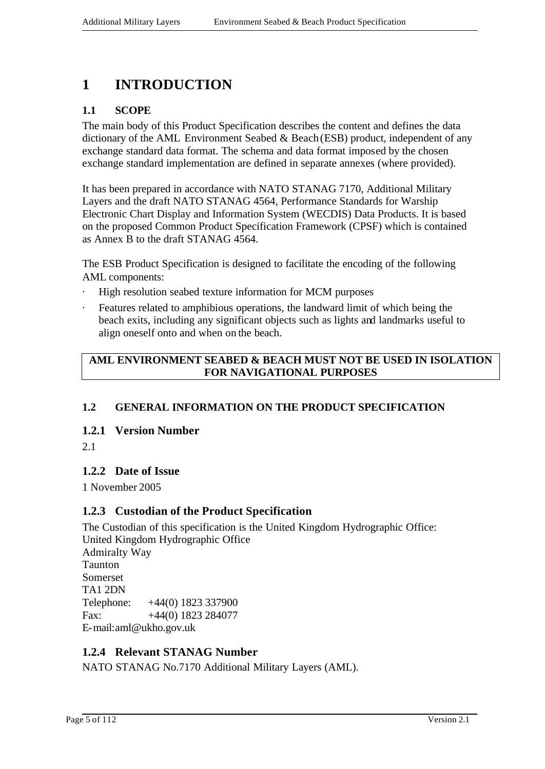# 1 INTRODUCTION

## 1.1 SCOPE

The main body of this Product Specification describes the content and defines the data dictionary of the AML Environment Seabed & Beach (ESB) product, independent of any exchange standard data format. The schema and data format imposed by the chosen exchange standard implementation are defined in separate annexes (where provided).

It has been prepared in accordance with NATO STANAG 7170, Additional Military Layers and the draft NATO STANAG 4564, Performance Standards for Warship Electronic Chart Display and Information System (WECDIS) Data Products. It is based on the proposed Common Product Specification Framework (CPSF) which is contained as Annex B to the draft STANAG 4564.

The ESB Product Specification is designed to facilitate the encoding of the following AML components:

- High resolution seabed texture information for MCM purposes
- Features related to amphibious operations, the landward limit of which being the beach exits, including any significant objects such as lights and landmarks useful to align oneself onto and when on the beach.

| **AML ENVIRONMENT SEABED & BEACH MUST NOT BE USED IN ISOLATION FOR NAVIGATIONAL PURPOSES** |
|---|

## 1.2 GENERAL INFORMATION ON THE PRODUCT SPECIFICATION

### 1.2.1 Version Number

2.1

### 1.2.2 Date of Issue

1 November 2005

### 1.2.3 Custodian of the Product Specification

The Custodian of this specification is the United Kingdom Hydrographic Office:
United Kingdom Hydrographic Office
Admiralty Way
Taunton
Somerset
TA1 2DN
Telephone: +44(0) 1823 337900
Fax: +44(0) 1823 284077
E-mail: aml@ukho.gov.uk

### 1.2.4 Relevant STANAG Number

NATO STANAG No.7170 Additional Military Layers (AML).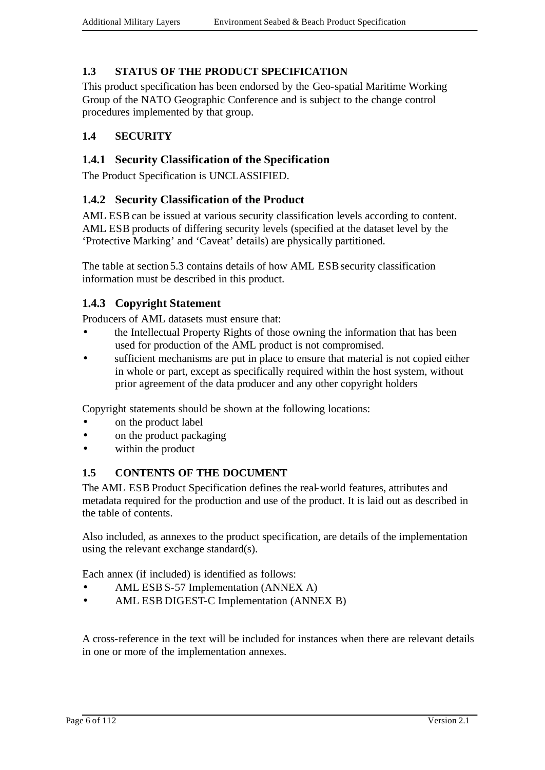## 1.3 STATUS OF THE PRODUCT SPECIFICATION

This product specification has been endorsed by the Geo-spatial Maritime Working Group of the NATO Geographic Conference and is subject to the change control procedures implemented by that group.

## 1.4 SECURITY

### 1.4.1 Security Classification of the Specification

The Product Specification is UNCLASSIFIED.

### 1.4.2 Security Classification of the Product

AML ESB can be issued at various security classification levels according to content. AML ESB products of differing security levels (specified at the dataset level by the 'Protective Marking' and 'Caveat' details) are physically partitioned.

The table at section 5.3 contains details of how AML ESB security classification information must be described in this product.

### 1.4.3 Copyright Statement

Producers of AML datasets must ensure that:

- the Intellectual Property Rights of those owning the information that has been used for production of the AML product is not compromised.
- sufficient mechanisms are put in place to ensure that material is not copied either in whole or part, except as specifically required within the host system, without prior agreement of the data producer and any other copyright holders

Copyright statements should be shown at the following locations:

- on the product label
- on the product packaging
- within the product

## 1.5 CONTENTS OF THE DOCUMENT

The AML ESB Product Specification defines the real-world features, attributes and metadata required for the production and use of the product. It is laid out as described in the table of contents.

Also included, as annexes to the product specification, are details of the implementation using the relevant exchange standard(s).

Each annex (if included) is identified as follows:

- AML ESB S-57 Implementation (ANNEX A)
- AML ESB DIGEST-C Implementation (ANNEX B)

A cross-reference in the text will be included for instances when there are relevant details in one or more of the implementation annexes.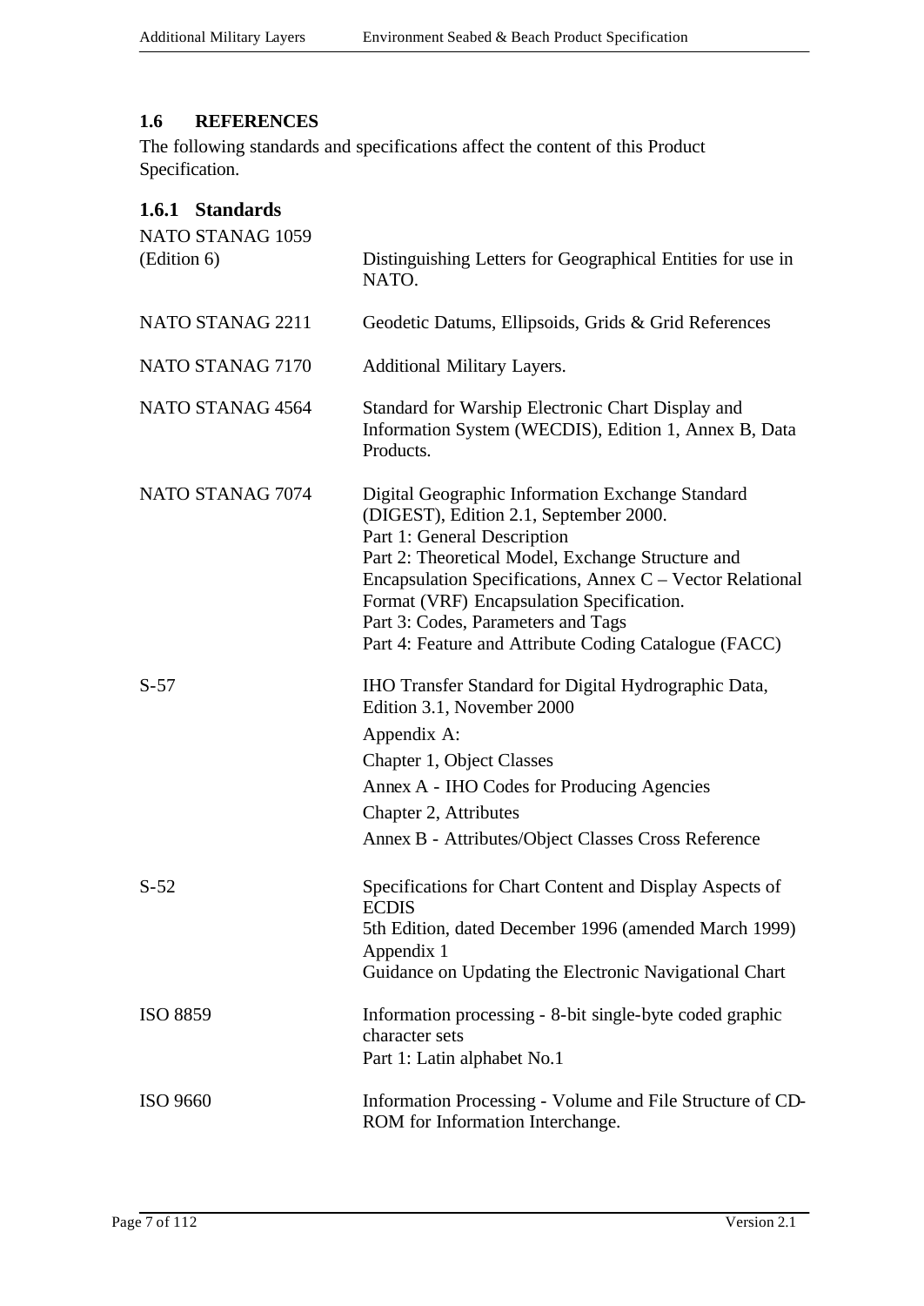## 1.6 REFERENCES

The following standards and specifications affect the content of this Product Specification.

### 1.6.1 Standards

| | |
|---|---|
| NATO STANAG 1059 (Edition 6) | Distinguishing Letters for Geographical Entities for use in NATO. |
| NATO STANAG 2211 | Geodetic Datums, Ellipsoids, Grids & Grid References |
| NATO STANAG 7170 | Additional Military Layers. |
| NATO STANAG 4564 | Standard for Warship Electronic Chart Display and Information System (WECDIS), Edition 1, Annex B, Data Products. |
| NATO STANAG 7074 | Digital Geographic Information Exchange Standard (DIGEST), Edition 2.1, September 2000.<br>Part 1: General Description<br>Part 2: Theoretical Model, Exchange Structure and Encapsulation Specifications, Annex C – Vector Relational Format (VRF) Encapsulation Specification.<br>Part 3: Codes, Parameters and Tags<br>Part 4: Feature and Attribute Coding Catalogue (FACC) |
| S-57 | IHO Transfer Standard for Digital Hydrographic Data, Edition 3.1, November 2000<br>Appendix A:<br>Chapter 1, Object Classes<br>Annex A - IHO Codes for Producing Agencies<br>Chapter 2, Attributes<br>Annex B - Attributes/Object Classes Cross Reference |
| S-52 | Specifications for Chart Content and Display Aspects of ECDIS<br>5th Edition, dated December 1996 (amended March 1999)<br>Appendix 1<br>Guidance on Updating the Electronic Navigational Chart |
| ISO 8859 | Information processing - 8-bit single-byte coded graphic character sets<br>Part 1: Latin alphabet No.1 |
| ISO 9660 | Information Processing - Volume and File Structure of CD-ROM for Information Interchange. |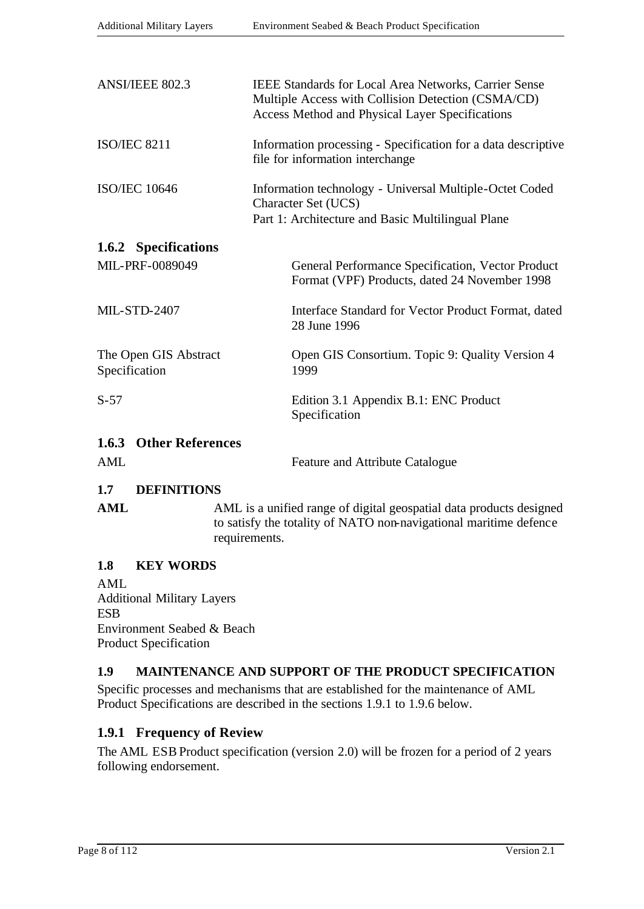| | |
|---|---|
| ANSI/IEEE 802.3 | IEEE Standards for Local Area Networks, Carrier Sense Multiple Access with Collision Detection (CSMA/CD) Access Method and Physical Layer Specifications |
| ISO/IEC 8211 | Information processing - Specification for a data descriptive file for information interchange |
| ISO/IEC 10646 | Information technology - Universal Multiple-Octet Coded Character Set (UCS)<br>Part 1: Architecture and Basic Multilingual Plane |

### 1.6.2 Specifications

| | |
|---|---|
| MIL-PRF-0089049 | General Performance Specification, Vector Product Format (VPF) Products, dated 24 November 1998 |
| MIL-STD-2407 | Interface Standard for Vector Product Format, dated 28 June 1996 |
| The Open GIS Abstract Specification | Open GIS Consortium. Topic 9: Quality Version 4 1999 |
| S-57 | Edition 3.1 Appendix B.1: ENC Product Specification |

### 1.6.3 Other References

| | |
|---|---|
| AML | Feature and Attribute Catalogue |

## 1.7 DEFINITIONS

**AML** AML is a unified range of digital geospatial data products designed to satisfy the totality of NATO non-navigational maritime defence requirements.

## 1.8 KEY WORDS

AML
Additional Military Layers
ESB
Environment Seabed & Beach
Product Specification

## 1.9 MAINTENANCE AND SUPPORT OF THE PRODUCT SPECIFICATION

Specific processes and mechanisms that are established for the maintenance of AML Product Specifications are described in the sections 1.9.1 to 1.9.6 below.

### 1.9.1 Frequency of Review

The AML ESB Product specification (version 2.0) will be frozen for a period of 2 years following endorsement.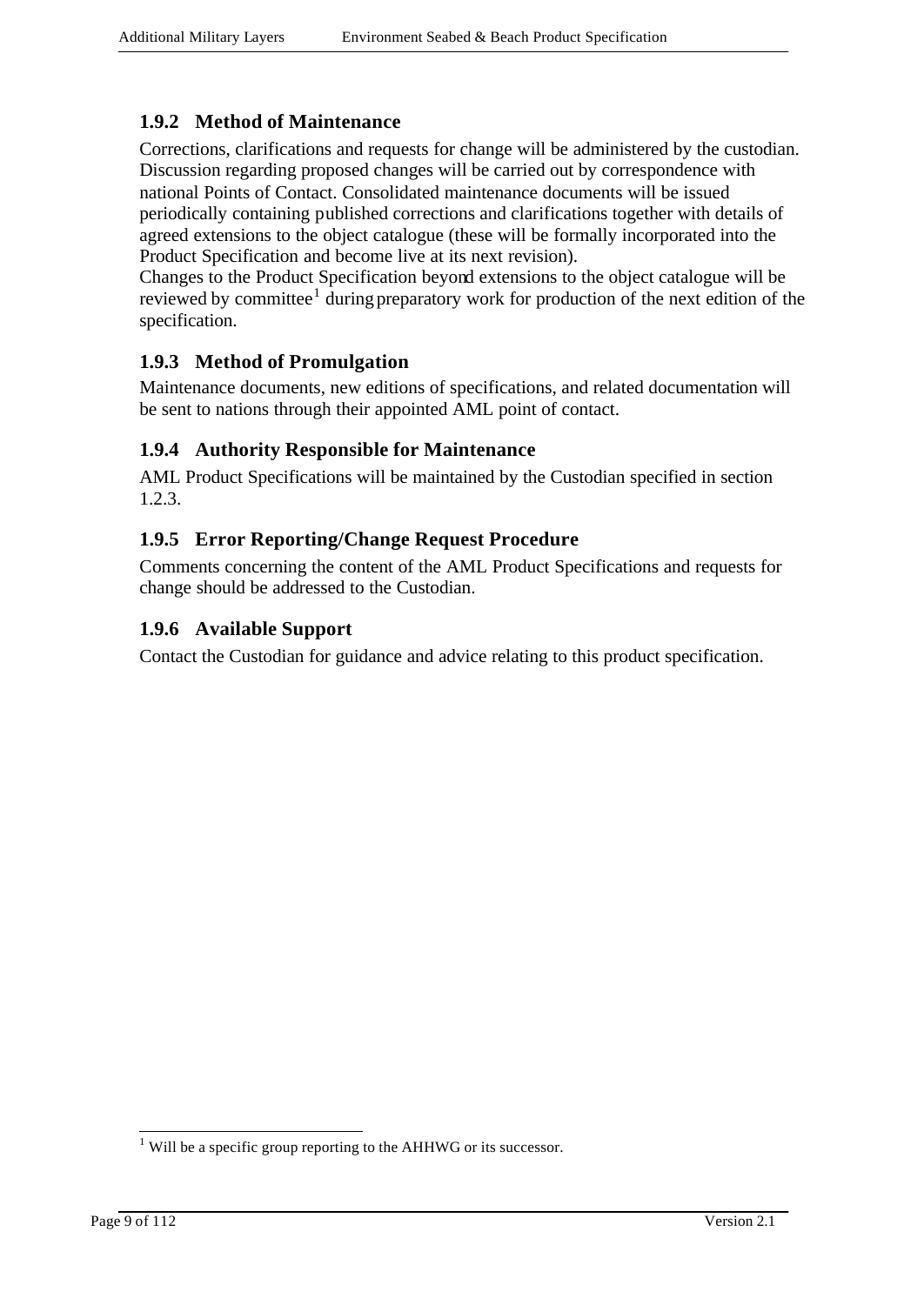### 1.9.2 Method of Maintenance

Corrections, clarifications and requests for change will be administered by the custodian. Discussion regarding proposed changes will be carried out by correspondence with national Points of Contact. Consolidated maintenance documents will be issued periodically containing published corrections and clarifications together with details of agreed extensions to the object catalogue (these will be formally incorporated into the Product Specification and become live at its next revision).

Changes to the Product Specification beyond extensions to the object catalogue will be reviewed by committee[1] during preparatory work for production of the next edition of the specification.

### 1.9.3 Method of Promulgation

Maintenance documents, new editions of specifications, and related documentation will be sent to nations through their appointed AML point of contact.

### 1.9.4 Authority Responsible for Maintenance

AML Product Specifications will be maintained by the Custodian specified in section 1.2.3.

### 1.9.5 Error Reporting/Change Request Procedure

Comments concerning the content of the AML Product Specifications and requests for change should be addressed to the Custodian.

### 1.9.6 Available Support

Contact the Custodian for guidance and advice relating to this product specification.

---

[1] Will be a specific group reporting to the AHHWG or its successor.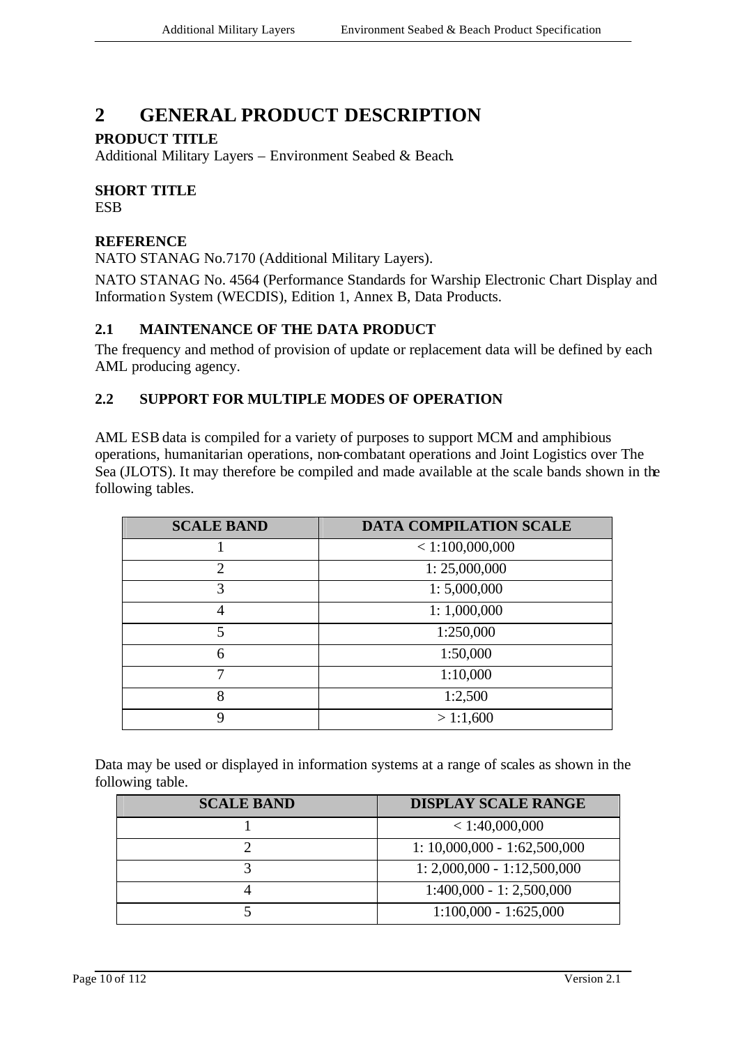# 2 GENERAL PRODUCT DESCRIPTION

**PRODUCT TITLE**

Additional Military Layers – Environment Seabed & Beach.

**SHORT TITLE**

ESB

**REFERENCE**

NATO STANAG No.7170 (Additional Military Layers).

NATO STANAG No. 4564 (Performance Standards for Warship Electronic Chart Display and Information System (WECDIS), Edition 1, Annex B, Data Products.

## 2.1 MAINTENANCE OF THE DATA PRODUCT

The frequency and method of provision of update or replacement data will be defined by each AML producing agency.

## 2.2 SUPPORT FOR MULTIPLE MODES OF OPERATION

AML ESB data is compiled for a variety of purposes to support MCM and amphibious operations, humanitarian operations, non-combatant operations and Joint Logistics over The Sea (JLOTS). It may therefore be compiled and made available at the scale bands shown in the following tables.

| SCALE BAND | DATA COMPILATION SCALE |
|---|---|
| 1 | < 1:100,000,000 |
| 2 | 1: 25,000,000 |
| 3 | 1: 5,000,000 |
| 4 | 1: 1,000,000 |
| 5 | 1:250,000 |
| 6 | 1:50,000 |
| 7 | 1:10,000 |
| 8 | 1:2,500 |
| 9 | > 1:1,600 |

Data may be used or displayed in information systems at a range of scales as shown in the following table.

| SCALE BAND | DISPLAY SCALE RANGE |
|---|---|
| 1 | < 1:40,000,000 |
| 2 | 1: 10,000,000 - 1:62,500,000 |
| 3 | 1: 2,000,000 - 1:12,500,000 |
| 4 | 1:400,000 - 1: 2,500,000 |
| 5 | 1:100,000 - 1:625,000 |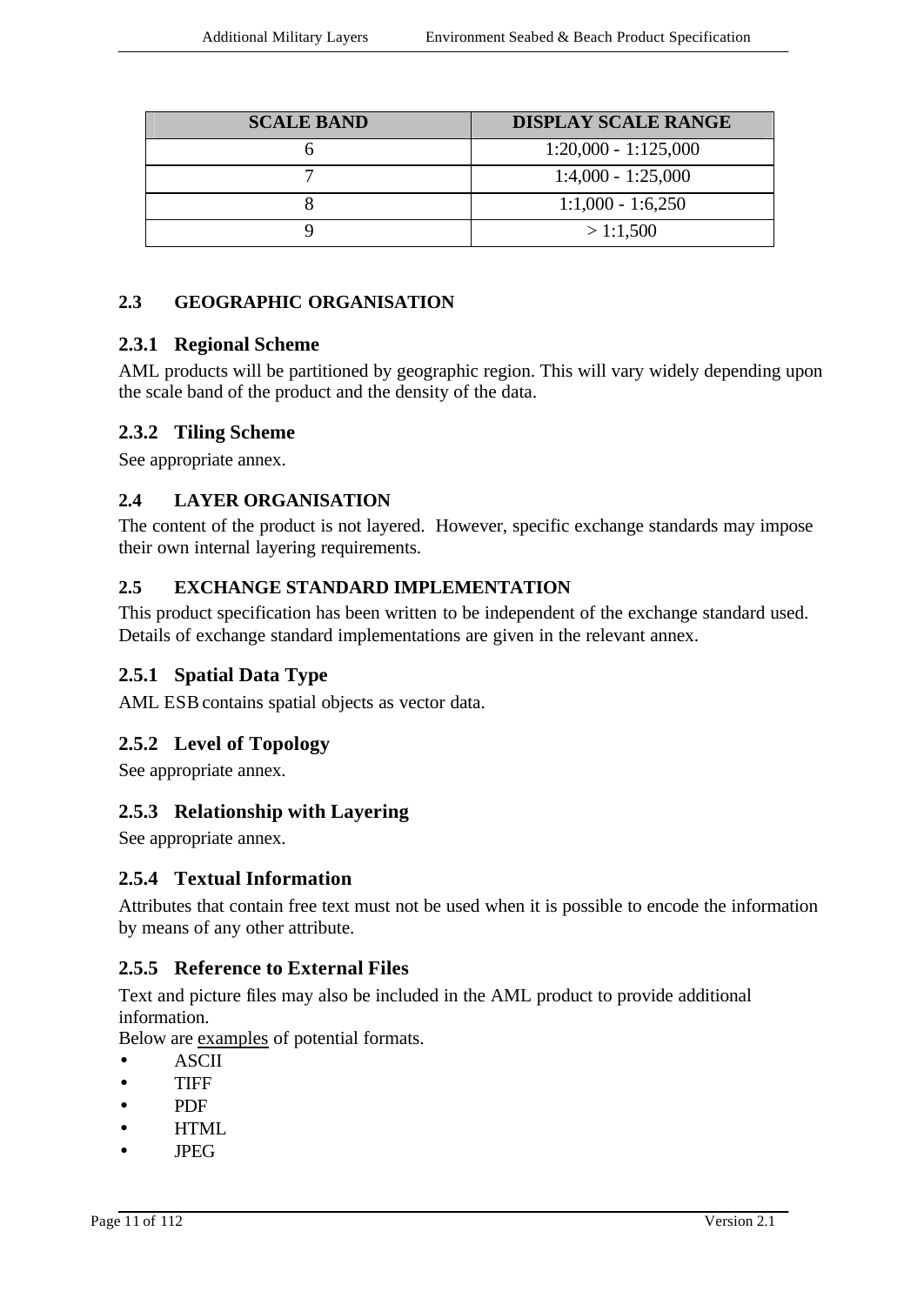| SCALE BAND | DISPLAY SCALE RANGE |
|---|---|
| 6 | 1:20,000 - 1:125,000 |
| 7 | 1:4,000 - 1:25,000 |
| 8 | 1:1,000 - 1:6,250 |
| 9 | > 1:1,500 |

## 2.3 GEOGRAPHIC ORGANISATION

### 2.3.1 Regional Scheme

AML products will be partitioned by geographic region. This will vary widely depending upon the scale band of the product and the density of the data.

### 2.3.2 Tiling Scheme

See appropriate annex.

## 2.4 LAYER ORGANISATION

The content of the product is not layered. However, specific exchange standards may impose their own internal layering requirements.

## 2.5 EXCHANGE STANDARD IMPLEMENTATION

This product specification has been written to be independent of the exchange standard used. Details of exchange standard implementations are given in the relevant annex.

### 2.5.1 Spatial Data Type

AML ESB contains spatial objects as vector data.

### 2.5.2 Level of Topology

See appropriate annex.

### 2.5.3 Relationship with Layering

See appropriate annex.

### 2.5.4 Textual Information

Attributes that contain free text must not be used when it is possible to encode the information by means of any other attribute.

### 2.5.5 Reference to External Files

Text and picture files may also be included in the AML product to provide additional information.
Below are <u>examples</u> of potential formats.

- ASCII
- TIFF
- PDF
- HTML
- JPEG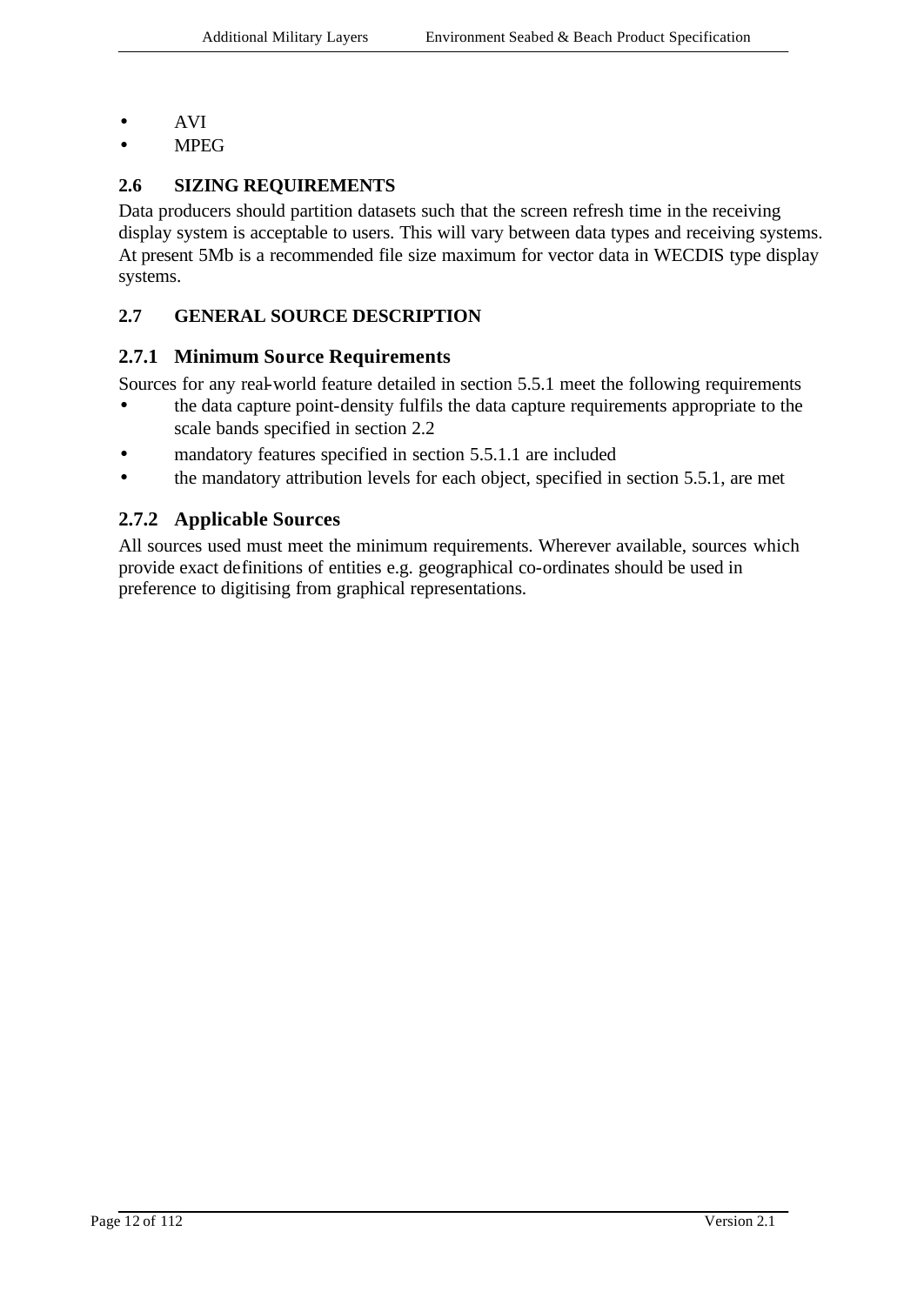- AVI
- MPEG

## 2.6 SIZING REQUIREMENTS

Data producers should partition datasets such that the screen refresh time in the receiving display system is acceptable to users. This will vary between data types and receiving systems. At present 5Mb is a recommended file size maximum for vector data in WECDIS type display systems.

## 2.7 GENERAL SOURCE DESCRIPTION

### 2.7.1 Minimum Source Requirements

Sources for any real-world feature detailed in section 5.5.1 meet the following requirements

- the data capture point-density fulfils the data capture requirements appropriate to the scale bands specified in section 2.2
- mandatory features specified in section 5.5.1.1 are included
- the mandatory attribution levels for each object, specified in section 5.5.1, are met

### 2.7.2 Applicable Sources

All sources used must meet the minimum requirements. Wherever available, sources which provide exact definitions of entities e.g. geographical co-ordinates should be used in preference to digitising from graphical representations.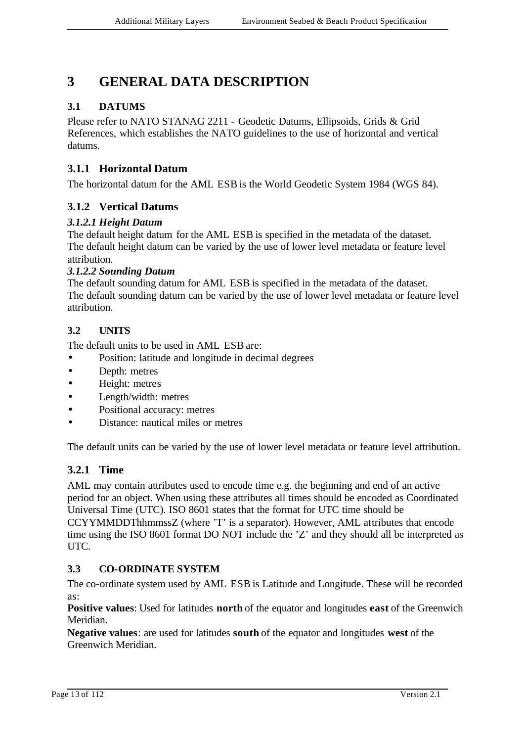# 3 GENERAL DATA DESCRIPTION

## 3.1 DATUMS

Please refer to NATO STANAG 2211 - Geodetic Datums, Ellipsoids, Grids & Grid References, which establishes the NATO guidelines to the use of horizontal and vertical datums.

### 3.1.1 Horizontal Datum

The horizontal datum for the AML ESB is the World Geodetic System 1984 (WGS 84).

### 3.1.2 Vertical Datums

#### *3.1.2.1 Height Datum*

The default height datum for the AML ESB is specified in the metadata of the dataset. The default height datum can be varied by the use of lower level metadata or feature level attribution.

#### *3.1.2.2 Sounding Datum*

The default sounding datum for AML ESB is specified in the metadata of the dataset. The default sounding datum can be varied by the use of lower level metadata or feature level attribution.

## 3.2 UNITS

The default units to be used in AML ESB are:

- Position: latitude and longitude in decimal degrees
- Depth: metres
- Height: metres
- Length/width: metres
- Positional accuracy: metres
- Distance: nautical miles or metres

The default units can be varied by the use of lower level metadata or feature level attribution.

### 3.2.1 Time

AML may contain attributes used to encode time e.g. the beginning and end of an active period for an object. When using these attributes all times should be encoded as Coordinated Universal Time (UTC). ISO 8601 states that the format for UTC time should be CCYYMMDDThhmmssZ (where 'T' is a separator). However, AML attributes that encode time using the ISO 8601 format DO NOT include the 'Z' and they should all be interpreted as UTC.

## 3.3 CO-ORDINATE SYSTEM

The co-ordinate system used by AML ESB is Latitude and Longitude. These will be recorded as:

**Positive values**: Used for latitudes **north** of the equator and longitudes **east** of the Greenwich Meridian.

**Negative values**: are used for latitudes **south** of the equator and longitudes **west** of the Greenwich Meridian.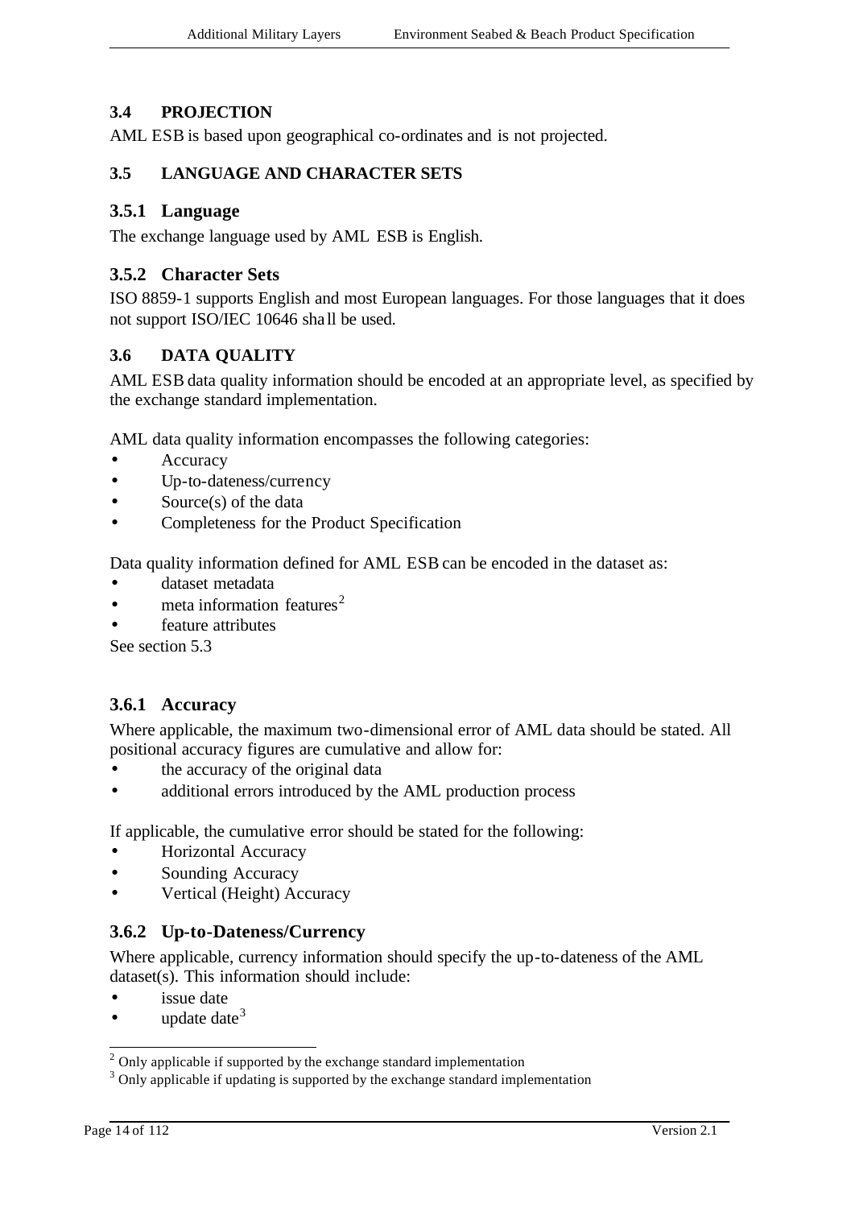### 3.4 PROJECTION

AML ESB is based upon geographical co-ordinates and is not projected.

### 3.5 LANGUAGE AND CHARACTER SETS

#### 3.5.1 Language

The exchange language used by AML ESB is English.

#### 3.5.2 Character Sets

ISO 8859-1 supports English and most European languages. For those languages that it does not support ISO/IEC 10646 shall be used.

### 3.6 DATA QUALITY

AML ESB data quality information should be encoded at an appropriate level, as specified by the exchange standard implementation.

AML data quality information encompasses the following categories:

- Accuracy
- Up-to-dateness/currency
- Source(s) of the data
- Completeness for the Product Specification

Data quality information defined for AML ESB can be encoded in the dataset as:

- dataset metadata
- meta information features[2]
- feature attributes

See section 5.3

#### 3.6.1 Accuracy

Where applicable, the maximum two-dimensional error of AML data should be stated. All positional accuracy figures are cumulative and allow for:

- the accuracy of the original data
- additional errors introduced by the AML production process

If applicable, the cumulative error should be stated for the following:

- Horizontal Accuracy
- Sounding Accuracy
- Vertical (Height) Accuracy

#### 3.6.2 Up-to-Dateness/Currency

Where applicable, currency information should specify the up-to-dateness of the AML dataset(s). This information should include:

- issue date
- update date[3]

---

[2] Only applicable if supported by the exchange standard implementation

[3] Only applicable if updating is supported by the exchange standard implementation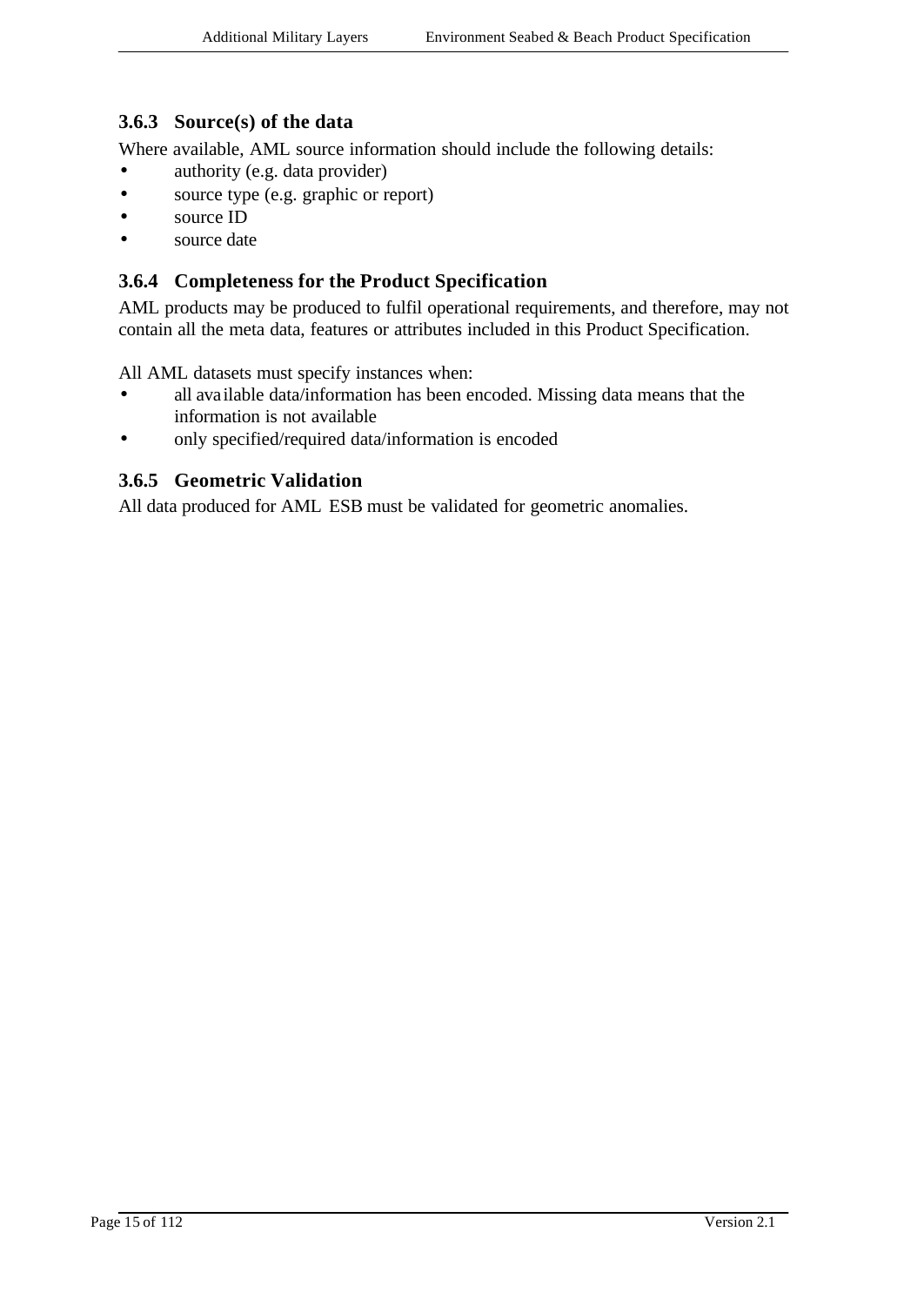### 3.6.3 Source(s) of the data

Where available, AML source information should include the following details:

- authority (e.g. data provider)
- source type (e.g. graphic or report)
- source ID
- source date

### 3.6.4 Completeness for the Product Specification

AML products may be produced to fulfil operational requirements, and therefore, may not contain all the meta data, features or attributes included in this Product Specification.

All AML datasets must specify instances when:

- all available data/information has been encoded. Missing data means that the information is not available
- only specified/required data/information is encoded

### 3.6.5 Geometric Validation

All data produced for AML ESB must be validated for geometric anomalies.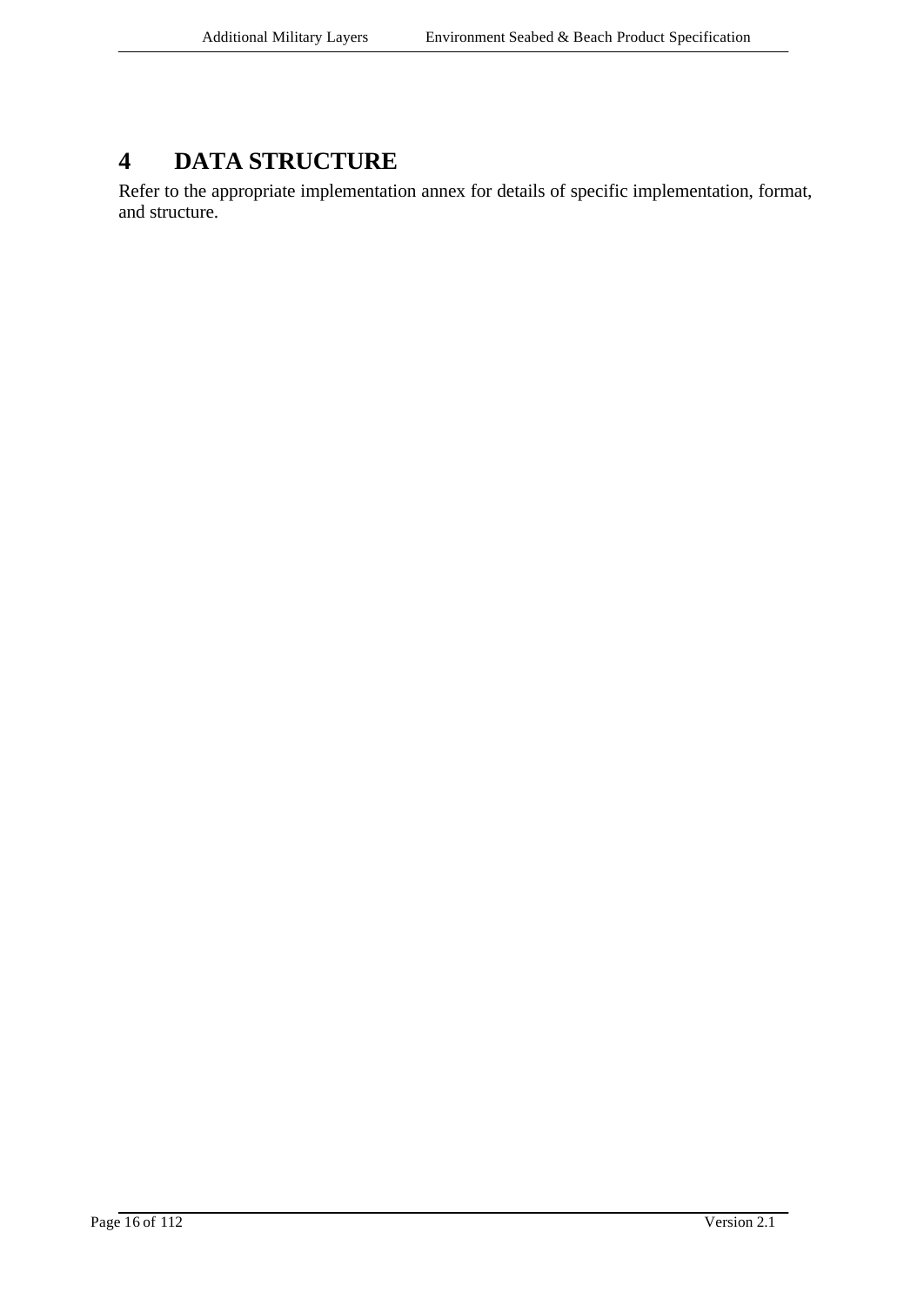# 4 DATA STRUCTURE

Refer to the appropriate implementation annex for details of specific implementation, format, and structure.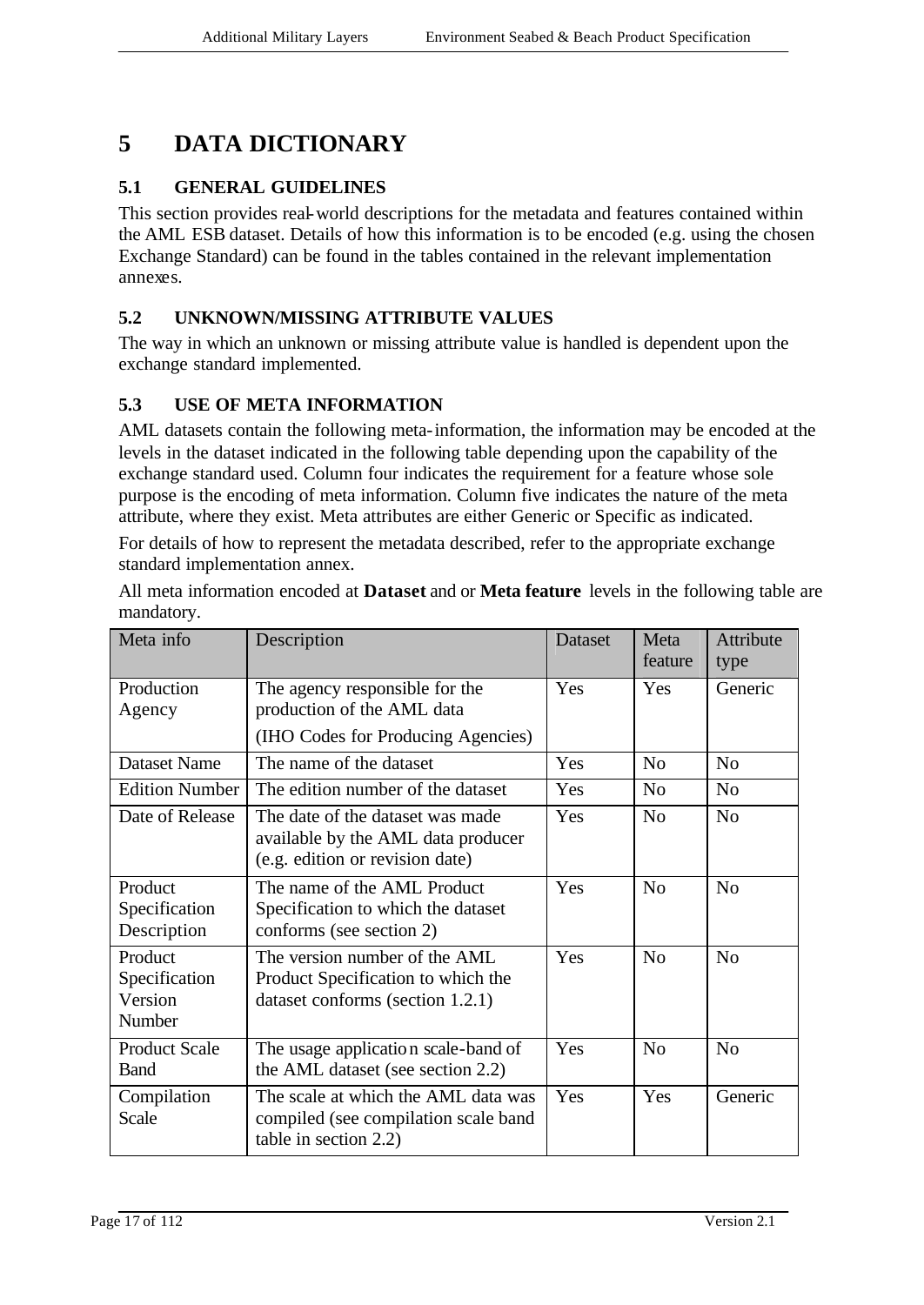# 5 DATA DICTIONARY

## 5.1 GENERAL GUIDELINES

This section provides real-world descriptions for the metadata and features contained within the AML ESB dataset. Details of how this information is to be encoded (e.g. using the chosen Exchange Standard) can be found in the tables contained in the relevant implementation annexes.

## 5.2 UNKNOWN/MISSING ATTRIBUTE VALUES

The way in which an unknown or missing attribute value is handled is dependent upon the exchange standard implemented.

## 5.3 USE OF META INFORMATION

AML datasets contain the following meta-information, the information may be encoded at the levels in the dataset indicated in the following table depending upon the capability of the exchange standard used. Column four indicates the requirement for a feature whose sole purpose is the encoding of meta information. Column five indicates the nature of the meta attribute, where they exist. Meta attributes are either Generic or Specific as indicated.

For details of how to represent the metadata described, refer to the appropriate exchange standard implementation annex.

All meta information encoded at **Dataset** and or **Meta feature** levels in the following table are mandatory.

| Meta info | Description | Dataset | Meta feature | Attribute type |
|---|---|---|---|---|
| Production Agency | The agency responsible for the production of the AML data (IHO Codes for Producing Agencies) | Yes | Yes | Generic |
| Dataset Name | The name of the dataset | Yes | No | No |
| Edition Number | The edition number of the dataset | Yes | No | No |
| Date of Release | The date of the dataset was made available by the AML data producer (e.g. edition or revision date) | Yes | No | No |
| Product Specification Description | The name of the AML Product Specification to which the dataset conforms (see section 2) | Yes | No | No |
| Product Specification Version Number | The version number of the AML Product Specification to which the dataset conforms (section 1.2.1) | Yes | No | No |
| Product Scale Band | The usage application scale-band of the AML dataset (see section 2.2) | Yes | No | No |
| Compilation Scale | The scale at which the AML data was compiled (see compilation scale band table in section 2.2) | Yes | Yes | Generic |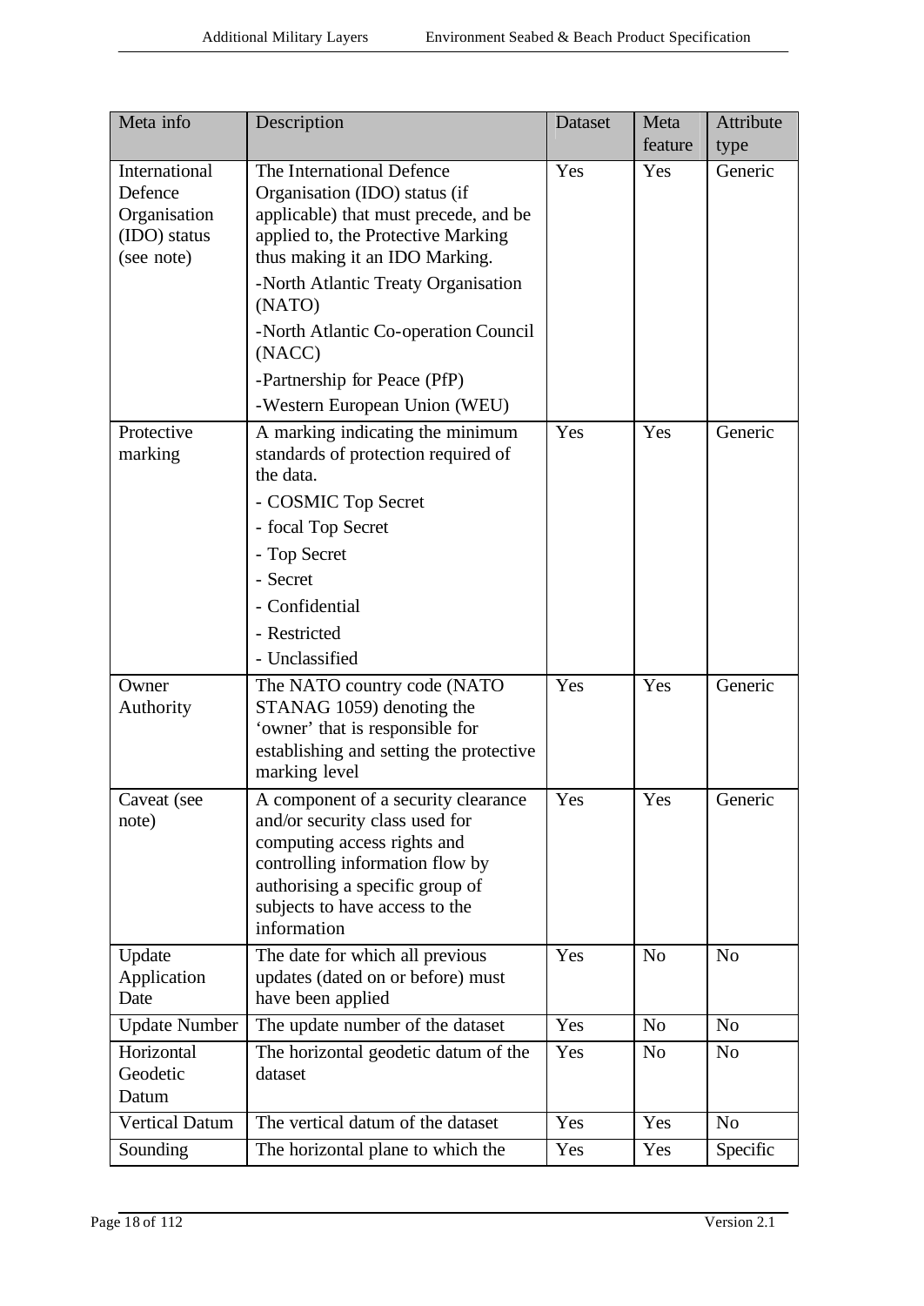| Meta info | Description | Dataset | Meta feature | Attribute type |
|---|---|---|---|---|
| International Defence Organisation (IDO) status (see note) | The International Defence Organisation (IDO) status (if applicable) that must precede, and be applied to, the Protective Marking thus making it an IDO Marking.<br>-North Atlantic Treaty Organisation (NATO)<br>-North Atlantic Co-operation Council (NACC)<br>-Partnership for Peace (PfP)<br>-Western European Union (WEU) | Yes | Yes | Generic |
| Protective marking | A marking indicating the minimum standards of protection required of the data.<br>- COSMIC Top Secret<br>- focal Top Secret<br>- Top Secret<br>- Secret<br>- Confidential<br>- Restricted<br>- Unclassified | Yes | Yes | Generic |
| Owner Authority | The NATO country code (NATO STANAG 1059) denoting the 'owner' that is responsible for establishing and setting the protective marking level | Yes | Yes | Generic |
| Caveat (see note) | A component of a security clearance and/or security class used for computing access rights and controlling information flow by authorising a specific group of subjects to have access to the information | Yes | Yes | Generic |
| Update Application Date | The date for which all previous updates (dated on or before) must have been applied | Yes | No | No |
| Update Number | The update number of the dataset | Yes | No | No |
| Horizontal Geodetic Datum | The horizontal geodetic datum of the dataset | Yes | No | No |
| Vertical Datum | The vertical datum of the dataset | Yes | Yes | No |
| Sounding | The horizontal plane to which the | Yes | Yes | Specific |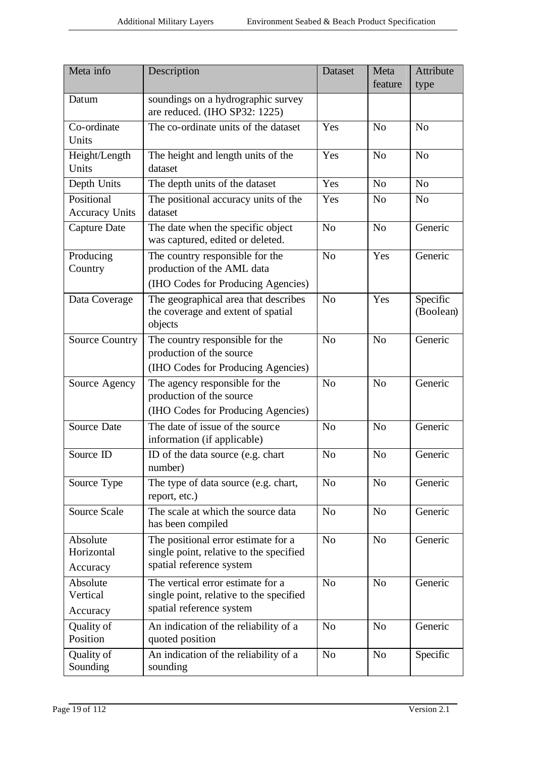| Meta info | Description | Dataset | Meta feature | Attribute type |
|---|---|---|---|---|
| Datum | soundings on a hydrographic survey are reduced. (IHO SP32: 1225) | | | |
| Co-ordinate Units | The co-ordinate units of the dataset | Yes | No | No |
| Height/Length Units | The height and length units of the dataset | Yes | No | No |
| Depth Units | The depth units of the dataset | Yes | No | No |
| Positional Accuracy Units | The positional accuracy units of the dataset | Yes | No | No |
| Capture Date | The date when the specific object was captured, edited or deleted. | No | No | Generic |
| Producing Country | The country responsible for the production of the AML data (IHO Codes for Producing Agencies) | No | Yes | Generic |
| Data Coverage | The geographical area that describes the coverage and extent of spatial objects | No | Yes | Specific (Boolean) |
| Source Country | The country responsible for the production of the source (IHO Codes for Producing Agencies) | No | No | Generic |
| Source Agency | The agency responsible for the production of the source (IHO Codes for Producing Agencies) | No | No | Generic |
| Source Date | The date of issue of the source information (if applicable) | No | No | Generic |
| Source ID | ID of the data source (e.g. chart number) | No | No | Generic |
| Source Type | The type of data source (e.g. chart, report, etc.) | No | No | Generic |
| Source Scale | The scale at which the source data has been compiled | No | No | Generic |
| Absolute Horizontal Accuracy | The positional error estimate for a single point, relative to the specified spatial reference system | No | No | Generic |
| Absolute Vertical Accuracy | The vertical error estimate for a single point, relative to the specified spatial reference system | No | No | Generic |
| Quality of Position | An indication of the reliability of a quoted position | No | No | Generic |
| Quality of Sounding | An indication of the reliability of a sounding | No | No | Specific |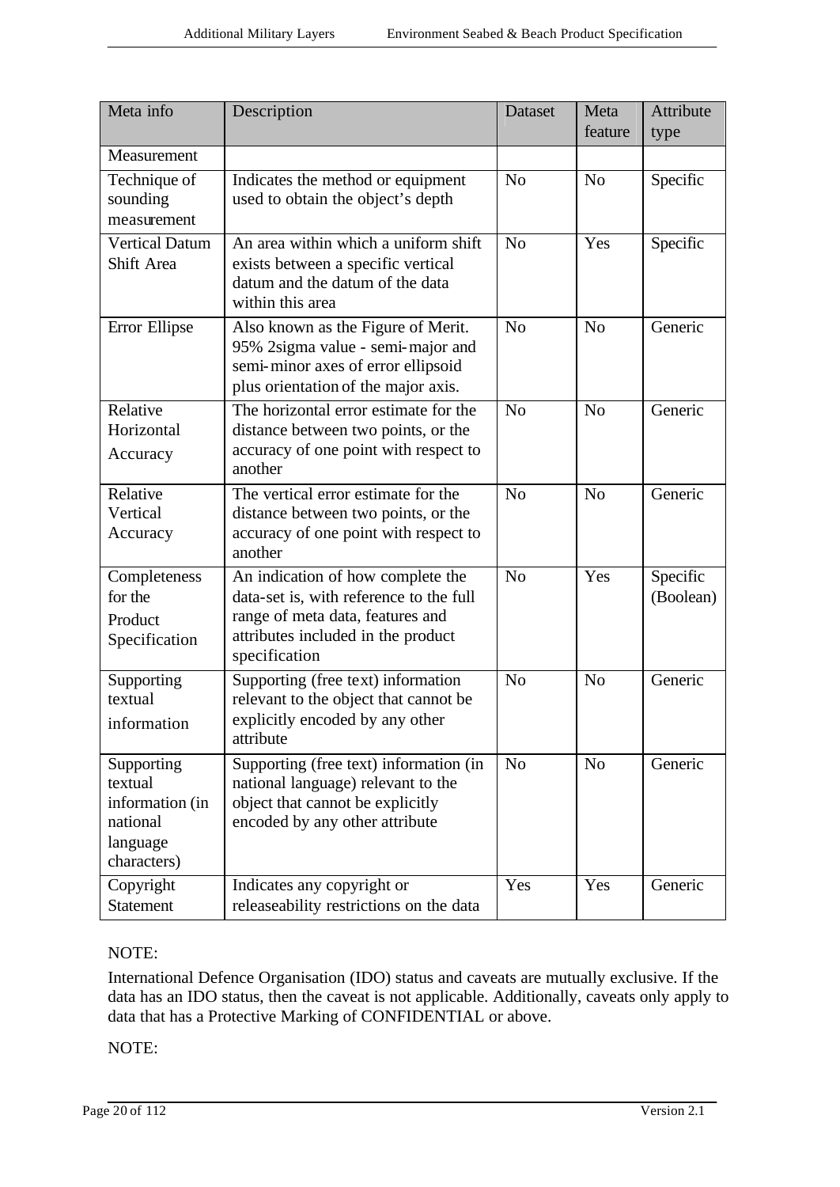| Meta info | Description | Dataset | Meta feature | Attribute type |
|---|---|---|---|---|
| Measurement | | | | |
| Technique of sounding measurement | Indicates the method or equipment used to obtain the object's depth | No | No | Specific |
| Vertical Datum Shift Area | An area within which a uniform shift exists between a specific vertical datum and the datum of the data within this area | No | Yes | Specific |
| Error Ellipse | Also known as the Figure of Merit. 95% 2sigma value - semi-major and semi-minor axes of error ellipsoid plus orientation of the major axis. | No | No | Generic |
| Relative Horizontal Accuracy | The horizontal error estimate for the distance between two points, or the accuracy of one point with respect to another | No | No | Generic |
| Relative Vertical Accuracy | The vertical error estimate for the distance between two points, or the accuracy of one point with respect to another | No | No | Generic |
| Completeness for the Product Specification | An indication of how complete the data-set is, with reference to the full range of meta data, features and attributes included in the product specification | No | Yes | Specific (Boolean) |
| Supporting textual information | Supporting (free text) information relevant to the object that cannot be explicitly encoded by any other attribute | No | No | Generic |
| Supporting textual information (in national language characters) | Supporting (free text) information (in national language) relevant to the object that cannot be explicitly encoded by any other attribute | No | No | Generic |
| Copyright Statement | Indicates any copyright or releaseability restrictions on the data | Yes | Yes | Generic |

NOTE:

International Defence Organisation (IDO) status and caveats are mutually exclusive. If the data has an IDO status, then the caveat is not applicable. Additionally, caveats only apply to data that has a Protective Marking of CONFIDENTIAL or above.

NOTE: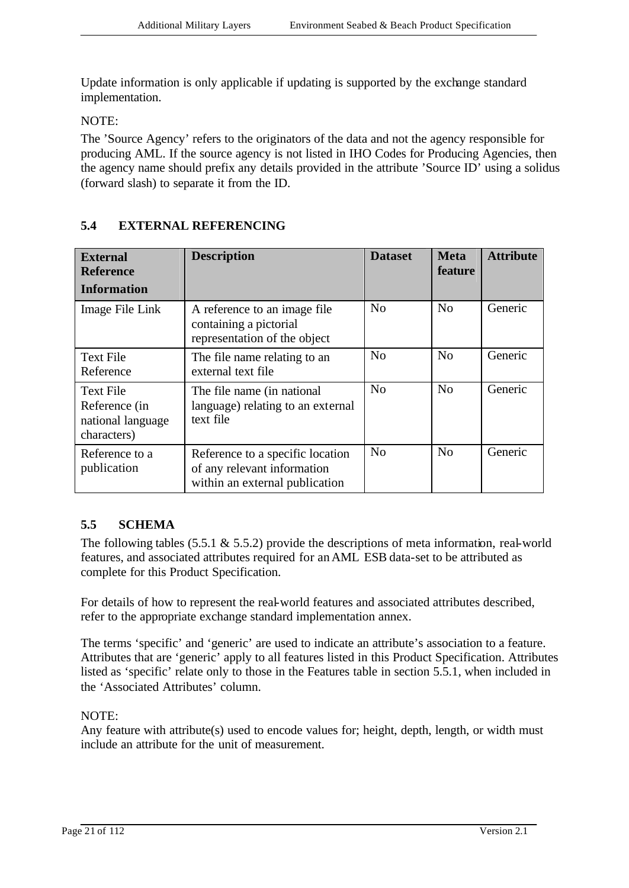Update information is only applicable if updating is supported by the exchange standard implementation.

NOTE:

The 'Source Agency' refers to the originators of the data and not the agency responsible for producing AML. If the source agency is not listed in IHO Codes for Producing Agencies, then the agency name should prefix any details provided in the attribute 'Source ID' using a solidus (forward slash) to separate it from the ID.

## 5.4 EXTERNAL REFERENCING

| External Reference Information | Description | Dataset | Meta feature | Attribute |
|---|---|---|---|---|
| Image File Link | A reference to an image file containing a pictorial representation of the object | No | No | Generic |
| Text File Reference | The file name relating to an external text file | No | No | Generic |
| Text File Reference (in national language characters) | The file name (in national language) relating to an external text file | No | No | Generic |
| Reference to a publication | Reference to a specific location of any relevant information within an external publication | No | No | Generic |

## 5.5 SCHEMA

The following tables (5.5.1 & 5.5.2) provide the descriptions of meta information, real-world features, and associated attributes required for an AML ESB data-set to be attributed as complete for this Product Specification.

For details of how to represent the real-world features and associated attributes described, refer to the appropriate exchange standard implementation annex.

The terms 'specific' and 'generic' are used to indicate an attribute's association to a feature. Attributes that are 'generic' apply to all features listed in this Product Specification. Attributes listed as 'specific' relate only to those in the Features table in section 5.5.1, when included in the 'Associated Attributes' column.

NOTE:

Any feature with attribute(s) used to encode values for; height, depth, length, or width must include an attribute for the unit of measurement.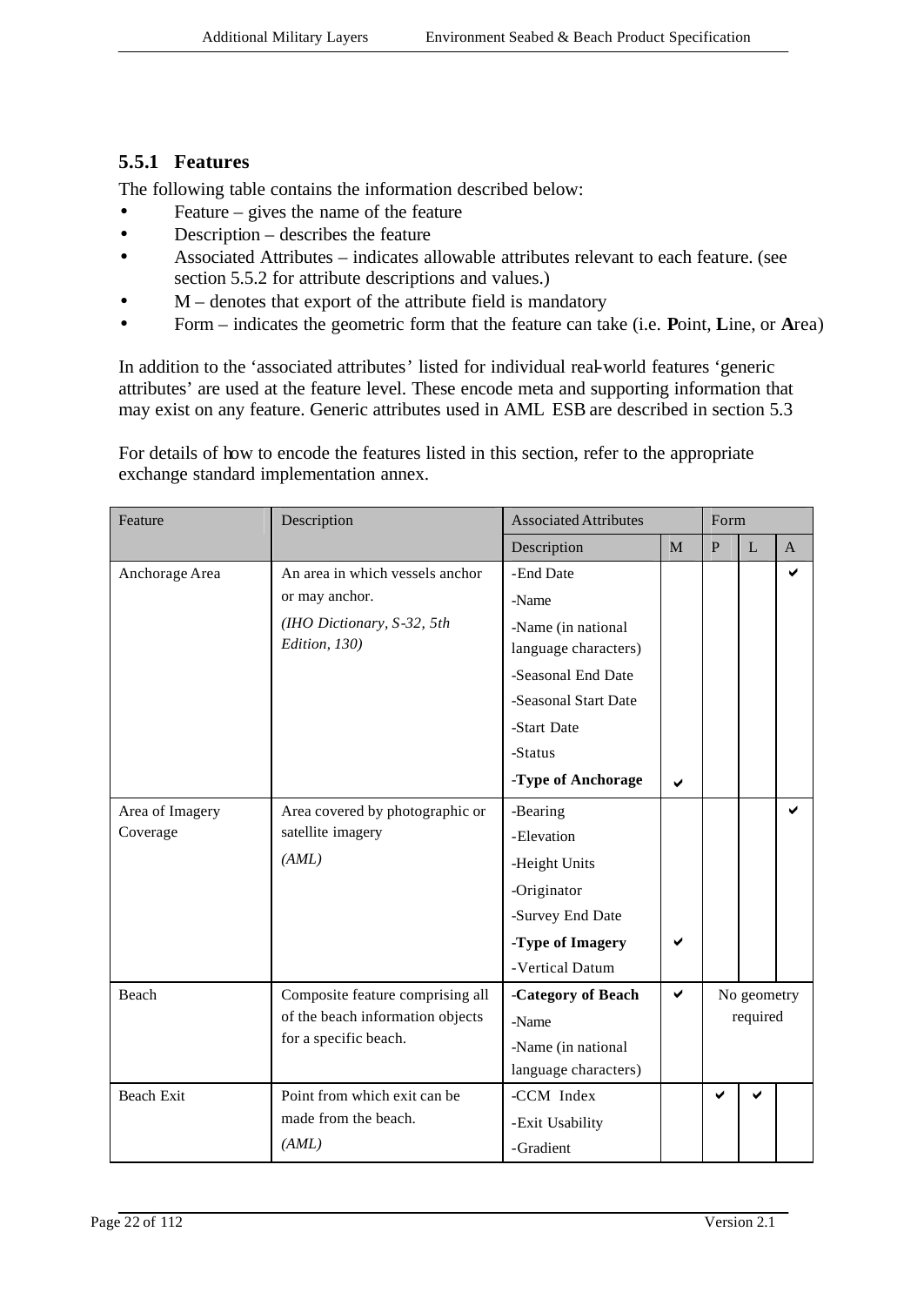### 5.5.1 Features

The following table contains the information described below:

- Feature – gives the name of the feature
- Description – describes the feature
- Associated Attributes – indicates allowable attributes relevant to each feature. (see section 5.5.2 for attribute descriptions and values.)
- M – denotes that export of the attribute field is mandatory
- Form – indicates the geometric form that the feature can take (i.e. **P**oint, **L**ine, or **A**rea)

In addition to the 'associated attributes' listed for individual real-world features 'generic attributes' are used at the feature level. These encode meta and supporting information that may exist on any feature. Generic attributes used in AML ESB are described in section 5.3

For details of how to encode the features listed in this section, refer to the appropriate exchange standard implementation annex.

| Feature | Description | Associated Attributes | | Form | | |
|---|---|---|---|---|---|---|
| | | Description | M | P | L | A |
| Anchorage Area | An area in which vessels anchor or may anchor.<br>*(IHO Dictionary, S-32, 5th Edition, 130)* | -End Date<br>-Name<br>-Name (in national language characters)<br>-Seasonal End Date<br>-Seasonal Start Date<br>-Start Date<br>-Status<br>-**Type of Anchorage** | <br><br><br><br><br><br><br>✔ | | | ✔ |
| Area of Imagery Coverage | Area covered by photographic or satellite imagery<br>*(AML)* | -Bearing<br>-Elevation<br>-Height Units<br>-Originator<br>-Survey End Date<br>-**Type of Imagery**<br>-Vertical Datum | <br><br><br><br><br>✔ | | | ✔ |
| Beach | Composite feature comprising all of the beach information objects for a specific beach. | -**Category of Beach**<br>-Name<br>-Name (in national language characters) | ✔ | No geometry required | | |
| Beach Exit | Point from which exit can be made from the beach.<br>*(AML)* | -CCM Index<br>-Exit Usability<br>-Gradient | | ✔ | ✔ | |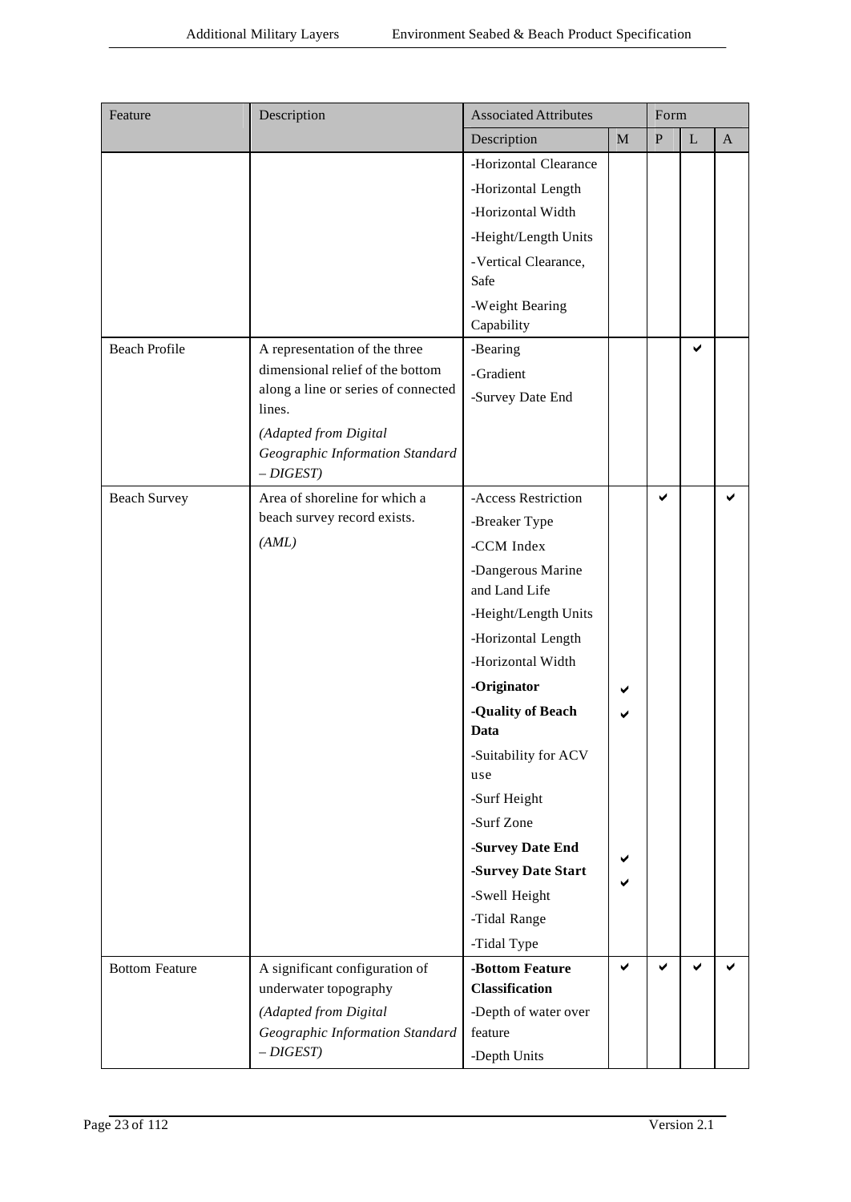| Feature | Description | Associated Attributes | | Form | | |
|---|---|---|---|---|---|---|
| | | Description | M | P | L | A |
| | | -Horizontal Clearance<br>-Horizontal Length<br>-Horizontal Width<br>-Height/Length Units<br>-Vertical Clearance, Safe<br>-Weight Bearing Capability | | | | |
| Beach Profile | A representation of the three dimensional relief of the bottom along a line or series of connected lines.<br>*(Adapted from Digital Geographic Information Standard – DIGEST)* | -Bearing<br>-Gradient<br>-Survey Date End | | | ✔ | |
| Beach Survey | Area of shoreline for which a beach survey record exists.<br>*(AML)* | -Access Restriction<br>-Breaker Type<br>-CCM Index<br>-Dangerous Marine and Land Life<br>-Height/Length Units<br>-Horizontal Length<br>-Horizontal Width<br>**-Originator**<br>**-Quality of Beach Data**<br>-Suitability for ACV use<br>-Surf Height<br>-Surf Zone<br>**-Survey Date End**<br>**-Survey Date Start**<br>-Swell Height<br>-Tidal Range<br>-Tidal Type | ✔ (Originator)<br>✔ (Quality of Beach Data)<br>✔ (Survey Date End)<br>✔ (Survey Date Start) | ✔ | | ✔ |
| Bottom Feature | A significant configuration of underwater topography<br>*(Adapted from Digital Geographic Information Standard – DIGEST)* | **-Bottom Feature Classification**<br>-Depth of water over feature<br>-Depth Units | ✔ | ✔ | ✔ | ✔ |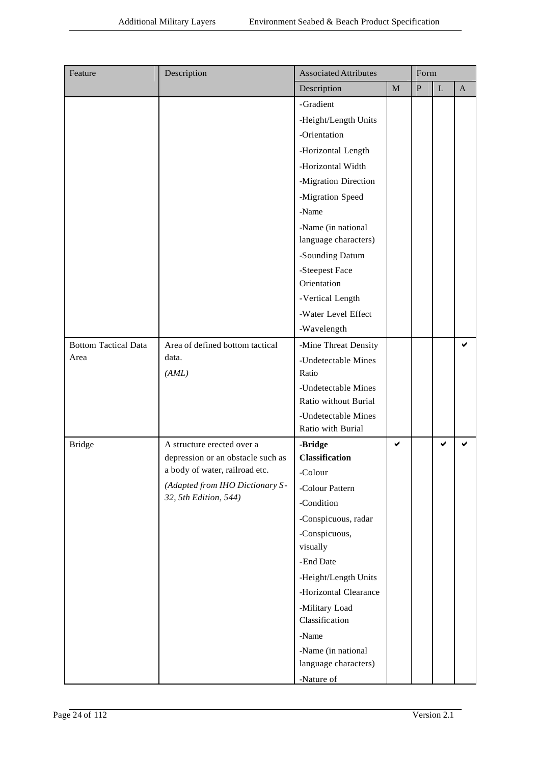| Feature | Description | Associated Attributes | | Form | | |
|---|---|---|---|---|---|---|
| | | Description | M | P | L | A |
| | | -Gradient<br>-Height/Length Units<br>-Orientation<br>-Horizontal Length<br>-Horizontal Width<br>-Migration Direction<br>-Migration Speed<br>-Name<br>-Name (in national language characters)<br>-Sounding Datum<br>-Steepest Face Orientation<br>-Vertical Length<br>-Water Level Effect<br>-Wavelength | | | | |
| Bottom Tactical Data Area | Area of defined bottom tactical data.<br>*(AML)* | -Mine Threat Density<br>-Undetectable Mines Ratio<br>-Undetectable Mines Ratio without Burial<br>-Undetectable Mines Ratio with Burial | | | | ✔ |
| Bridge | A structure erected over a depression or an obstacle such as a body of water, railroad etc.<br>*(Adapted from IHO Dictionary S-32, 5th Edition, 544)* | **-Bridge Classification**<br>-Colour<br>-Colour Pattern<br>-Condition<br>-Conspicuous, radar<br>-Conspicuous, visually<br>-End Date<br>-Height/Length Units<br>-Horizontal Clearance<br>-Military Load Classification<br>-Name<br>-Name (in national language characters)<br>-Nature of | ✔ | | ✔ | ✔ |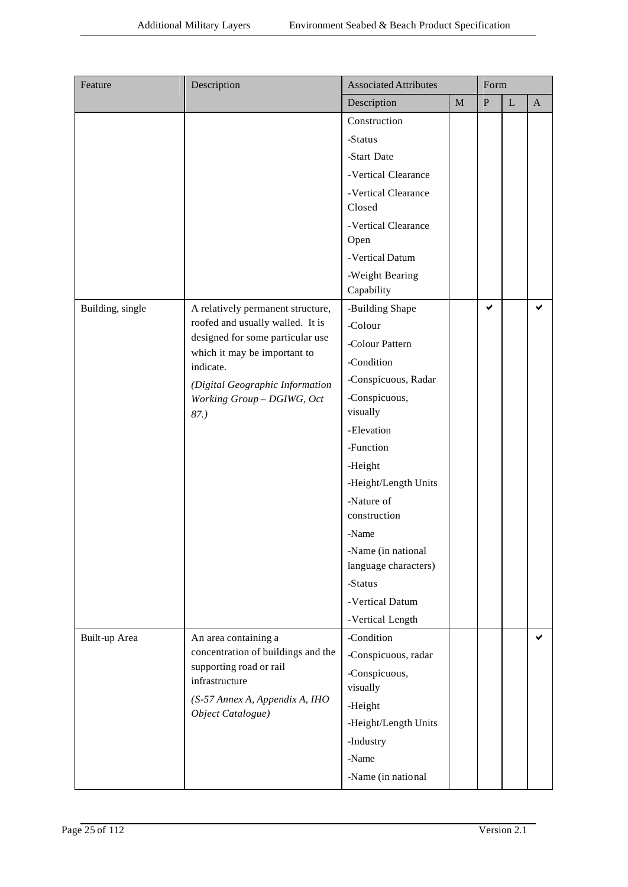| Feature | Description | Associated Attributes | | Form | | |
|---|---|---|---|---|---|---|
| | | Description | M | P | L | A |
| | | Construction<br>-Status<br>-Start Date<br>-Vertical Clearance<br>-Vertical Clearance Closed<br>-Vertical Clearance Open<br>-Vertical Datum<br>-Weight Bearing Capability | | | | |
| Building, single | A relatively permanent structure, roofed and usually walled. It is designed for some particular use which it may be important to indicate.<br>*(Digital Geographic Information Working Group – DGIWG, Oct 87.)* | -Building Shape<br>-Colour<br>-Colour Pattern<br>-Condition<br>-Conspicuous, Radar<br>-Conspicuous, visually<br>-Elevation<br>-Function<br>-Height<br>-Height/Length Units<br>-Nature of construction<br>-Name<br>-Name (in national language characters)<br>-Status<br>-Vertical Datum<br>-Vertical Length | | ✔ | | ✔ |
| Built-up Area | An area containing a concentration of buildings and the supporting road or rail infrastructure<br>*(S-57 Annex A, Appendix A, IHO Object Catalogue)* | -Condition<br>-Conspicuous, radar<br>-Conspicuous, visually<br>-Height<br>-Height/Length Units<br>-Industry<br>-Name<br>-Name (in national | | | | ✔ |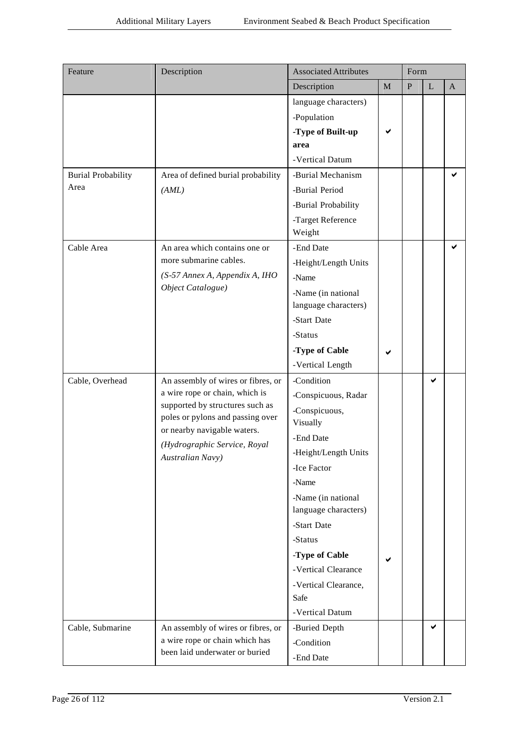| Feature | Description | Associated Attributes | | Form | | |
|---|---|---|---|---|---|---|
| | | Description | M | P | L | A |
| | | language characters)<br>-Population<br>**-Type of Built-up area**<br>-Vertical Datum | ✔ | | | |
| Burial Probability Area | Area of defined burial probability<br>*(AML)* | -Burial Mechanism<br>-Burial Period<br>-Burial Probability<br>-Target Reference Weight | | | | ✔ |
| Cable Area | An area which contains one or more submarine cables.<br>*(S-57 Annex A, Appendix A, IHO Object Catalogue)* | -End Date<br>-Height/Length Units<br>-Name<br>-Name (in national language characters)<br>-Start Date<br>-Status<br>**-Type of Cable**<br>-Vertical Length | ✔ | | | ✔ |
| Cable, Overhead | An assembly of wires or fibres, or a wire rope or chain, which is supported by structures such as poles or pylons and passing over or nearby navigable waters.<br>*(Hydrographic Service, Royal Australian Navy)* | -Condition<br>-Conspicuous, Radar<br>-Conspicuous, Visually<br>-End Date<br>-Height/Length Units<br>-Ice Factor<br>-Name<br>-Name (in national language characters)<br>-Start Date<br>-Status<br>**-Type of Cable**<br>-Vertical Clearance<br>-Vertical Clearance, Safe<br>-Vertical Datum | ✔ | | ✔ | |
| Cable, Submarine | An assembly of wires or fibres, or a wire rope or chain which has been laid underwater or buried | -Buried Depth<br>-Condition<br>-End Date | | | ✔ | |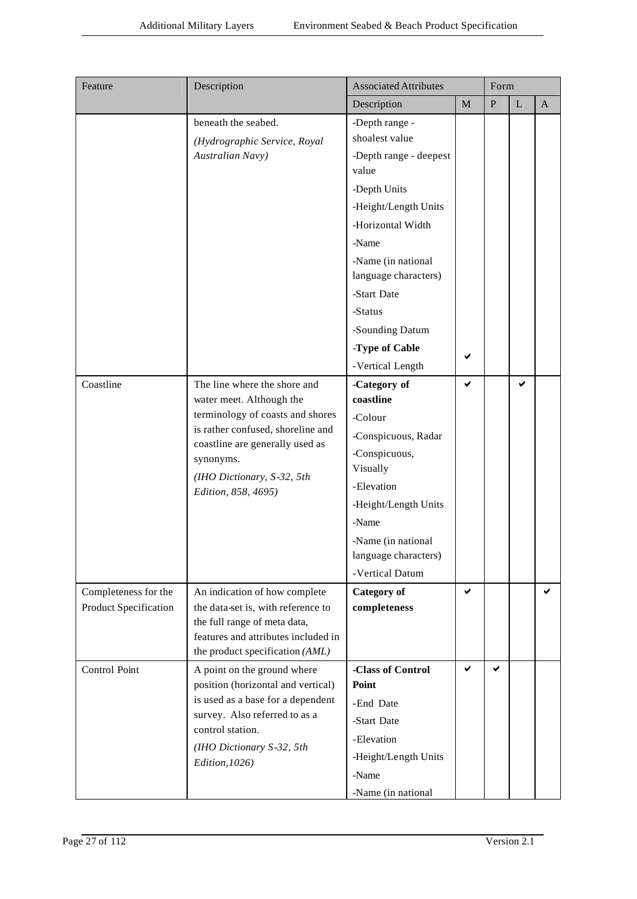| Feature | Description | Associated Attributes | | Form | | |
|---|---|---|---|---|---|---|
| | | Description | M | P | L | A |
| | beneath the seabed.<br>*(Hydrographic Service, Royal Australian Navy)* | -Depth range - shoalest value<br>-Depth range - deepest value<br>-Depth Units<br>-Height/Length Units<br>-Horizontal Width<br>-Name<br>-Name (in national language characters)<br>-Start Date<br>-Status<br>-Sounding Datum<br>-**Type of Cable**<br>-Vertical Length | ✔ | | | |
| Coastline | The line where the shore and water meet. Although the terminology of coasts and shores is rather confused, shoreline and coastline are generally used as synonyms.<br>*(IHO Dictionary, S-32, 5th Edition, 858, 4695)* | **-Category of coastline**<br>-Colour<br>-Conspicuous, Radar<br>-Conspicuous, Visually<br>-Elevation<br>-Height/Length Units<br>-Name<br>-Name (in national language characters)<br>-Vertical Datum | ✔ | | ✔ | |
| Completeness for the Product Specification | An indication of how complete the data-set is, with reference to the full range of meta data, features and attributes included in the product specification *(AML)* | **Category of completeness** | ✔ | | | ✔ |
| Control Point | A point on the ground where position (horizontal and vertical) is used as a base for a dependent survey. Also referred to as a control station.<br>*(IHO Dictionary S-32, 5th Edition,1026)* | **-Class of Control Point**<br>-End Date<br>-Start Date<br>-Elevation<br>-Height/Length Units<br>-Name<br>-Name (in national | ✔ | ✔ | | |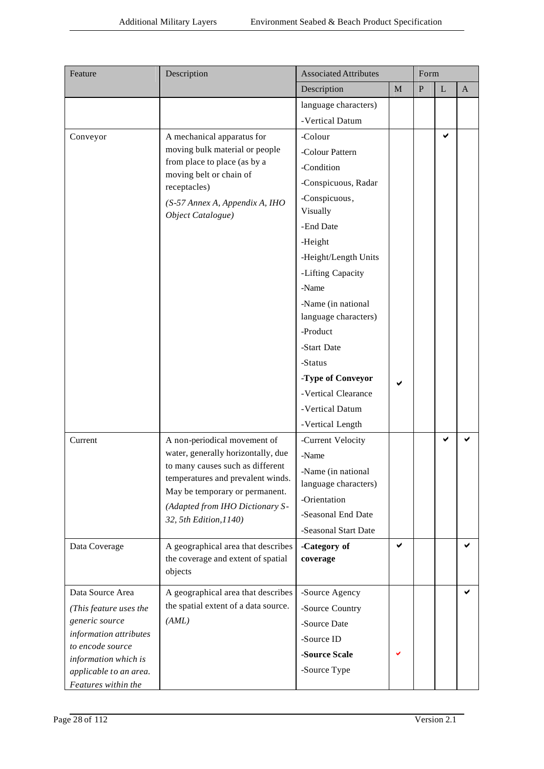| Feature | Description | Associated Attributes | | Form | | |
|---|---|---|---|---|---|---|
| | | Description | M | P | L | A |
| | | language characters)<br>-Vertical Datum | | | | |
| Conveyor | A mechanical apparatus for moving bulk material or people from place to place (as by a moving belt or chain of receptacles)<br>*(S-57 Annex A, Appendix A, IHO Object Catalogue)* | -Colour<br>-Colour Pattern<br>-Condition<br>-Conspicuous, Radar<br>-Conspicuous, Visually<br>-End Date<br>-Height<br>-Height/Length Units<br>-Lifting Capacity<br>-Name<br>-Name (in national language characters)<br>-Product<br>-Start Date<br>-Status<br>**-Type of Conveyor**<br>-Vertical Clearance<br>-Vertical Datum<br>-Vertical Length | ✔ (Type of Conveyor) | | ✔ | |
| Current | A non-periodical movement of water, generally horizontally, due to many causes such as different temperatures and prevalent winds. May be temporary or permanent.<br>*(Adapted from IHO Dictionary S-32, 5th Edition,1140)* | -Current Velocity<br>-Name<br>-Name (in national language characters)<br>-Orientation<br>-Seasonal End Date<br>-Seasonal Start Date | | | ✔ | ✔ |
| Data Coverage | A geographical area that describes the coverage and extent of spatial objects | **-Category of coverage** | ✔ | | | ✔ |
| Data Source Area<br>*(This feature uses the generic source information attributes to encode source information which is applicable to an area. Features within the* | A geographical area that describes the spatial extent of a data source.<br>*(AML)* | -Source Agency<br>-Source Country<br>-Source Date<br>-Source ID<br>**-Source Scale**<br>-Source Type | ✔ (Source Scale) | | | ✔ |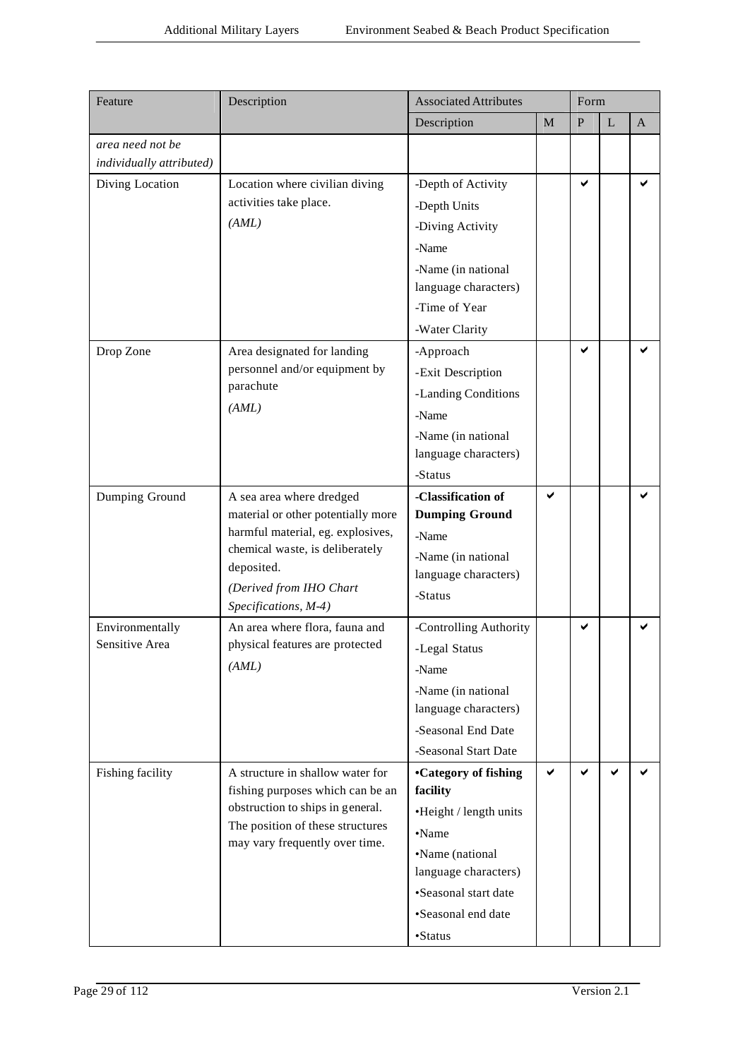| Feature | Description | Associated Attributes | | Form | | |
|---|---|---|---|---|---|---|
| | | Description | M | P | L | A |
| *area need not be individually attributed)* | | | | | | |
| Diving Location | Location where civilian diving activities take place. *(AML)* | -Depth of Activity<br>-Depth Units<br>-Diving Activity<br>-Name<br>-Name (in national language characters)<br>-Time of Year<br>-Water Clarity | | ✔ | | ✔ |
| Drop Zone | Area designated for landing personnel and/or equipment by parachute *(AML)* | -Approach<br>-Exit Description<br>-Landing Conditions<br>-Name<br>-Name (in national language characters)<br>-Status | | ✔ | | ✔ |
| Dumping Ground | A sea area where dredged material or other potentially more harmful material, eg. explosives, chemical waste, is deliberately deposited. *(Derived from IHO Chart Specifications, M-4)* | **-Classification of Dumping Ground**<br>-Name<br>-Name (in national language characters)<br>-Status | ✔ | | | ✔ |
| Environmentally Sensitive Area | An area where flora, fauna and physical features are protected *(AML)* | -Controlling Authority<br>-Legal Status<br>-Name<br>-Name (in national language characters)<br>-Seasonal End Date<br>-Seasonal Start Date | | ✔ | | ✔ |
| Fishing facility | A structure in shallow water for fishing purposes which can be an obstruction to ships in general. The position of these structures may vary frequently over time. | **•Category of fishing facility**<br>•Height / length units<br>•Name<br>•Name (national language characters)<br>•Seasonal start date<br>•Seasonal end date<br>•Status | ✔ | ✔ | ✔ | ✔ |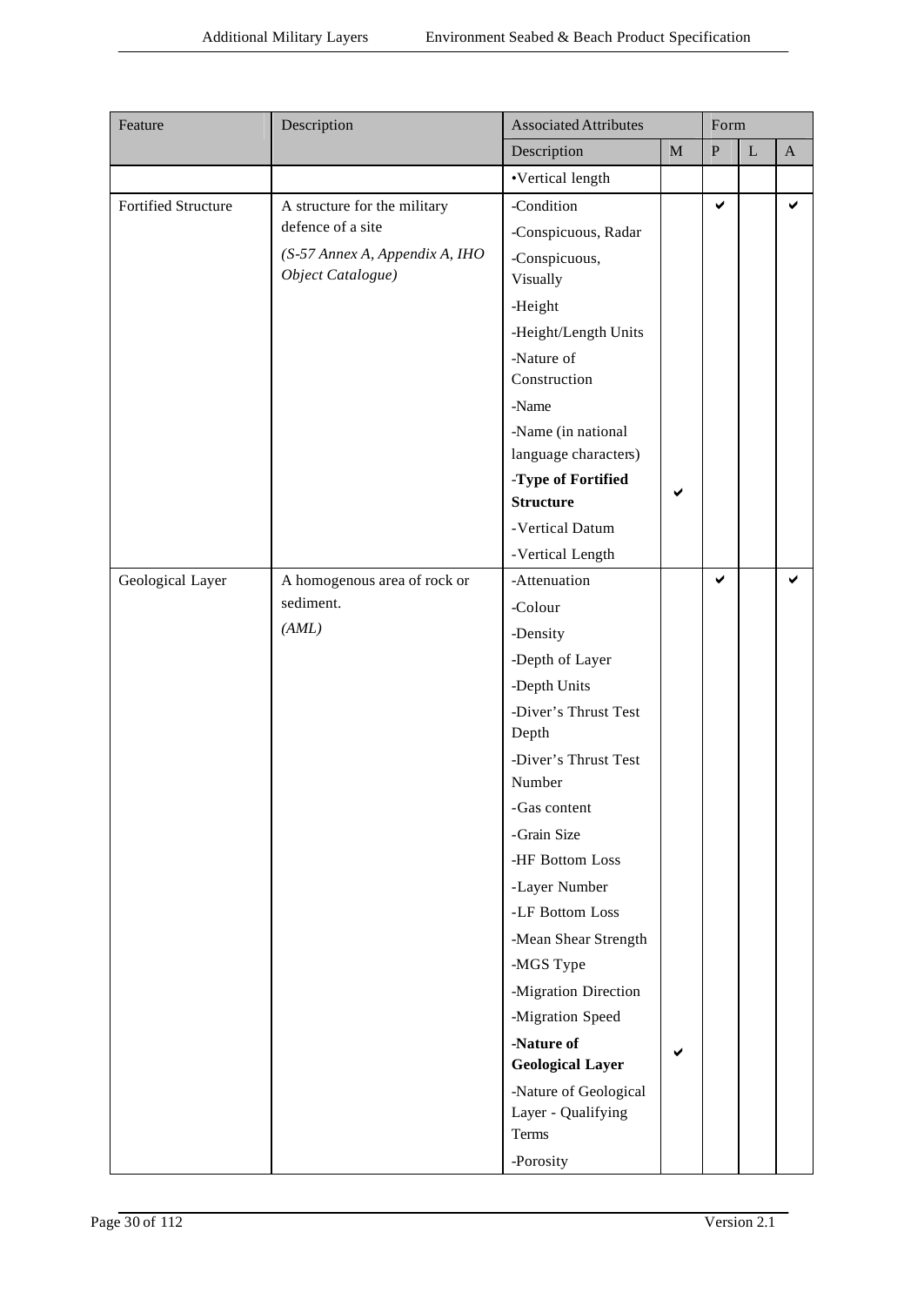| Feature | Description | Associated Attributes | | Form | | |
|---|---|---|---|---|---|---|
| | | Description | M | P | L | A |
| | | •Vertical length | | | | |
| Fortified Structure | A structure for the military defence of a site *(S-57 Annex A, Appendix A, IHO Object Catalogue)* | -Condition | | ✔ | | ✔ |
| | | -Conspicuous, Radar | | | | |
| | | -Conspicuous, Visually | | | | |
| | | -Height | | | | |
| | | -Height/Length Units | | | | |
| | | -Nature of Construction | | | | |
| | | -Name | | | | |
| | | -Name (in national language characters) | | | | |
| | | **-Type of Fortified Structure** | ✔ | | | |
| | | -Vertical Datum | | | | |
| | | -Vertical Length | | | | |
| Geological Layer | A homogenous area of rock or sediment. *(AML)* | -Attenuation | | ✔ | | ✔ |
| | | -Colour | | | | |
| | | -Density | | | | |
| | | -Depth of Layer | | | | |
| | | -Depth Units | | | | |
| | | -Diver's Thrust Test Depth | | | | |
| | | -Diver's Thrust Test Number | | | | |
| | | -Gas content | | | | |
| | | -Grain Size | | | | |
| | | -HF Bottom Loss | | | | |
| | | -Layer Number | | | | |
| | | -LF Bottom Loss | | | | |
| | | -Mean Shear Strength | | | | |
| | | -MGS Type | | | | |
| | | -Migration Direction | | | | |
| | | -Migration Speed | | | | |
| | | **-Nature of Geological Layer** | ✔ | | | |
| | | -Nature of Geological Layer - Qualifying Terms | | | | |
| | | -Porosity | | | | |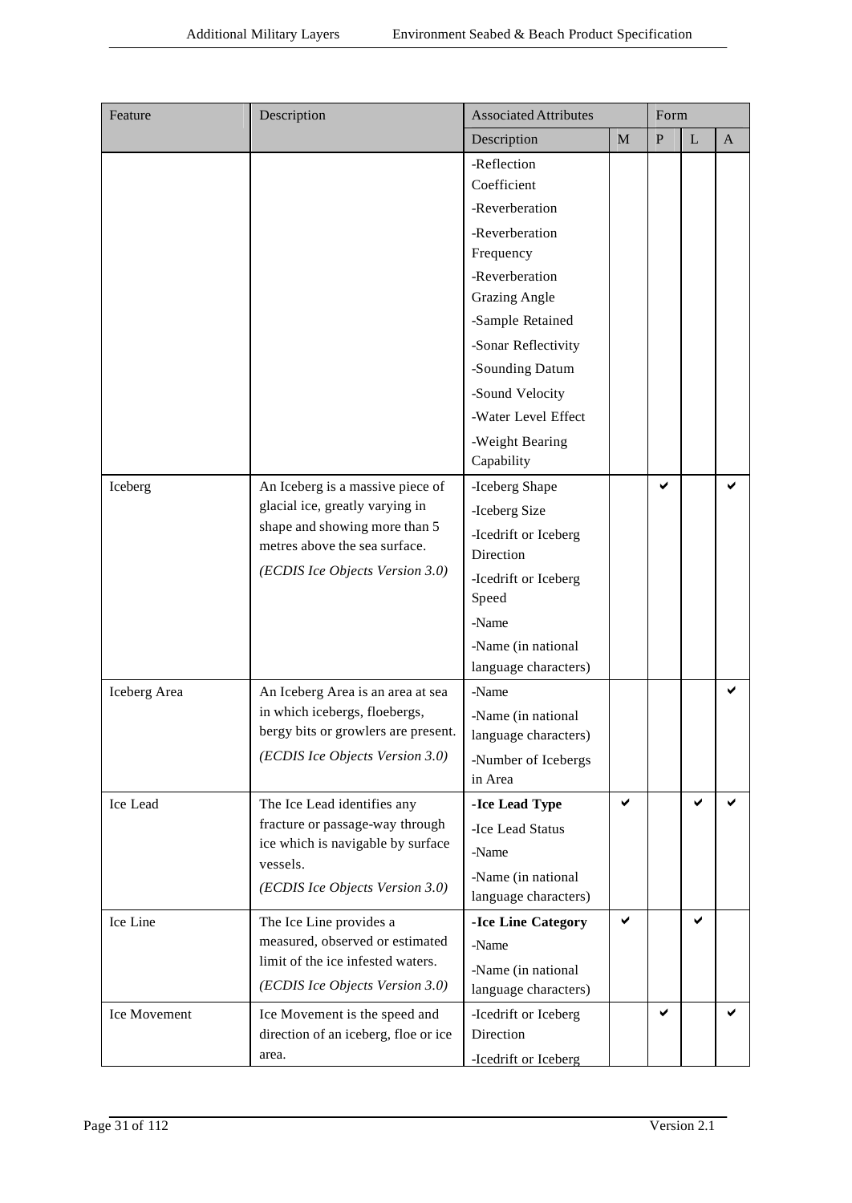| Feature | Description | Associated Attributes | | Form | | |
|---|---|---|---|---|---|---|
| | | Description | M | P | L | A |
| | | -Reflection Coefficient<br>-Reverberation<br>-Reverberation Frequency<br>-Reverberation Grazing Angle<br>-Sample Retained<br>-Sonar Reflectivity<br>-Sounding Datum<br>-Sound Velocity<br>-Water Level Effect<br>-Weight Bearing Capability | | | | |
| Iceberg | An Iceberg is a massive piece of glacial ice, greatly varying in shape and showing more than 5 metres above the sea surface.<br>*(ECDIS Ice Objects Version 3.0)* | -Iceberg Shape<br>-Iceberg Size<br>-Icedrift or Iceberg Direction<br>-Icedrift or Iceberg Speed<br>-Name<br>-Name (in national language characters) | | ✔ | | ✔ |
| Iceberg Area | An Iceberg Area is an area at sea in which icebergs, floebergs, bergy bits or growlers are present.<br>*(ECDIS Ice Objects Version 3.0)* | -Name<br>-Name (in national language characters)<br>-Number of Icebergs in Area | | | | ✔ |
| Ice Lead | The Ice Lead identifies any fracture or passage-way through ice which is navigable by surface vessels.<br>*(ECDIS Ice Objects Version 3.0)* | **-Ice Lead Type**<br>-Ice Lead Status<br>-Name<br>-Name (in national language characters) | ✔ | | ✔ | ✔ |
| Ice Line | The Ice Line provides a measured, observed or estimated limit of the ice infested waters.<br>*(ECDIS Ice Objects Version 3.0)* | **-Ice Line Category**<br>-Name<br>-Name (in national language characters) | ✔ | | ✔ | |
| Ice Movement | Ice Movement is the speed and direction of an iceberg, floe or ice area. | -Icedrift or Iceberg Direction<br>-Icedrift or Iceberg | | ✔ | | ✔ |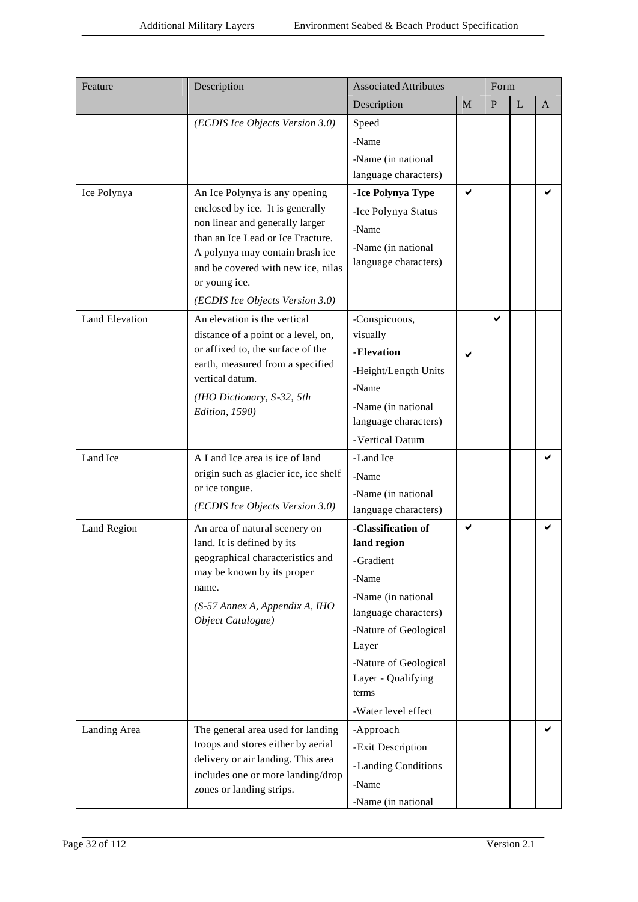| Feature | Description | Associated Attributes | | Form | | |
|---|---|---|---|---|---|---|
| | | Description | M | P | L | A |
| | *(ECDIS Ice Objects Version 3.0)* | Speed<br>-Name<br>-Name (in national language characters) | | | | |
| Ice Polynya | An Ice Polynya is any opening enclosed by ice. It is generally non linear and generally larger than an Ice Lead or Ice Fracture. A polynya may contain brash ice and be covered with new ice, nilas or young ice.<br>*(ECDIS Ice Objects Version 3.0)* | **-Ice Polynya Type**<br>-Ice Polynya Status<br>-Name<br>-Name (in national language characters) | ✔ | | | ✔ |
| Land Elevation | An elevation is the vertical distance of a point or a level, on, or affixed to, the surface of the earth, measured from a specified vertical datum.<br>*(IHO Dictionary, S-32, 5th Edition, 1590)* | -Conspicuous, visually<br>**-Elevation**<br>-Height/Length Units<br>-Name<br>-Name (in national language characters)<br>-Vertical Datum | ✔ | ✔ | | |
| Land Ice | A Land Ice area is ice of land origin such as glacier ice, ice shelf or ice tongue.<br>*(ECDIS Ice Objects Version 3.0)* | -Land Ice<br>-Name<br>-Name (in national language characters) | | | | ✔ |
| Land Region | An area of natural scenery on land. It is defined by its geographical characteristics and may be known by its proper name.<br>*(S-57 Annex A, Appendix A, IHO Object Catalogue)* | **-Classification of land region**<br>-Gradient<br>-Name<br>-Name (in national language characters)<br>-Nature of Geological Layer<br>-Nature of Geological Layer - Qualifying terms<br>-Water level effect | ✔ | | | ✔ |
| Landing Area | The general area used for landing troops and stores either by aerial delivery or air landing. This area includes one or more landing/drop zones or landing strips. | -Approach<br>-Exit Description<br>-Landing Conditions<br>-Name<br>-Name (in national | | | | ✔ |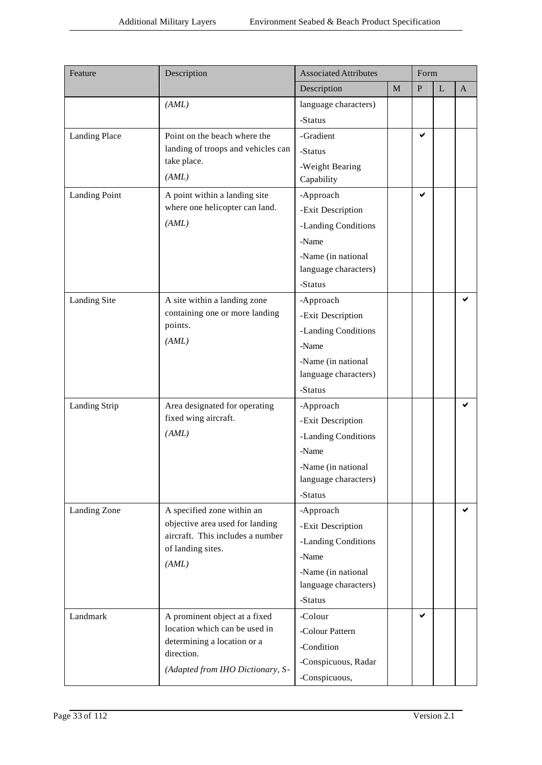| Feature | Description | Associated Attributes | | Form | | |
|---|---|---|---|---|---|---|
| | | Description | M | P | L | A |
| | *(AML)* | language characters)<br>-Status | | | | |
| Landing Place | Point on the beach where the landing of troops and vehicles can take place.<br>*(AML)* | -Gradient<br>-Status<br>-Weight Bearing Capability | | ✔ | | |
| Landing Point | A point within a landing site where one helicopter can land.<br>*(AML)* | -Approach<br>-Exit Description<br>-Landing Conditions<br>-Name<br>-Name (in national language characters)<br>-Status | | ✔ | | |
| Landing Site | A site within a landing zone containing one or more landing points.<br>*(AML)* | -Approach<br>-Exit Description<br>-Landing Conditions<br>-Name<br>-Name (in national language characters)<br>-Status | | | | ✔ |
| Landing Strip | Area designated for operating fixed wing aircraft.<br>*(AML)* | -Approach<br>-Exit Description<br>-Landing Conditions<br>-Name<br>-Name (in national language characters)<br>-Status | | | | ✔ |
| Landing Zone | A specified zone within an objective area used for landing aircraft. This includes a number of landing sites.<br>*(AML)* | -Approach<br>-Exit Description<br>-Landing Conditions<br>-Name<br>-Name (in national language characters)<br>-Status | | | | ✔ |
| Landmark | A prominent object at a fixed location which can be used in determining a location or a direction.<br>*(Adapted from IHO Dictionary, S-* | -Colour<br>-Colour Pattern<br>-Condition<br>-Conspicuous, Radar<br>-Conspicuous, | | ✔ | | |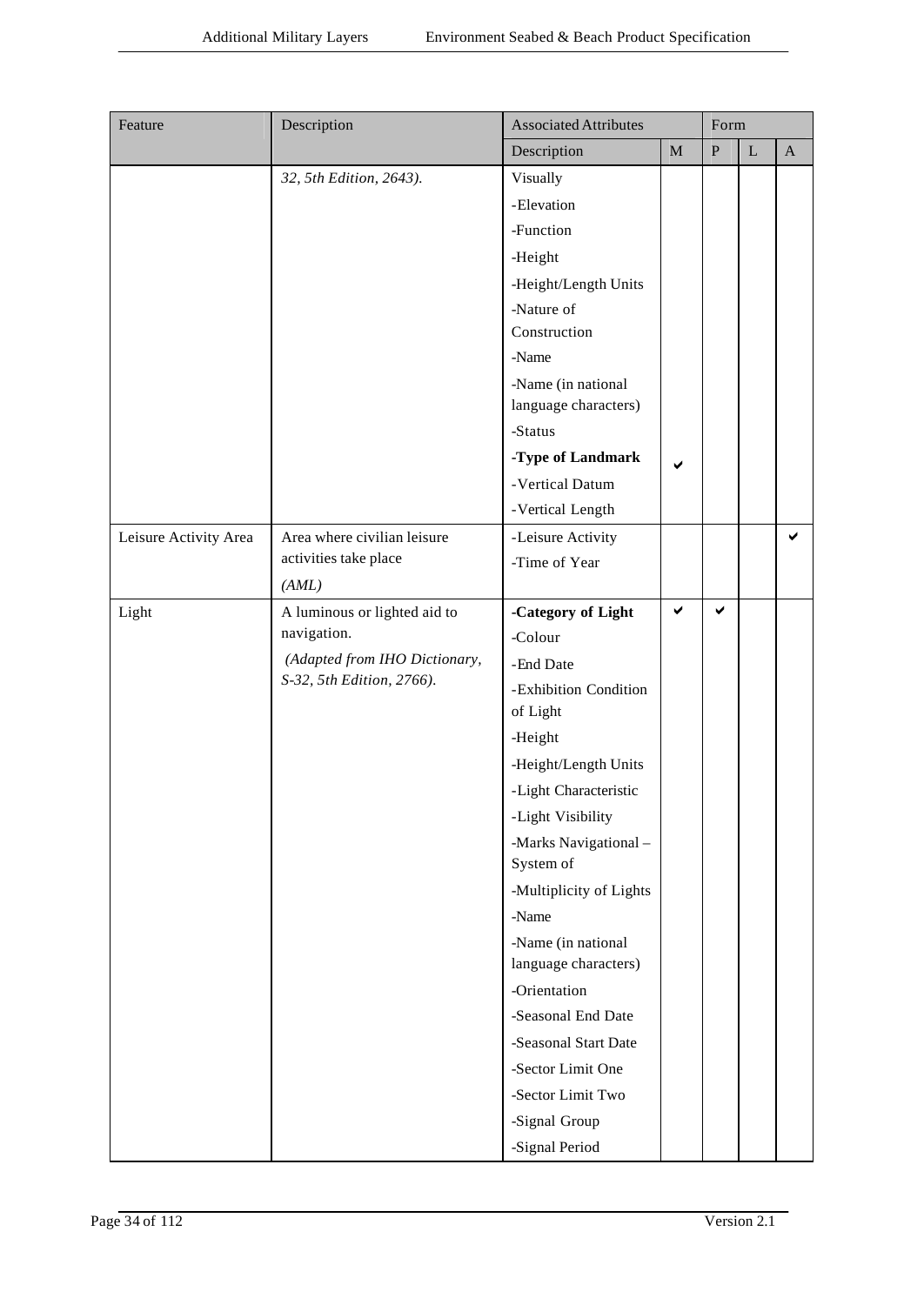| Feature | Description | Associated Attributes | | Form | | |
|---|---|---|---|---|---|---|
| | | Description | M | P | L | A |
| | *32, 5th Edition, 2643).* | Visually<br>-Elevation<br>-Function<br>-Height<br>-Height/Length Units<br>-Nature of Construction<br>-Name<br>-Name (in national language characters)<br>-Status<br>**-Type of Landmark**<br>-Vertical Datum<br>-Vertical Length | ✔ | | | |
| Leisure Activity Area | Area where civilian leisure activities take place<br>*(AML)* | -Leisure Activity<br>-Time of Year | | | | ✔ |
| Light | A luminous or lighted aid to navigation.<br>*(Adapted from IHO Dictionary, S-32, 5th Edition, 2766).* | **-Category of Light**<br>-Colour<br>-End Date<br>-Exhibition Condition of Light<br>-Height<br>-Height/Length Units<br>-Light Characteristic<br>-Light Visibility<br>-Marks Navigational – System of<br>-Multiplicity of Lights<br>-Name<br>-Name (in national language characters)<br>-Orientation<br>-Seasonal End Date<br>-Seasonal Start Date<br>-Sector Limit One<br>-Sector Limit Two<br>-Signal Group<br>-Signal Period | ✔ | ✔ | | |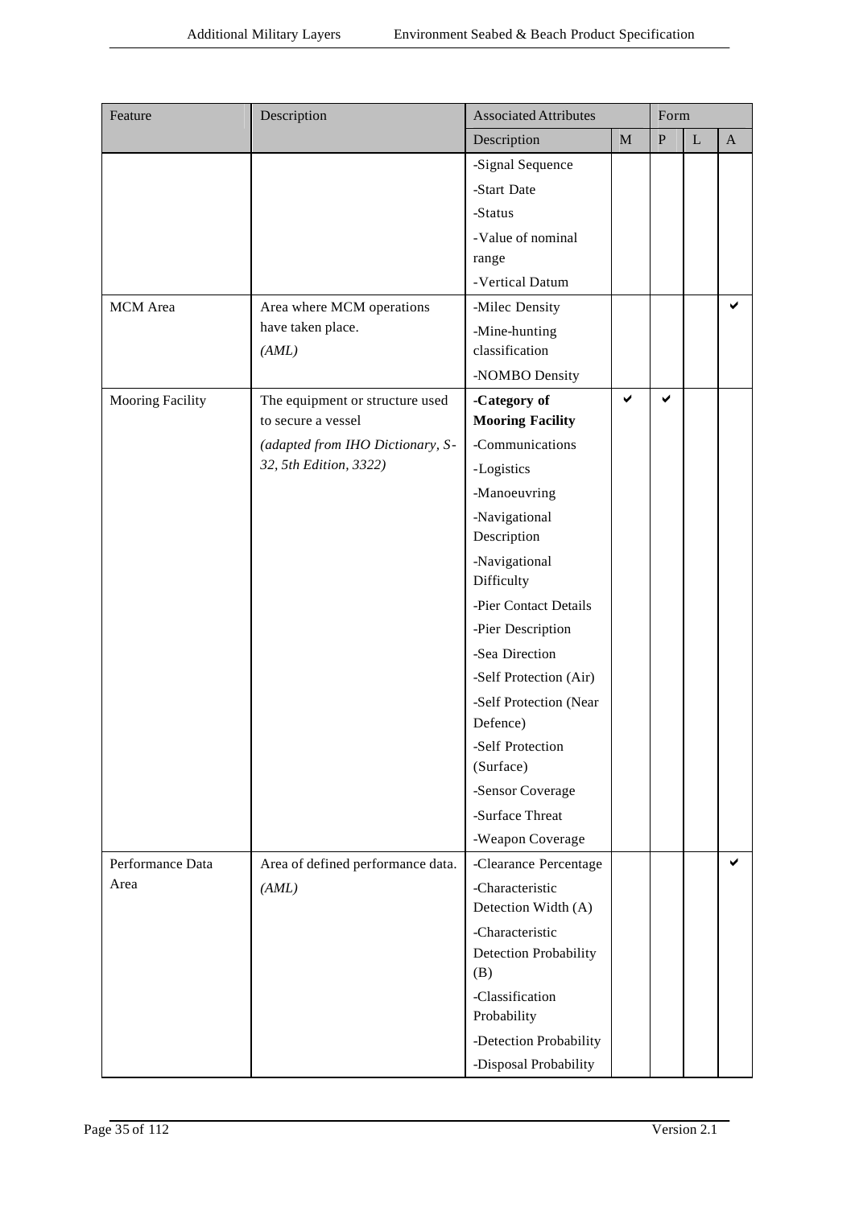| Feature | Description | Associated Attributes | | Form | | |
|---|---|---|---|---|---|---|
| | | Description | M | P | L | A |
| | | -Signal Sequence<br>-Start Date<br>-Status<br>-Value of nominal range<br>-Vertical Datum | | | | |
| MCM Area | Area where MCM operations have taken place.<br>*(AML)* | -Milec Density<br>-Mine-hunting classification<br>-NOMBO Density | | | | ✔ |
| Mooring Facility | The equipment or structure used to secure a vessel<br>*(adapted from IHO Dictionary, S-32, 5th Edition, 3322)* | **-Category of Mooring Facility** | ✔ | ✔ | | |
| | | -Communications<br>-Logistics<br>-Manoeuvring<br>-Navigational Description<br>-Navigational Difficulty<br>-Pier Contact Details<br>-Pier Description<br>-Sea Direction<br>-Self Protection (Air)<br>-Self Protection (Near Defence)<br>-Self Protection (Surface)<br>-Sensor Coverage<br>-Surface Threat<br>-Weapon Coverage | | | | |
| Performance Data Area | Area of defined performance data.<br>*(AML)* | -Clearance Percentage<br>-Characteristic Detection Width (A)<br>-Characteristic Detection Probability (B)<br>-Classification Probability<br>-Detection Probability<br>-Disposal Probability | | | | ✔ |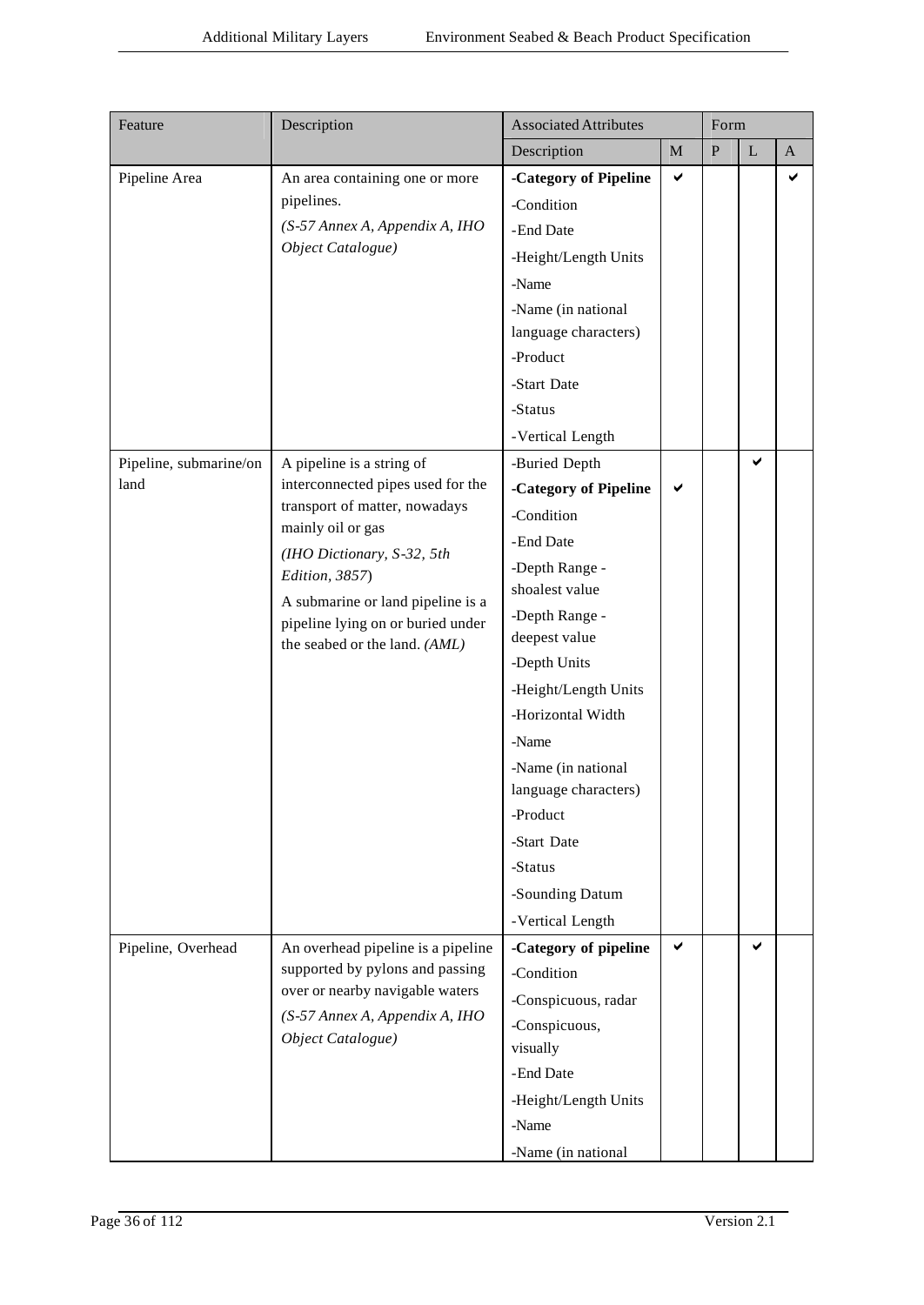| Feature | Description | Associated Attributes | | Form | | |
|---|---|---|---|---|---|---|
| | | Description | M | P | L | A |
| Pipeline Area | An area containing one or more pipelines.<br>*(S-57 Annex A, Appendix A, IHO Object Catalogue)* | **-Category of Pipeline** | ✔ | | | ✔ |
| | | -Condition | | | | |
| | | -End Date | | | | |
| | | -Height/Length Units | | | | |
| | | -Name | | | | |
| | | -Name (in national language characters) | | | | |
| | | -Product | | | | |
| | | -Start Date | | | | |
| | | -Status | | | | |
| | | -Vertical Length | | | | |
| Pipeline, submarine/on land | A pipeline is a string of interconnected pipes used for the transport of matter, nowadays mainly oil or gas<br>*(IHO Dictionary, S-32, 5th Edition, 3857)*<br>A submarine or land pipeline is a pipeline lying on or buried under the seabed or the land. *(AML)* | -Buried Depth | | | ✔ | |
| | | **-Category of Pipeline** | ✔ | | | |
| | | -Condition | | | | |
| | | -End Date | | | | |
| | | -Depth Range - shoalest value | | | | |
| | | -Depth Range - deepest value | | | | |
| | | -Depth Units | | | | |
| | | -Height/Length Units | | | | |
| | | -Horizontal Width | | | | |
| | | -Name | | | | |
| | | -Name (in national language characters) | | | | |
| | | -Product | | | | |
| | | -Start Date | | | | |
| | | -Status | | | | |
| | | -Sounding Datum | | | | |
| | | -Vertical Length | | | | |
| Pipeline, Overhead | An overhead pipeline is a pipeline supported by pylons and passing over or nearby navigable waters<br>*(S-57 Annex A, Appendix A, IHO Object Catalogue)* | **-Category of pipeline** | ✔ | | ✔ | |
| | | -Condition | | | | |
| | | -Conspicuous, radar | | | | |
| | | -Conspicuous, visually | | | | |
| | | -End Date | | | | |
| | | -Height/Length Units | | | | |
| | | -Name | | | | |
| | | -Name (in national | | | | |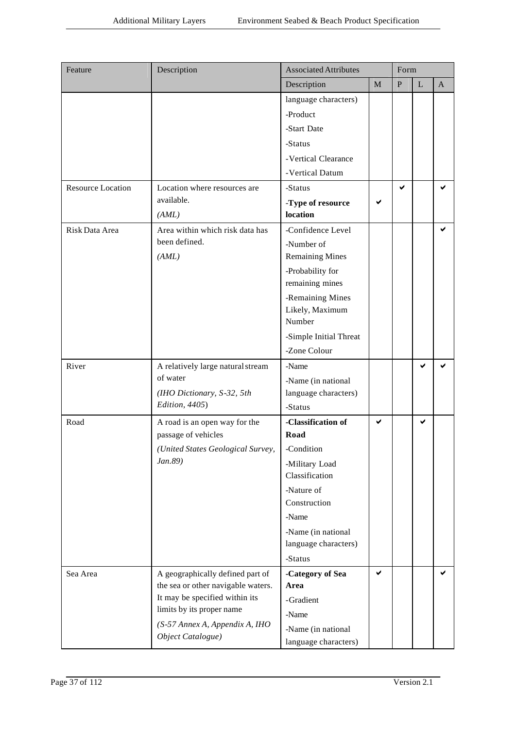| Feature | Description | Associated Attributes | | Form | | |
|---|---|---|---|---|---|---|
| | | Description | M | P | L | A |
| | | language characters)<br>-Product<br>-Start Date<br>-Status<br>-Vertical Clearance<br>-Vertical Datum | | | | |
| Resource Location | Location where resources are available.<br>*(AML)* | -Status | | ✔ | | ✔ |
| | | **-Type of resource location** | ✔ | | | |
| Risk Data Area | Area within which risk data has been defined.<br>*(AML)* | -Confidence Level<br>-Number of Remaining Mines<br>-Probability for remaining mines<br>-Remaining Mines Likely, Maximum Number<br>-Simple Initial Threat<br>-Zone Colour | | | | ✔ |
| River | A relatively large natural stream of water<br>*(IHO Dictionary, S-32, 5th Edition, 4405)* | -Name<br>-Name (in national language characters)<br>-Status | | | ✔ | ✔ |
| Road | A road is an open way for the passage of vehicles<br>*(United States Geological Survey, Jan.89)* | **-Classification of Road** | ✔ | | ✔ | |
| | | -Condition<br>-Military Load Classification<br>-Nature of Construction<br>-Name<br>-Name (in national language characters)<br>-Status | | | | |
| Sea Area | A geographically defined part of the sea or other navigable waters. It may be specified within its limits by its proper name<br>*(S-57 Annex A, Appendix A, IHO Object Catalogue)* | **-Category of Sea Area** | ✔ | | | ✔ |
| | | -Gradient<br>-Name<br>-Name (in national language characters) | | | | |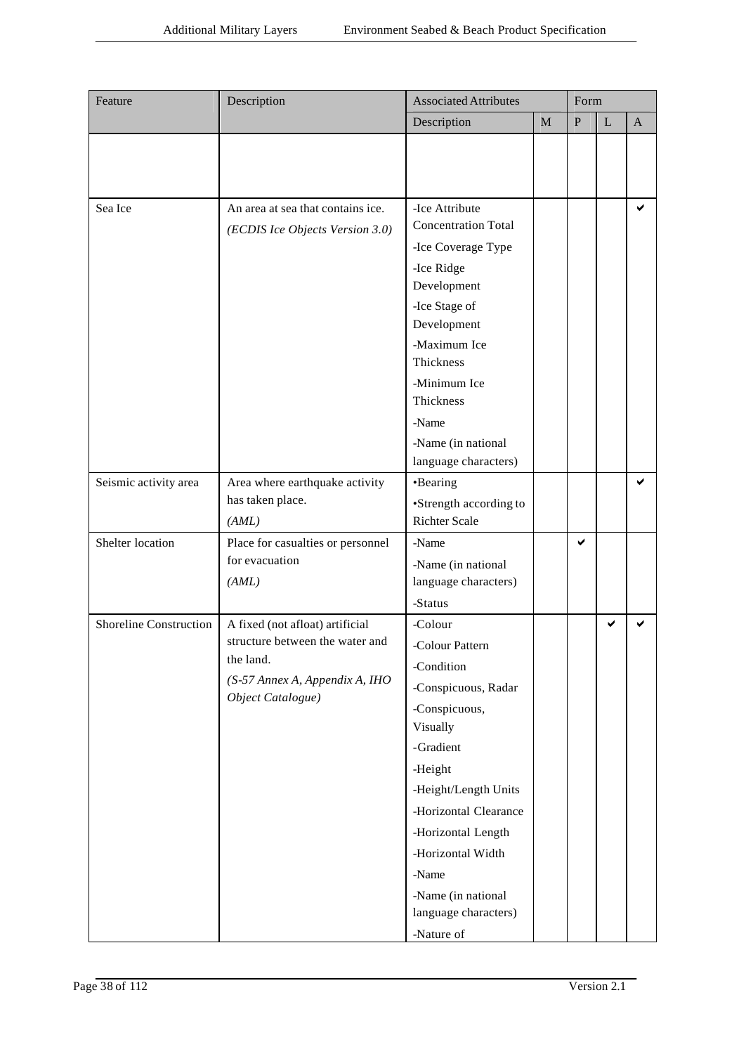| Feature | Description | Associated Attributes | | Form | | |
|---|---|---|---|---|---|---|
| | | Description | M | P | L | A |
| | | | | | | |
| Sea Ice | An area at sea that contains ice. *(ECDIS Ice Objects Version 3.0)* | -Ice Attribute Concentration Total<br>-Ice Coverage Type<br>-Ice Ridge Development<br>-Ice Stage of Development<br>-Maximum Ice Thickness<br>-Minimum Ice Thickness<br>-Name<br>-Name (in national language characters) | | | | ✔ |
| Seismic activity area | Area where earthquake activity has taken place. *(AML)* | •Bearing<br>•Strength according to Richter Scale | | | | ✔ |
| Shelter location | Place for casualties or personnel for evacuation *(AML)* | -Name<br>-Name (in national language characters)<br>-Status | | ✔ | | |
| Shoreline Construction | A fixed (not afloat) artificial structure between the water and the land. *(S-57 Annex A, Appendix A, IHO Object Catalogue)* | -Colour<br>-Colour Pattern<br>-Condition<br>-Conspicuous, Radar<br>-Conspicuous, Visually<br>-Gradient<br>-Height<br>-Height/Length Units<br>-Horizontal Clearance<br>-Horizontal Length<br>-Horizontal Width<br>-Name<br>-Name (in national language characters)<br>-Nature of | | | ✔ | ✔ |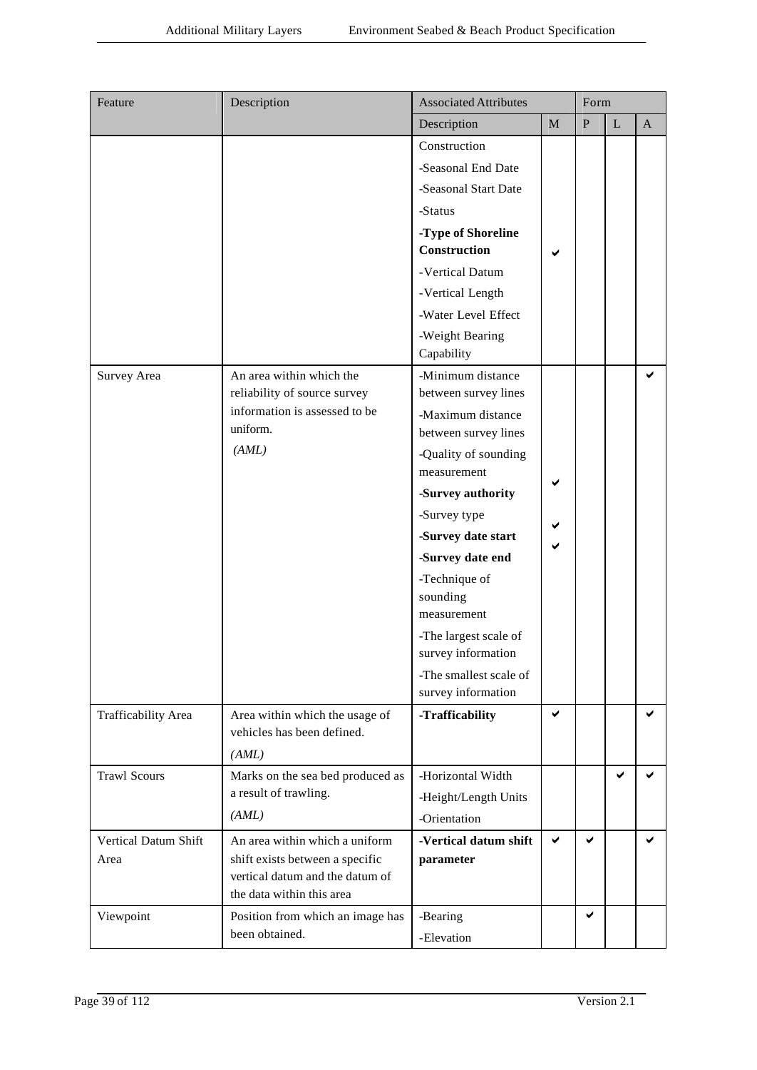| Feature | Description | Associated Attributes | | Form | | |
|---|---|---|---|---|---|---|
| | | Description | M | P | L | A |
| | | Construction<br>-Seasonal End Date<br>-Seasonal Start Date<br>-Status<br>**-Type of Shoreline Construction**<br>-Vertical Datum<br>-Vertical Length<br>-Water Level Effect<br>-Weight Bearing Capability | ✔ | | | |
| Survey Area | An area within which the reliability of source survey information is assessed to be uniform.<br>*(AML)* | -Minimum distance between survey lines<br>-Maximum distance between survey lines<br>-Quality of sounding measurement<br>**-Survey authority**<br>-Survey type<br>**-Survey date start**<br>**-Survey date end**<br>-Technique of sounding measurement<br>-The largest scale of survey information<br>-The smallest scale of survey information | ✔<br>✔<br>✔ | | | ✔ |
| Trafficability Area | Area within which the usage of vehicles has been defined.<br>*(AML)* | **-Trafficability** | ✔ | | | ✔ |
| Trawl Scours | Marks on the sea bed produced as a result of trawling.<br>*(AML)* | -Horizontal Width<br>-Height/Length Units<br>-Orientation | | | ✔ | ✔ |
| Vertical Datum Shift Area | An area within which a uniform shift exists between a specific vertical datum and the datum of the data within this area | **-Vertical datum shift parameter** | ✔ | ✔ | | ✔ |
| Viewpoint | Position from which an image has been obtained. | -Bearing<br>-Elevation | | ✔ | | |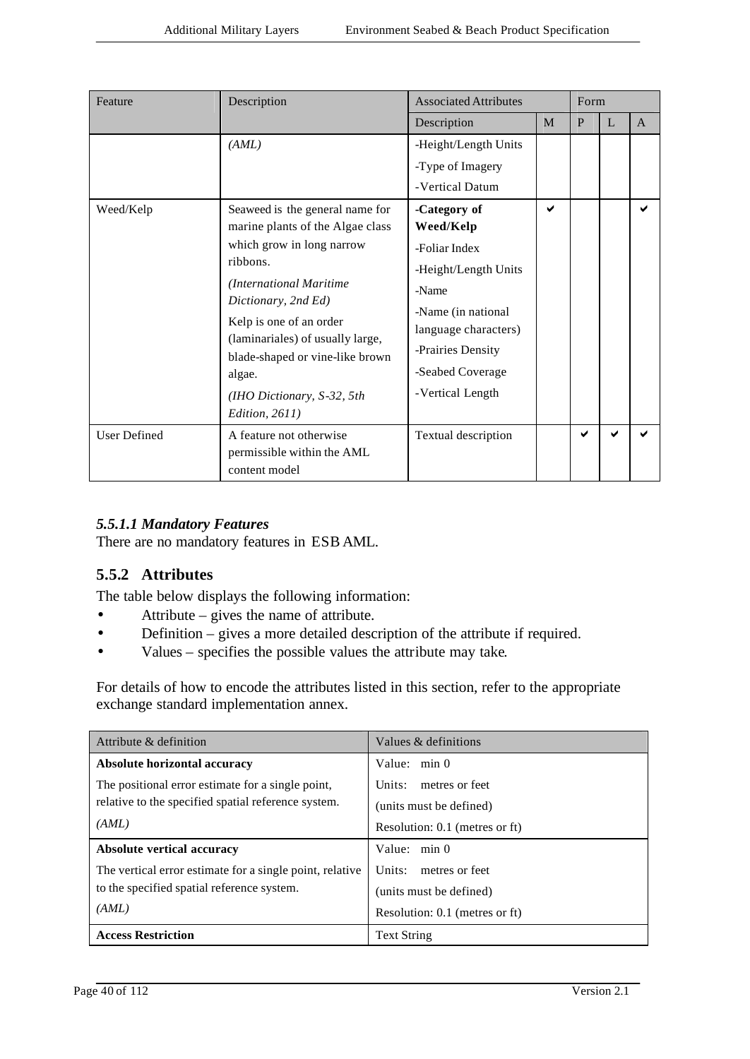| Feature | Description | Associated Attributes | | Form | | |
|---|---|---|---|---|---|---|
| | | Description | M | P | L | A |
| | *(AML)* | -Height/Length Units<br>-Type of Imagery<br>-Vertical Datum | | | | |
| Weed/Kelp | Seaweed is the general name for marine plants of the Algae class which grow in long narrow ribbons.<br>*(International Maritime Dictionary, 2nd Ed)*<br>Kelp is one of an order (laminariales) of usually large, blade-shaped or vine-like brown algae.<br>*(IHO Dictionary, S-32, 5th Edition, 2611)* | **-Category of Weed/Kelp**<br>-Foliar Index<br>-Height/Length Units<br>-Name<br>-Name (in national language characters)<br>-Prairies Density<br>-Seabed Coverage<br>-Vertical Length | ✔ | | | ✔ |
| User Defined | A feature not otherwise permissible within the AML content model | Textual description | | ✔ | ✔ | ✔ |

#### *5.5.1.1 Mandatory Features*

There are no mandatory features in ESB AML.

### 5.5.2 Attributes

The table below displays the following information:

- Attribute – gives the name of attribute.
- Definition – gives a more detailed description of the attribute if required.
- Values – specifies the possible values the attribute may take.

For details of how to encode the attributes listed in this section, refer to the appropriate exchange standard implementation annex.

| Attribute & definition | Values & definitions |
|---|---|
| **Absolute horizontal accuracy**<br>The positional error estimate for a single point, relative to the specified spatial reference system.<br>*(AML)* | Value: min 0<br>Units: metres or feet<br>(units must be defined)<br>Resolution: 0.1 (metres or ft) |
| **Absolute vertical accuracy**<br>The vertical error estimate for a single point, relative to the specified spatial reference system.<br>*(AML)* | Value: min 0<br>Units: metres or feet<br>(units must be defined)<br>Resolution: 0.1 (metres or ft) |
| **Access Restriction** | Text String |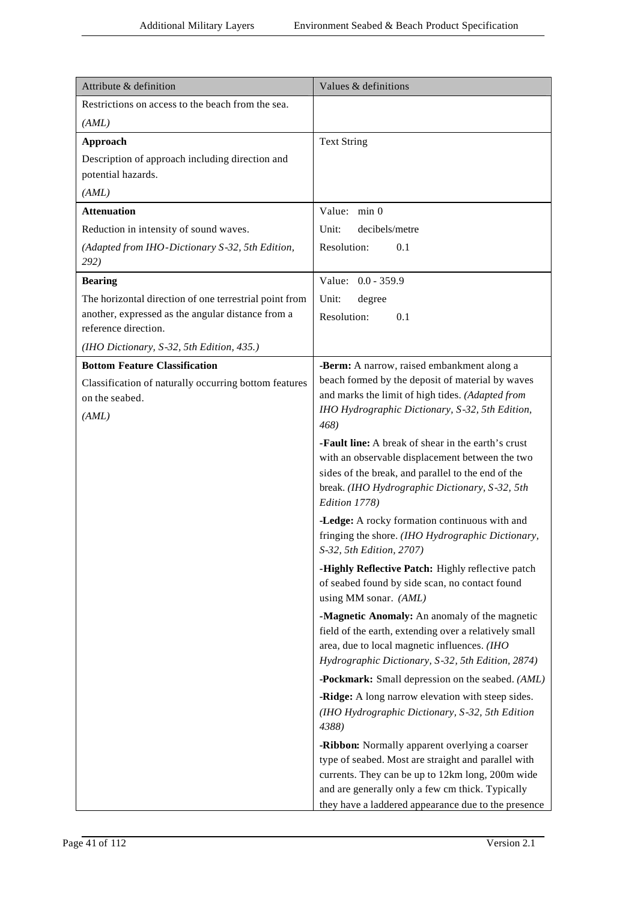| Attribute & definition | Values & definitions |
|---|---|
| Restrictions on access to the beach from the sea.<br>*(AML)* | |
| **Approach**<br>Description of approach including direction and potential hazards.<br>*(AML)* | Text String |
| **Attenuation**<br>Reduction in intensity of sound waves.<br>*(Adapted from IHO-Dictionary S-32, 5th Edition, 292)* | Value: min 0<br>Unit: decibels/metre<br>Resolution: 0.1 |
| **Bearing**<br>The horizontal direction of one terrestrial point from another, expressed as the angular distance from a reference direction.<br>*(IHO Dictionary, S-32, 5th Edition, 435.)* | Value: 0.0 - 359.9<br>Unit: degree<br>Resolution: 0.1 |
| **Bottom Feature Classification**<br>Classification of naturally occurring bottom features on the seabed.<br>*(AML)* | **-Berm:** A narrow, raised embankment along a beach formed by the deposit of material by waves and marks the limit of high tides. *(Adapted from IHO Hydrographic Dictionary, S-32, 5th Edition, 468)*<br>**-Fault line:** A break of shear in the earth's crust with an observable displacement between the two sides of the break, and parallel to the end of the break. *(IHO Hydrographic Dictionary, S-32, 5th Edition 1778)*<br>**-Ledge:** A rocky formation continuous with and fringing the shore. *(IHO Hydrographic Dictionary, S-32, 5th Edition, 2707)*<br>**-Highly Reflective Patch:** Highly reflective patch of seabed found by side scan, no contact found using MM sonar. *(AML)*<br>**-Magnetic Anomaly:** An anomaly of the magnetic field of the earth, extending over a relatively small area, due to local magnetic influences. *(IHO Hydrographic Dictionary, S-32, 5th Edition, 2874)*<br>**-Pockmark:** Small depression on the seabed. *(AML)*<br>**-Ridge:** A long narrow elevation with steep sides. *(IHO Hydrographic Dictionary, S-32, 5th Edition 4388)*<br>**-Ribbon:** Normally apparent overlying a coarser type of seabed. Most are straight and parallel with currents. They can be up to 12km long, 200m wide and are generally only a few cm thick. Typically they have a laddered appearance due to the presence |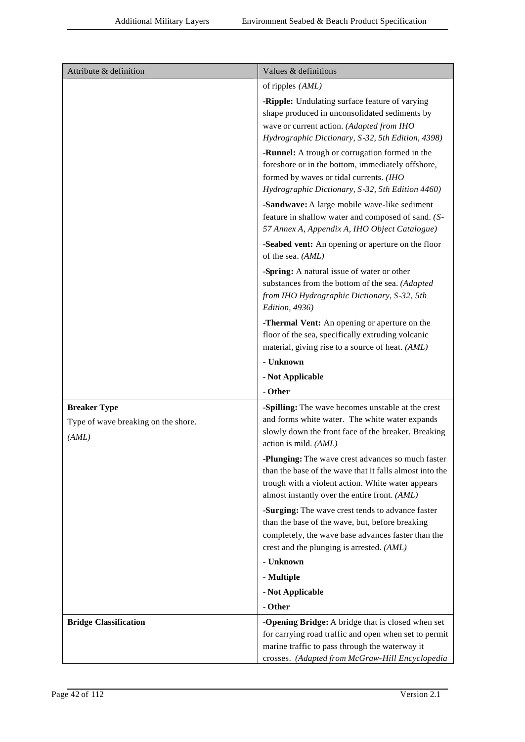| Attribute & definition | Values & definitions |
|---|---|
| | of ripples *(AML)* |
| | **-Ripple:** Undulating surface feature of varying shape produced in unconsolidated sediments by wave or current action. *(Adapted from IHO Hydrographic Dictionary, S-32, 5th Edition, 4398)* |
| | **-Runnel:** A trough or corrugation formed in the foreshore or in the bottom, immediately offshore, formed by waves or tidal currents. *(IHO Hydrographic Dictionary, S-32, 5th Edition 4460)* |
| | **-Sandwave:** A large mobile wave-like sediment feature in shallow water and composed of sand. *(S-57 Annex A, Appendix A, IHO Object Catalogue)* |
| | **-Seabed vent:** An opening or aperture on the floor of the sea. *(AML)* |
| | **-Spring:** A natural issue of water or other substances from the bottom of the sea. *(Adapted from IHO Hydrographic Dictionary, S-32, 5th Edition, 4936)* |
| | **-Thermal Vent:** An opening or aperture on the floor of the sea, specifically extruding volcanic material, giving rise to a source of heat. *(AML)* |
| | **- Unknown** |
| | **- Not Applicable** |
| | **- Other** |
| **Breaker Type**<br>Type of wave breaking on the shore.<br>*(AML)* | **-Spilling:** The wave becomes unstable at the crest and forms white water. The white water expands slowly down the front face of the breaker. Breaking action is mild. *(AML)* |
| | **-Plunging:** The wave crest advances so much faster than the base of the wave that it falls almost into the trough with a violent action. White water appears almost instantly over the entire front. *(AML)* |
| | **-Surging:** The wave crest tends to advance faster than the base of the wave, but, before breaking completely, the wave base advances faster than the crest and the plunging is arrested. *(AML)* |
| | **- Unknown** |
| | **- Multiple** |
| | **- Not Applicable** |
| | **- Other** |
| **Bridge Classification** | **-Opening Bridge:** A bridge that is closed when set for carrying road traffic and open when set to permit marine traffic to pass through the waterway it crosses. *(Adapted from McGraw-Hill Encyclopedia* |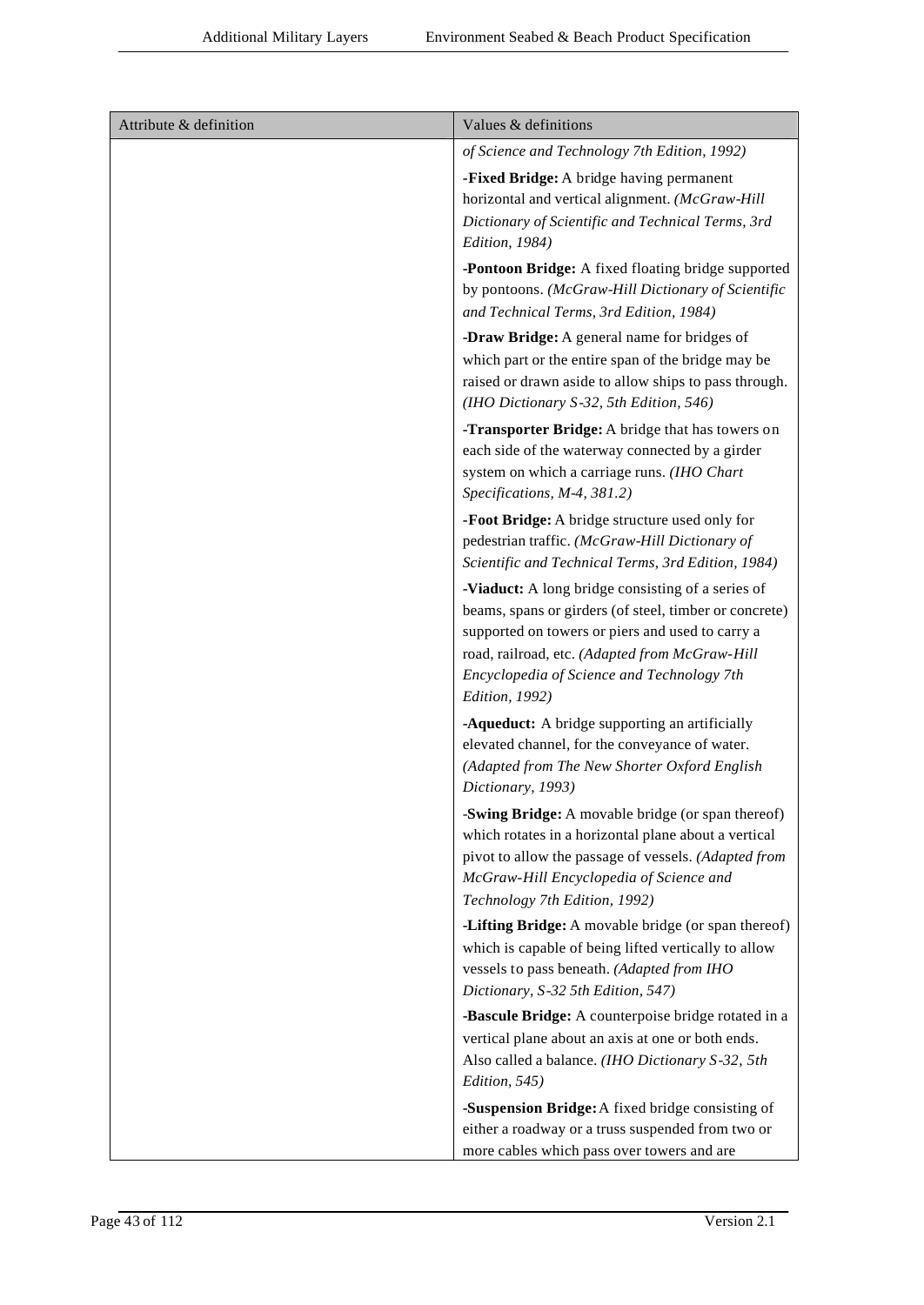| Attribute & definition | Values & definitions |
|---|---|
| | *of Science and Technology 7th Edition, 1992)* |
| | **-Fixed Bridge:** A bridge having permanent horizontal and vertical alignment. *(McGraw-Hill Dictionary of Scientific and Technical Terms, 3rd Edition, 1984)* |
| | **-Pontoon Bridge:** A fixed floating bridge supported by pontoons. *(McGraw-Hill Dictionary of Scientific and Technical Terms, 3rd Edition, 1984)* |
| | **-Draw Bridge:** A general name for bridges of which part or the entire span of the bridge may be raised or drawn aside to allow ships to pass through. *(IHO Dictionary S-32, 5th Edition, 546)* |
| | **-Transporter Bridge:** A bridge that has towers on each side of the waterway connected by a girder system on which a carriage runs. *(IHO Chart Specifications, M-4, 381.2)* |
| | **-Foot Bridge:** A bridge structure used only for pedestrian traffic. *(McGraw-Hill Dictionary of Scientific and Technical Terms, 3rd Edition, 1984)* |
| | **-Viaduct:** A long bridge consisting of a series of beams, spans or girders (of steel, timber or concrete) supported on towers or piers and used to carry a road, railroad, etc. *(Adapted from McGraw-Hill Encyclopedia of Science and Technology 7th Edition, 1992)* |
| | **-Aqueduct:** A bridge supporting an artificially elevated channel, for the conveyance of water. *(Adapted from The New Shorter Oxford English Dictionary, 1993)* |
| | **-Swing Bridge:** A movable bridge (or span thereof) which rotates in a horizontal plane about a vertical pivot to allow the passage of vessels. *(Adapted from McGraw-Hill Encyclopedia of Science and Technology 7th Edition, 1992)* |
| | **-Lifting Bridge:** A movable bridge (or span thereof) which is capable of being lifted vertically to allow vessels to pass beneath. *(Adapted from IHO Dictionary, S-32 5th Edition, 547)* |
| | **-Bascule Bridge:** A counterpoise bridge rotated in a vertical plane about an axis at one or both ends. Also called a balance. *(IHO Dictionary S-32, 5th Edition, 545)* |
| | **-Suspension Bridge:** A fixed bridge consisting of either a roadway or a truss suspended from two or more cables which pass over towers and are |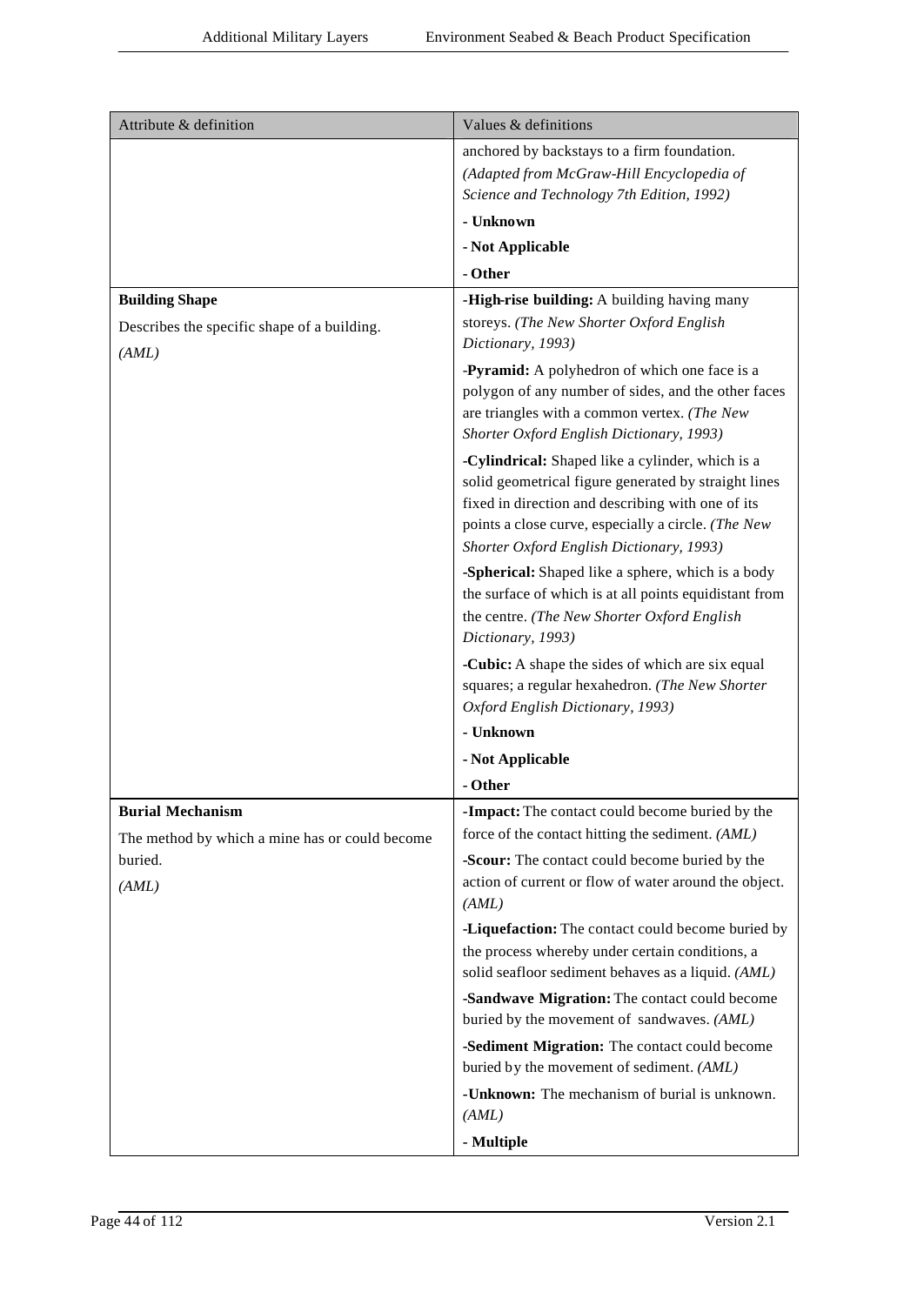| Attribute & definition | Values & definitions |
|---|---|
| | anchored by backstays to a firm foundation. *(Adapted from McGraw-Hill Encyclopedia of Science and Technology 7th Edition, 1992)*<br>**- Unknown**<br>**- Not Applicable**<br>**- Other** |
| **Building Shape**<br>Describes the specific shape of a building.<br>*(AML)* | **-High-rise building:** A building having many storeys. *(The New Shorter Oxford English Dictionary, 1993)*<br>**-Pyramid:** A polyhedron of which one face is a polygon of any number of sides, and the other faces are triangles with a common vertex. *(The New Shorter Oxford English Dictionary, 1993)*<br>**-Cylindrical:** Shaped like a cylinder, which is a solid geometrical figure generated by straight lines fixed in direction and describing with one of its points a close curve, especially a circle. *(The New Shorter Oxford English Dictionary, 1993)*<br>**-Spherical:** Shaped like a sphere, which is a body the surface of which is at all points equidistant from the centre. *(The New Shorter Oxford English Dictionary, 1993)*<br>**-Cubic:** A shape the sides of which are six equal squares; a regular hexahedron. *(The New Shorter Oxford English Dictionary, 1993)*<br>**- Unknown**<br>**- Not Applicable**<br>**- Other** |
| **Burial Mechanism**<br>The method by which a mine has or could become buried.<br>*(AML)* | **-Impact:** The contact could become buried by the force of the contact hitting the sediment. *(AML)*<br>**-Scour:** The contact could become buried by the action of current or flow of water around the object. *(AML)*<br>**-Liquefaction:** The contact could become buried by the process whereby under certain conditions, a solid seafloor sediment behaves as a liquid. *(AML)*<br>**-Sandwave Migration:** The contact could become buried by the movement of sandwaves. *(AML)*<br>**-Sediment Migration:** The contact could become buried by the movement of sediment. *(AML)*<br>**-Unknown:** The mechanism of burial is unknown. *(AML)*<br>**- Multiple** |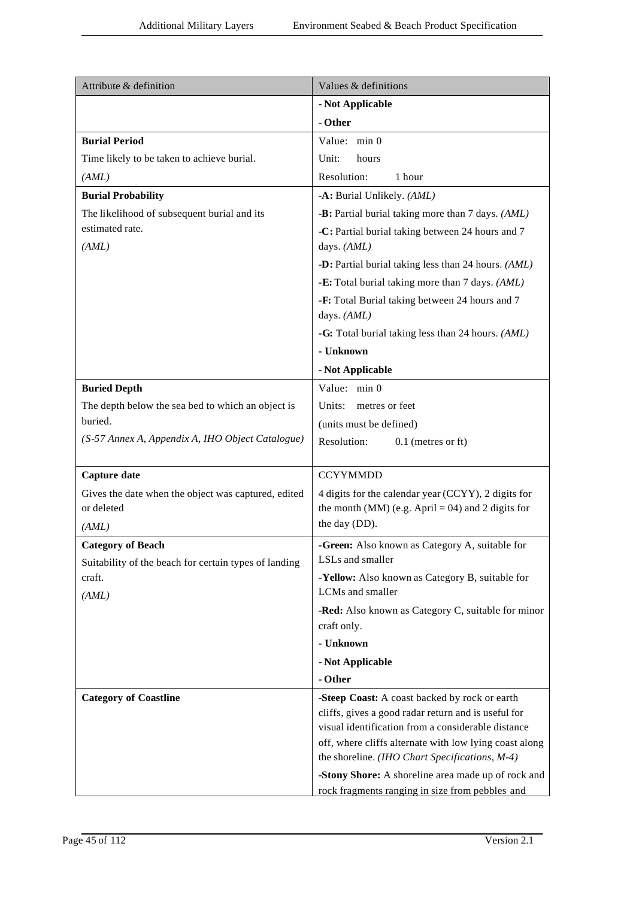| Attribute & definition | Values & definitions |
|---|---|
| | **- Not Applicable** |
| | **- Other** |
| **Burial Period**<br>Time likely to be taken to achieve burial.<br>*(AML)* | Value: min 0<br>Unit: hours<br>Resolution: 1 hour |
| **Burial Probability**<br>The likelihood of subsequent burial and its estimated rate.<br>*(AML)* | **-A:** Burial Unlikely. *(AML)*<br>**-B:** Partial burial taking more than 7 days. *(AML)*<br>**-C:** Partial burial taking between 24 hours and 7 days. *(AML)*<br>**-D:** Partial burial taking less than 24 hours. *(AML)*<br>**-E:** Total burial taking more than 7 days. *(AML)*<br>**-F:** Total Burial taking between 24 hours and 7 days. *(AML)*<br>**-G:** Total burial taking less than 24 hours. *(AML)*<br>**- Unknown**<br>**- Not Applicable** |
| **Buried Depth**<br>The depth below the sea bed to which an object is buried.<br>*(S-57 Annex A, Appendix A, IHO Object Catalogue)* | Value: min 0<br>Units: metres or feet<br>(units must be defined)<br>Resolution: 0.1 (metres or ft) |
| **Capture date**<br>Gives the date when the object was captured, edited or deleted<br>*(AML)* | CCYYMMDD<br>4 digits for the calendar year (CCYY), 2 digits for the month (MM) (e.g. April = 04) and 2 digits for the day (DD). |
| **Category of Beach**<br>Suitability of the beach for certain types of landing craft.<br>*(AML)* | **-Green:** Also known as Category A, suitable for LSLs and smaller<br>**-Yellow:** Also known as Category B, suitable for LCMs and smaller<br>**-Red:** Also known as Category C, suitable for minor craft only.<br>**- Unknown**<br>**- Not Applicable**<br>**- Other** |
| **Category of Coastline** | **-Steep Coast:** A coast backed by rock or earth cliffs, gives a good radar return and is useful for visual identification from a considerable distance off, where cliffs alternate with low lying coast along the shoreline. *(IHO Chart Specifications, M-4)*<br>**-Stony Shore:** A shoreline area made up of rock and rock fragments ranging in size from pebbles and |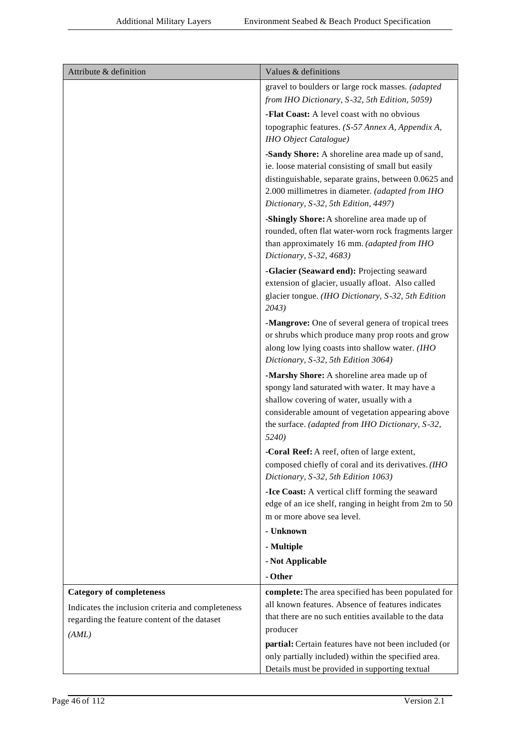| Attribute & definition | Values & definitions |
| --- | --- |
| | gravel to boulders or large rock masses. *(adapted from IHO Dictionary, S-32, 5th Edition, 5059)*<br>**-Flat Coast:** A level coast with no obvious topographic features. *(S-57 Annex A, Appendix A, IHO Object Catalogue)*<br>**-Sandy Shore:** A shoreline area made up of sand, ie. loose material consisting of small but easily distinguishable, separate grains, between 0.0625 and 2.000 millimetres in diameter. *(adapted from IHO Dictionary, S-32, 5th Edition, 4497)*<br>**-Shingly Shore:** A shoreline area made up of rounded, often flat water-worn rock fragments larger than approximately 16 mm. *(adapted from IHO Dictionary, S-32, 4683)*<br>**-Glacier (Seaward end):** Projecting seaward extension of glacier, usually afloat. Also called glacier tongue. *(IHO Dictionary, S-32, 5th Edition 2043)*<br>**-Mangrove:** One of several genera of tropical trees or shrubs which produce many prop roots and grow along low lying coasts into shallow water. *(IHO Dictionary, S-32, 5th Edition 3064)*<br>**-Marshy Shore:** A shoreline area made up of spongy land saturated with water. It may have a shallow covering of water, usually with a considerable amount of vegetation appearing above the surface. *(adapted from IHO Dictionary, S-32, 5240)*<br>**-Coral Reef:** A reef, often of large extent, composed chiefly of coral and its derivatives. *(IHO Dictionary, S-32, 5th Edition 1063)*<br>**-Ice Coast:** A vertical cliff forming the seaward edge of an ice shelf, ranging in height from 2m to 50 m or more above sea level.<br>**- Unknown**<br>**- Multiple**<br>**- Not Applicable**<br>**- Other** |
| **Category of completeness**<br>Indicates the inclusion criteria and completeness regarding the feature content of the dataset<br>*(AML)* | **complete:** The area specified has been populated for all known features. Absence of features indicates that there are no such entities available to the data producer<br>**partial:** Certain features have not been included (or only partially included) within the specified area. Details must be provided in supporting textual |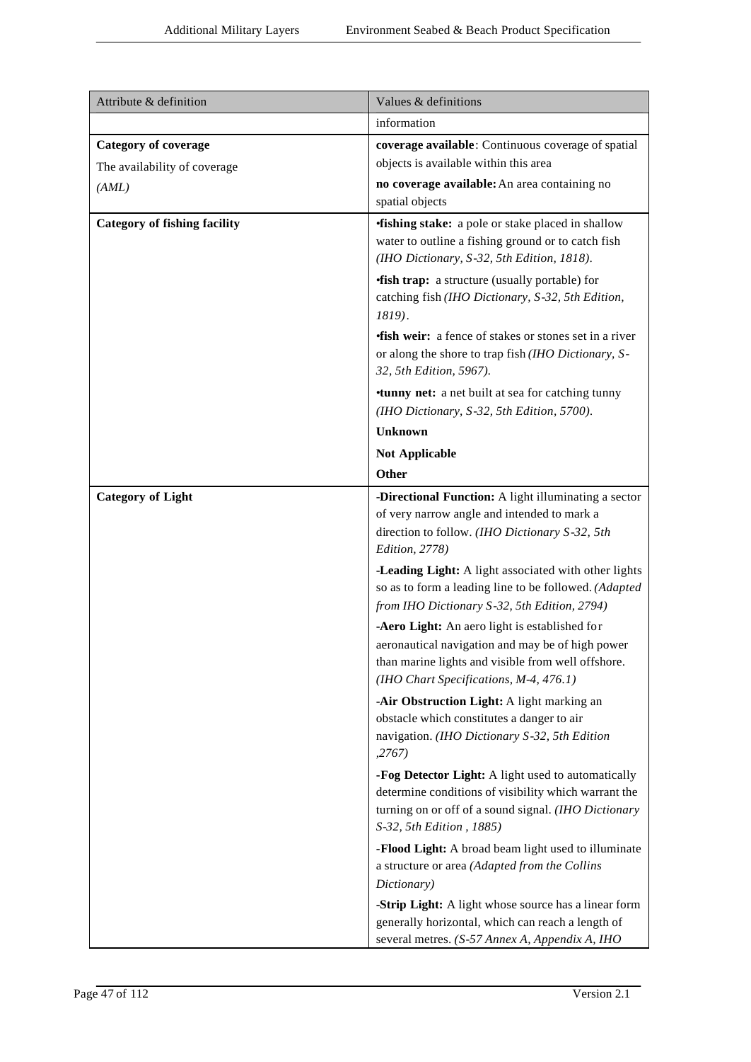| Attribute & definition | Values & definitions |
|---|---|
| | information |
| **Category of coverage**<br>The availability of coverage<br>*(AML)* | **coverage available**: Continuous coverage of spatial objects is available within this area<br>**no coverage available:** An area containing no spatial objects |
| **Category of fishing facility** | •**fishing stake:** a pole or stake placed in shallow water to outline a fishing ground or to catch fish *(IHO Dictionary, S-32, 5th Edition, 1818).*<br>•**fish trap:** a structure (usually portable) for catching fish *(IHO Dictionary, S-32, 5th Edition, 1819)*.<br>•**fish weir:** a fence of stakes or stones set in a river or along the shore to trap fish *(IHO Dictionary, S-32, 5th Edition, 5967).*<br>•**tunny net:** a net built at sea for catching tunny *(IHO Dictionary, S-32, 5th Edition, 5700).*<br>**Unknown**<br>**Not Applicable**<br>**Other** |
| **Category of Light** | -**Directional Function:** A light illuminating a sector of very narrow angle and intended to mark a direction to follow. *(IHO Dictionary S-32, 5th Edition, 2778)*<br>-**Leading Light:** A light associated with other lights so as to form a leading line to be followed. *(Adapted from IHO Dictionary S-32, 5th Edition, 2794)*<br>-**Aero Light:** An aero light is established for aeronautical navigation and may be of high power than marine lights and visible from well offshore. *(IHO Chart Specifications, M-4, 476.1)*<br>-**Air Obstruction Light:** A light marking an obstacle which constitutes a danger to air navigation. *(IHO Dictionary S-32, 5th Edition ,2767)*<br>-**Fog Detector Light:** A light used to automatically determine conditions of visibility which warrant the turning on or off of a sound signal. *(IHO Dictionary S-32, 5th Edition , 1885)*<br>-**Flood Light:** A broad beam light used to illuminate a structure or area *(Adapted from the Collins Dictionary)*<br>-**Strip Light:** A light whose source has a linear form generally horizontal, which can reach a length of several metres. *(S-57 Annex A, Appendix A, IHO* |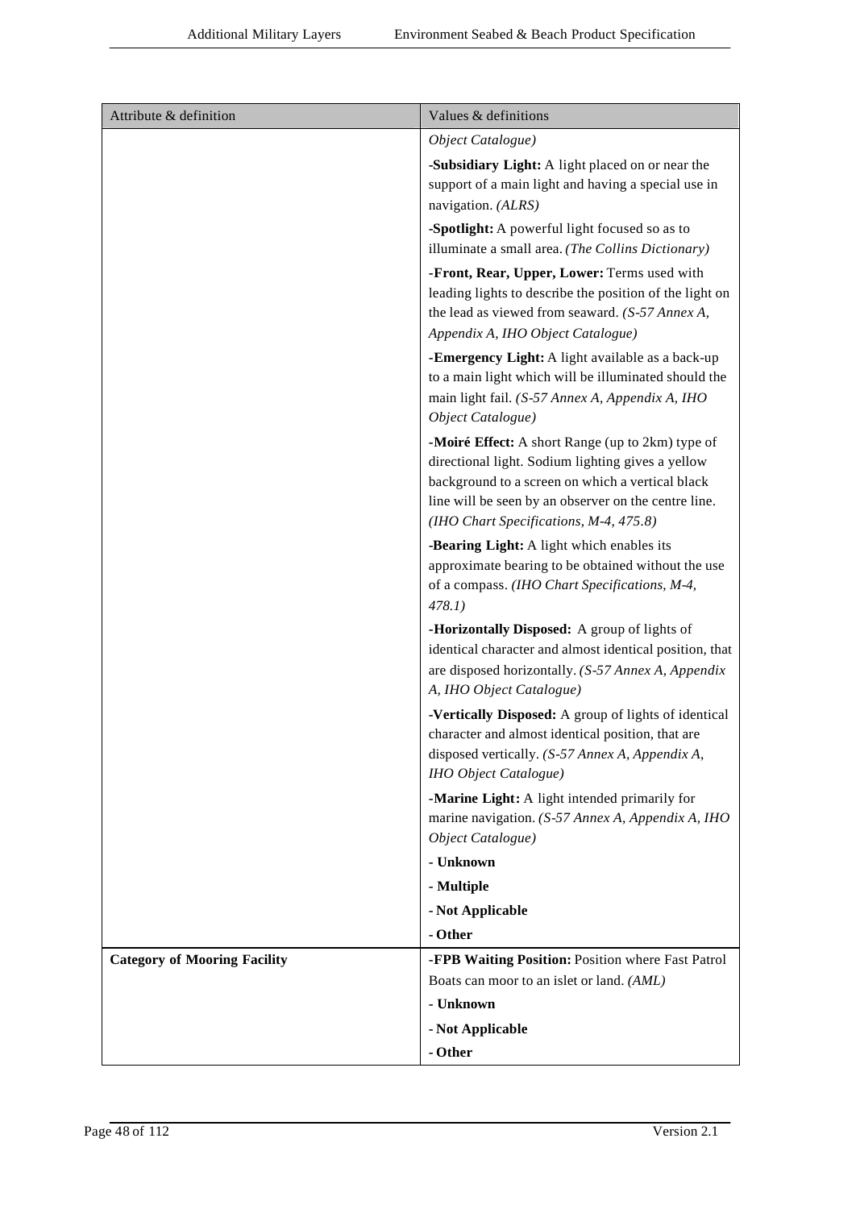| Attribute & definition | Values & definitions |
| --- | --- |
| | *Object Catalogue)* |
| | **-Subsidiary Light:** A light placed on or near the support of a main light and having a special use in navigation. *(ALRS)* |
| | **-Spotlight:** A powerful light focused so as to illuminate a small area. *(The Collins Dictionary)* |
| | **-Front, Rear, Upper, Lower:** Terms used with leading lights to describe the position of the light on the lead as viewed from seaward. *(S-57 Annex A, Appendix A, IHO Object Catalogue)* |
| | **-Emergency Light:** A light available as a back-up to a main light which will be illuminated should the main light fail. *(S-57 Annex A, Appendix A, IHO Object Catalogue)* |
| | **-Moiré Effect:** A short Range (up to 2km) type of directional light. Sodium lighting gives a yellow background to a screen on which a vertical black line will be seen by an observer on the centre line. *(IHO Chart Specifications, M-4, 475.8)* |
| | **-Bearing Light:** A light which enables its approximate bearing to be obtained without the use of a compass. *(IHO Chart Specifications, M-4, 478.1)* |
| | **-Horizontally Disposed:** A group of lights of identical character and almost identical position, that are disposed horizontally. *(S-57 Annex A, Appendix A, IHO Object Catalogue)* |
| | **-Vertically Disposed:** A group of lights of identical character and almost identical position, that are disposed vertically. *(S-57 Annex A, Appendix A, IHO Object Catalogue)* |
| | **-Marine Light:** A light intended primarily for marine navigation. *(S-57 Annex A, Appendix A, IHO Object Catalogue)* |
| | **- Unknown** |
| | **- Multiple** |
| | **- Not Applicable** |
| | **- Other** |
| **Category of Mooring Facility** | **-FPB Waiting Position:** Position where Fast Patrol Boats can moor to an islet or land. *(AML)* |
| | **- Unknown** |
| | **- Not Applicable** |
| | **- Other** |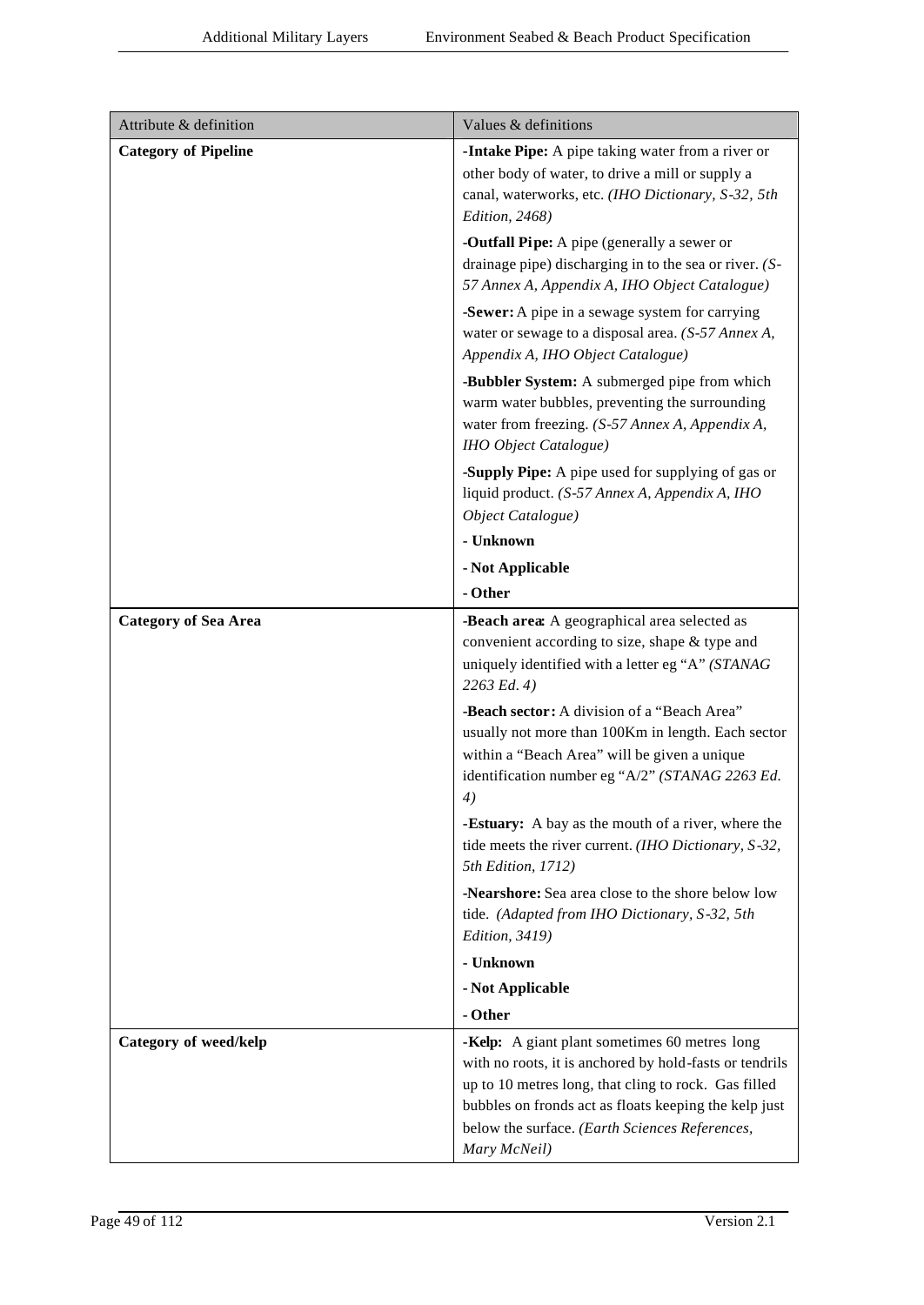| Attribute & definition | Values & definitions |
|---|---|
| **Category of Pipeline** | **-Intake Pipe:** A pipe taking water from a river or other body of water, to drive a mill or supply a canal, waterworks, etc. *(IHO Dictionary, S-32, 5th Edition, 2468)* |
| | **-Outfall Pipe:** A pipe (generally a sewer or drainage pipe) discharging in to the sea or river. *(S-57 Annex A, Appendix A, IHO Object Catalogue)* |
| | **-Sewer:** A pipe in a sewage system for carrying water or sewage to a disposal area. *(S-57 Annex A, Appendix A, IHO Object Catalogue)* |
| | **-Bubbler System:** A submerged pipe from which warm water bubbles, preventing the surrounding water from freezing. *(S-57 Annex A, Appendix A, IHO Object Catalogue)* |
| | **-Supply Pipe:** A pipe used for supplying of gas or liquid product. *(S-57 Annex A, Appendix A, IHO Object Catalogue)* |
| | **- Unknown** |
| | **- Not Applicable** |
| | **- Other** |
| **Category of Sea Area** | **-Beach area:** A geographical area selected as convenient according to size, shape & type and uniquely identified with a letter eg "A" *(STANAG 2263 Ed. 4)* |
| | **-Beach sector:** A division of a "Beach Area" usually not more than 100Km in length. Each sector within a "Beach Area" will be given a unique identification number eg "A/2" *(STANAG 2263 Ed. 4)* |
| | **-Estuary:** A bay as the mouth of a river, where the tide meets the river current. *(IHO Dictionary, S-32, 5th Edition, 1712)* |
| | **-Nearshore:** Sea area close to the shore below low tide. *(Adapted from IHO Dictionary, S-32, 5th Edition, 3419)* |
| | **- Unknown** |
| | **- Not Applicable** |
| | **- Other** |
| **Category of weed/kelp** | **-Kelp:** A giant plant sometimes 60 metres long with no roots, it is anchored by hold-fasts or tendrils up to 10 metres long, that cling to rock. Gas filled bubbles on fronds act as floats keeping the kelp just below the surface. *(Earth Sciences References, Mary McNeil)* |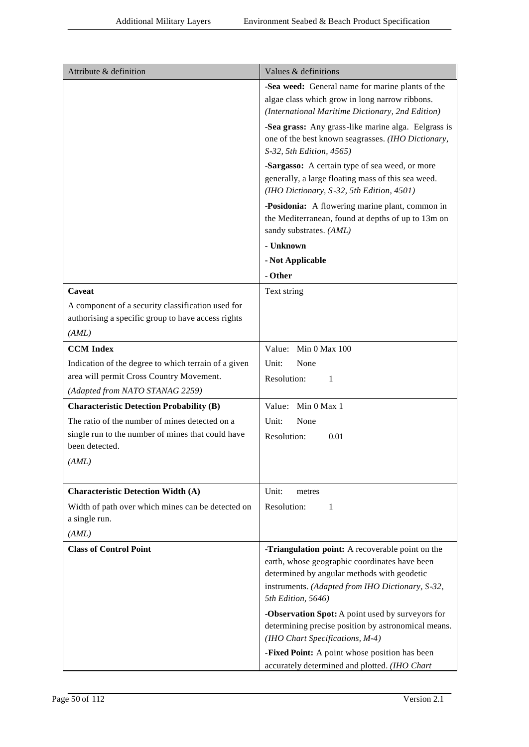| Attribute & definition | Values & definitions |
|---|---|
| | **-Sea weed:** General name for marine plants of the algae class which grow in long narrow ribbons. *(International Maritime Dictionary, 2nd Edition)*<br><br>**-Sea grass:** Any grass-like marine alga. Eelgrass is one of the best known seagrasses. *(IHO Dictionary, S-32, 5th Edition, 4565)*<br><br>**-Sargasso:** A certain type of sea weed, or more generally, a large floating mass of this sea weed. *(IHO Dictionary, S-32, 5th Edition, 4501)*<br><br>**-Posidonia:** A flowering marine plant, common in the Mediterranean, found at depths of up to 13m on sandy substrates. *(AML)*<br><br>**- Unknown**<br><br>**- Not Applicable**<br><br>**- Other** |
| **Caveat**<br><br>A component of a security classification used for authorising a specific group to have access rights<br><br>*(AML)* | Text string |
| **CCM Index**<br><br>Indication of the degree to which terrain of a given area will permit Cross Country Movement.<br><br>*(Adapted from NATO STANAG 2259)* | Value: Min 0 Max 100<br><br>Unit: None<br><br>Resolution: 1 |
| **Characteristic Detection Probability (B)**<br><br>The ratio of the number of mines detected on a single run to the number of mines that could have been detected.<br><br>*(AML)* | Value: Min 0 Max 1<br><br>Unit: None<br><br>Resolution: 0.01 |
| **Characteristic Detection Width (A)**<br><br>Width of path over which mines can be detected on a single run.<br><br>*(AML)* | Unit: metres<br><br>Resolution: 1 |
| **Class of Control Point** | **-Triangulation point:** A recoverable point on the earth, whose geographic coordinates have been determined by angular methods with geodetic instruments. *(Adapted from IHO Dictionary, S-32, 5th Edition, 5646)*<br><br>**-Observation Spot:** A point used by surveyors for determining precise position by astronomical means. *(IHO Chart Specifications, M-4)*<br><br>**-Fixed Point:** A point whose position has been accurately determined and plotted. *(IHO Chart* |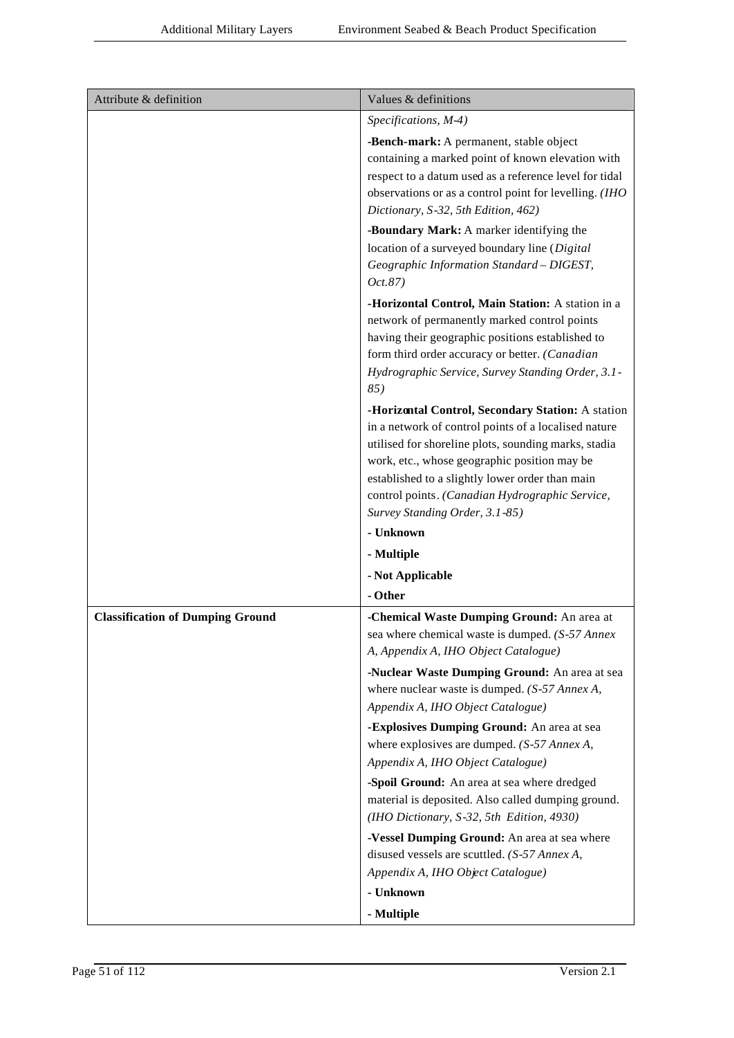| Attribute & definition | Values & definitions |
|---|---|
| | *Specifications, M-4)* |
| | **-Bench-mark:** A permanent, stable object containing a marked point of known elevation with respect to a datum used as a reference level for tidal observations or as a control point for levelling. *(IHO Dictionary, S-32, 5th Edition, 462)* |
| | **-Boundary Mark:** A marker identifying the location of a surveyed boundary line (*Digital Geographic Information Standard – DIGEST, Oct.87)* |
| | **-Horizontal Control, Main Station:** A station in a network of permanently marked control points having their geographic positions established to form third order accuracy or better. *(Canadian Hydrographic Service, Survey Standing Order, 3.1-85)* |
| | **-Horizontal Control, Secondary Station:** A station in a network of control points of a localised nature utilised for shoreline plots, sounding marks, stadia work, etc., whose geographic position may be established to a slightly lower order than main control points. *(Canadian Hydrographic Service, Survey Standing Order, 3.1-85)* |
| | **- Unknown** |
| | **- Multiple** |
| | **- Not Applicable** |
| | **- Other** |
| **Classification of Dumping Ground** | **-Chemical Waste Dumping Ground:** An area at sea where chemical waste is dumped. *(S-57 Annex A, Appendix A, IHO Object Catalogue)* |
| | **-Nuclear Waste Dumping Ground:** An area at sea where nuclear waste is dumped. *(S-57 Annex A, Appendix A, IHO Object Catalogue)* |
| | **-Explosives Dumping Ground:** An area at sea where explosives are dumped. *(S-57 Annex A, Appendix A, IHO Object Catalogue)* |
| | **-Spoil Ground:** An area at sea where dredged material is deposited. Also called dumping ground. *(IHO Dictionary, S-32, 5th Edition, 4930)* |
| | **-Vessel Dumping Ground:** An area at sea where disused vessels are scuttled. *(S-57 Annex A, Appendix A, IHO Object Catalogue)* |
| | **- Unknown** |
| | **- Multiple** |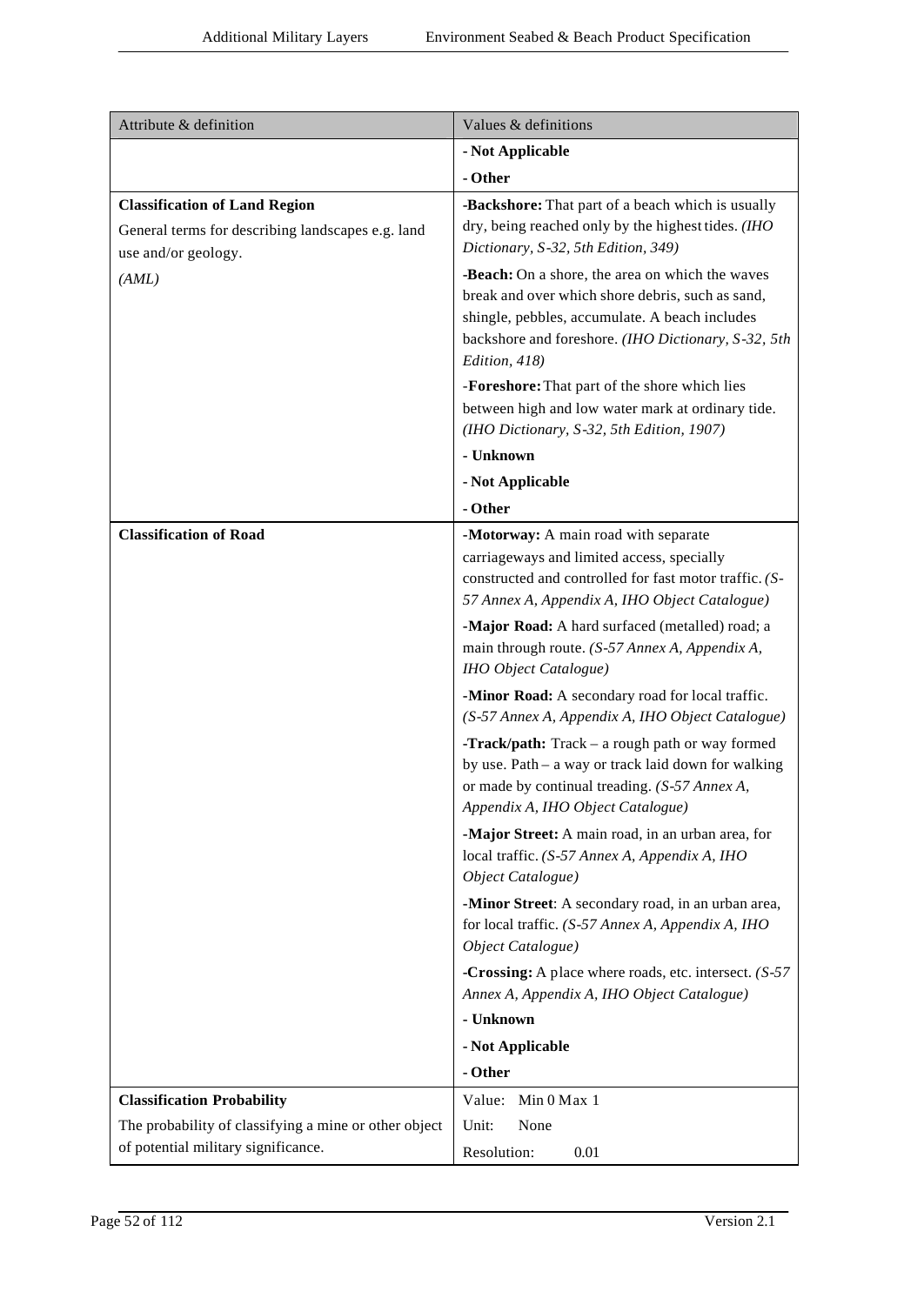| Attribute & definition | Values & definitions |
|---|---|
| | **- Not Applicable** |
| | **- Other** |
| **Classification of Land Region**<br>General terms for describing landscapes e.g. land use and/or geology.<br>*(AML)* | **-Backshore:** That part of a beach which is usually dry, being reached only by the highest tides. *(IHO Dictionary, S-32, 5th Edition, 349)* |
| | **-Beach:** On a shore, the area on which the waves break and over which shore debris, such as sand, shingle, pebbles, accumulate. A beach includes backshore and foreshore. *(IHO Dictionary, S-32, 5th Edition, 418)* |
| | **-Foreshore:** That part of the shore which lies between high and low water mark at ordinary tide. *(IHO Dictionary, S-32, 5th Edition, 1907)* |
| | **- Unknown** |
| | **- Not Applicable** |
| | **- Other** |
| **Classification of Road** | **-Motorway:** A main road with separate carriageways and limited access, specially constructed and controlled for fast motor traffic. *(S-57 Annex A, Appendix A, IHO Object Catalogue)* |
| | **-Major Road:** A hard surfaced (metalled) road; a main through route. *(S-57 Annex A, Appendix A, IHO Object Catalogue)* |
| | **-Minor Road:** A secondary road for local traffic. *(S-57 Annex A, Appendix A, IHO Object Catalogue)* |
| | **-Track/path:** Track – a rough path or way formed by use. Path – a way or track laid down for walking or made by continual treading. *(S-57 Annex A, Appendix A, IHO Object Catalogue)* |
| | **-Major Street:** A main road, in an urban area, for local traffic. *(S-57 Annex A, Appendix A, IHO Object Catalogue)* |
| | **-Minor Street**: A secondary road, in an urban area, for local traffic. *(S-57 Annex A, Appendix A, IHO Object Catalogue)* |
| | **-Crossing:** A place where roads, etc. intersect. *(S-57 Annex A, Appendix A, IHO Object Catalogue)* |
| | **- Unknown** |
| | **- Not Applicable** |
| | **- Other** |
| **Classification Probability**<br>The probability of classifying a mine or other object of potential military significance. | Value: Min 0 Max 1<br>Unit: None<br>Resolution: 0.01 |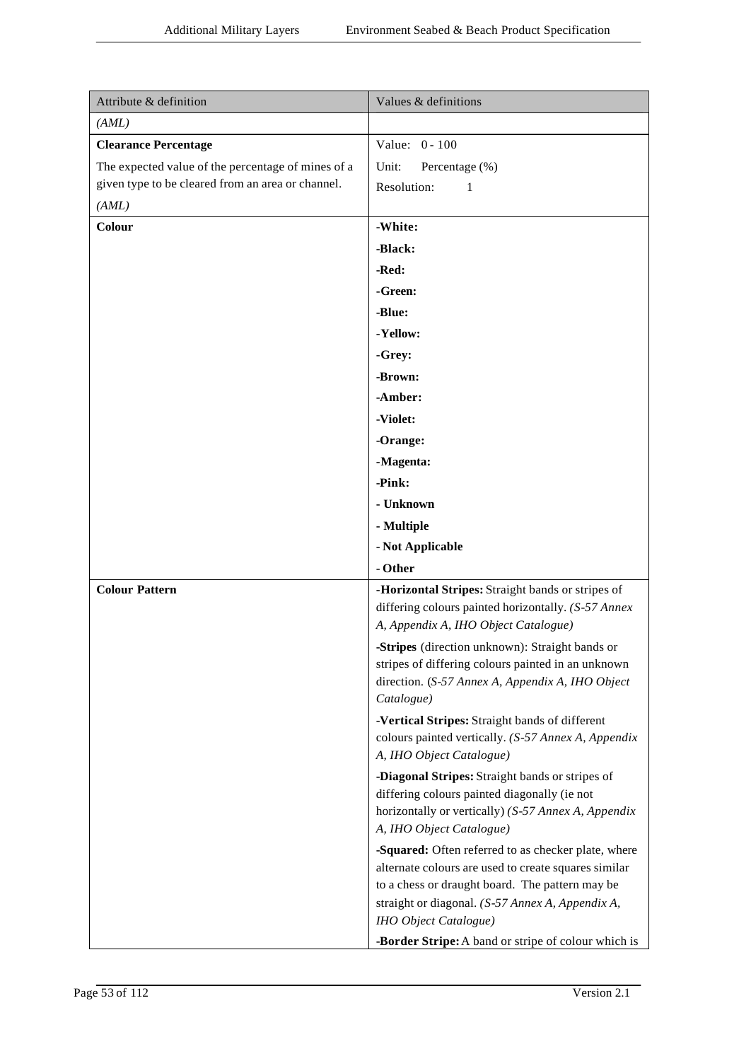| Attribute & definition | Values & definitions |
| --- | --- |
| *(AML)* | |
| **Clearance Percentage**<br>The expected value of the percentage of mines of a given type to be cleared from an area or channel.<br>*(AML)* | Value: 0 - 100<br>Unit: Percentage (%)<br>Resolution: 1 |
| **Colour** | **-White:**<br>**-Black:**<br>**-Red:**<br>**-Green:**<br>**-Blue:**<br>**-Yellow:**<br>**-Grey:**<br>**-Brown:**<br>**-Amber:**<br>**-Violet:**<br>**-Orange:**<br>**-Magenta:**<br>**-Pink:**<br>**- Unknown**<br>**- Multiple**<br>**- Not Applicable**<br>**- Other** |
| **Colour Pattern** | **-Horizontal Stripes:** Straight bands or stripes of differing colours painted horizontally. *(S-57 Annex A, Appendix A, IHO Object Catalogue)*<br>**-Stripes** (direction unknown): Straight bands or stripes of differing colours painted in an unknown direction. (*S-57 Annex A, Appendix A, IHO Object Catalogue)*<br>**-Vertical Stripes:** Straight bands of different colours painted vertically. *(S-57 Annex A, Appendix A, IHO Object Catalogue)*<br>**-Diagonal Stripes:** Straight bands or stripes of differing colours painted diagonally (ie not horizontally or vertically) *(S-57 Annex A, Appendix A, IHO Object Catalogue)*<br>**-Squared:** Often referred to as checker plate, where alternate colours are used to create squares similar to a chess or draught board. The pattern may be straight or diagonal. *(S-57 Annex A, Appendix A, IHO Object Catalogue)*<br>**-Border Stripe:** A band or stripe of colour which is |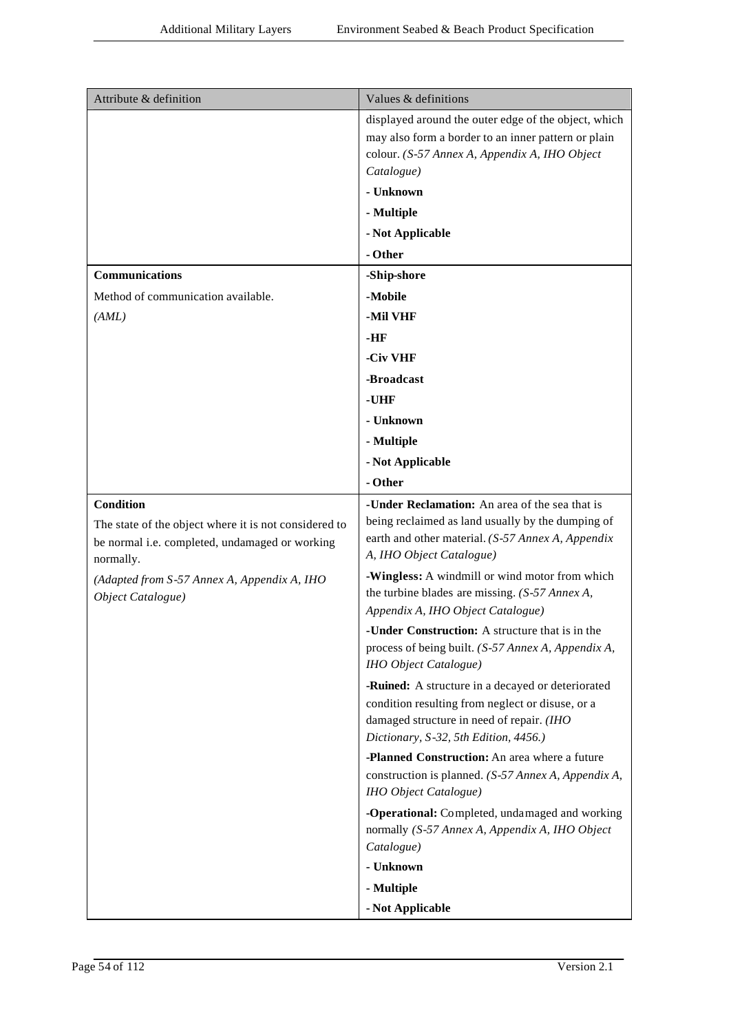| Attribute & definition | Values & definitions |
| --- | --- |
| | displayed around the outer edge of the object, which may also form a border to an inner pattern or plain colour. *(S-57 Annex A, Appendix A, IHO Object Catalogue)* <br> **- Unknown** <br> **- Multiple** <br> **- Not Applicable** <br> **- Other** |
| **Communications** <br> Method of communication available. <br> *(AML)* | **-Ship-shore** <br> **-Mobile** <br> **-Mil VHF** <br> **-HF** <br> **-Civ VHF** <br> **-Broadcast** <br> **-UHF** <br> **- Unknown** <br> **- Multiple** <br> **- Not Applicable** <br> **- Other** |
| **Condition** <br> The state of the object where it is not considered to be normal i.e. completed, undamaged or working normally. <br> *(Adapted from S-57 Annex A, Appendix A, IHO Object Catalogue)* | **-Under Reclamation:** An area of the sea that is being reclaimed as land usually by the dumping of earth and other material. *(S-57 Annex A, Appendix A, IHO Object Catalogue)* <br> **-Wingless:** A windmill or wind motor from which the turbine blades are missing. *(S-57 Annex A, Appendix A, IHO Object Catalogue)* <br> **-Under Construction:** A structure that is in the process of being built. *(S-57 Annex A, Appendix A, IHO Object Catalogue)* <br> **-Ruined:** A structure in a decayed or deteriorated condition resulting from neglect or disuse, or a damaged structure in need of repair. *(IHO Dictionary, S-32, 5th Edition, 4456.)* <br> **-Planned Construction:** An area where a future construction is planned. *(S-57 Annex A, Appendix A, IHO Object Catalogue)* <br> **-Operational:** Completed, undamaged and working normally *(S-57 Annex A, Appendix A, IHO Object Catalogue)* <br> **- Unknown** <br> **- Multiple** <br> **- Not Applicable** |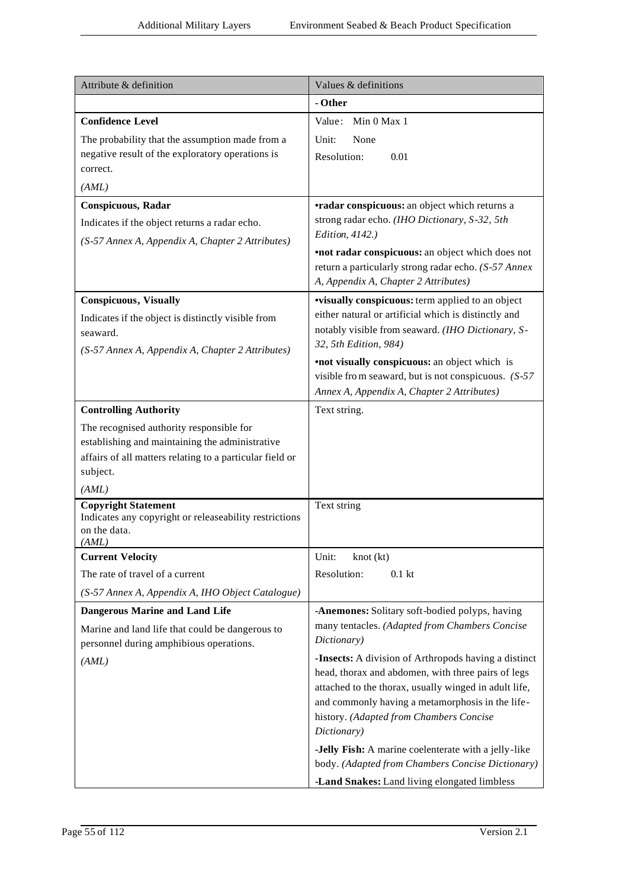| Attribute & definition | Values & definitions |
|---|---|
| | **- Other** |
| **Confidence Level**<br><br>The probability that the assumption made from a negative result of the exploratory operations is correct.<br><br>*(AML)* | Value: Min 0 Max 1<br><br>Unit: None<br><br>Resolution: 0.01 |
| **Conspicuous, Radar**<br><br>Indicates if the object returns a radar echo.<br><br>*(S-57 Annex A, Appendix A, Chapter 2 Attributes)* | •**radar conspicuous:** an object which returns a strong radar echo. *(IHO Dictionary, S-32, 5th Edition, 4142.)*<br><br>•**not radar conspicuous:** an object which does not return a particularly strong radar echo. *(S-57 Annex A, Appendix A, Chapter 2 Attributes)* |
| **Conspicuous, Visually**<br><br>Indicates if the object is distinctly visible from seaward.<br><br>*(S-57 Annex A, Appendix A, Chapter 2 Attributes)* | •**visually conspicuous:** term applied to an object either natural or artificial which is distinctly and notably visible from seaward. *(IHO Dictionary, S-32, 5th Edition, 984)*<br><br>•**not visually conspicuous:** an object which is visible from seaward, but is not conspicuous. *(S-57 Annex A, Appendix A, Chapter 2 Attributes)* |
| **Controlling Authority**<br><br>The recognised authority responsible for establishing and maintaining the administrative affairs of all matters relating to a particular field or subject.<br><br>*(AML)* | Text string. |
| **Copyright Statement**<br>Indicates any copyright or releaseability restrictions on the data.<br>*(AML)* | Text string |
| **Current Velocity**<br><br>The rate of travel of a current<br><br>*(S-57 Annex A, Appendix A, IHO Object Catalogue)* | Unit: knot (kt)<br><br>Resolution: 0.1 kt |
| **Dangerous Marine and Land Life**<br><br>Marine and land life that could be dangerous to personnel during amphibious operations.<br><br>*(AML)* | -**Anemones:** Solitary soft-bodied polyps, having many tentacles. *(Adapted from Chambers Concise Dictionary)*<br><br>-**Insects:** A division of Arthropods having a distinct head, thorax and abdomen, with three pairs of legs attached to the thorax, usually winged in adult life, and commonly having a metamorphosis in the life-history. *(Adapted from Chambers Concise Dictionary)*<br><br>-**Jelly Fish:** A marine coelenterate with a jelly-like body. *(Adapted from Chambers Concise Dictionary)*<br><br>-**Land Snakes:** Land living elongated limbless |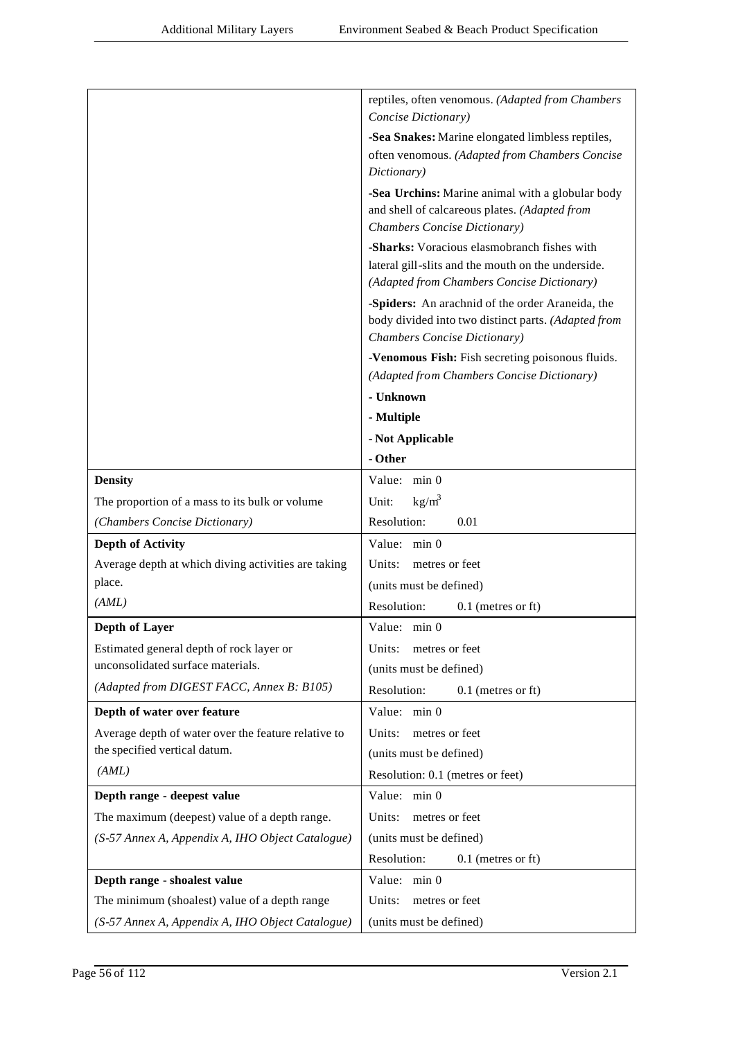| | |
|---|---|
| | reptiles, often venomous. *(Adapted from Chambers Concise Dictionary)*<br>**-Sea Snakes:** Marine elongated limbless reptiles, often venomous. *(Adapted from Chambers Concise Dictionary)*<br>**-Sea Urchins:** Marine animal with a globular body and shell of calcareous plates. *(Adapted from Chambers Concise Dictionary)*<br>**-Sharks:** Voracious elasmobranch fishes with lateral gill-slits and the mouth on the underside. *(Adapted from Chambers Concise Dictionary)*<br>**-Spiders:** An arachnid of the order Araneida, the body divided into two distinct parts. *(Adapted from Chambers Concise Dictionary)*<br>**-Venomous Fish:** Fish secreting poisonous fluids. *(Adapted from Chambers Concise Dictionary)*<br>**- Unknown**<br>**- Multiple**<br>**- Not Applicable**<br>**- Other** |
| **Density**<br>The proportion of a mass to its bulk or volume<br>*(Chambers Concise Dictionary)* | Value: min 0<br>Unit: $kg/m^3$<br>Resolution: 0.01 |
| **Depth of Activity**<br>Average depth at which diving activities are taking place.<br>*(AML)* | Value: min 0<br>Units: metres or feet<br>(units must be defined)<br>Resolution: 0.1 (metres or ft) |
| **Depth of Layer**<br>Estimated general depth of rock layer or unconsolidated surface materials.<br>*(Adapted from DIGEST FACC, Annex B: B105)* | Value: min 0<br>Units: metres or feet<br>(units must be defined)<br>Resolution: 0.1 (metres or ft) |
| **Depth of water over feature**<br>Average depth of water over the feature relative to the specified vertical datum.<br>*(AML)* | Value: min 0<br>Units: metres or feet<br>(units must be defined)<br>Resolution: 0.1 (metres or feet) |
| **Depth range - deepest value**<br>The maximum (deepest) value of a depth range.<br>*(S-57 Annex A, Appendix A, IHO Object Catalogue)* | Value: min 0<br>Units: metres or feet<br>(units must be defined)<br>Resolution: 0.1 (metres or ft) |
| **Depth range - shoalest value**<br>The minimum (shoalest) value of a depth range<br>*(S-57 Annex A, Appendix A, IHO Object Catalogue)* | Value: min 0<br>Units: metres or feet<br>(units must be defined) |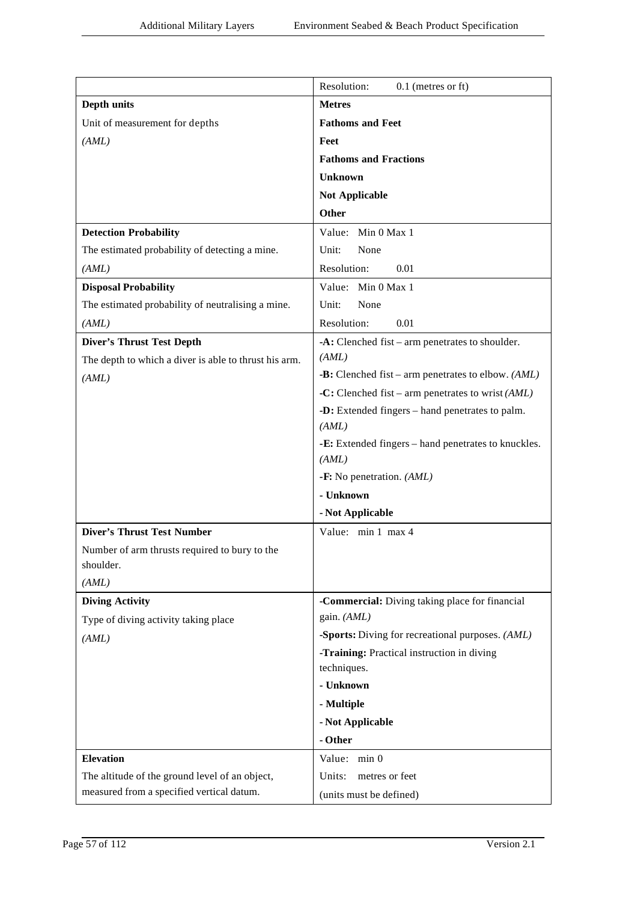| | |
|---|---|
| | Resolution: 0.1 (metres or ft) |
| **Depth units**<br>Unit of measurement for depths<br>*(AML)* | **Metres**<br>**Fathoms and Feet**<br>**Feet**<br>**Fathoms and Fractions**<br>**Unknown**<br>**Not Applicable**<br>**Other** |
| **Detection Probability**<br>The estimated probability of detecting a mine.<br>*(AML)* | Value: Min 0 Max 1<br>Unit: None<br>Resolution: 0.01 |
| **Disposal Probability**<br>The estimated probability of neutralising a mine.<br>*(AML)* | Value: Min 0 Max 1<br>Unit: None<br>Resolution: 0.01 |
| **Diver's Thrust Test Depth**<br>The depth to which a diver is able to thrust his arm.<br>*(AML)* | **-A:** Clenched fist – arm penetrates to shoulder. *(AML)*<br>**-B:** Clenched fist – arm penetrates to elbow. *(AML)*<br>**-C:** Clenched fist – arm penetrates to wrist *(AML)*<br>**-D:** Extended fingers – hand penetrates to palm. *(AML)*<br>**-E:** Extended fingers – hand penetrates to knuckles. *(AML)*<br>**-F:** No penetration. *(AML)*<br>**- Unknown**<br>**- Not Applicable** |
| **Diver's Thrust Test Number**<br>Number of arm thrusts required to bury to the shoulder.<br>*(AML)* | Value: min 1 max 4 |
| **Diving Activity**<br>Type of diving activity taking place<br>*(AML)* | **-Commercial:** Diving taking place for financial gain. *(AML)*<br>**-Sports:** Diving for recreational purposes. *(AML)*<br>**-Training:** Practical instruction in diving techniques.<br>**- Unknown**<br>**- Multiple**<br>**- Not Applicable**<br>**- Other** |
| **Elevation**<br>The altitude of the ground level of an object, measured from a specified vertical datum. | Value: min 0<br>Units: metres or feet<br>(units must be defined) |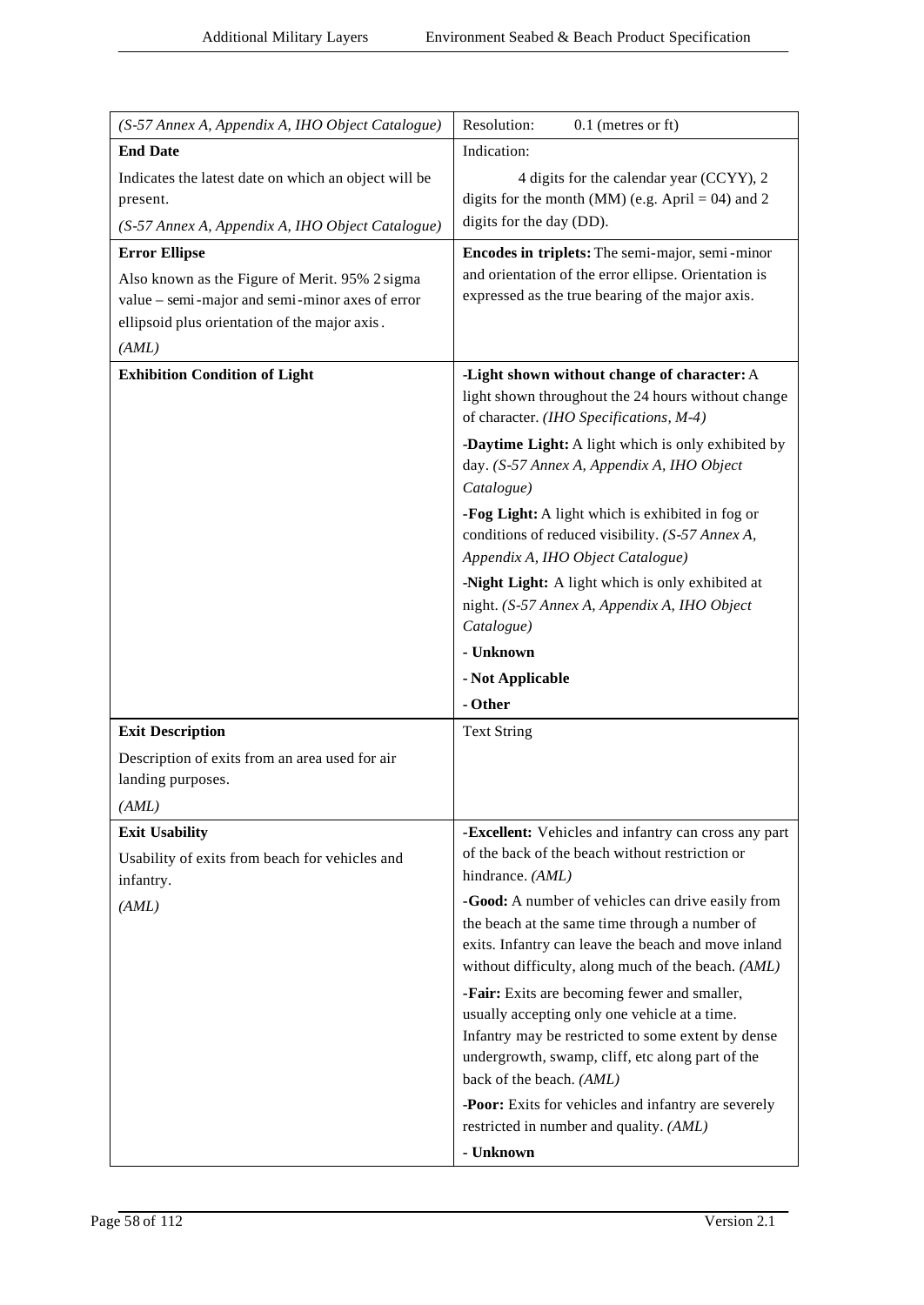| | |
|---|---|
| *(S-57 Annex A, Appendix A, IHO Object Catalogue)* | Resolution: 0.1 (metres or ft) |
| **End Date**<br><br>Indicates the latest date on which an object will be present.<br><br>*(S-57 Annex A, Appendix A, IHO Object Catalogue)* | Indication:<br><br>4 digits for the calendar year (CCYY), 2 digits for the month (MM) (e.g. April = 04) and 2 digits for the day (DD). |
| **Error Ellipse**<br><br>Also known as the Figure of Merit. 95% 2 sigma value – semi-major and semi-minor axes of error ellipsoid plus orientation of the major axis.<br><br>*(AML)* | **Encodes in triplets:** The semi-major, semi-minor and orientation of the error ellipse. Orientation is expressed as the true bearing of the major axis. |
| **Exhibition Condition of Light** | **-Light shown without change of character:** A light shown throughout the 24 hours without change of character. *(IHO Specifications, M-4)*<br><br>**-Daytime Light:** A light which is only exhibited by day. *(S-57 Annex A, Appendix A, IHO Object Catalogue)*<br><br>**-Fog Light:** A light which is exhibited in fog or conditions of reduced visibility. *(S-57 Annex A, Appendix A, IHO Object Catalogue)*<br><br>**-Night Light:** A light which is only exhibited at night. *(S-57 Annex A, Appendix A, IHO Object Catalogue)*<br><br>**- Unknown**<br><br>**- Not Applicable**<br><br>**- Other** |
| **Exit Description**<br><br>Description of exits from an area used for air landing purposes.<br><br>*(AML)* | Text String |
| **Exit Usability**<br><br>Usability of exits from beach for vehicles and infantry.<br><br>*(AML)* | **-Excellent:** Vehicles and infantry can cross any part of the back of the beach without restriction or hindrance. *(AML)*<br><br>**-Good:** A number of vehicles can drive easily from the beach at the same time through a number of exits. Infantry can leave the beach and move inland without difficulty, along much of the beach. *(AML)*<br><br>**-Fair:** Exits are becoming fewer and smaller, usually accepting only one vehicle at a time. Infantry may be restricted to some extent by dense undergrowth, swamp, cliff, etc along part of the back of the beach. *(AML)*<br><br>**-Poor:** Exits for vehicles and infantry are severely restricted in number and quality. *(AML)*<br><br>**- Unknown** |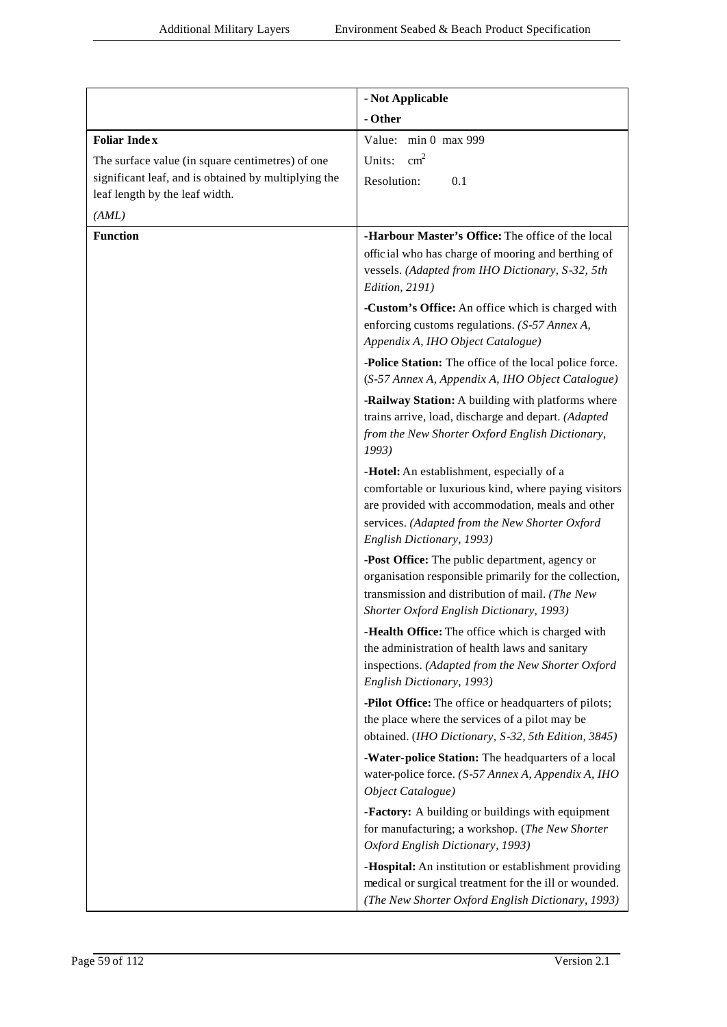| | |
|---|---|
| | **- Not Applicable**<br>**- Other** |
| **Foliar Index**<br>The surface value (in square centimetres) of one significant leaf, and is obtained by multiplying the leaf length by the leaf width.<br>*(AML)* | Value: min 0 max 999<br>Units: $cm^2$<br>Resolution: 0.1 |
| **Function** | **-Harbour Master's Office:** The office of the local official who has charge of mooring and berthing of vessels. *(Adapted from IHO Dictionary, S-32, 5th Edition, 2191)*<br><br>**-Custom's Office:** An office which is charged with enforcing customs regulations. *(S-57 Annex A, Appendix A, IHO Object Catalogue)*<br><br>**-Police Station:** The office of the local police force. (*S-57 Annex A, Appendix A, IHO Object Catalogue)*<br><br>**-Railway Station:** A building with platforms where trains arrive, load, discharge and depart. *(Adapted from the New Shorter Oxford English Dictionary, 1993)*<br><br>**-Hotel:** An establishment, especially of a comfortable or luxurious kind, where paying visitors are provided with accommodation, meals and other services. *(Adapted from the New Shorter Oxford English Dictionary, 1993)*<br><br>**-Post Office:** The public department, agency or organisation responsible primarily for the collection, transmission and distribution of mail. *(The New Shorter Oxford English Dictionary, 1993)*<br><br>**-Health Office:** The office which is charged with the administration of health laws and sanitary inspections. *(Adapted from the New Shorter Oxford English Dictionary, 1993)*<br><br>**-Pilot Office:** The office or headquarters of pilots; the place where the services of a pilot may be obtained. (*IHO Dictionary, S-32, 5th Edition, 3845)*<br><br>**-Water-police Station:** The headquarters of a local water-police force. *(S-57 Annex A, Appendix A, IHO Object Catalogue)*<br><br>**-Factory:** A building or buildings with equipment for manufacturing; a workshop. (*The New Shorter Oxford English Dictionary, 1993)*<br><br>**-Hospital:** An institution or establishment providing medical or surgical treatment for the ill or wounded. *(The New Shorter Oxford English Dictionary, 1993)* |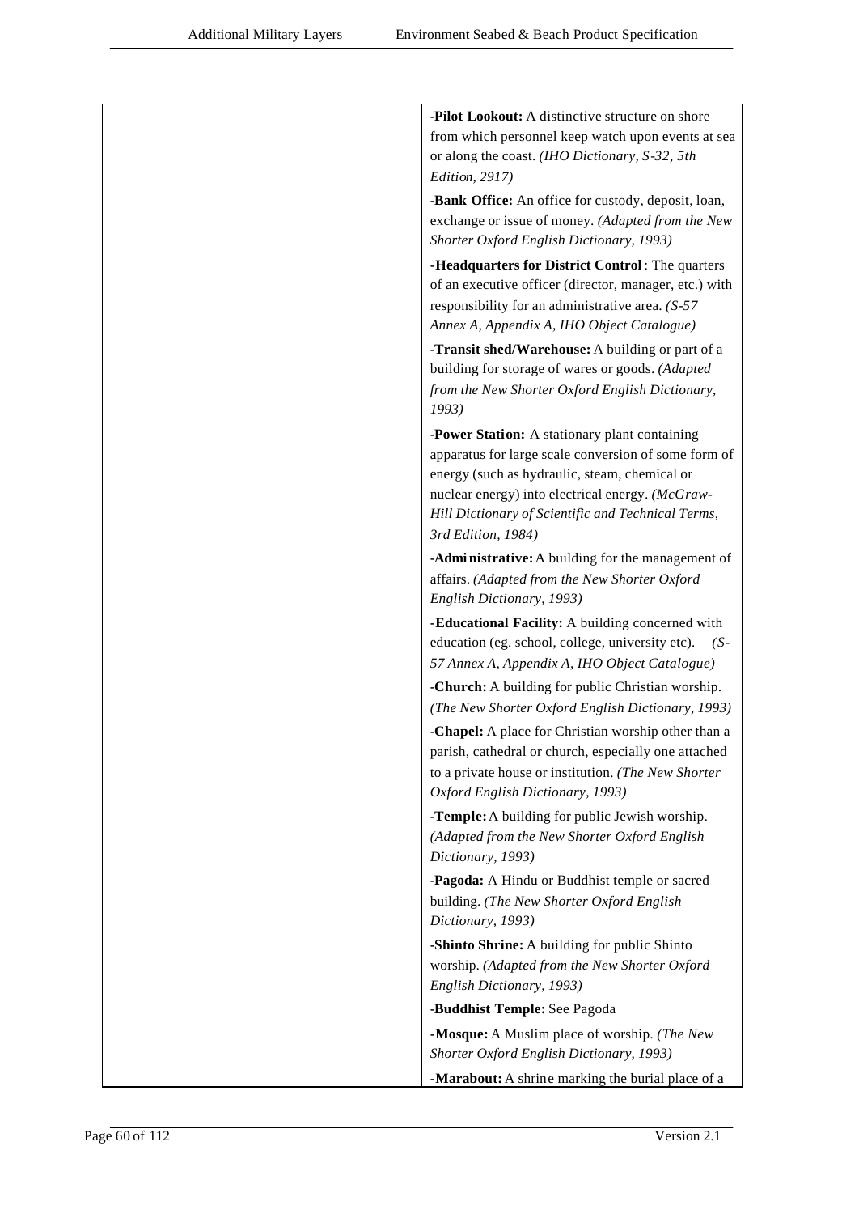| | |
|---|---|
| | **-Pilot Lookout:** A distinctive structure on shore from which personnel keep watch upon events at sea or along the coast. *(IHO Dictionary, S-32, 5th Edition, 2917)*<br><br>**-Bank Office:** An office for custody, deposit, loan, exchange or issue of money. *(Adapted from the New Shorter Oxford English Dictionary, 1993)*<br><br>**-Headquarters for District Control**: The quarters of an executive officer (director, manager, etc.) with responsibility for an administrative area. *(S-57 Annex A, Appendix A, IHO Object Catalogue)*<br><br>**-Transit shed/Warehouse:** A building or part of a building for storage of wares or goods. *(Adapted from the New Shorter Oxford English Dictionary, 1993)*<br><br>**-Power Station:** A stationary plant containing apparatus for large scale conversion of some form of energy (such as hydraulic, steam, chemical or nuclear energy) into electrical energy. *(McGraw-Hill Dictionary of Scientific and Technical Terms, 3rd Edition, 1984)*<br><br>**-Administrative:** A building for the management of affairs. *(Adapted from the New Shorter Oxford English Dictionary, 1993)*<br><br>**-Educational Facility:** A building concerned with education (eg. school, college, university etc). *(S-57 Annex A, Appendix A, IHO Object Catalogue)*<br><br>**-Church:** A building for public Christian worship. *(The New Shorter Oxford English Dictionary, 1993)*<br><br>**-Chapel:** A place for Christian worship other than a parish, cathedral or church, especially one attached to a private house or institution. *(The New Shorter Oxford English Dictionary, 1993)*<br><br>**-Temple:** A building for public Jewish worship. *(Adapted from the New Shorter Oxford English Dictionary, 1993)*<br><br>**-Pagoda:** A Hindu or Buddhist temple or sacred building. *(The New Shorter Oxford English Dictionary, 1993)*<br><br>**-Shinto Shrine:** A building for public Shinto worship. *(Adapted from the New Shorter Oxford English Dictionary, 1993)*<br><br>**-Buddhist Temple:** See Pagoda<br><br>**-Mosque:** A Muslim place of worship. *(The New Shorter Oxford English Dictionary, 1993)*<br><br>**-Marabout:** A shrine marking the burial place of a |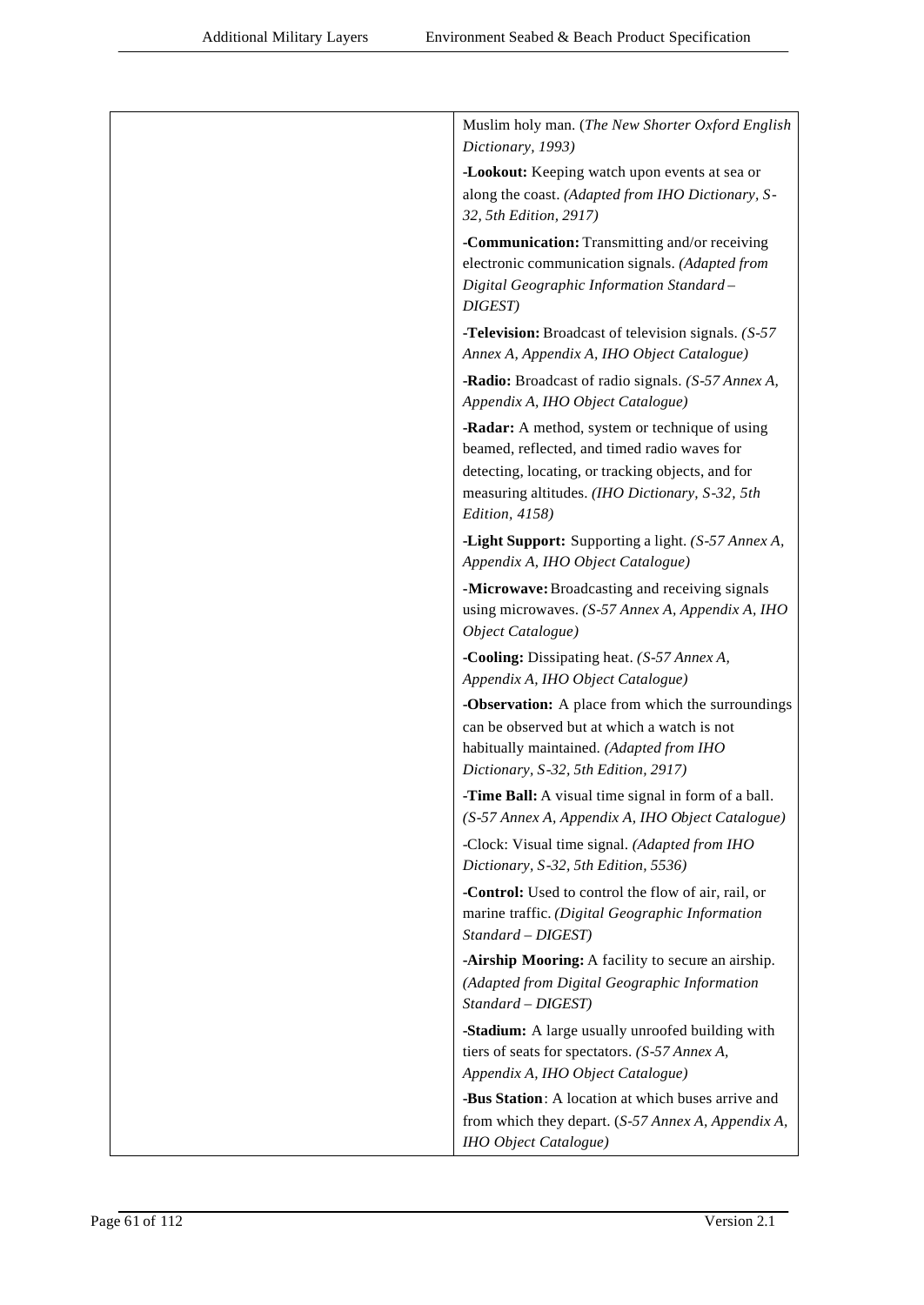| | |
|---|---|
| | Muslim holy man. (*The New Shorter Oxford English Dictionary, 1993)*<br><br>**-Lookout:** Keeping watch upon events at sea or along the coast. *(Adapted from IHO Dictionary, S-32, 5th Edition, 2917)*<br><br>**-Communication:** Transmitting and/or receiving electronic communication signals. *(Adapted from Digital Geographic Information Standard – DIGEST)*<br><br>**-Television:** Broadcast of television signals. *(S-57 Annex A, Appendix A, IHO Object Catalogue)*<br><br>**-Radio:** Broadcast of radio signals. *(S-57 Annex A, Appendix A, IHO Object Catalogue)*<br><br>**-Radar:** A method, system or technique of using beamed, reflected, and timed radio waves for detecting, locating, or tracking objects, and for measuring altitudes. *(IHO Dictionary, S-32, 5th Edition, 4158)*<br><br>**-Light Support:** Supporting a light. *(S-57 Annex A, Appendix A, IHO Object Catalogue)*<br><br>**-Microwave:** Broadcasting and receiving signals using microwaves. *(S-57 Annex A, Appendix A, IHO Object Catalogue)*<br><br>**-Cooling:** Dissipating heat. *(S-57 Annex A, Appendix A, IHO Object Catalogue)*<br><br>**-Observation:** A place from which the surroundings can be observed but at which a watch is not habitually maintained. *(Adapted from IHO Dictionary, S-32, 5th Edition, 2917)*<br><br>**-Time Ball:** A visual time signal in form of a ball. *(S-57 Annex A, Appendix A, IHO Object Catalogue)*<br><br>-Clock: Visual time signal. *(Adapted from IHO Dictionary, S-32, 5th Edition, 5536)*<br><br>**-Control:** Used to control the flow of air, rail, or marine traffic. *(Digital Geographic Information Standard – DIGEST)*<br><br>**-Airship Mooring:** A facility to secure an airship. *(Adapted from Digital Geographic Information Standard – DIGEST)*<br><br>**-Stadium:** A large usually unroofed building with tiers of seats for spectators. *(S-57 Annex A, Appendix A, IHO Object Catalogue)*<br><br>**-Bus Station**: A location at which buses arrive and from which they depart. (*S-57 Annex A, Appendix A, IHO Object Catalogue)* |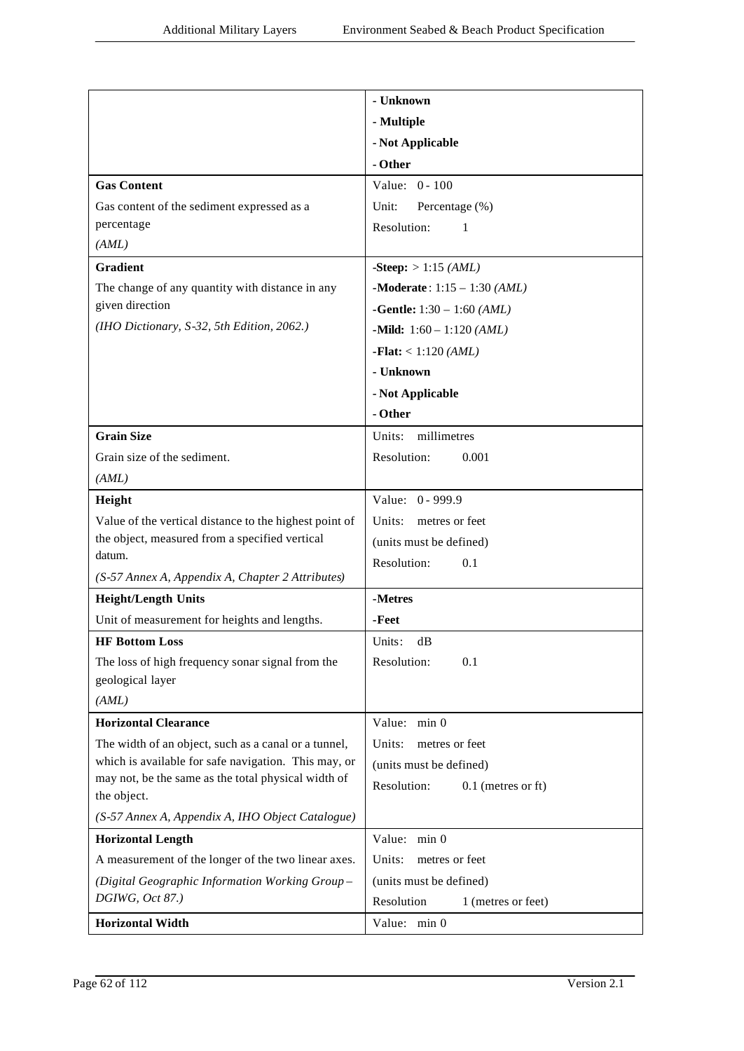| | |
|---|---|
| | **- Unknown**<br>**- Multiple**<br>**- Not Applicable**<br>**- Other** |
| **Gas Content**<br>Gas content of the sediment expressed as a percentage<br>*(AML)* | Value: 0 - 100<br>Unit: Percentage (%)<br>Resolution: 1 |
| **Gradient**<br>The change of any quantity with distance in any given direction<br>*(IHO Dictionary, S-32, 5th Edition, 2062.)* | **-Steep:** > 1:15 *(AML)*<br>**-Moderate**: 1:15 – 1:30 *(AML)*<br>**-Gentle:** 1:30 – 1:60 *(AML)*<br>**-Mild:** 1:60 – 1:120 *(AML)*<br>**-Flat:** < 1:120 *(AML)*<br>**- Unknown**<br>**- Not Applicable**<br>**- Other** |
| **Grain Size**<br>Grain size of the sediment.<br>*(AML)* | Units: millimetres<br>Resolution: 0.001 |
| **Height**<br>Value of the vertical distance to the highest point of the object, measured from a specified vertical datum.<br>*(S-57 Annex A, Appendix A, Chapter 2 Attributes)* | Value: 0 - 999.9<br>Units: metres or feet<br>(units must be defined)<br>Resolution: 0.1 |
| **Height/Length Units**<br>Unit of measurement for heights and lengths. | **-Metres**<br>**-Feet** |
| **HF Bottom Loss**<br>The loss of high frequency sonar signal from the geological layer<br>*(AML)* | Units: dB<br>Resolution: 0.1 |
| **Horizontal Clearance**<br>The width of an object, such as a canal or a tunnel, which is available for safe navigation. This may, or may not, be the same as the total physical width of the object.<br>*(S-57 Annex A, Appendix A, IHO Object Catalogue)* | Value: min 0<br>Units: metres or feet<br>(units must be defined)<br>Resolution: 0.1 (metres or ft) |
| **Horizontal Length**<br>A measurement of the longer of the two linear axes.<br>*(Digital Geographic Information Working Group – DGIWG, Oct 87.)* | Value: min 0<br>Units: metres or feet<br>(units must be defined)<br>Resolution 1 (metres or feet) |
| **Horizontal Width** | Value: min 0 |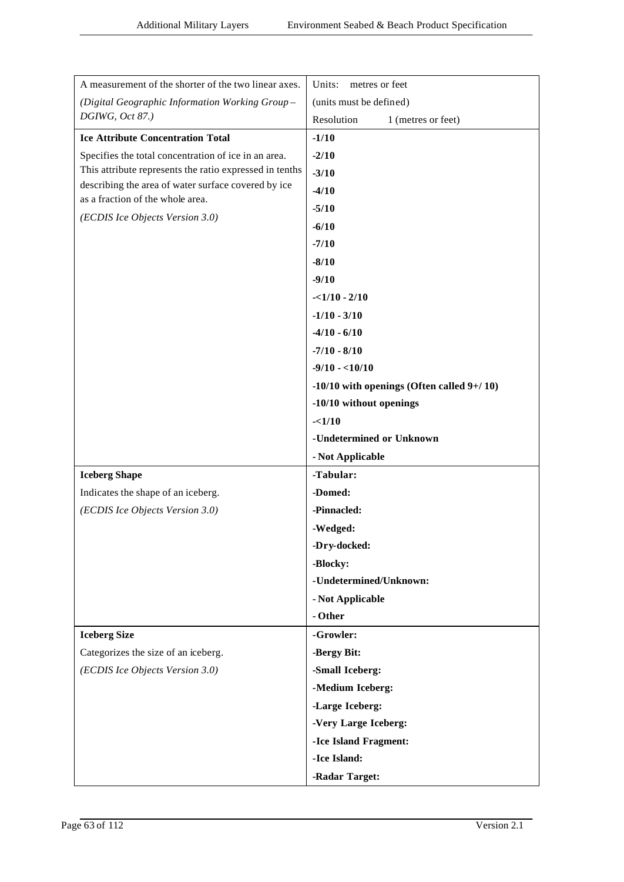| | |
|---|---|
| A measurement of the shorter of the two linear axes.<br>*(Digital Geographic Information Working Group – DGIWG, Oct 87.)* | Units: metres or feet<br>(units must be defined)<br>Resolution 1 (metres or feet) |
| **Ice Attribute Concentration Total**<br>Specifies the total concentration of ice in an area. This attribute represents the ratio expressed in tenths describing the area of water surface covered by ice as a fraction of the whole area.<br>*(ECDIS Ice Objects Version 3.0)* | **-1/10**<br>**-2/10**<br>**-3/10**<br>**-4/10**<br>**-5/10**<br>**-6/10**<br>**-7/10**<br>**-8/10**<br>**-9/10**<br>**-<1/10 - 2/10**<br>**-1/10 - 3/10**<br>**-4/10 - 6/10**<br>**-7/10 - 8/10**<br>**-9/10 - <10/10**<br>**-10/10 with openings (Often called 9+/ 10)**<br>**-10/10 without openings**<br>**-<1/10**<br>**-Undetermined or Unknown**<br>**- Not Applicable** |
| **Iceberg Shape**<br>Indicates the shape of an iceberg.<br>*(ECDIS Ice Objects Version 3.0)* | **-Tabular:**<br>**-Domed:**<br>**-Pinnacled:**<br>**-Wedged:**<br>**-Dry-docked:**<br>**-Blocky:**<br>**-Undetermined/Unknown:**<br>**- Not Applicable**<br>**- Other** |
| **Iceberg Size**<br>Categorizes the size of an iceberg.<br>*(ECDIS Ice Objects Version 3.0)* | **-Growler:**<br>**-Bergy Bit:**<br>**-Small Iceberg:**<br>**-Medium Iceberg:**<br>**-Large Iceberg:**<br>**-Very Large Iceberg:**<br>**-Ice Island Fragment:**<br>**-Ice Island:**<br>**-Radar Target:** |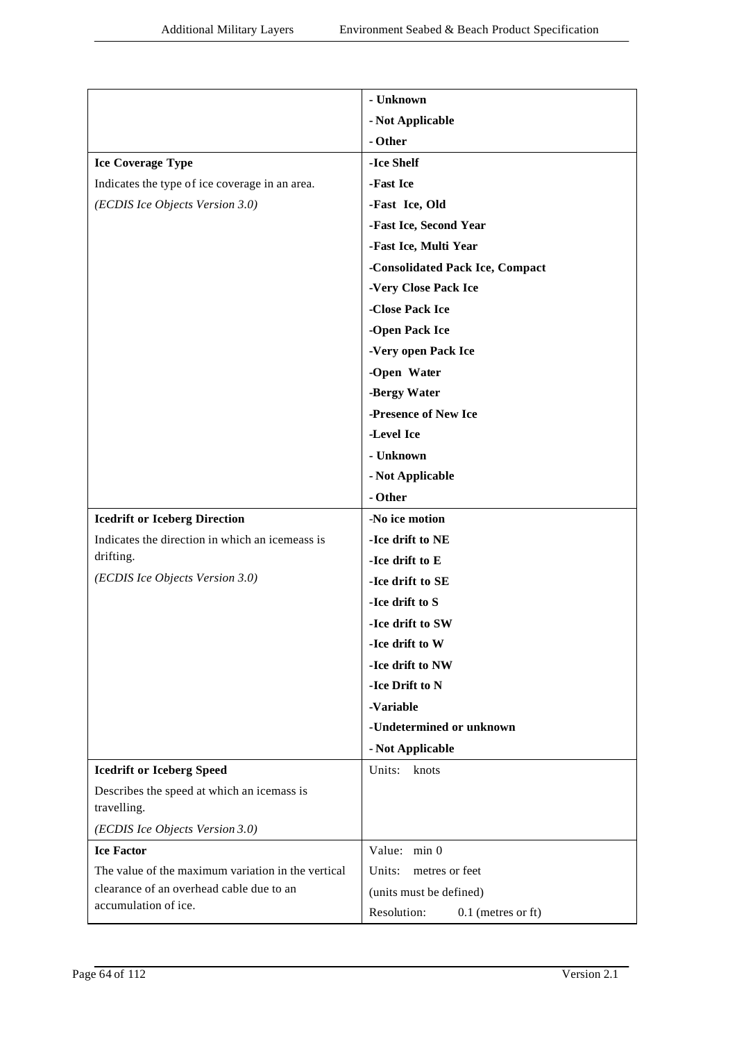| | |
|---|---|
| | **- Unknown** |
| | **- Not Applicable** |
| | **- Other** |
| **Ice Coverage Type** | **-Ice Shelf** |
| Indicates the type of ice coverage in an area. | **-Fast Ice** |
| *(ECDIS Ice Objects Version 3.0)* | **-Fast Ice, Old** |
| | **-Fast Ice, Second Year** |
| | **-Fast Ice, Multi Year** |
| | **-Consolidated Pack Ice, Compact** |
| | **-Very Close Pack Ice** |
| | **-Close Pack Ice** |
| | **-Open Pack Ice** |
| | **-Very open Pack Ice** |
| | **-Open Water** |
| | **-Bergy Water** |
| | **-Presence of New Ice** |
| | **-Level Ice** |
| | **- Unknown** |
| | **- Not Applicable** |
| | **- Other** |
| **Icedrift or Iceberg Direction** | **-No ice motion** |
| Indicates the direction in which an icemeass is drifting. | **-Ice drift to NE** |
| *(ECDIS Ice Objects Version 3.0)* | **-Ice drift to E** |
| | **-Ice drift to SE** |
| | **-Ice drift to S** |
| | **-Ice drift to SW** |
| | **-Ice drift to W** |
| | **-Ice drift to NW** |
| | **-Ice Drift to N** |
| | **-Variable** |
| | **-Undetermined or unknown** |
| | **- Not Applicable** |
| **Icedrift or Iceberg Speed** | Units: knots |
| Describes the speed at which an icemass is travelling. | |
| *(ECDIS Ice Objects Version 3.0)* | |
| **Ice Factor** | Value: min 0 |
| The value of the maximum variation in the vertical clearance of an overhead cable due to an accumulation of ice. | Units: metres or feet |
| | (units must be defined) |
| | Resolution: 0.1 (metres or ft) |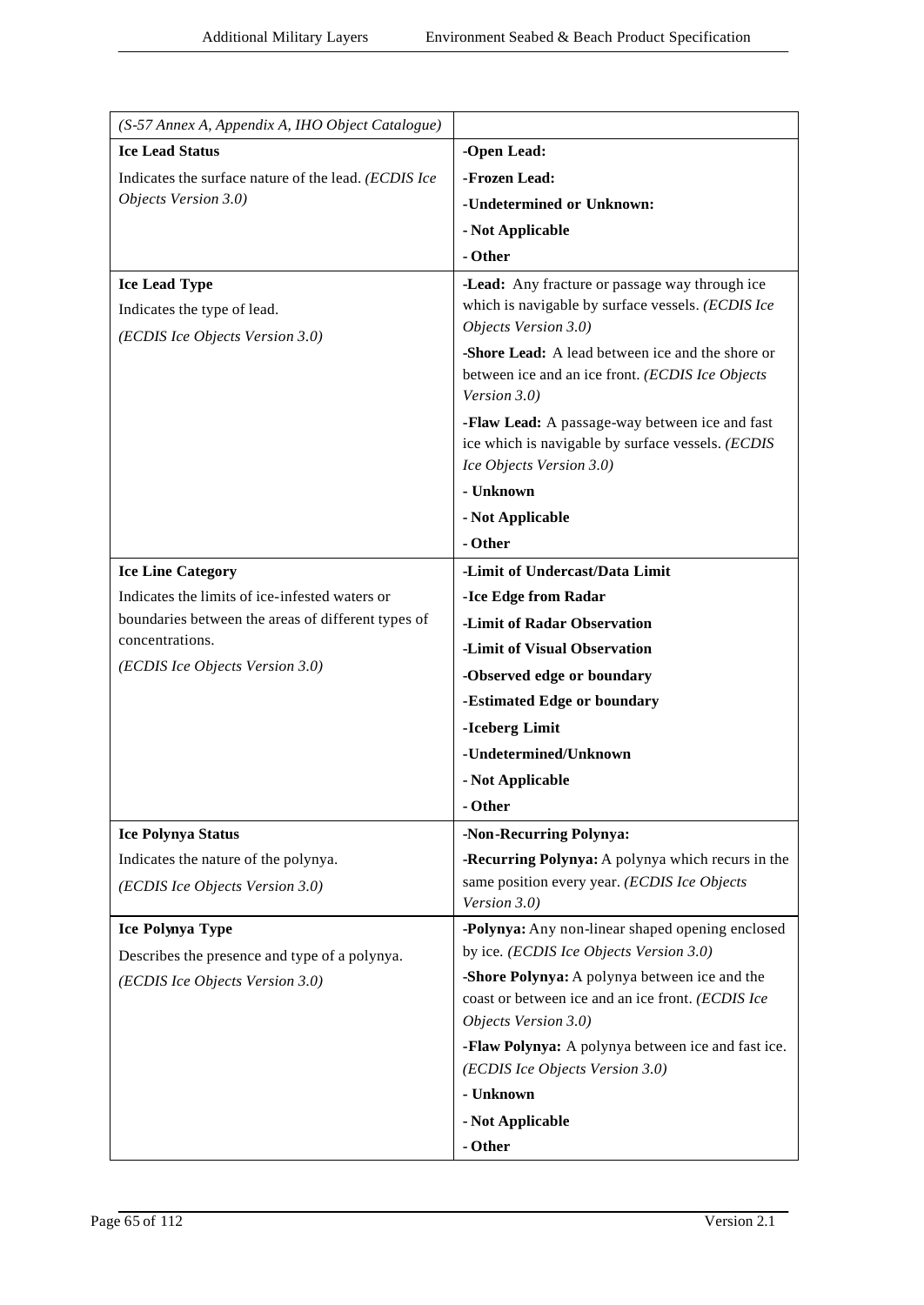| | |
|---|---|
| *(S-57 Annex A, Appendix A, IHO Object Catalogue)* | |
| **Ice Lead Status**<br>Indicates the surface nature of the lead. *(ECDIS Ice Objects Version 3.0)* | **-Open Lead:**<br>**-Frozen Lead:**<br>**-Undetermined or Unknown:**<br>**- Not Applicable**<br>**- Other** |
| **Ice Lead Type**<br>Indicates the type of lead.<br>*(ECDIS Ice Objects Version 3.0)* | **-Lead:** Any fracture or passage way through ice which is navigable by surface vessels. *(ECDIS Ice Objects Version 3.0)*<br>**-Shore Lead:** A lead between ice and the shore or between ice and an ice front. *(ECDIS Ice Objects Version 3.0)*<br>**-Flaw Lead:** A passage-way between ice and fast ice which is navigable by surface vessels. *(ECDIS Ice Objects Version 3.0)*<br>**- Unknown**<br>**- Not Applicable**<br>**- Other** |
| **Ice Line Category**<br>Indicates the limits of ice-infested waters or boundaries between the areas of different types of concentrations.<br>*(ECDIS Ice Objects Version 3.0)* | **-Limit of Undercast/Data Limit**<br>**-Ice Edge from Radar**<br>**-Limit of Radar Observation**<br>**-Limit of Visual Observation**<br>**-Observed edge or boundary**<br>**-Estimated Edge or boundary**<br>**-Iceberg Limit**<br>**-Undetermined/Unknown**<br>**- Not Applicable**<br>**- Other** |
| **Ice Polynya Status**<br>Indicates the nature of the polynya.<br>*(ECDIS Ice Objects Version 3.0)* | **-Non-Recurring Polynya:**<br>**-Recurring Polynya:** A polynya which recurs in the same position every year. *(ECDIS Ice Objects Version 3.0)* |
| **Ice Polynya Type**<br>Describes the presence and type of a polynya.<br>*(ECDIS Ice Objects Version 3.0)* | **-Polynya:** Any non-linear shaped opening enclosed by ice. *(ECDIS Ice Objects Version 3.0)*<br>**-Shore Polynya:** A polynya between ice and the coast or between ice and an ice front. *(ECDIS Ice Objects Version 3.0)*<br>**-Flaw Polynya:** A polynya between ice and fast ice. *(ECDIS Ice Objects Version 3.0)*<br>**- Unknown**<br>**- Not Applicable**<br>**- Other** |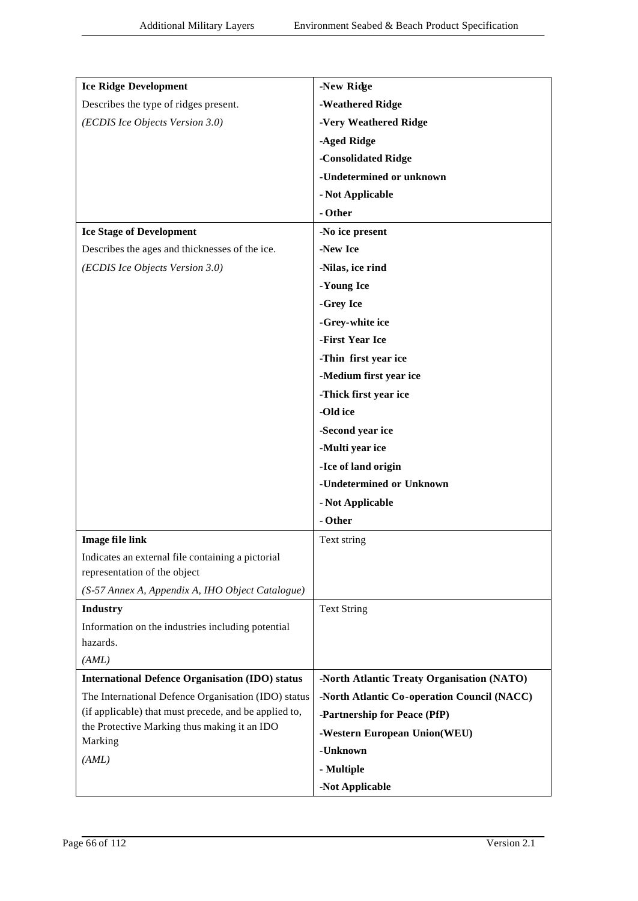| | |
|---|---|
| **Ice Ridge Development**<br>Describes the type of ridges present.<br>*(ECDIS Ice Objects Version 3.0)* | **-New Ridge**<br>**-Weathered Ridge**<br>**-Very Weathered Ridge**<br>**-Aged Ridge**<br>**-Consolidated Ridge**<br>**-Undetermined or unknown**<br>**- Not Applicable**<br>**- Other** |
| **Ice Stage of Development**<br>Describes the ages and thicknesses of the ice.<br>*(ECDIS Ice Objects Version 3.0)* | **-No ice present**<br>**-New Ice**<br>**-Nilas, ice rind**<br>**-Young Ice**<br>**-Grey Ice**<br>**-Grey-white ice**<br>**-First Year Ice**<br>**-Thin first year ice**<br>**-Medium first year ice**<br>**-Thick first year ice**<br>**-Old ice**<br>**-Second year ice**<br>**-Multi year ice**<br>**-Ice of land origin**<br>**-Undetermined or Unknown**<br>**- Not Applicable**<br>**- Other** |
| **Image file link**<br>Indicates an external file containing a pictorial representation of the object<br>*(S-57 Annex A, Appendix A, IHO Object Catalogue)* | Text string |
| **Industry**<br>Information on the industries including potential hazards.<br>*(AML)* | Text String |
| **International Defence Organisation (IDO) status**<br>The International Defence Organisation (IDO) status (if applicable) that must precede, and be applied to, the Protective Marking thus making it an IDO Marking<br>*(AML)* | **-North Atlantic Treaty Organisation (NATO)**<br>**-North Atlantic Co-operation Council (NACC)**<br>**-Partnership for Peace (PfP)**<br>**-Western European Union(WEU)**<br>**-Unknown**<br>**- Multiple**<br>**-Not Applicable** |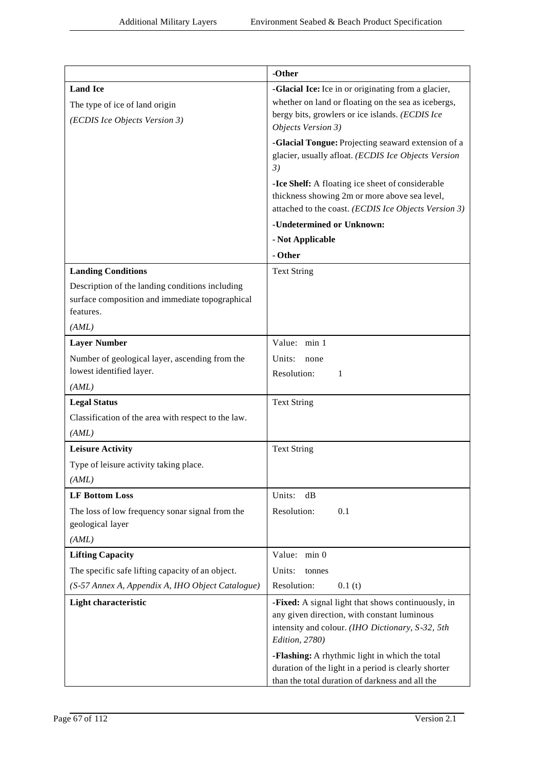| | |
|---|---|
| | **-Other** |
| **Land Ice**<br><br>The type of ice of land origin<br><br>*(ECDIS Ice Objects Version 3)* | **-Glacial Ice:** Ice in or originating from a glacier, whether on land or floating on the sea as icebergs, bergy bits, growlers or ice islands. *(ECDIS Ice Objects Version 3)*<br><br>**-Glacial Tongue:** Projecting seaward extension of a glacier, usually afloat. *(ECDIS Ice Objects Version 3)*<br><br>**-Ice Shelf:** A floating ice sheet of considerable thickness showing 2m or more above sea level, attached to the coast. *(ECDIS Ice Objects Version 3)*<br><br>**-Undetermined or Unknown:**<br><br>**- Not Applicable**<br><br>**- Other** |
| **Landing Conditions**<br><br>Description of the landing conditions including surface composition and immediate topographical features.<br><br>*(AML)* | Text String |
| **Layer Number**<br><br>Number of geological layer, ascending from the lowest identified layer.<br><br>*(AML)* | Value: min 1<br><br>Units: none<br><br>Resolution: 1 |
| **Legal Status**<br><br>Classification of the area with respect to the law.<br><br>*(AML)* | Text String |
| **Leisure Activity**<br><br>Type of leisure activity taking place.<br><br>*(AML)* | Text String |
| **LF Bottom Loss**<br><br>The loss of low frequency sonar signal from the geological layer<br><br>*(AML)* | Units: dB<br><br>Resolution: 0.1 |
| **Lifting Capacity**<br><br>The specific safe lifting capacity of an object.<br><br>*(S-57 Annex A, Appendix A, IHO Object Catalogue)* | Value: min 0<br><br>Units: tonnes<br><br>Resolution: 0.1 (t) |
| **Light characteristic** | **-Fixed:** A signal light that shows continuously, in any given direction, with constant luminous intensity and colour. *(IHO Dictionary, S-32, 5th Edition, 2780)*<br><br>**-Flashing:** A rhythmic light in which the total duration of the light in a period is clearly shorter than the total duration of darkness and all the |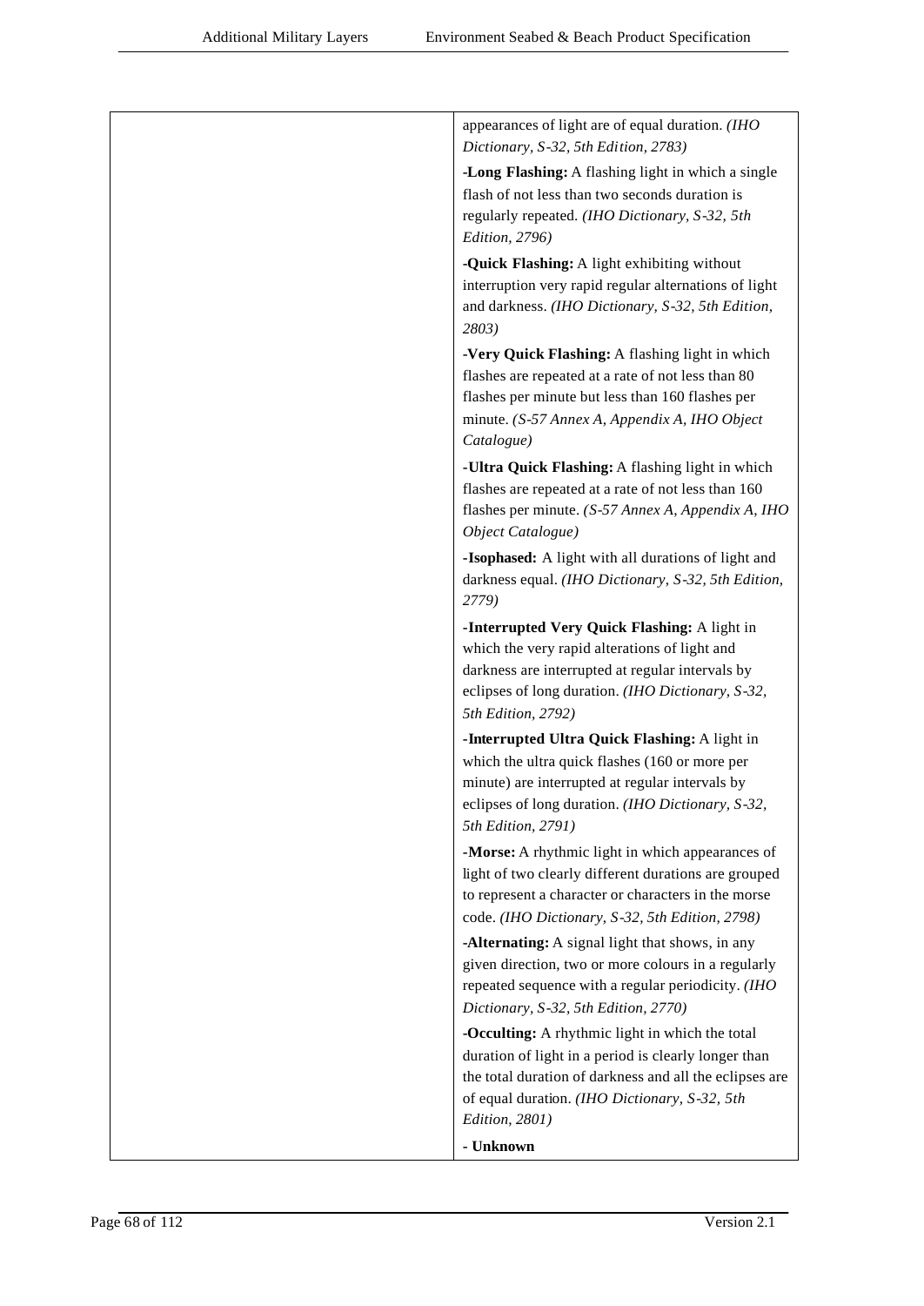| | |
|---|---|
| | appearances of light are of equal duration. *(IHO Dictionary, S-32, 5th Edition, 2783)*<br><br>**-Long Flashing:** A flashing light in which a single flash of not less than two seconds duration is regularly repeated. *(IHO Dictionary, S-32, 5th Edition, 2796)*<br><br>**-Quick Flashing:** A light exhibiting without interruption very rapid regular alternations of light and darkness. *(IHO Dictionary, S-32, 5th Edition, 2803)*<br><br>**-Very Quick Flashing:** A flashing light in which flashes are repeated at a rate of not less than 80 flashes per minute but less than 160 flashes per minute. *(S-57 Annex A, Appendix A, IHO Object Catalogue)*<br><br>**-Ultra Quick Flashing:** A flashing light in which flashes are repeated at a rate of not less than 160 flashes per minute. *(S-57 Annex A, Appendix A, IHO Object Catalogue)*<br><br>**-Isophased:** A light with all durations of light and darkness equal. *(IHO Dictionary, S-32, 5th Edition, 2779)*<br><br>**-Interrupted Very Quick Flashing:** A light in which the very rapid alterations of light and darkness are interrupted at regular intervals by eclipses of long duration. *(IHO Dictionary, S-32, 5th Edition, 2792)*<br><br>**-Interrupted Ultra Quick Flashing:** A light in which the ultra quick flashes (160 or more per minute) are interrupted at regular intervals by eclipses of long duration. *(IHO Dictionary, S-32, 5th Edition, 2791)*<br><br>**-Morse:** A rhythmic light in which appearances of light of two clearly different durations are grouped to represent a character or characters in the morse code. *(IHO Dictionary, S-32, 5th Edition, 2798)*<br><br>**-Alternating:** A signal light that shows, in any given direction, two or more colours in a regularly repeated sequence with a regular periodicity. *(IHO Dictionary, S-32, 5th Edition, 2770)*<br><br>**-Occulting:** A rhythmic light in which the total duration of light in a period is clearly longer than the total duration of darkness and all the eclipses are of equal duration. *(IHO Dictionary, S-32, 5th Edition, 2801)*<br><br>**- Unknown** |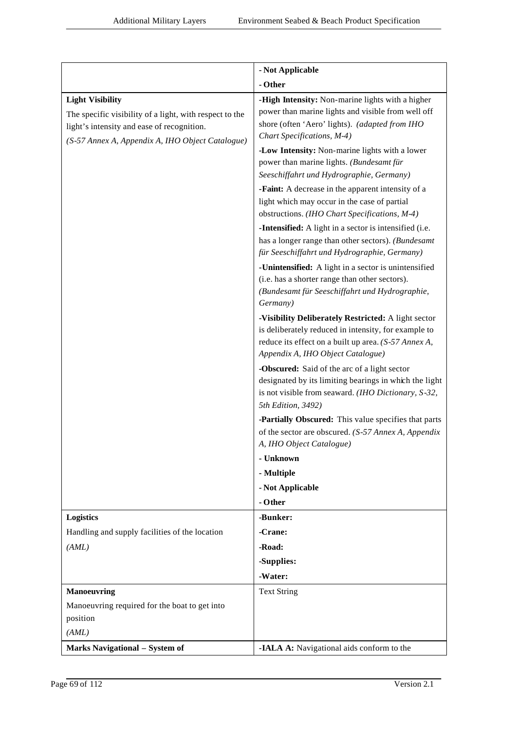| | |
|---|---|
| | **- Not Applicable** |
| | **- Other** |
| **Light Visibility**<br>The specific visibility of a light, with respect to the light's intensity and ease of recognition.<br>*(S-57 Annex A, Appendix A, IHO Object Catalogue)* | **-High Intensity:** Non-marine lights with a higher power than marine lights and visible from well off shore (often 'Aero' lights). *(adapted from IHO Chart Specifications, M-4)*<br>**-Low Intensity:** Non-marine lights with a lower power than marine lights. *(Bundesamt für Seeschiffahrt und Hydrographie, Germany)*<br>**-Faint:** A decrease in the apparent intensity of a light which may occur in the case of partial obstructions. *(IHO Chart Specifications, M-4)*<br>**-Intensified:** A light in a sector is intensified (i.e. has a longer range than other sectors). *(Bundesamt für Seeschiffahrt und Hydrographie, Germany)*<br>**-Unintensified:** A light in a sector is unintensified (i.e. has a shorter range than other sectors). *(Bundesamt für Seeschiffahrt und Hydrographie, Germany)*<br>**-Visibility Deliberately Restricted:** A light sector is deliberately reduced in intensity, for example to reduce its effect on a built up area. *(S-57 Annex A, Appendix A, IHO Object Catalogue)*<br>**-Obscured:** Said of the arc of a light sector designated by its limiting bearings in which the light is not visible from seaward. *(IHO Dictionary, S-32, 5th Edition, 3492)*<br>**-Partially Obscured:** This value specifies that parts of the sector are obscured. *(S-57 Annex A, Appendix A, IHO Object Catalogue)*<br>**- Unknown**<br>**- Multiple**<br>**- Not Applicable**<br>**- Other** |
| **Logistics**<br>Handling and supply facilities of the location<br>*(AML)* | **-Bunker:**<br>**-Crane:**<br>**-Road:**<br>**-Supplies:**<br>**-Water:** |
| **Manoeuvring**<br>Manoeuvring required for the boat to get into position<br>*(AML)* | Text String |
| **Marks Navigational – System of** | **-IALA A:** Navigational aids conform to the |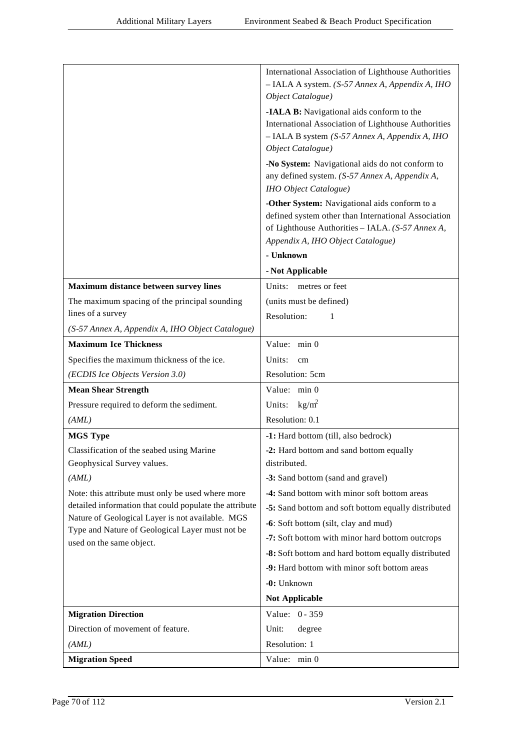| | |
|---|---|
| | International Association of Lighthouse Authorities – IALA A system. *(S-57 Annex A, Appendix A, IHO Object Catalogue)*<br>**-IALA B:** Navigational aids conform to the International Association of Lighthouse Authorities – IALA B system *(S-57 Annex A, Appendix A, IHO Object Catalogue)*<br>**-No System:** Navigational aids do not conform to any defined system. *(S-57 Annex A, Appendix A, IHO Object Catalogue)*<br>**-Other System:** Navigational aids conform to a defined system other than International Association of Lighthouse Authorities – IALA. *(S-57 Annex A, Appendix A, IHO Object Catalogue)*<br>**- Unknown**<br>**- Not Applicable** |
| **Maximum distance between survey lines**<br>The maximum spacing of the principal sounding lines of a survey<br>*(S-57 Annex A, Appendix A, IHO Object Catalogue)* | Units: metres or feet<br>(units must be defined)<br>Resolution: 1 |
| **Maximum Ice Thickness**<br>Specifies the maximum thickness of the ice.<br>*(ECDIS Ice Objects Version 3.0)* | Value: min 0<br>Units: cm<br>Resolution: 5cm |
| **Mean Shear Strength**<br>Pressure required to deform the sediment.<br>*(AML)* | Value: min 0<br>Units: $kg/m^2$<br>Resolution: 0.1 |
| **MGS Type**<br>Classification of the seabed using Marine Geophysical Survey values.<br>*(AML)*<br>Note: this attribute must only be used where more detailed information that could populate the attribute Nature of Geological Layer is not available. MGS Type and Nature of Geological Layer must not be used on the same object. | **-1:** Hard bottom (till, also bedrock)<br>**-2:** Hard bottom and sand bottom equally distributed.<br>**-3:** Sand bottom (sand and gravel)<br>**-4:** Sand bottom with minor soft bottom areas<br>**-5:** Sand bottom and soft bottom equally distributed<br>**-6**: Soft bottom (silt, clay and mud)<br>**-7:** Soft bottom with minor hard bottom outcrops<br>**-8:** Soft bottom and hard bottom equally distributed<br>**-9:** Hard bottom with minor soft bottom areas<br>**-0:** Unknown<br>**Not Applicable** |
| **Migration Direction**<br>Direction of movement of feature.<br>*(AML)* | Value: 0 - 359<br>Unit: degree<br>Resolution: 1 |
| **Migration Speed** | Value: min 0 |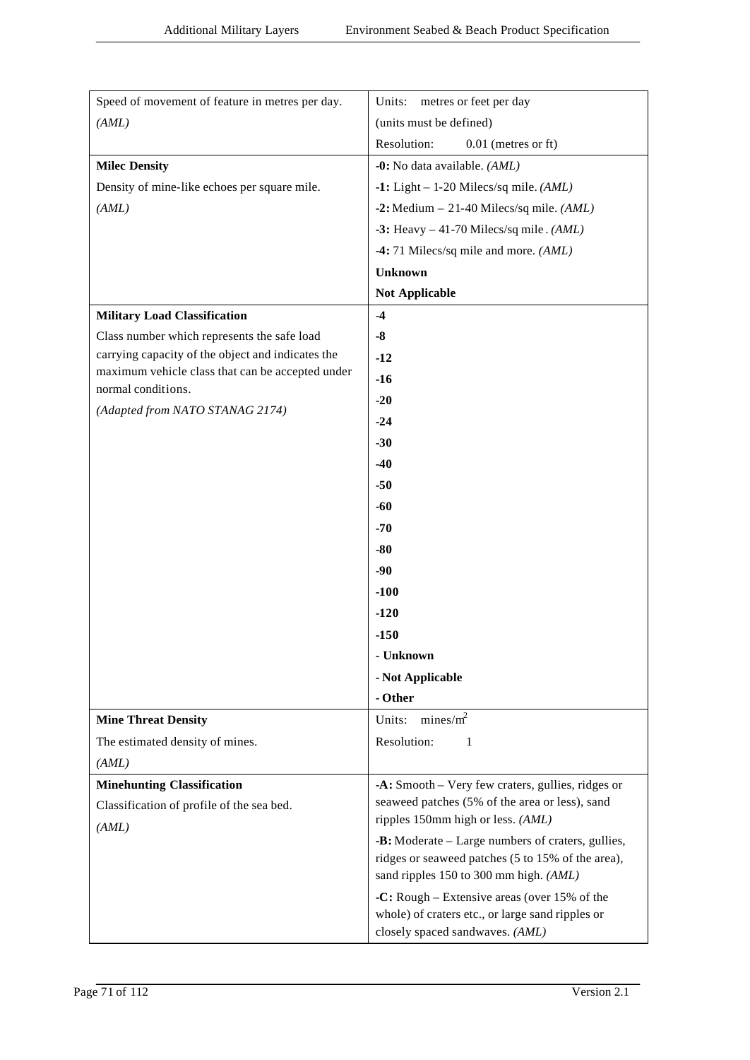| | |
|---|---|
| Speed of movement of feature in metres per day.<br>*(AML)* | Units: metres or feet per day<br>(units must be defined)<br>Resolution: 0.01 (metres or ft) |
| **Milec Density**<br>Density of mine-like echoes per square mile.<br>*(AML)* | **-0:** No data available. *(AML)*<br>**-1:** Light – 1-20 Milecs/sq mile. *(AML)*<br>**-2:** Medium – 21-40 Milecs/sq mile. *(AML)*<br>**-3:** Heavy – 41-70 Milecs/sq mile . *(AML)*<br>**-4:** 71 Milecs/sq mile and more. *(AML)*<br>**Unknown**<br>**Not Applicable** |
| **Military Load Classification**<br>Class number which represents the safe load carrying capacity of the object and indicates the maximum vehicle class that can be accepted under normal conditions.<br>*(Adapted from NATO STANAG 2174)* | **-4**<br>**-8**<br>**-12**<br>**-16**<br>**-20**<br>**-24**<br>**-30**<br>**-40**<br>**-50**<br>**-60**<br>**-70**<br>**-80**<br>**-90**<br>**-100**<br>**-120**<br>**-150**<br>**- Unknown**<br>**- Not Applicable**<br>**- Other** |
| **Mine Threat Density**<br>The estimated density of mines.<br>*(AML)* | Units: mines/$m^2$<br>Resolution: 1 |
| **Minehunting Classification**<br>Classification of profile of the sea bed.<br>*(AML)* | **-A:** Smooth – Very few craters, gullies, ridges or seaweed patches (5% of the area or less), sand ripples 150mm high or less. *(AML)*<br>**-B:** Moderate – Large numbers of craters, gullies, ridges or seaweed patches (5 to 15% of the area), sand ripples 150 to 300 mm high. *(AML)*<br>**-C:** Rough – Extensive areas (over 15% of the whole) of craters etc., or large sand ripples or closely spaced sandwaves. *(AML)* |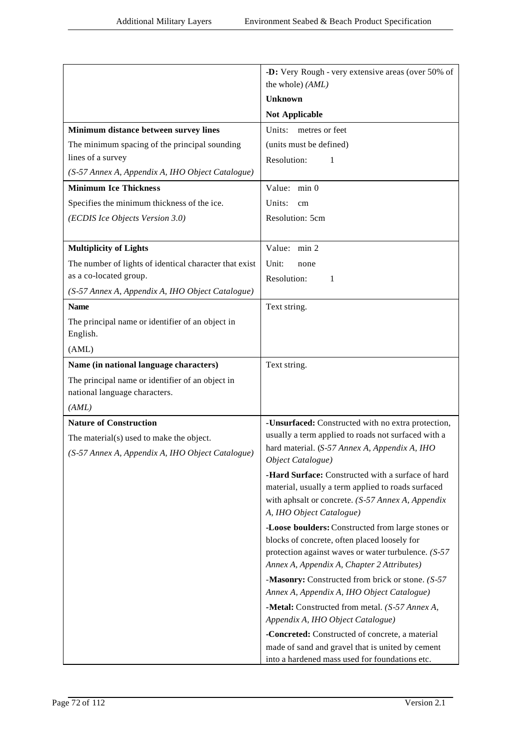| | |
|---|---|
| | **-D:** Very Rough - very extensive areas (over 50% of the whole) *(AML)*<br>**Unknown**<br>**Not Applicable** |
| **Minimum distance between survey lines**<br>The minimum spacing of the principal sounding lines of a survey<br>*(S-57 Annex A, Appendix A, IHO Object Catalogue)* | Units: metres or feet<br>(units must be defined)<br>Resolution: 1 |
| **Minimum Ice Thickness**<br>Specifies the minimum thickness of the ice.<br>*(ECDIS Ice Objects Version 3.0)* | Value: min 0<br>Units: cm<br>Resolution: 5cm |
| **Multiplicity of Lights**<br>The number of lights of identical character that exist as a co-located group.<br>*(S-57 Annex A, Appendix A, IHO Object Catalogue)* | Value: min 2<br>Unit: none<br>Resolution: 1 |
| **Name**<br>The principal name or identifier of an object in English.<br>(AML) | Text string. |
| **Name (in national language characters)**<br>The principal name or identifier of an object in national language characters.<br>*(AML)* | Text string. |
| **Nature of Construction**<br>The material(s) used to make the object.<br>*(S-57 Annex A, Appendix A, IHO Object Catalogue)* | **-Unsurfaced:** Constructed with no extra protection, usually a term applied to roads not surfaced with a hard material. (*S-57 Annex A, Appendix A, IHO Object Catalogue)*<br>**-Hard Surface:** Constructed with a surface of hard material, usually a term applied to roads surfaced with aphsalt or concrete. *(S-57 Annex A, Appendix A, IHO Object Catalogue)*<br>**-Loose boulders:** Constructed from large stones or blocks of concrete, often placed loosely for protection against waves or water turbulence. *(S-57 Annex A, Appendix A, Chapter 2 Attributes)*<br>-**Masonry:** Constructed from brick or stone. *(S-57 Annex A, Appendix A, IHO Object Catalogue)*<br>**-Metal:** Constructed from metal. *(S-57 Annex A, Appendix A, IHO Object Catalogue)*<br>**-Concreted:** Constructed of concrete, a material made of sand and gravel that is united by cement into a hardened mass used for foundations etc. |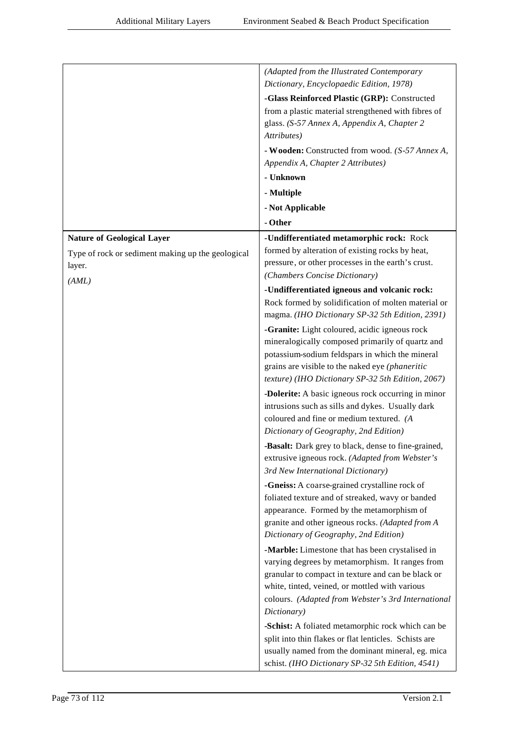| | |
|---|---|
| | *(Adapted from the Illustrated Contemporary Dictionary, Encyclopaedic Edition, 1978)*<br><br>**-Glass Reinforced Plastic (GRP):** Constructed from a plastic material strengthened with fibres of glass. *(S-57 Annex A, Appendix A, Chapter 2 Attributes)*<br><br>**- Wooden:** Constructed from wood. *(S-57 Annex A, Appendix A, Chapter 2 Attributes)*<br><br>**- Unknown**<br><br>**- Multiple**<br><br>**- Not Applicable**<br><br>**- Other** |
| **Nature of Geological Layer**<br><br>Type of rock or sediment making up the geological layer.<br><br>*(AML)* | **-Undifferentiated metamorphic rock:** Rock formed by alteration of existing rocks by heat, pressure, or other processes in the earth's crust. *(Chambers Concise Dictionary)*<br><br>**-Undifferentiated igneous and volcanic rock:** Rock formed by solidification of molten material or magma. *(IHO Dictionary SP-32 5th Edition, 2391)*<br><br>**-Granite:** Light coloured, acidic igneous rock mineralogically composed primarily of quartz and potassium-sodium feldspars in which the mineral grains are visible to the naked eye *(phaneritic texture) (IHO Dictionary SP-32 5th Edition, 2067)*<br><br>**-Dolerite:** A basic igneous rock occurring in minor intrusions such as sills and dykes. Usually dark coloured and fine or medium textured. *(A Dictionary of Geography, 2nd Edition)*<br><br>**-Basalt:** Dark grey to black, dense to fine-grained, extrusive igneous rock. *(Adapted from Webster's 3rd New International Dictionary)*<br><br>**-Gneiss:** A coarse-grained crystalline rock of foliated texture and of streaked, wavy or banded appearance. Formed by the metamorphism of granite and other igneous rocks. *(Adapted from A Dictionary of Geography, 2nd Edition)*<br><br>**-Marble:** Limestone that has been crystalised in varying degrees by metamorphism. It ranges from granular to compact in texture and can be black or white, tinted, veined, or mottled with various colours. *(Adapted from Webster's 3rd International Dictionary)*<br><br>**-Schist:** A foliated metamorphic rock which can be split into thin flakes or flat lenticles. Schists are usually named from the dominant mineral, eg. mica schist. *(IHO Dictionary SP-32 5th Edition, 4541)* |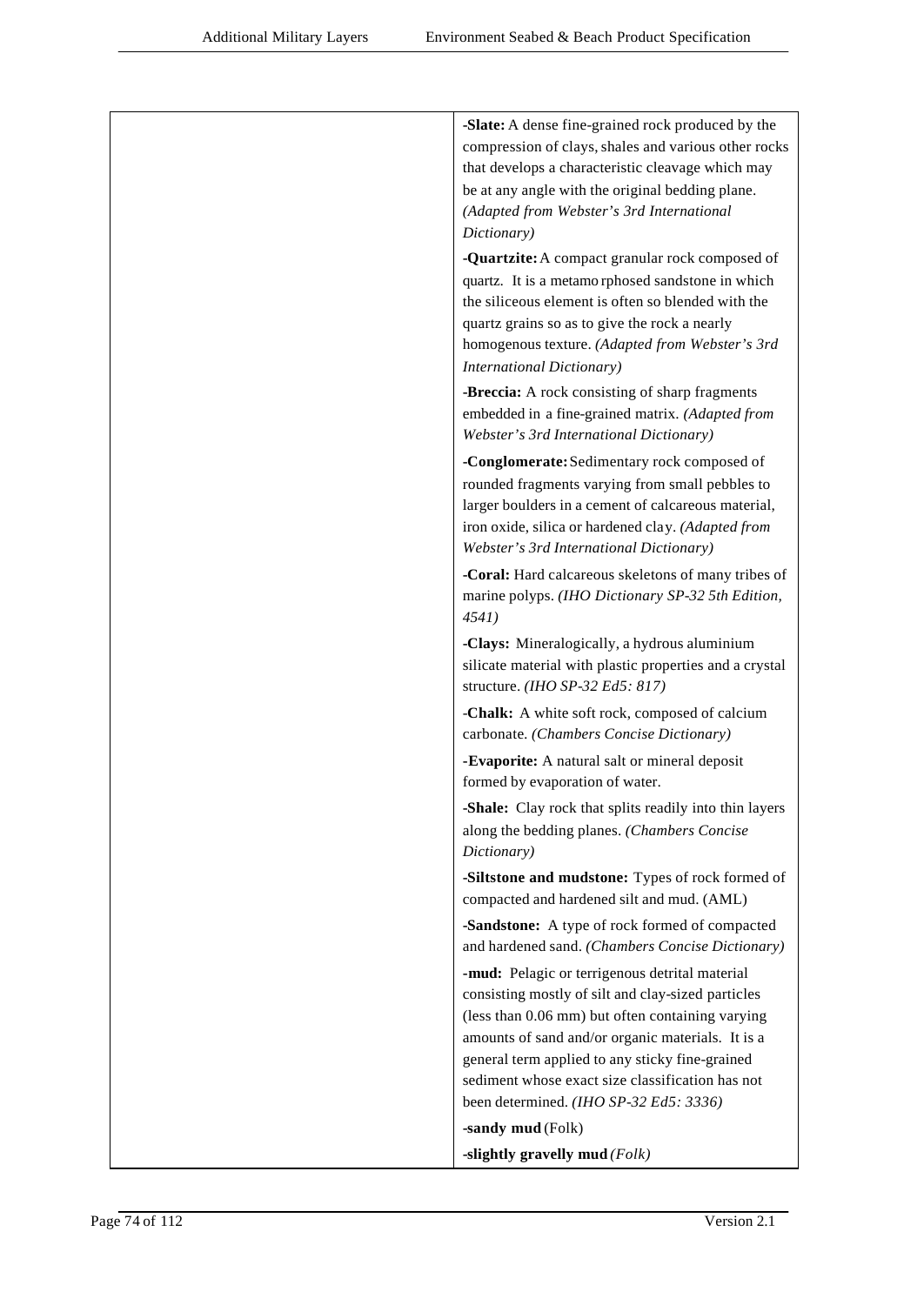| | |
|---|---|
| | **-Slate:** A dense fine-grained rock produced by the compression of clays, shales and various other rocks that develops a characteristic cleavage which may be at any angle with the original bedding plane. *(Adapted from Webster's 3rd International Dictionary)*<br><br>**-Quartzite:** A compact granular rock composed of quartz. It is a metamo rphosed sandstone in which the siliceous element is often so blended with the quartz grains so as to give the rock a nearly homogenous texture. *(Adapted from Webster's 3rd International Dictionary)*<br><br>**-Breccia:** A rock consisting of sharp fragments embedded in a fine-grained matrix. *(Adapted from Webster's 3rd International Dictionary)*<br><br>**-Conglomerate:** Sedimentary rock composed of rounded fragments varying from small pebbles to larger boulders in a cement of calcareous material, iron oxide, silica or hardened clay. *(Adapted from Webster's 3rd International Dictionary)*<br><br>**-Coral:** Hard calcareous skeletons of many tribes of marine polyps. *(IHO Dictionary SP-32 5th Edition, 4541)*<br><br>**-Clays:** Mineralogically, a hydrous aluminium silicate material with plastic properties and a crystal structure. *(IHO SP-32 Ed5: 817)*<br><br>**-Chalk:** A white soft rock, composed of calcium carbonate. *(Chambers Concise Dictionary)*<br><br>**-Evaporite:** A natural salt or mineral deposit formed by evaporation of water.<br><br>**-Shale:** Clay rock that splits readily into thin layers along the bedding planes. *(Chambers Concise Dictionary)*<br><br>**-Siltstone and mudstone:** Types of rock formed of compacted and hardened silt and mud. (AML)<br><br>**-Sandstone:** A type of rock formed of compacted and hardened sand. *(Chambers Concise Dictionary)*<br><br>**-mud:** Pelagic or terrigenous detrital material consisting mostly of silt and clay-sized particles (less than 0.06 mm) but often containing varying amounts of sand and/or organic materials. It is a general term applied to any sticky fine-grained sediment whose exact size classification has not been determined. *(IHO SP-32 Ed5: 3336)*<br><br>**-sandy mud** (Folk)<br><br>**-slightly gravelly mud** *(Folk)* |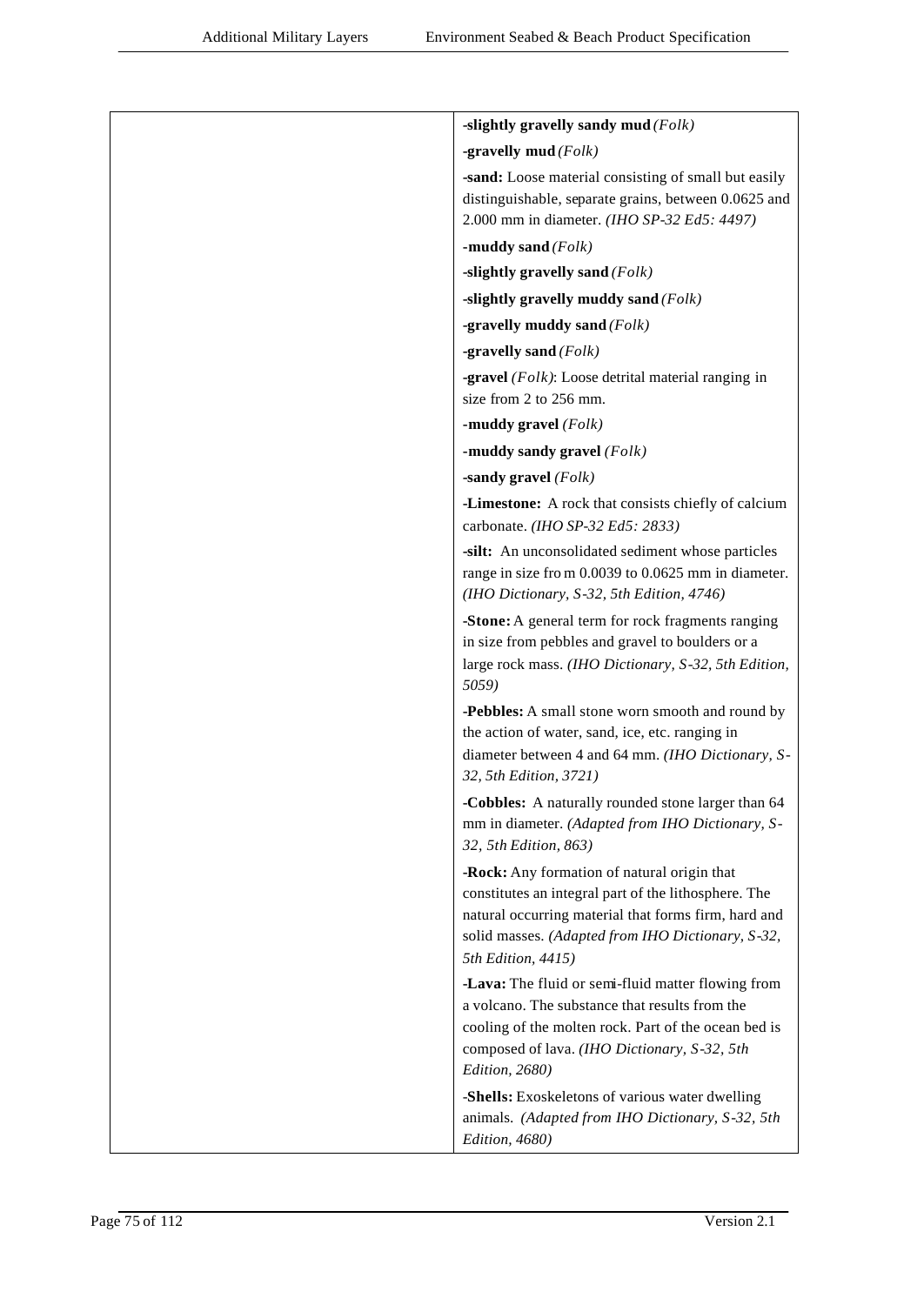| | |
|---|---|
| | **-slightly gravelly sandy mud** *(Folk)*<br>**-gravelly mud** *(Folk)*<br>**-sand:** Loose material consisting of small but easily distinguishable, separate grains, between 0.0625 and 2.000 mm in diameter. *(IHO SP-32 Ed5: 4497)*<br>**-muddy sand** *(Folk)*<br>**-slightly gravelly sand** *(Folk)*<br>**-slightly gravelly muddy sand** *(Folk)*<br>**-gravelly muddy sand** *(Folk)*<br>**-gravelly sand** *(Folk)*<br>**-gravel** *(Folk)*: Loose detrital material ranging in size from 2 to 256 mm.<br>**-muddy gravel** *(Folk)*<br>**-muddy sandy gravel** *(Folk)*<br>**-sandy gravel** *(Folk)*<br>**-Limestone:** A rock that consists chiefly of calcium carbonate. *(IHO SP-32 Ed5: 2833)*<br>**-silt:** An unconsolidated sediment whose particles range in size fro m 0.0039 to 0.0625 mm in diameter. *(IHO Dictionary, S-32, 5th Edition, 4746)*<br>**-Stone:** A general term for rock fragments ranging in size from pebbles and gravel to boulders or a large rock mass. *(IHO Dictionary, S-32, 5th Edition, 5059)*<br>**-Pebbles:** A small stone worn smooth and round by the action of water, sand, ice, etc. ranging in diameter between 4 and 64 mm. *(IHO Dictionary, S-32, 5th Edition, 3721)*<br>**-Cobbles:** A naturally rounded stone larger than 64 mm in diameter. *(Adapted from IHO Dictionary, S-32, 5th Edition, 863)*<br>**-Rock:** Any formation of natural origin that constitutes an integral part of the lithosphere. The natural occurring material that forms firm, hard and solid masses. *(Adapted from IHO Dictionary, S-32, 5th Edition, 4415)*<br>**-Lava:** The fluid or semi-fluid matter flowing from a volcano. The substance that results from the cooling of the molten rock. Part of the ocean bed is composed of lava. *(IHO Dictionary, S-32, 5th Edition, 2680)*<br>**-Shells:** Exoskeletons of various water dwelling animals. *(Adapted from IHO Dictionary, S-32, 5th Edition, 4680)* |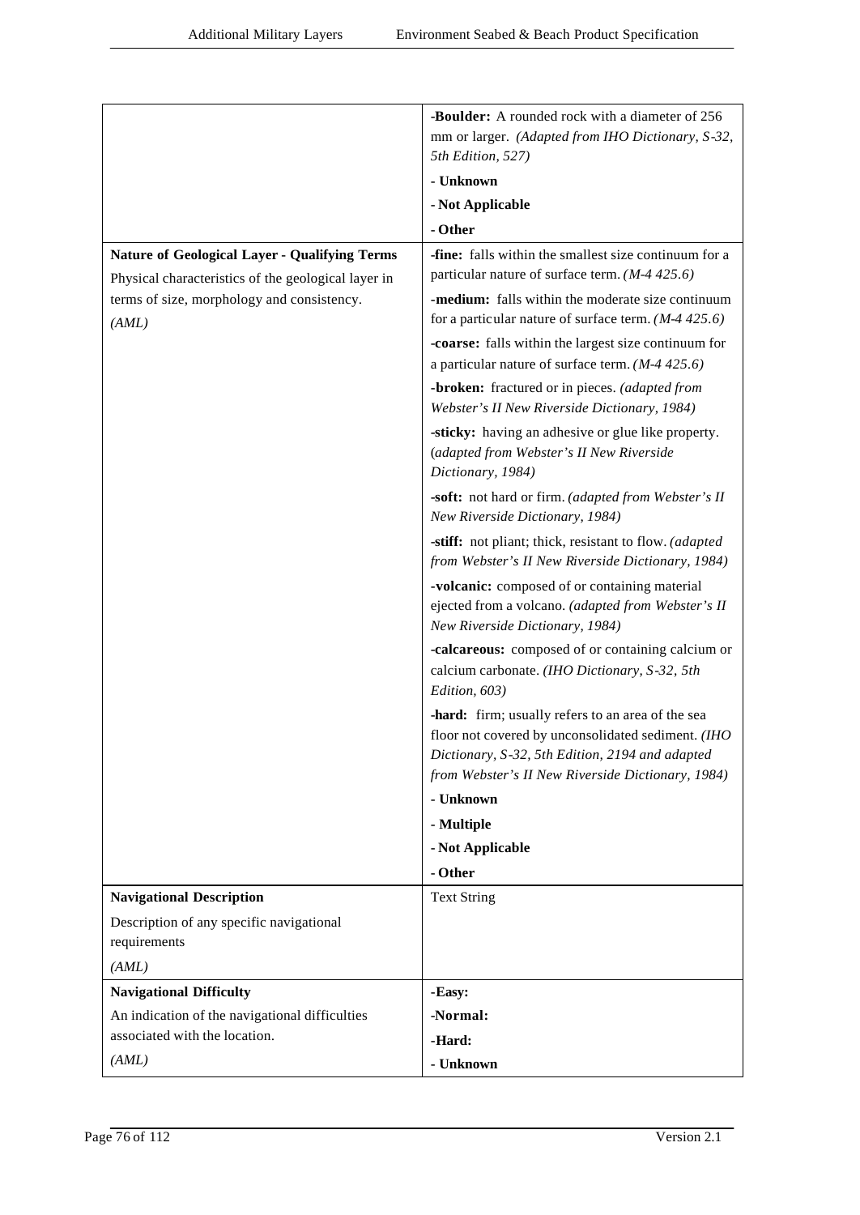| | |
|---|---|
| | **-Boulder:** A rounded rock with a diameter of 256 mm or larger. *(Adapted from IHO Dictionary, S-32, 5th Edition, 527)*<br>**- Unknown**<br>**- Not Applicable**<br>**- Other** |
| **Nature of Geological Layer - Qualifying Terms**<br>Physical characteristics of the geological layer in terms of size, morphology and consistency.<br>*(AML)* | **-fine:** falls within the smallest size continuum for a particular nature of surface term. *(M-4 425.6)*<br>**-medium:** falls within the moderate size continuum for a particular nature of surface term. *(M-4 425.6)*<br>**-coarse:** falls within the largest size continuum for a particular nature of surface term. *(M-4 425.6)*<br>**-broken:** fractured or in pieces. *(adapted from Webster's II New Riverside Dictionary, 1984)*<br>**-sticky:** having an adhesive or glue like property. (*adapted from Webster's II New Riverside Dictionary, 1984)*<br>**-soft:** not hard or firm. *(adapted from Webster's II New Riverside Dictionary, 1984)*<br>**-stiff:** not pliant; thick, resistant to flow. *(adapted from Webster's II New Riverside Dictionary, 1984)*<br>**-volcanic:** composed of or containing material ejected from a volcano. *(adapted from Webster's II New Riverside Dictionary, 1984)*<br>**-calcareous:** composed of or containing calcium or calcium carbonate. *(IHO Dictionary, S-32, 5th Edition, 603)*<br>**-hard:** firm; usually refers to an area of the sea floor not covered by unconsolidated sediment. *(IHO Dictionary, S-32, 5th Edition, 2194 and adapted from Webster's II New Riverside Dictionary, 1984)*<br>**- Unknown**<br>**- Multiple**<br>**- Not Applicable**<br>**- Other** |
| **Navigational Description**<br>Description of any specific navigational requirements<br>*(AML)* | Text String |
| **Navigational Difficulty**<br>An indication of the navigational difficulties associated with the location.<br>*(AML)* | **-Easy:**<br>**-Normal:**<br>**-Hard:**<br>**- Unknown** |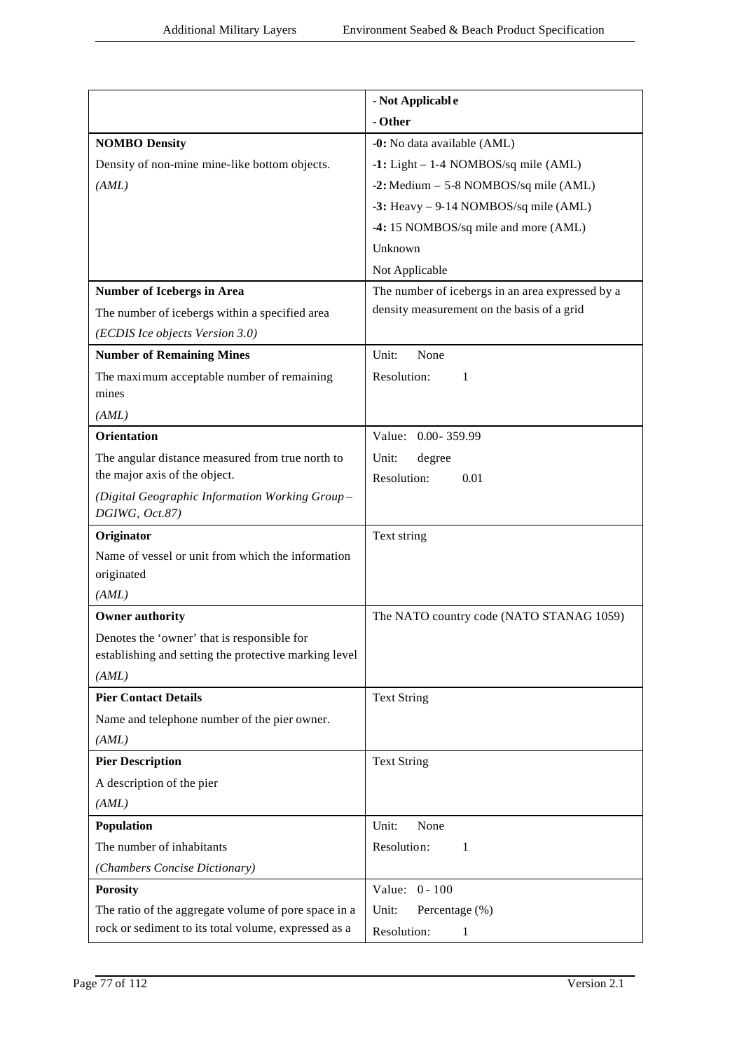| | |
|---|---|
| | **- Not Applicable**<br>**- Other** |
| **NOMBO Density**<br>Density of non-mine mine-like bottom objects.<br>*(AML)* | **-0:** No data available (AML)<br>**-1:** Light – 1-4 NOMBOS/sq mile (AML)<br>**-2:** Medium – 5-8 NOMBOS/sq mile (AML)<br>**-3:** Heavy – 9-14 NOMBOS/sq mile (AML)<br>**-4:** 15 NOMBOS/sq mile and more (AML)<br>Unknown<br>Not Applicable |
| **Number of Icebergs in Area**<br>The number of icebergs within a specified area<br>*(ECDIS Ice objects Version 3.0)* | The number of icebergs in an area expressed by a density measurement on the basis of a grid |
| **Number of Remaining Mines**<br>The maximum acceptable number of remaining mines<br>*(AML)* | Unit: None<br>Resolution: 1 |
| **Orientation**<br>The angular distance measured from true north to the major axis of the object.<br>*(Digital Geographic Information Working Group – DGIWG, Oct.87)* | Value: 0.00- 359.99<br>Unit: degree<br>Resolution: 0.01 |
| **Originator**<br>Name of vessel or unit from which the information originated<br>*(AML)* | Text string |
| **Owner authority**<br>Denotes the 'owner' that is responsible for establishing and setting the protective marking level<br>*(AML)* | The NATO country code (NATO STANAG 1059) |
| **Pier Contact Details**<br>Name and telephone number of the pier owner.<br>*(AML)* | Text String |
| **Pier Description**<br>A description of the pier<br>*(AML)* | Text String |
| **Population**<br>The number of inhabitants<br>*(Chambers Concise Dictionary)* | Unit: None<br>Resolution: 1 |
| **Porosity**<br>The ratio of the aggregate volume of pore space in a rock or sediment to its total volume, expressed as a | Value: 0 - 100<br>Unit: Percentage (%)<br>Resolution: 1 |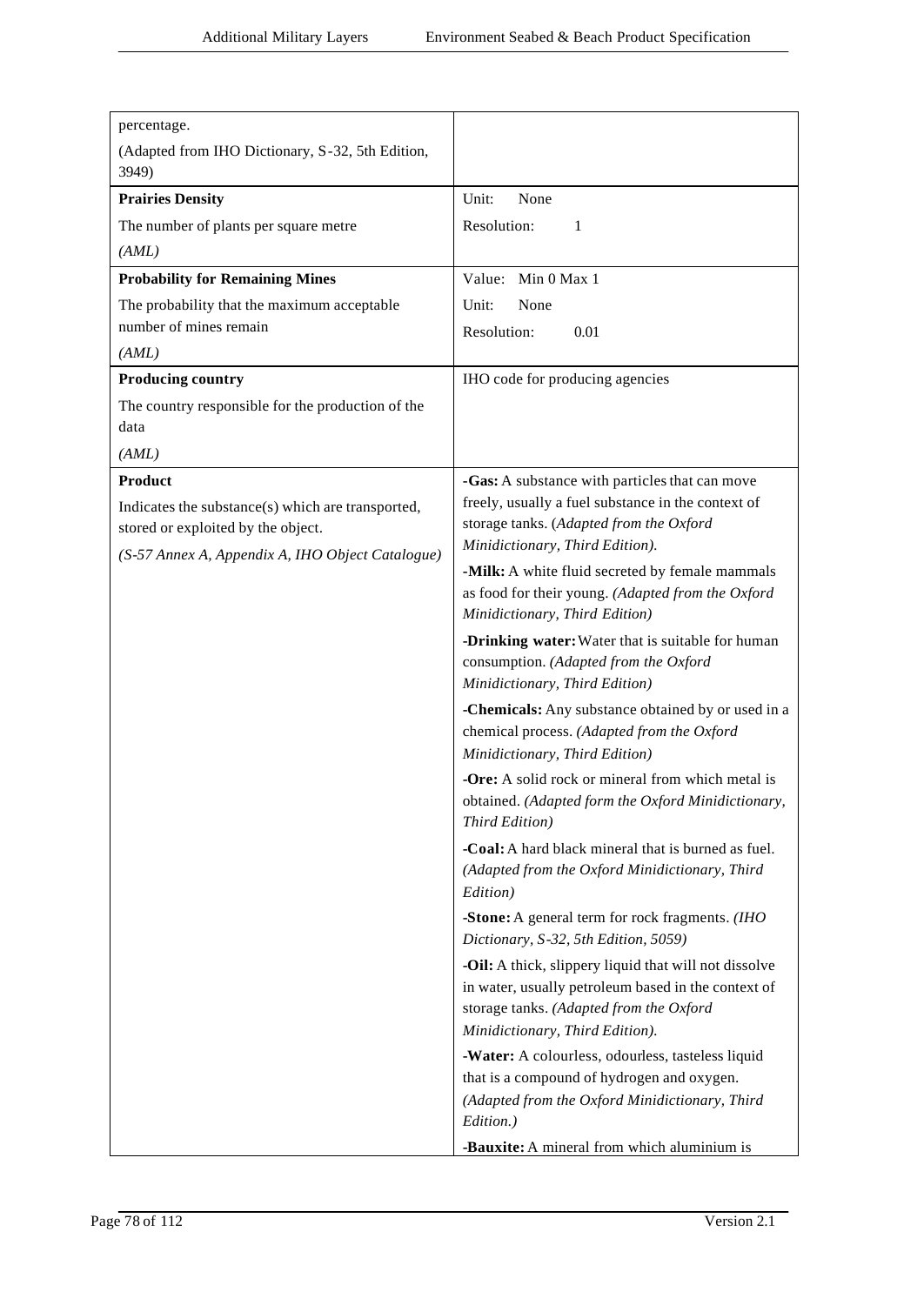| | |
|---|---|
| percentage.<br>(Adapted from IHO Dictionary, S-32, 5th Edition, 3949) | |
| **Prairies Density**<br>The number of plants per square metre<br>*(AML)* | Unit: None<br>Resolution: 1 |
| **Probability for Remaining Mines**<br>The probability that the maximum acceptable number of mines remain<br>*(AML)* | Value: Min 0 Max 1<br>Unit: None<br>Resolution: 0.01 |
| **Producing country**<br>The country responsible for the production of the data<br>*(AML)* | IHO code for producing agencies |
| **Product**<br>Indicates the substance(s) which are transported, stored or exploited by the object.<br>*(S-57 Annex A, Appendix A, IHO Object Catalogue)* | **-Gas:** A substance with particles that can move freely, usually a fuel substance in the context of storage tanks. (*Adapted from the Oxford Minidictionary, Third Edition).*<br>**-Milk:** A white fluid secreted by female mammals as food for their young. *(Adapted from the Oxford Minidictionary, Third Edition)*<br>**-Drinking water:** Water that is suitable for human consumption. *(Adapted from the Oxford Minidictionary, Third Edition)*<br>**-Chemicals:** Any substance obtained by or used in a chemical process. *(Adapted from the Oxford Minidictionary, Third Edition)*<br>**-Ore:** A solid rock or mineral from which metal is obtained. *(Adapted form the Oxford Minidictionary, Third Edition)*<br>**-Coal:** A hard black mineral that is burned as fuel. *(Adapted from the Oxford Minidictionary, Third Edition)*<br>**-Stone:** A general term for rock fragments. *(IHO Dictionary, S-32, 5th Edition, 5059)*<br>**-Oil:** A thick, slippery liquid that will not dissolve in water, usually petroleum based in the context of storage tanks. *(Adapted from the Oxford Minidictionary, Third Edition).*<br>**-Water:** A colourless, odourless, tasteless liquid that is a compound of hydrogen and oxygen. *(Adapted from the Oxford Minidictionary, Third Edition.)*<br>**-Bauxite:** A mineral from which aluminium is |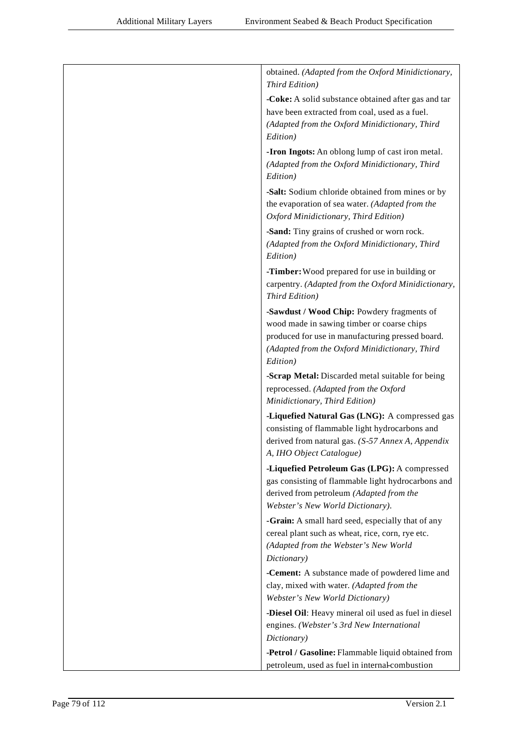| | |
|---|---|
| | obtained. *(Adapted from the Oxford Minidictionary, Third Edition)*<br><br>**-Coke:** A solid substance obtained after gas and tar have been extracted from coal, used as a fuel. *(Adapted from the Oxford Minidictionary, Third Edition)*<br><br>**-Iron Ingots:** An oblong lump of cast iron metal. *(Adapted from the Oxford Minidictionary, Third Edition)*<br><br>**-Salt:** Sodium chloride obtained from mines or by the evaporation of sea water. *(Adapted from the Oxford Minidictionary, Third Edition)*<br><br>**-Sand:** Tiny grains of crushed or worn rock. *(Adapted from the Oxford Minidictionary, Third Edition)*<br><br>**-Timber:** Wood prepared for use in building or carpentry. *(Adapted from the Oxford Minidictionary, Third Edition)*<br><br>**-Sawdust / Wood Chip:** Powdery fragments of wood made in sawing timber or coarse chips produced for use in manufacturing pressed board. *(Adapted from the Oxford Minidictionary, Third Edition)*<br><br>**-Scrap Metal:** Discarded metal suitable for being reprocessed. *(Adapted from the Oxford Minidictionary, Third Edition)*<br><br>**-Liquefied Natural Gas (LNG):** A compressed gas consisting of flammable light hydrocarbons and derived from natural gas. *(S-57 Annex A, Appendix A, IHO Object Catalogue)*<br><br>**-Liquefied Petroleum Gas (LPG):** A compressed gas consisting of flammable light hydrocarbons and derived from petroleum *(Adapted from the Webster's New World Dictionary)*.<br><br>**-Grain:** A small hard seed, especially that of any cereal plant such as wheat, rice, corn, rye etc. *(Adapted from the Webster's New World Dictionary)*<br><br>**-Cement:** A substance made of powdered lime and clay, mixed with water. *(Adapted from the Webster's New World Dictionary)*<br><br>**-Diesel Oil**: Heavy mineral oil used as fuel in diesel engines. *(Webster's 3rd New International Dictionary)*<br><br>**-Petrol / Gasoline:** Flammable liquid obtained from petroleum, used as fuel in internal-combustion |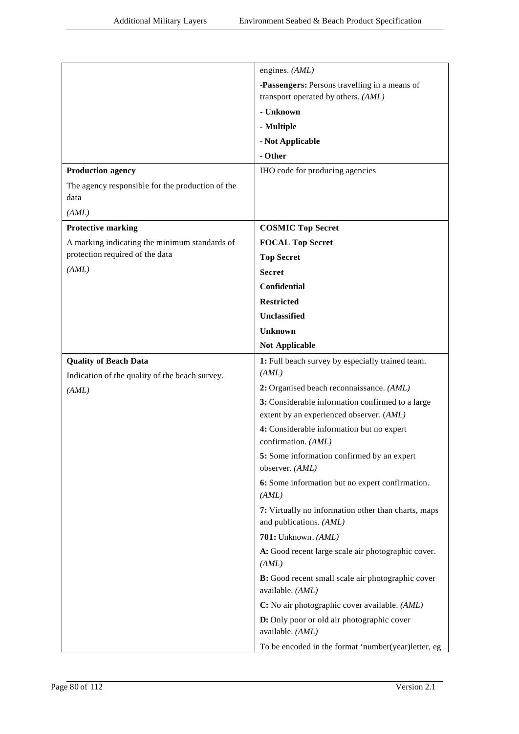| | |
|---|---|
| | engines. *(AML)*<br>**-Passengers:** Persons travelling in a means of transport operated by others. *(AML)*<br>**- Unknown**<br>**- Multiple**<br>**- Not Applicable**<br>**- Other** |
| **Production agency**<br>The agency responsible for the production of the data<br>*(AML)* | IHO code for producing agencies |
| **Protective marking**<br>A marking indicating the minimum standards of protection required of the data<br>*(AML)* | **COSMIC Top Secret**<br>**FOCAL Top Secret**<br>**Top Secret**<br>**Secret**<br>**Confidential**<br>**Restricted**<br>**Unclassified**<br>**Unknown**<br>**Not Applicable** |
| **Quality of Beach Data**<br>Indication of the quality of the beach survey.<br>*(AML)* | **1:** Full beach survey by especially trained team. *(AML)*<br>**2:** Organised beach reconnaissance. *(AML)*<br>**3:** Considerable information confirmed to a large extent by an experienced observer. (*AML)*<br>**4:** Considerable information but no expert confirmation. *(AML)*<br>**5:** Some information confirmed by an expert observer. *(AML)*<br>**6:** Some information but no expert confirmation. *(AML)*<br>**7:** Virtually no information other than charts, maps and publications. *(AML)*<br>**701:** Unknown. *(AML)*<br>**A:** Good recent large scale air photographic cover. *(AML)*<br>**B:** Good recent small scale air photographic cover available. *(AML)*<br>**C:** No air photographic cover available. *(AML)*<br>**D:** Only poor or old air photographic cover available. *(AML)*<br>To be encoded in the format 'number(year)letter, eg |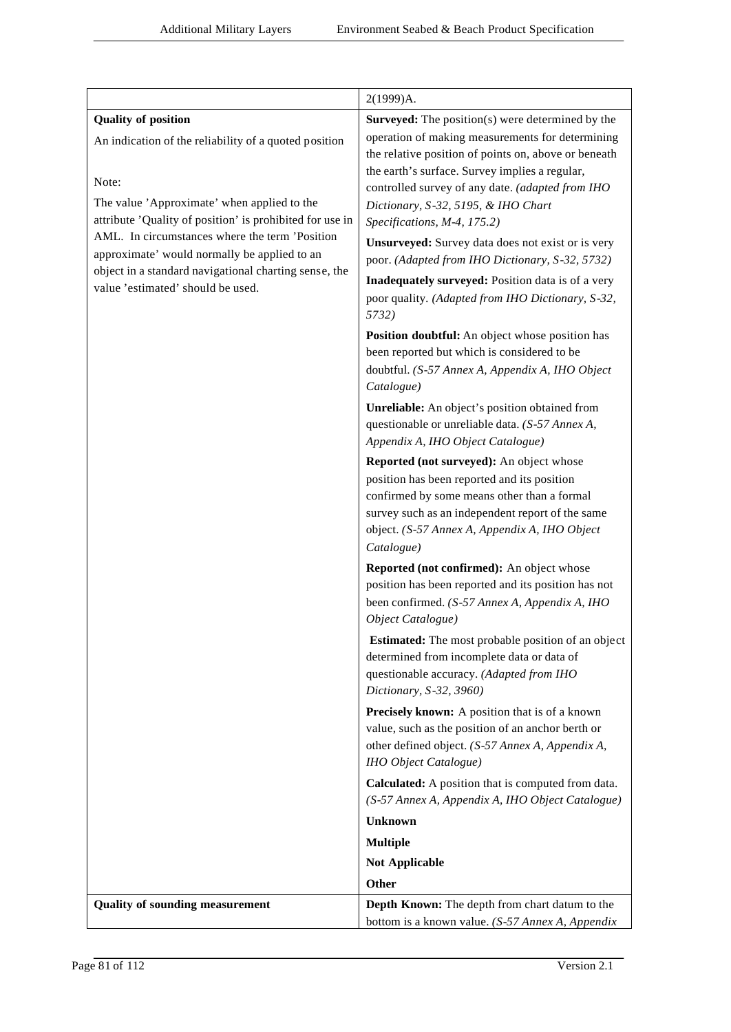| | |
|---|---|
| | 2(1999)A. |
| **Quality of position**<br><br>An indication of the reliability of a quoted position<br><br>Note:<br><br>The value 'Approximate' when applied to the attribute 'Quality of position' is prohibited for use in AML. In circumstances where the term 'Position approximate' would normally be applied to an object in a standard navigational charting sense, the value 'estimated' should be used. | **Surveyed:** The position(s) were determined by the operation of making measurements for determining the relative position of points on, above or beneath the earth's surface. Survey implies a regular, controlled survey of any date. *(adapted from IHO Dictionary, S-32, 5195, & IHO Chart Specifications, M-4, 175.2)*<br><br>**Unsurveyed:** Survey data does not exist or is very poor. *(Adapted from IHO Dictionary, S-32, 5732)*<br><br>**Inadequately surveyed:** Position data is of a very poor quality. *(Adapted from IHO Dictionary, S-32, 5732)*<br><br>**Position doubtful:** An object whose position has been reported but which is considered to be doubtful. *(S-57 Annex A, Appendix A, IHO Object Catalogue)*<br><br>**Unreliable:** An object's position obtained from questionable or unreliable data. *(S-57 Annex A, Appendix A, IHO Object Catalogue)*<br><br>**Reported (not surveyed):** An object whose position has been reported and its position confirmed by some means other than a formal survey such as an independent report of the same object. *(S-57 Annex A, Appendix A, IHO Object Catalogue)*<br><br>**Reported (not confirmed):** An object whose position has been reported and its position has not been confirmed. *(S-57 Annex A, Appendix A, IHO Object Catalogue)*<br><br>**Estimated:** The most probable position of an object determined from incomplete data or data of questionable accuracy. *(Adapted from IHO Dictionary, S-32, 3960)*<br><br>**Precisely known:** A position that is of a known value, such as the position of an anchor berth or other defined object. *(S-57 Annex A, Appendix A, IHO Object Catalogue)*<br><br>**Calculated:** A position that is computed from data. *(S-57 Annex A, Appendix A, IHO Object Catalogue)*<br><br>**Unknown**<br><br>**Multiple**<br><br>**Not Applicable**<br><br>**Other** |
| **Quality of sounding measurement** | **Depth Known:** The depth from chart datum to the bottom is a known value. *(S-57 Annex A, Appendix* |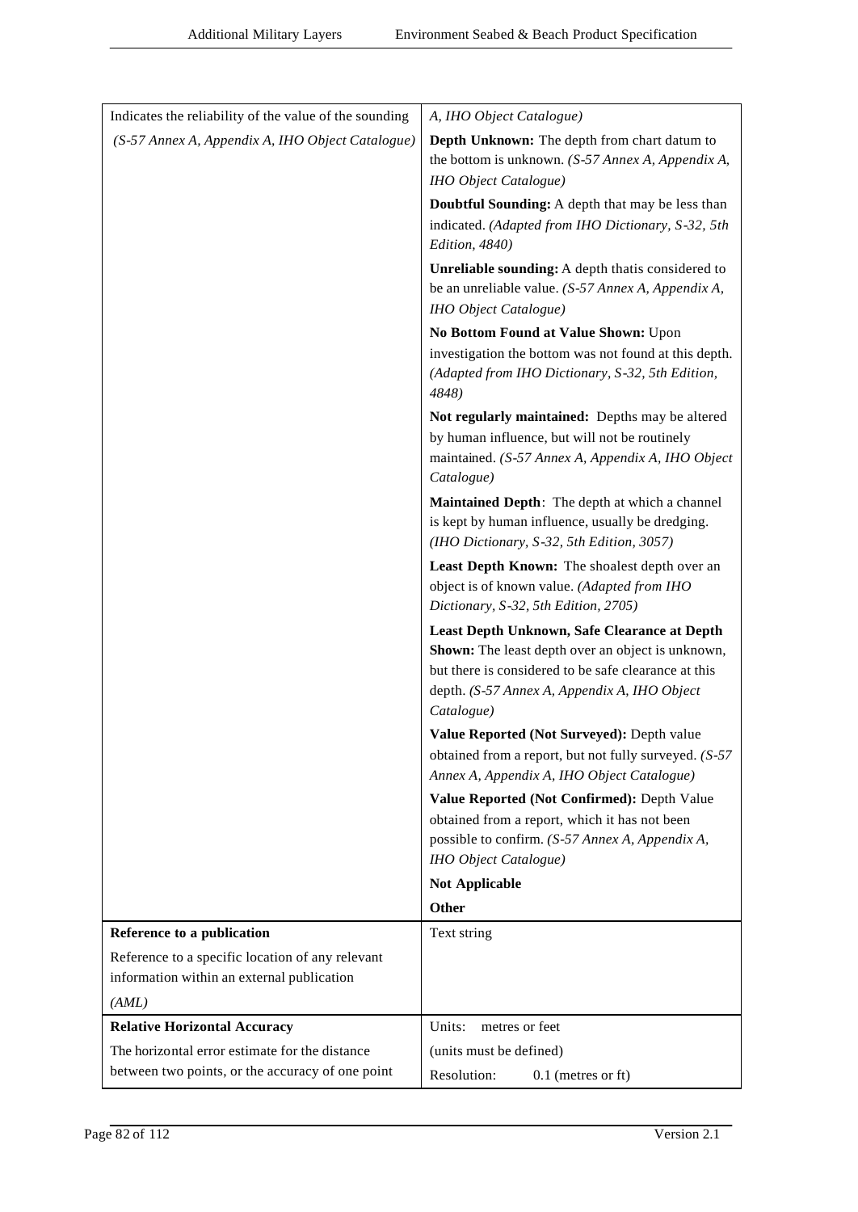| | |
|---|---|
| Indicates the reliability of the value of the sounding<br>*(S-57 Annex A, Appendix A, IHO Object Catalogue)* | *A, IHO Object Catalogue)*<br>**Depth Unknown:** The depth from chart datum to the bottom is unknown. *(S-57 Annex A, Appendix A, IHO Object Catalogue)*<br>**Doubtful Sounding:** A depth that may be less than indicated. *(Adapted from IHO Dictionary, S-32, 5th Edition, 4840)*<br>**Unreliable sounding:** A depth thatis considered to be an unreliable value. *(S-57 Annex A, Appendix A, IHO Object Catalogue)*<br>**No Bottom Found at Value Shown:** Upon investigation the bottom was not found at this depth. *(Adapted from IHO Dictionary, S-32, 5th Edition, 4848)*<br>**Not regularly maintained:** Depths may be altered by human influence, but will not be routinely maintained. *(S-57 Annex A, Appendix A, IHO Object Catalogue)*<br>**Maintained Depth**: The depth at which a channel is kept by human influence, usually be dredging. *(IHO Dictionary, S-32, 5th Edition, 3057)*<br>**Least Depth Known:** The shoalest depth over an object is of known value. *(Adapted from IHO Dictionary, S-32, 5th Edition, 2705)*<br>**Least Depth Unknown, Safe Clearance at Depth Shown:** The least depth over an object is unknown, but there is considered to be safe clearance at this depth. *(S-57 Annex A, Appendix A, IHO Object Catalogue)*<br>**Value Reported (Not Surveyed):** Depth value obtained from a report, but not fully surveyed. *(S-57 Annex A, Appendix A, IHO Object Catalogue)*<br>**Value Reported (Not Confirmed):** Depth Value obtained from a report, which it has not been possible to confirm. *(S-57 Annex A, Appendix A, IHO Object Catalogue)*<br>**Not Applicable**<br>**Other** |
| **Reference to a publication**<br>Reference to a specific location of any relevant information within an external publication<br>*(AML)* | Text string |
| **Relative Horizontal Accuracy**<br>The horizontal error estimate for the distance between two points, or the accuracy of one point | Units: metres or feet<br>(units must be defined)<br>Resolution: 0.1 (metres or ft) |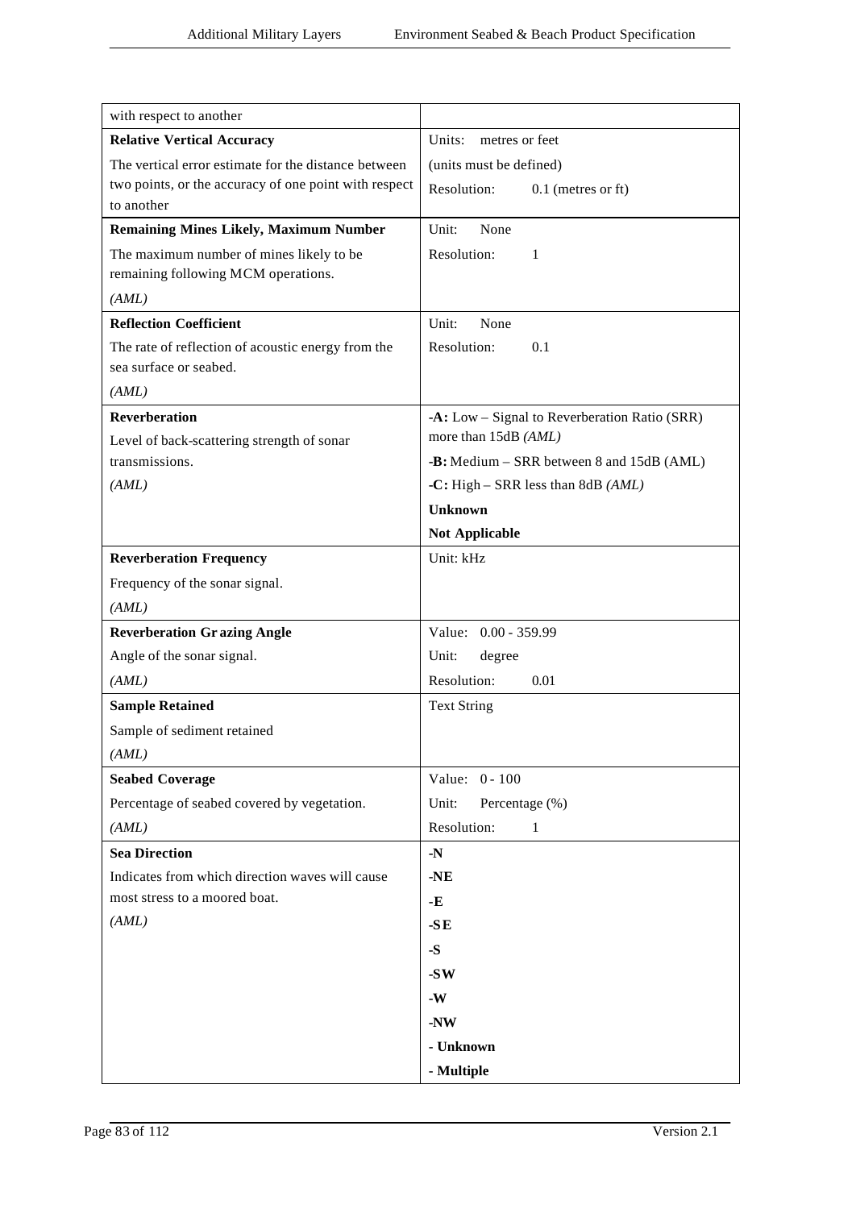| | |
|---|---|
| with respect to another | |
| **Relative Vertical Accuracy**<br>The vertical error estimate for the distance between two points, or the accuracy of one point with respect to another | Units: metres or feet<br>(units must be defined)<br>Resolution: 0.1 (metres or ft) |
| **Remaining Mines Likely, Maximum Number**<br>The maximum number of mines likely to be remaining following MCM operations.<br>*(AML)* | Unit: None<br>Resolution: 1 |
| **Reflection Coefficient**<br>The rate of reflection of acoustic energy from the sea surface or seabed.<br>*(AML)* | Unit: None<br>Resolution: 0.1 |
| **Reverberation**<br>Level of back-scattering strength of sonar transmissions.<br>*(AML)* | **-A:** Low – Signal to Reverberation Ratio (SRR) more than 15dB *(AML)*<br>**-B:** Medium – SRR between 8 and 15dB (AML)<br>**-C:** High – SRR less than 8dB *(AML)*<br>**Unknown**<br>**Not Applicable** |
| **Reverberation Frequency**<br>Frequency of the sonar signal.<br>*(AML)* | Unit: kHz |
| **Reverberation Grazing Angle**<br>Angle of the sonar signal.<br>*(AML)* | Value: 0.00 - 359.99<br>Unit: degree<br>Resolution: 0.01 |
| **Sample Retained**<br>Sample of sediment retained<br>*(AML)* | Text String |
| **Seabed Coverage**<br>Percentage of seabed covered by vegetation.<br>*(AML)* | Value: 0 - 100<br>Unit: Percentage (%)<br>Resolution: 1 |
| **Sea Direction**<br>Indicates from which direction waves will cause most stress to a moored boat.<br>*(AML)* | **-N**<br>**-NE**<br>**-E**<br>**-SE**<br>**-S**<br>**-SW**<br>**-W**<br>**-NW**<br>**- Unknown**<br>**- Multiple** |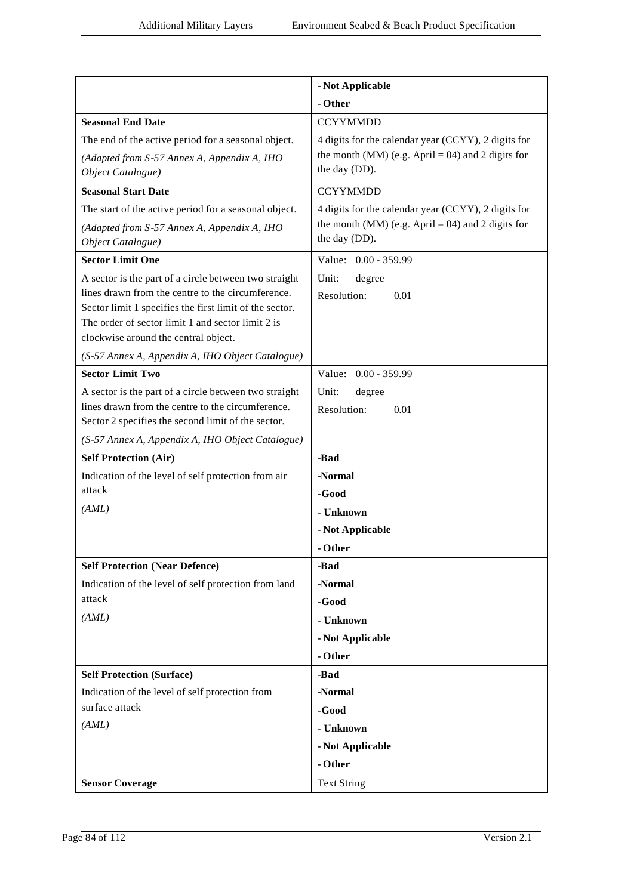| | |
|---|---|
| | **- Not Applicable**<br>**- Other** |
| **Seasonal End Date**<br>The end of the active period for a seasonal object.<br>*(Adapted from S-57 Annex A, Appendix A, IHO Object Catalogue)* | CCYYMMDD<br>4 digits for the calendar year (CCYY), 2 digits for the month (MM) (e.g. April = 04) and 2 digits for the day (DD). |
| **Seasonal Start Date**<br>The start of the active period for a seasonal object.<br>*(Adapted from S-57 Annex A, Appendix A, IHO Object Catalogue)* | CCYYMMDD<br>4 digits for the calendar year (CCYY), 2 digits for the month (MM) (e.g. April = 04) and 2 digits for the day (DD). |
| **Sector Limit One**<br>A sector is the part of a circle between two straight lines drawn from the centre to the circumference. Sector limit 1 specifies the first limit of the sector. The order of sector limit 1 and sector limit 2 is clockwise around the central object.<br>*(S-57 Annex A, Appendix A, IHO Object Catalogue)* | Value: 0.00 - 359.99<br>Unit: degree<br>Resolution: 0.01 |
| **Sector Limit Two**<br>A sector is the part of a circle between two straight lines drawn from the centre to the circumference. Sector 2 specifies the second limit of the sector.<br>*(S-57 Annex A, Appendix A, IHO Object Catalogue)* | Value: 0.00 - 359.99<br>Unit: degree<br>Resolution: 0.01 |
| **Self Protection (Air)**<br>Indication of the level of self protection from air attack<br>*(AML)* | **-Bad**<br>**-Normal**<br>**-Good**<br>**- Unknown**<br>**- Not Applicable**<br>**- Other** |
| **Self Protection (Near Defence)**<br>Indication of the level of self protection from land attack<br>*(AML)* | **-Bad**<br>**-Normal**<br>**-Good**<br>**- Unknown**<br>**- Not Applicable**<br>**- Other** |
| **Self Protection (Surface)**<br>Indication of the level of self protection from surface attack<br>*(AML)* | **-Bad**<br>**-Normal**<br>**-Good**<br>**- Unknown**<br>**- Not Applicable**<br>**- Other** |
| **Sensor Coverage** | Text String |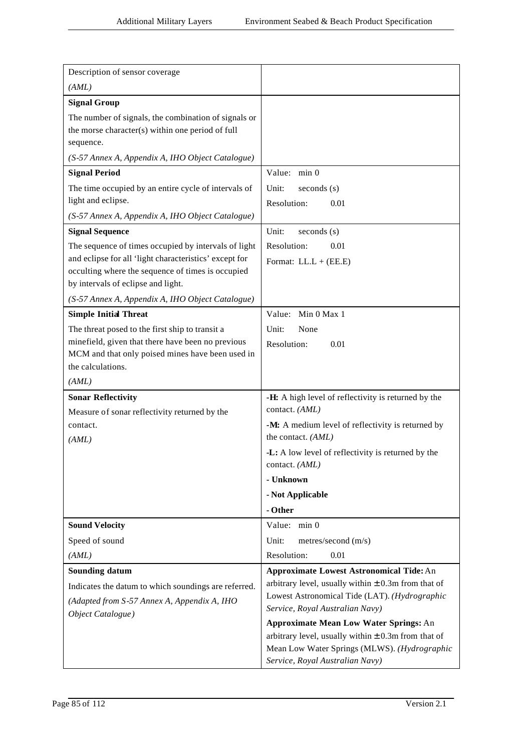| | |
|---|---|
| Description of sensor coverage<br>*(AML)* | |
| **Signal Group**<br>The number of signals, the combination of signals or the morse character(s) within one period of full sequence.<br>*(S-57 Annex A, Appendix A, IHO Object Catalogue)* | |
| **Signal Period**<br>The time occupied by an entire cycle of intervals of light and eclipse.<br>*(S-57 Annex A, Appendix A, IHO Object Catalogue)* | Value: min 0<br>Unit: seconds (s)<br>Resolution: 0.01 |
| **Signal Sequence**<br>The sequence of times occupied by intervals of light and eclipse for all 'light characteristics' except for occulting where the sequence of times is occupied by intervals of eclipse and light.<br>*(S-57 Annex A, Appendix A, IHO Object Catalogue)* | Unit: seconds (s)<br>Resolution: 0.01<br>Format: LL.L + (EE.E) |
| **Simple Initial Threat**<br>The threat posed to the first ship to transit a minefield, given that there have been no previous MCM and that only poised mines have been used in the calculations.<br>*(AML)* | Value: Min 0 Max 1<br>Unit: None<br>Resolution: 0.01 |
| **Sonar Reflectivity**<br>Measure of sonar reflectivity returned by the contact.<br>*(AML)* | **-H:** A high level of reflectivity is returned by the contact. *(AML)*<br>**-M:** A medium level of reflectivity is returned by the contact. *(AML)*<br>**-L:** A low level of reflectivity is returned by the contact. *(AML)*<br>**- Unknown**<br>**- Not Applicable**<br>**- Other** |
| **Sound Velocity**<br>Speed of sound<br>*(AML)* | Value: min 0<br>Unit: metres/second (m/s)<br>Resolution: 0.01 |
| **Sounding datum**<br>Indicates the datum to which soundings are referred.<br>*(Adapted from S-57 Annex A, Appendix A, IHO Object Catalogue)* | **Approximate Lowest Astronomical Tide:** An arbitrary level, usually within ± 0.3m from that of Lowest Astronomical Tide (LAT). *(Hydrographic Service, Royal Australian Navy)*<br>**Approximate Mean Low Water Springs:** An arbitrary level, usually within ± 0.3m from that of Mean Low Water Springs (MLWS). *(Hydrographic Service, Royal Australian Navy)* |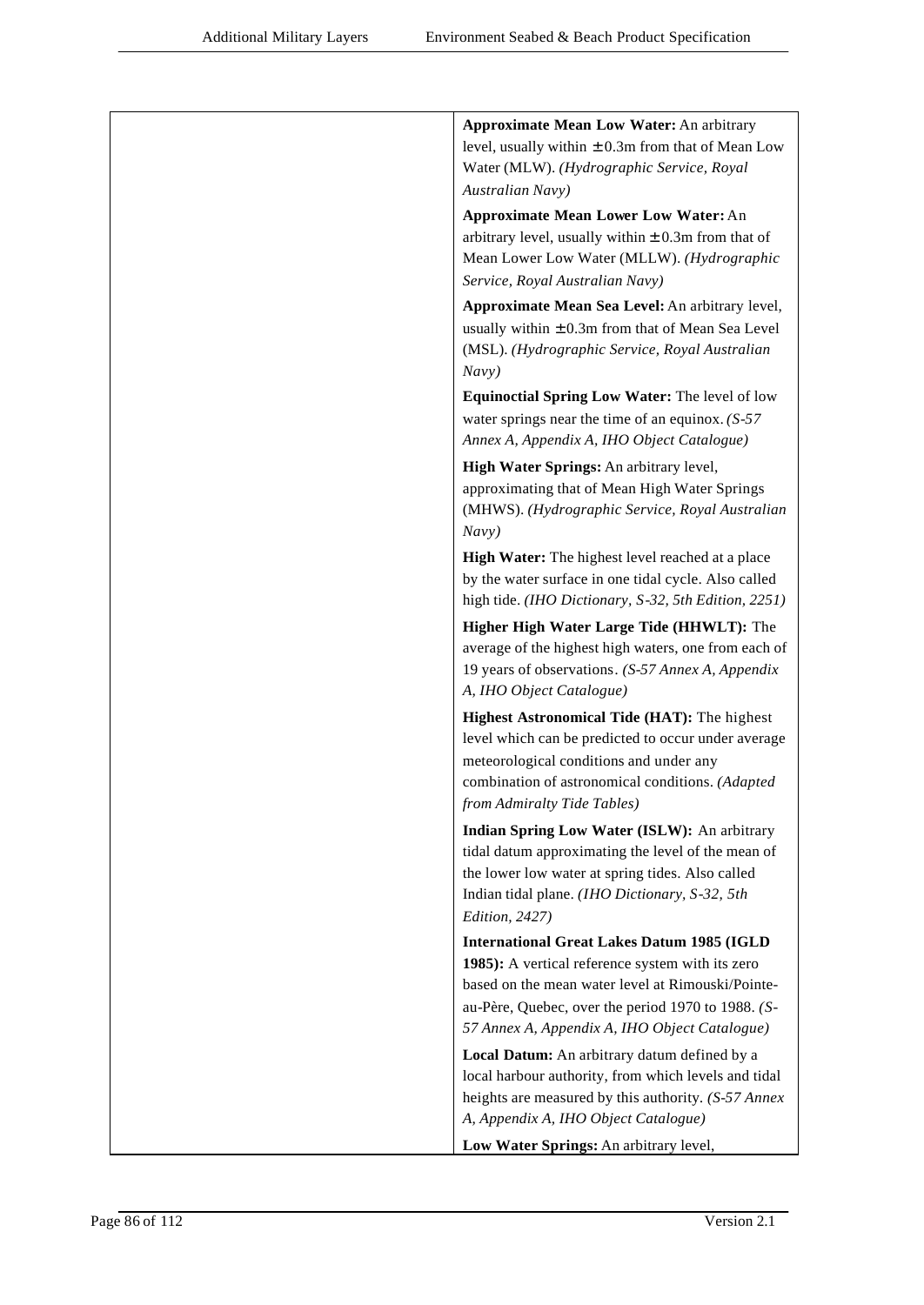| | |
|---|---|
| | **Approximate Mean Low Water:** An arbitrary level, usually within ± 0.3m from that of Mean Low Water (MLW). *(Hydrographic Service, Royal Australian Navy)*<br><br>**Approximate Mean Lower Low Water:** An arbitrary level, usually within ± 0.3m from that of Mean Lower Low Water (MLLW). *(Hydrographic Service, Royal Australian Navy)*<br><br>**Approximate Mean Sea Level:** An arbitrary level, usually within ± 0.3m from that of Mean Sea Level (MSL). *(Hydrographic Service, Royal Australian Navy)*<br><br>**Equinoctial Spring Low Water:** The level of low water springs near the time of an equinox. *(S-57 Annex A, Appendix A, IHO Object Catalogue)*<br><br>**High Water Springs:** An arbitrary level, approximating that of Mean High Water Springs (MHWS). *(Hydrographic Service, Royal Australian Navy)*<br><br>**High Water:** The highest level reached at a place by the water surface in one tidal cycle. Also called high tide. *(IHO Dictionary, S-32, 5th Edition, 2251)*<br><br>**Higher High Water Large Tide (HHWLT):** The average of the highest high waters, one from each of 19 years of observations. *(S-57 Annex A, Appendix A, IHO Object Catalogue)*<br><br>**Highest Astronomical Tide (HAT):** The highest level which can be predicted to occur under average meteorological conditions and under any combination of astronomical conditions. *(Adapted from Admiralty Tide Tables)*<br><br>**Indian Spring Low Water (ISLW):** An arbitrary tidal datum approximating the level of the mean of the lower low water at spring tides. Also called Indian tidal plane. *(IHO Dictionary, S-32, 5th Edition, 2427)*<br><br>**International Great Lakes Datum 1985 (IGLD 1985):** A vertical reference system with its zero based on the mean water level at Rimouski/Pointe-au-Père, Quebec, over the period 1970 to 1988. *(S-57 Annex A, Appendix A, IHO Object Catalogue)*<br><br>**Local Datum:** An arbitrary datum defined by a local harbour authority, from which levels and tidal heights are measured by this authority. *(S-57 Annex A, Appendix A, IHO Object Catalogue)*<br><br>**Low Water Springs:** An arbitrary level, |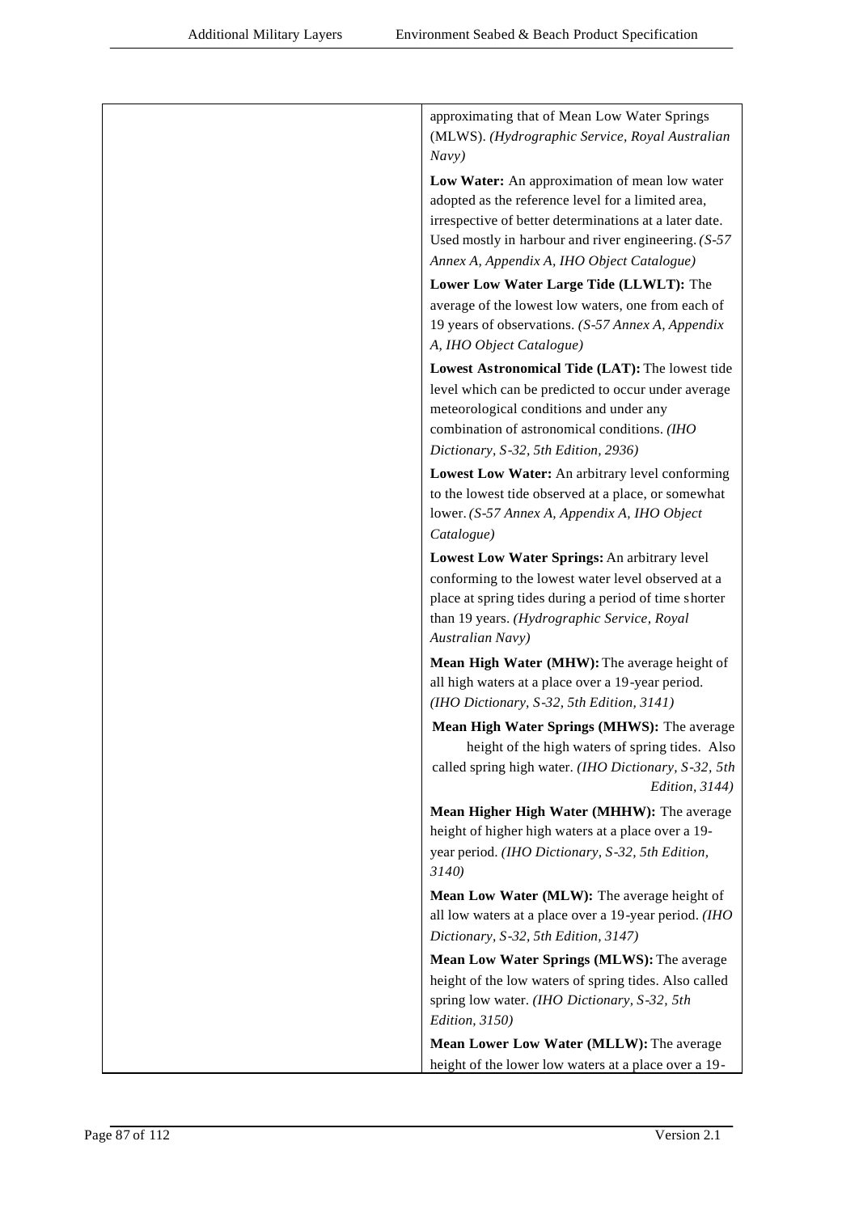| | approximating that of Mean Low Water Springs (MLWS). *(Hydrographic Service, Royal Australian Navy)*<br><br>**Low Water:** An approximation of mean low water adopted as the reference level for a limited area, irrespective of better determinations at a later date. Used mostly in harbour and river engineering. *(S-57 Annex A, Appendix A, IHO Object Catalogue)*<br><br>**Lower Low Water Large Tide (LLWLT):** The average of the lowest low waters, one from each of 19 years of observations. *(S-57 Annex A, Appendix A, IHO Object Catalogue)*<br><br>**Lowest Astronomical Tide (LAT):** The lowest tide level which can be predicted to occur under average meteorological conditions and under any combination of astronomical conditions. *(IHO Dictionary, S-32, 5th Edition, 2936)*<br><br>**Lowest Low Water:** An arbitrary level conforming to the lowest tide observed at a place, or somewhat lower. *(S-57 Annex A, Appendix A, IHO Object Catalogue)*<br><br>**Lowest Low Water Springs:** An arbitrary level conforming to the lowest water level observed at a place at spring tides during a period of time shorter than 19 years. *(Hydrographic Service, Royal Australian Navy)*<br><br>**Mean High Water (MHW):** The average height of all high waters at a place over a 19-year period. *(IHO Dictionary, S-32, 5th Edition, 3141)*<br><br>**Mean High Water Springs (MHWS):** The average height of the high waters of spring tides. Also called spring high water. *(IHO Dictionary, S-32, 5th Edition, 3144)*<br><br>**Mean Higher High Water (MHHW):** The average height of higher high waters at a place over a 19-year period. *(IHO Dictionary, S-32, 5th Edition, 3140)*<br><br>**Mean Low Water (MLW):** The average height of all low waters at a place over a 19-year period. *(IHO Dictionary, S-32, 5th Edition, 3147)*<br><br>**Mean Low Water Springs (MLWS):** The average height of the low waters of spring tides. Also called spring low water. *(IHO Dictionary, S-32, 5th Edition, 3150)*<br><br>**Mean Lower Low Water (MLLW):** The average height of the lower low waters at a place over a 19- |
|---|---|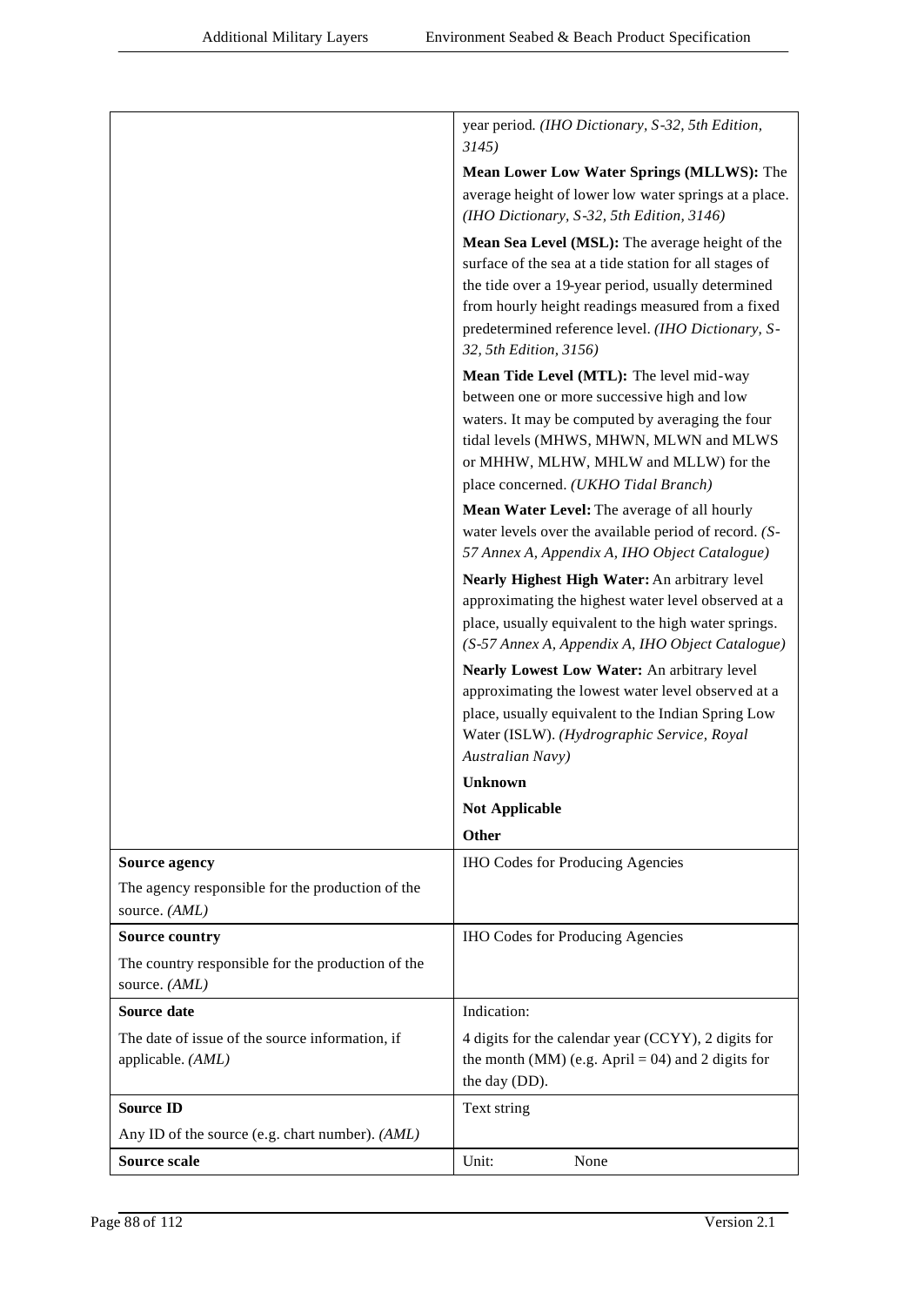| | |
|---|---|
| | year period. *(IHO Dictionary, S-32, 5th Edition, 3145)*<br>**Mean Lower Low Water Springs (MLLWS):** The average height of lower low water springs at a place. *(IHO Dictionary, S-32, 5th Edition, 3146)*<br>**Mean Sea Level (MSL):** The average height of the surface of the sea at a tide station for all stages of the tide over a 19-year period, usually determined from hourly height readings measured from a fixed predetermined reference level. *(IHO Dictionary, S-32, 5th Edition, 3156)*<br>**Mean Tide Level (MTL):** The level mid-way between one or more successive high and low waters. It may be computed by averaging the four tidal levels (MHWS, MHWN, MLWN and MLWS or MHHW, MLHW, MHLW and MLLW) for the place concerned. *(UKHO Tidal Branch)*<br>**Mean Water Level:** The average of all hourly water levels over the available period of record. *(S-57 Annex A, Appendix A, IHO Object Catalogue)*<br>**Nearly Highest High Water:** An arbitrary level approximating the highest water level observed at a place, usually equivalent to the high water springs. *(S-57 Annex A, Appendix A, IHO Object Catalogue)*<br>**Nearly Lowest Low Water:** An arbitrary level approximating the lowest water level observed at a place, usually equivalent to the Indian Spring Low Water (ISLW). *(Hydrographic Service, Royal Australian Navy)*<br>**Unknown**<br>**Not Applicable**<br>**Other** |
| **Source agency**<br>The agency responsible for the production of the source. *(AML)* | IHO Codes for Producing Agencies |
| **Source country**<br>The country responsible for the production of the source. *(AML)* | IHO Codes for Producing Agencies |
| **Source date**<br>The date of issue of the source information, if applicable. *(AML)* | Indication:<br>4 digits for the calendar year (CCYY), 2 digits for the month (MM) (e.g. April = 04) and 2 digits for the day (DD). |
| **Source ID**<br>Any ID of the source (e.g. chart number). *(AML)* | Text string |
| **Source scale** | Unit: None |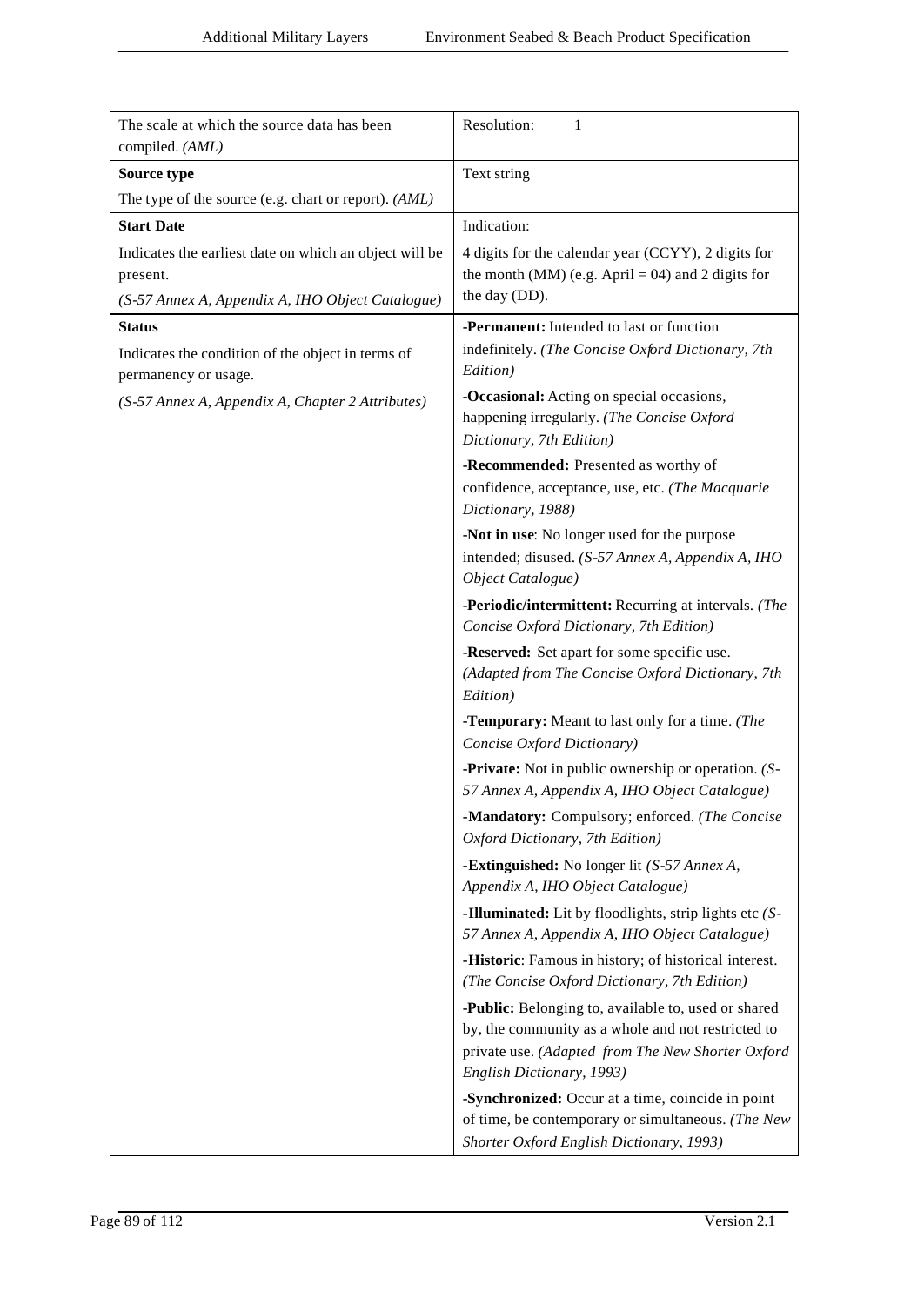| | |
|---|---|
| The scale at which the source data has been compiled. *(AML)* | Resolution: 1 |
| **Source type**<br>The type of the source (e.g. chart or report). *(AML)* | Text string |
| **Start Date**<br>Indicates the earliest date on which an object will be present.<br>*(S-57 Annex A, Appendix A, IHO Object Catalogue)* | Indication:<br>4 digits for the calendar year (CCYY), 2 digits for the month (MM) (e.g. April = 04) and 2 digits for the day (DD). |
| **Status**<br>Indicates the condition of the object in terms of permanency or usage.<br>*(S-57 Annex A, Appendix A, Chapter 2 Attributes)* | **-Permanent:** Intended to last or function indefinitely. *(The Concise Oxford Dictionary, 7th Edition)*<br>**-Occasional:** Acting on special occasions, happening irregularly. *(The Concise Oxford Dictionary, 7th Edition)*<br>**-Recommended:** Presented as worthy of confidence, acceptance, use, etc. *(The Macquarie Dictionary, 1988)*<br>**-Not in use**: No longer used for the purpose intended; disused. *(S-57 Annex A, Appendix A, IHO Object Catalogue)*<br>**-Periodic/intermittent:** Recurring at intervals. *(The Concise Oxford Dictionary, 7th Edition)*<br>**-Reserved:** Set apart for some specific use. *(Adapted from The Concise Oxford Dictionary, 7th Edition)*<br>**-Temporary:** Meant to last only for a time. *(The Concise Oxford Dictionary)*<br>**-Private:** Not in public ownership or operation. *(S-57 Annex A, Appendix A, IHO Object Catalogue)*<br>**-Mandatory:** Compulsory; enforced. *(The Concise Oxford Dictionary, 7th Edition)*<br>**-Extinguished:** No longer lit *(S-57 Annex A, Appendix A, IHO Object Catalogue)*<br>**-Illuminated:** Lit by floodlights, strip lights etc *(S-57 Annex A, Appendix A, IHO Object Catalogue)*<br>**-Historic**: Famous in history; of historical interest. *(The Concise Oxford Dictionary, 7th Edition)*<br>**-Public:** Belonging to, available to, used or shared by, the community as a whole and not restricted to private use. *(Adapted from The New Shorter Oxford English Dictionary, 1993)*<br>**-Synchronized:** Occur at a time, coincide in point of time, be contemporary or simultaneous. *(The New Shorter Oxford English Dictionary, 1993)* |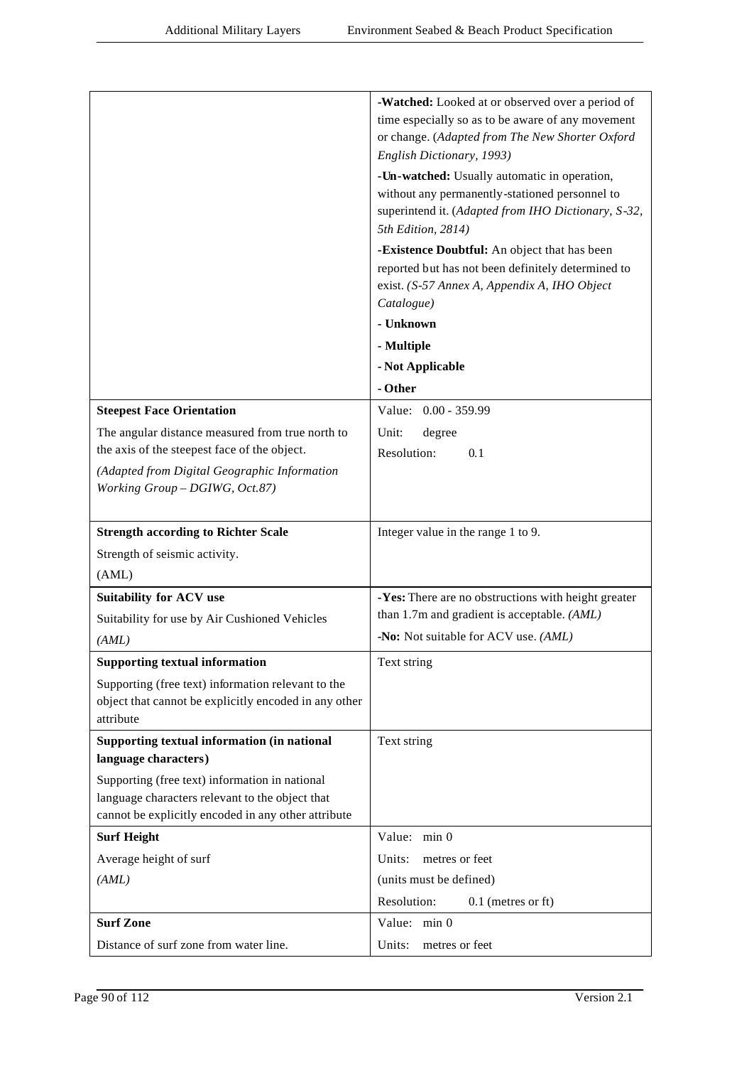| | |
|---|---|
| | **-Watched:** Looked at or observed over a period of time especially so as to be aware of any movement or change. (*Adapted from The New Shorter Oxford English Dictionary, 1993)*<br>**-Un-watched:** Usually automatic in operation, without any permanently-stationed personnel to superintend it. (*Adapted from IHO Dictionary, S-32, 5th Edition, 2814)*<br>**-Existence Doubtful:** An object that has been reported but has not been definitely determined to exist. *(S-57 Annex A, Appendix A, IHO Object Catalogue)*<br>**- Unknown**<br>**- Multiple**<br>**- Not Applicable**<br>**- Other** |
| **Steepest Face Orientation**<br>The angular distance measured from true north to the axis of the steepest face of the object.<br>*(Adapted from Digital Geographic Information Working Group – DGIWG, Oct.87)* | Value: 0.00 - 359.99<br>Unit: degree<br>Resolution: 0.1 |
| **Strength according to Richter Scale**<br>Strength of seismic activity.<br>(AML) | Integer value in the range 1 to 9. |
| **Suitability for ACV use**<br>Suitability for use by Air Cushioned Vehicles<br>*(AML)* | **-Yes:** There are no obstructions with height greater than 1.7m and gradient is acceptable. *(AML)*<br>**-No:** Not suitable for ACV use. *(AML)* |
| **Supporting textual information**<br>Supporting (free text) information relevant to the object that cannot be explicitly encoded in any other attribute | Text string |
| **Supporting textual information (in national language characters)**<br>Supporting (free text) information in national language characters relevant to the object that cannot be explicitly encoded in any other attribute | Text string |
| **Surf Height**<br>Average height of surf<br>*(AML)* | Value: min 0<br>Units: metres or feet<br>(units must be defined)<br>Resolution: 0.1 (metres or ft) |
| **Surf Zone**<br>Distance of surf zone from water line. | Value: min 0<br>Units: metres or feet |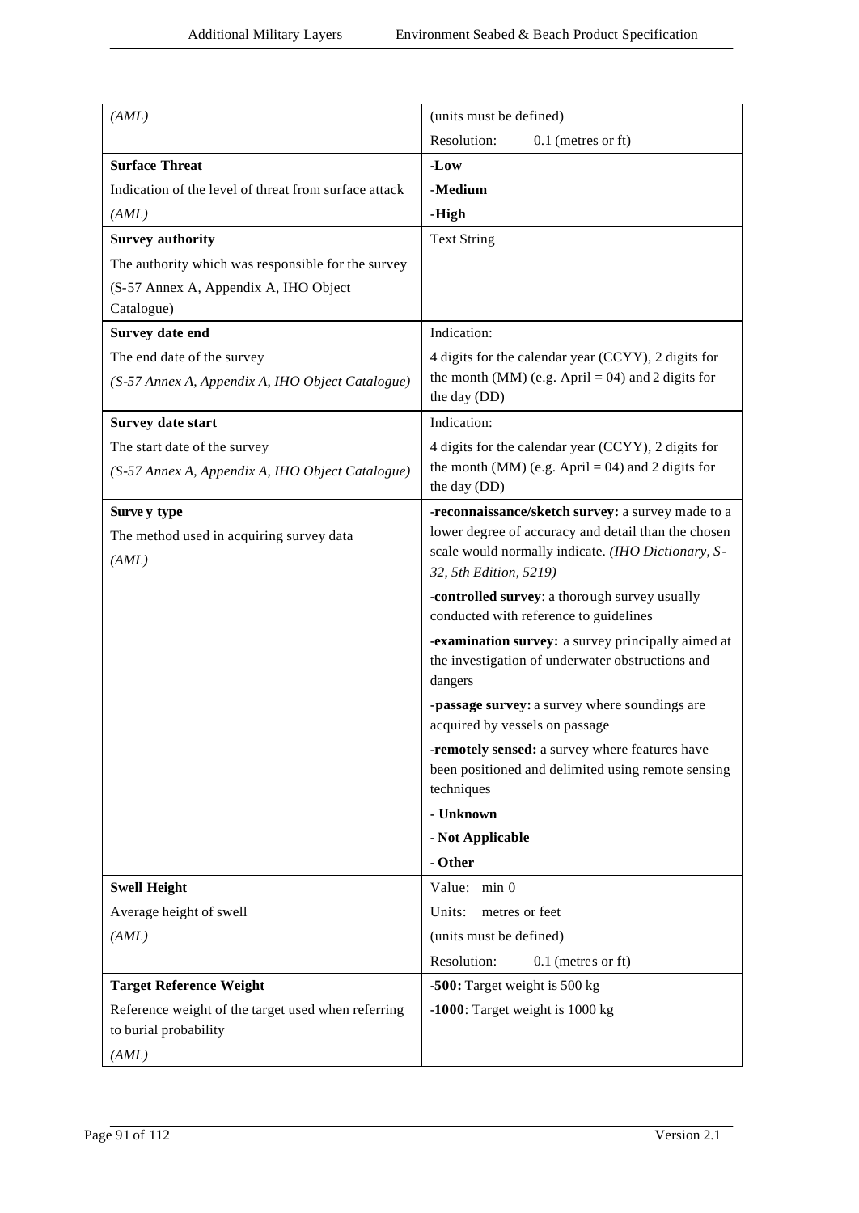| | |
|---|---|
| *(AML)* | (units must be defined)<br>Resolution: 0.1 (metres or ft) |
| **Surface Threat**<br>Indication of the level of threat from surface attack<br>*(AML)* | **-Low**<br>**-Medium**<br>**-High** |
| **Survey authority**<br>The authority which was responsible for the survey<br>(S-57 Annex A, Appendix A, IHO Object Catalogue) | Text String |
| **Survey date end**<br>The end date of the survey<br>*(S-57 Annex A, Appendix A, IHO Object Catalogue)* | Indication:<br>4 digits for the calendar year (CCYY), 2 digits for the month (MM) (e.g. April = 04) and 2 digits for the day (DD) |
| **Survey date start**<br>The start date of the survey<br>*(S-57 Annex A, Appendix A, IHO Object Catalogue)* | Indication:<br>4 digits for the calendar year (CCYY), 2 digits for the month (MM) (e.g. April = 04) and 2 digits for the day (DD) |
| **Survey type**<br>The method used in acquiring survey data<br>*(AML)* | **-reconnaissance/sketch survey:** a survey made to a lower degree of accuracy and detail than the chosen scale would normally indicate. *(IHO Dictionary, S-32, 5th Edition, 5219)*<br>**-controlled survey**: a thorough survey usually conducted with reference to guidelines<br>**-examination survey:** a survey principally aimed at the investigation of underwater obstructions and dangers<br>**-passage survey:** a survey where soundings are acquired by vessels on passage<br>**-remotely sensed:** a survey where features have been positioned and delimited using remote sensing techniques<br>**- Unknown**<br>**- Not Applicable**<br>**- Other** |
| **Swell Height**<br>Average height of swell<br>*(AML)* | Value: min 0<br>Units: metres or feet<br>(units must be defined)<br>Resolution: 0.1 (metres or ft) |
| **Target Reference Weight**<br>Reference weight of the target used when referring to burial probability<br>*(AML)* | **-500:** Target weight is 500 kg<br>**-1000**: Target weight is 1000 kg |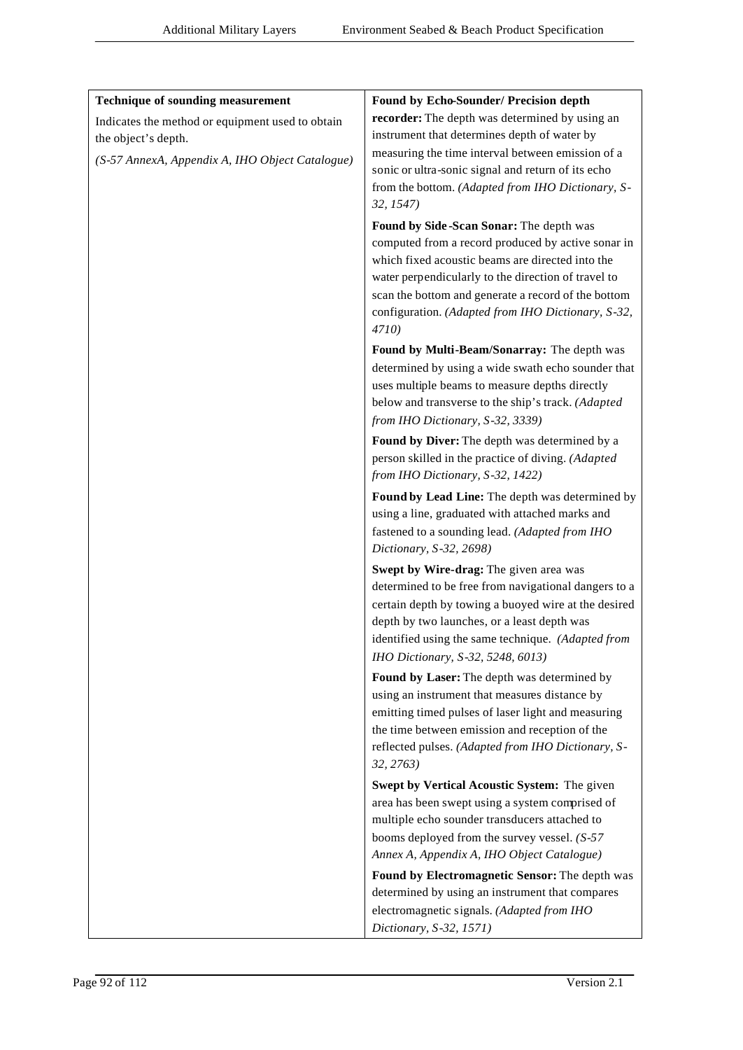| **Technique of sounding measurement**<br>Indicates the method or equipment used to obtain the object's depth.<br>*(S-57 AnnexA, Appendix A, IHO Object Catalogue)* | **Found by Echo-Sounder/ Precision depth recorder:** The depth was determined by using an instrument that determines depth of water by measuring the time interval between emission of a sonic or ultra-sonic signal and return of its echo from the bottom. *(Adapted from IHO Dictionary, S-32, 1547)*<br><br>**Found by Side-Scan Sonar:** The depth was computed from a record produced by active sonar in which fixed acoustic beams are directed into the water perpendicularly to the direction of travel to scan the bottom and generate a record of the bottom configuration. *(Adapted from IHO Dictionary, S-32, 4710)*<br><br>**Found by Multi-Beam/Sonarray:** The depth was determined by using a wide swath echo sounder that uses multiple beams to measure depths directly below and transverse to the ship's track. *(Adapted from IHO Dictionary, S-32, 3339)*<br><br>**Found by Diver:** The depth was determined by a person skilled in the practice of diving. *(Adapted from IHO Dictionary, S-32, 1422)*<br><br>**Found by Lead Line:** The depth was determined by using a line, graduated with attached marks and fastened to a sounding lead. *(Adapted from IHO Dictionary, S-32, 2698)*<br><br>**Swept by Wire-drag:** The given area was determined to be free from navigational dangers to a certain depth by towing a buoyed wire at the desired depth by two launches, or a least depth was identified using the same technique. *(Adapted from IHO Dictionary, S-32, 5248, 6013)*<br><br>**Found by Laser:** The depth was determined by using an instrument that measures distance by emitting timed pulses of laser light and measuring the time between emission and reception of the reflected pulses. *(Adapted from IHO Dictionary, S-32, 2763)*<br><br>**Swept by Vertical Acoustic System:** The given area has been swept using a system comprised of multiple echo sounder transducers attached to booms deployed from the survey vessel. *(S-57 Annex A, Appendix A, IHO Object Catalogue)*<br><br>**Found by Electromagnetic Sensor:** The depth was determined by using an instrument that compares electromagnetic signals. *(Adapted from IHO Dictionary, S-32, 1571)* |
|---|---|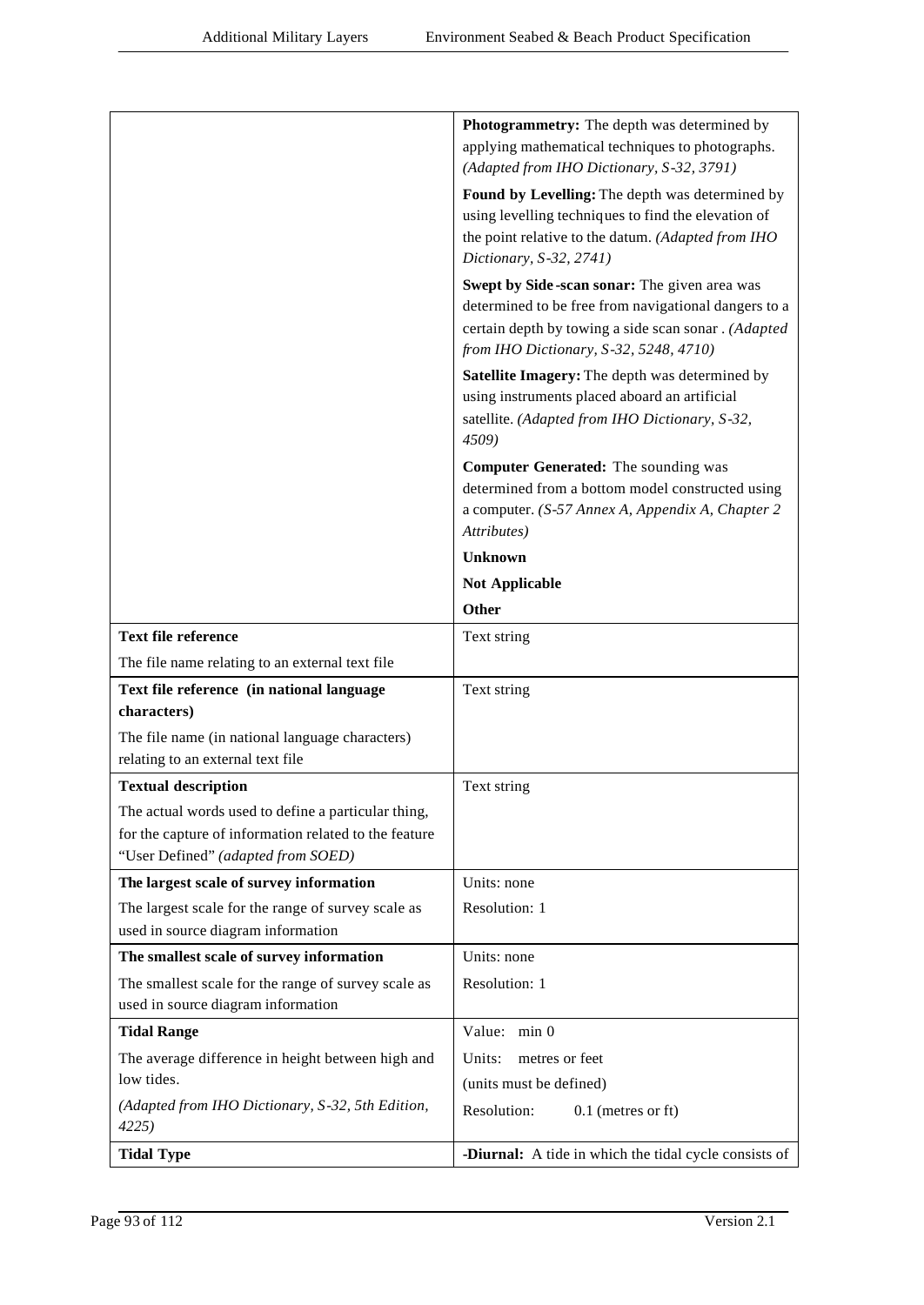| | |
|---|---|
| | **Photogrammetry:** The depth was determined by applying mathematical techniques to photographs. *(Adapted from IHO Dictionary, S-32, 3791)*<br><br>**Found by Levelling:** The depth was determined by using levelling techniques to find the elevation of the point relative to the datum. *(Adapted from IHO Dictionary, S-32, 2741)*<br><br>**Swept by Side-scan sonar:** The given area was determined to be free from navigational dangers to a certain depth by towing a side scan sonar . *(Adapted from IHO Dictionary, S-32, 5248, 4710)*<br><br>**Satellite Imagery:** The depth was determined by using instruments placed aboard an artificial satellite. *(Adapted from IHO Dictionary, S-32, 4509)*<br><br>**Computer Generated:** The sounding was determined from a bottom model constructed using a computer. *(S-57 Annex A, Appendix A, Chapter 2 Attributes)*<br><br>**Unknown**<br><br>**Not Applicable**<br><br>**Other** |
| **Text file reference**<br><br>The file name relating to an external text file | Text string |
| **Text file reference (in national language characters)**<br><br>The file name (in national language characters) relating to an external text file | Text string |
| **Textual description**<br><br>The actual words used to define a particular thing, for the capture of information related to the feature "User Defined" *(adapted from SOED)* | Text string |
| **The largest scale of survey information**<br><br>The largest scale for the range of survey scale as used in source diagram information | Units: none<br><br>Resolution: 1 |
| **The smallest scale of survey information**<br><br>The smallest scale for the range of survey scale as used in source diagram information | Units: none<br><br>Resolution: 1 |
| **Tidal Range**<br><br>The average difference in height between high and low tides.<br><br>*(Adapted from IHO Dictionary, S-32, 5th Edition, 4225)* | Value: min 0<br><br>Units: metres or feet<br><br>(units must be defined)<br><br>Resolution: 0.1 (metres or ft) |
| **Tidal Type** | **-Diurnal:** A tide in which the tidal cycle consists of |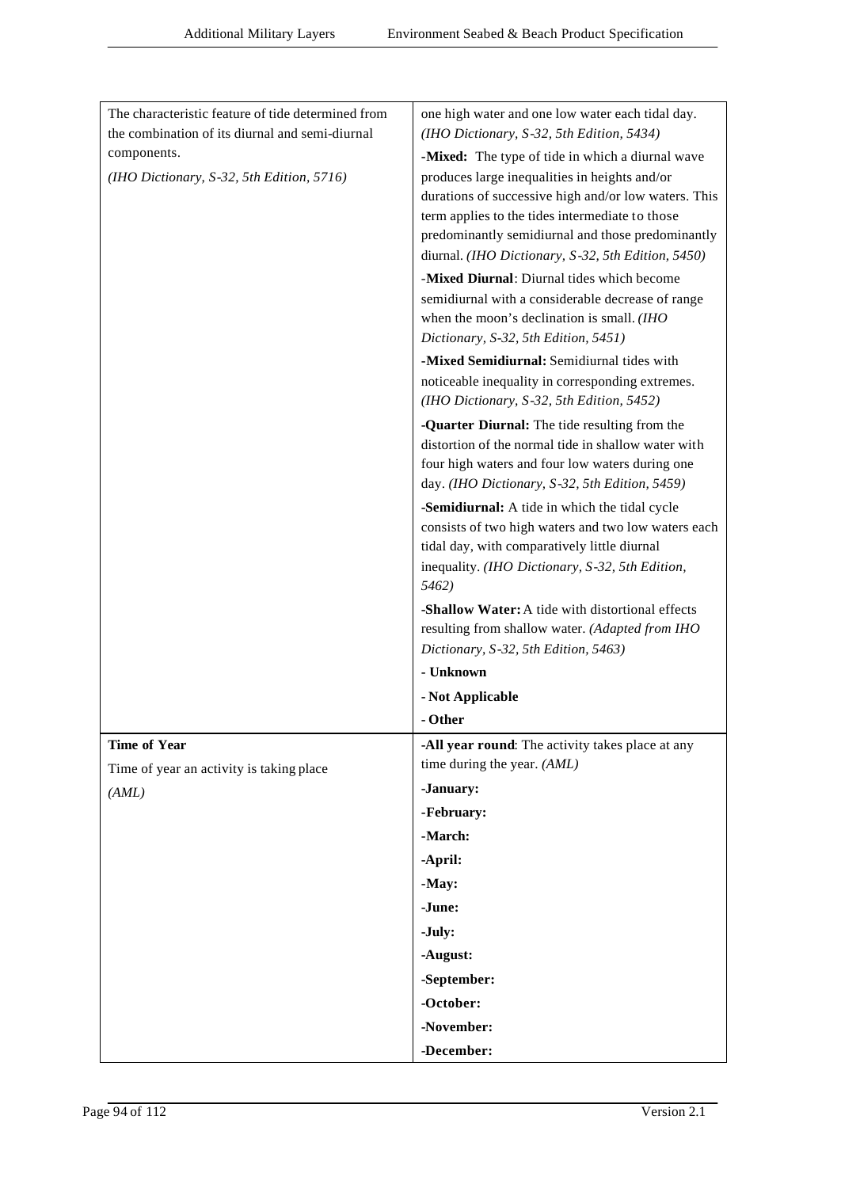| | |
|---|---|
| The characteristic feature of tide determined from the combination of its diurnal and semi-diurnal components. <br> *(IHO Dictionary, S-32, 5th Edition, 5716)* | one high water and one low water each tidal day. *(IHO Dictionary, S-32, 5th Edition, 5434)* <br> **-Mixed:** The type of tide in which a diurnal wave produces large inequalities in heights and/or durations of successive high and/or low waters. This term applies to the tides intermediate to those predominantly semidiurnal and those predominantly diurnal. *(IHO Dictionary, S-32, 5th Edition, 5450)* <br> **-Mixed Diurnal**: Diurnal tides which become semidiurnal with a considerable decrease of range when the moon's declination is small. *(IHO Dictionary, S-32, 5th Edition, 5451)* <br> **-Mixed Semidiurnal:** Semidiurnal tides with noticeable inequality in corresponding extremes. *(IHO Dictionary, S-32, 5th Edition, 5452)* <br> **-Quarter Diurnal:** The tide resulting from the distortion of the normal tide in shallow water with four high waters and four low waters during one day. *(IHO Dictionary, S-32, 5th Edition, 5459)* <br> **-Semidiurnal:** A tide in which the tidal cycle consists of two high waters and two low waters each tidal day, with comparatively little diurnal inequality. *(IHO Dictionary, S-32, 5th Edition, 5462)* <br> **-Shallow Water:** A tide with distortional effects resulting from shallow water. *(Adapted from IHO Dictionary, S-32, 5th Edition, 5463)* <br> **- Unknown** <br> **- Not Applicable** <br> **- Other** |
| **Time of Year** <br> Time of year an activity is taking place <br> *(AML)* | **-All year round**: The activity takes place at any time during the year. *(AML)* <br> **-January:** <br> **-February:** <br> **-March:** <br> **-April:** <br> **-May:** <br> **-June:** <br> **-July:** <br> **-August:** <br> **-September:** <br> **-October:** <br> **-November:** <br> **-December:** |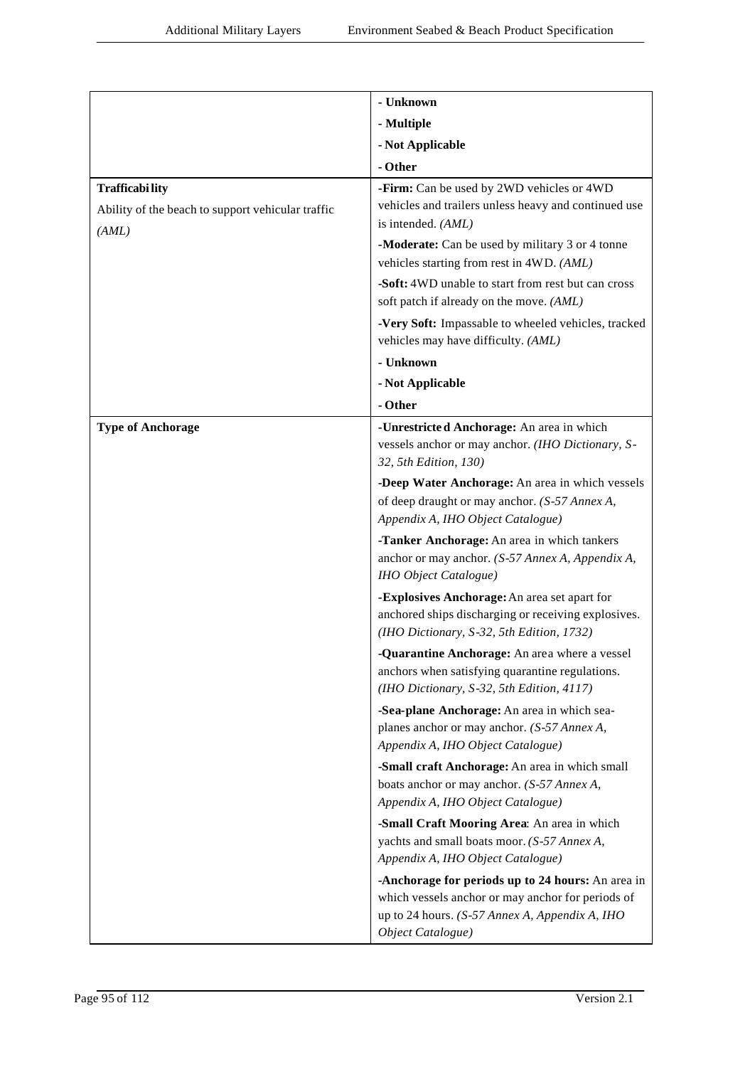| | |
|---|---|
| | - **Unknown**<br>- **Multiple**<br>- **Not Applicable**<br>- **Other** |
| **Trafficability**<br>Ability of the beach to support vehicular traffic<br>*(AML)* | -**Firm:** Can be used by 2WD vehicles or 4WD vehicles and trailers unless heavy and continued use is intended. *(AML)*<br>-**Moderate:** Can be used by military 3 or 4 tonne vehicles starting from rest in 4WD. *(AML)*<br>-**Soft:** 4WD unable to start from rest but can cross soft patch if already on the move. *(AML)*<br>-**Very Soft:** Impassable to wheeled vehicles, tracked vehicles may have difficulty. *(AML)*<br>- **Unknown**<br>- **Not Applicable**<br>- **Other** |
| **Type of Anchorage** | -**Unrestricted Anchorage:** An area in which vessels anchor or may anchor. *(IHO Dictionary, S-32, 5th Edition, 130)*<br>-**Deep Water Anchorage:** An area in which vessels of deep draught or may anchor. *(S-57 Annex A, Appendix A, IHO Object Catalogue)*<br>-**Tanker Anchorage:** An area in which tankers anchor or may anchor. *(S-57 Annex A, Appendix A, IHO Object Catalogue)*<br>-**Explosives Anchorage:** An area set apart for anchored ships discharging or receiving explosives. *(IHO Dictionary, S-32, 5th Edition, 1732)*<br>-**Quarantine Anchorage:** An area where a vessel anchors when satisfying quarantine regulations. *(IHO Dictionary, S-32, 5th Edition, 4117)*<br>-**Sea-plane Anchorage:** An area in which sea-planes anchor or may anchor. *(S-57 Annex A, Appendix A, IHO Object Catalogue)*<br>-**Small craft Anchorage:** An area in which small boats anchor or may anchor. *(S-57 Annex A, Appendix A, IHO Object Catalogue)*<br>-**Small Craft Mooring Area**: An area in which yachts and small boats moor. *(S-57 Annex A, Appendix A, IHO Object Catalogue)*<br>-**Anchorage for periods up to 24 hours:** An area in which vessels anchor or may anchor for periods of up to 24 hours. *(S-57 Annex A, Appendix A, IHO Object Catalogue)* |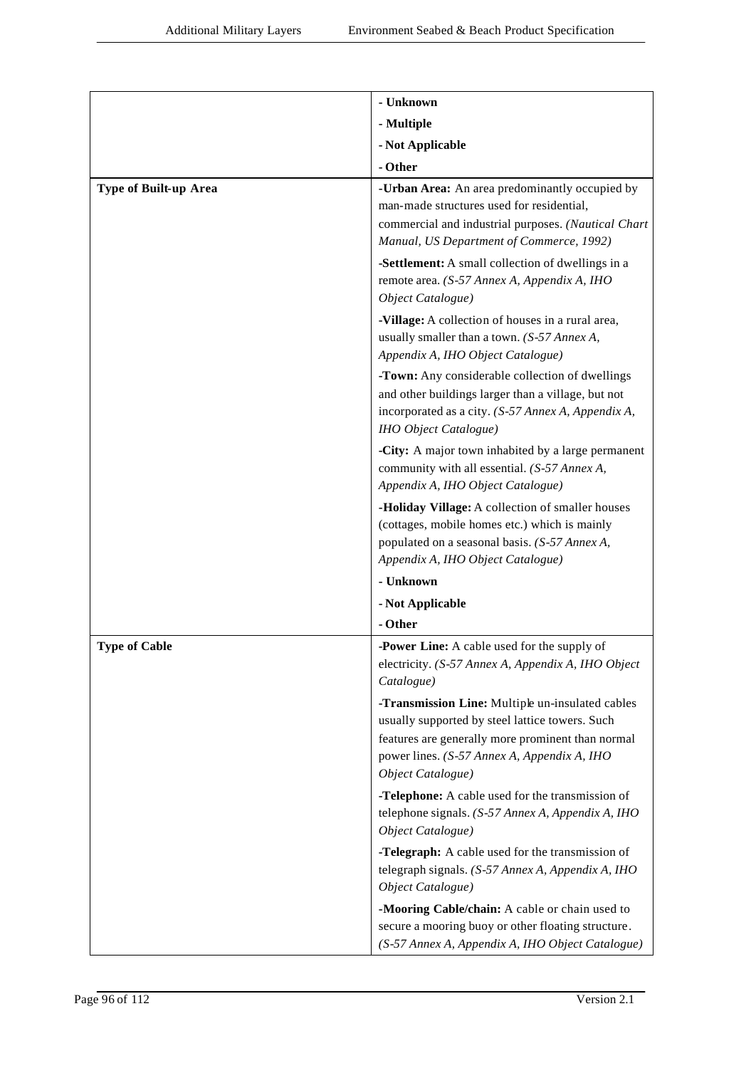| | |
|---|---|
| | **- Unknown** |
| | **- Multiple** |
| | **- Not Applicable** |
| | **- Other** |
| **Type of Built-up Area** | **-Urban Area:** An area predominantly occupied by man-made structures used for residential, commercial and industrial purposes. *(Nautical Chart Manual, US Department of Commerce, 1992)* |
| | **-Settlement:** A small collection of dwellings in a remote area. *(S-57 Annex A, Appendix A, IHO Object Catalogue)* |
| | **-Village:** A collection of houses in a rural area, usually smaller than a town. *(S-57 Annex A, Appendix A, IHO Object Catalogue)* |
| | **-Town:** Any considerable collection of dwellings and other buildings larger than a village, but not incorporated as a city. *(S-57 Annex A, Appendix A, IHO Object Catalogue)* |
| | **-City:** A major town inhabited by a large permanent community with all essential. *(S-57 Annex A, Appendix A, IHO Object Catalogue)* |
| | **-Holiday Village:** A collection of smaller houses (cottages, mobile homes etc.) which is mainly populated on a seasonal basis. *(S-57 Annex A, Appendix A, IHO Object Catalogue)* |
| | **- Unknown** |
| | **- Not Applicable** |
| | **- Other** |
| **Type of Cable** | **-Power Line:** A cable used for the supply of electricity. *(S-57 Annex A, Appendix A, IHO Object Catalogue)* |
| | **-Transmission Line:** Multiple un-insulated cables usually supported by steel lattice towers. Such features are generally more prominent than normal power lines. *(S-57 Annex A, Appendix A, IHO Object Catalogue)* |
| | **-Telephone:** A cable used for the transmission of telephone signals. *(S-57 Annex A, Appendix A, IHO Object Catalogue)* |
| | **-Telegraph:** A cable used for the transmission of telegraph signals. *(S-57 Annex A, Appendix A, IHO Object Catalogue)* |
| | **-Mooring Cable/chain:** A cable or chain used to secure a mooring buoy or other floating structure. *(S-57 Annex A, Appendix A, IHO Object Catalogue)* |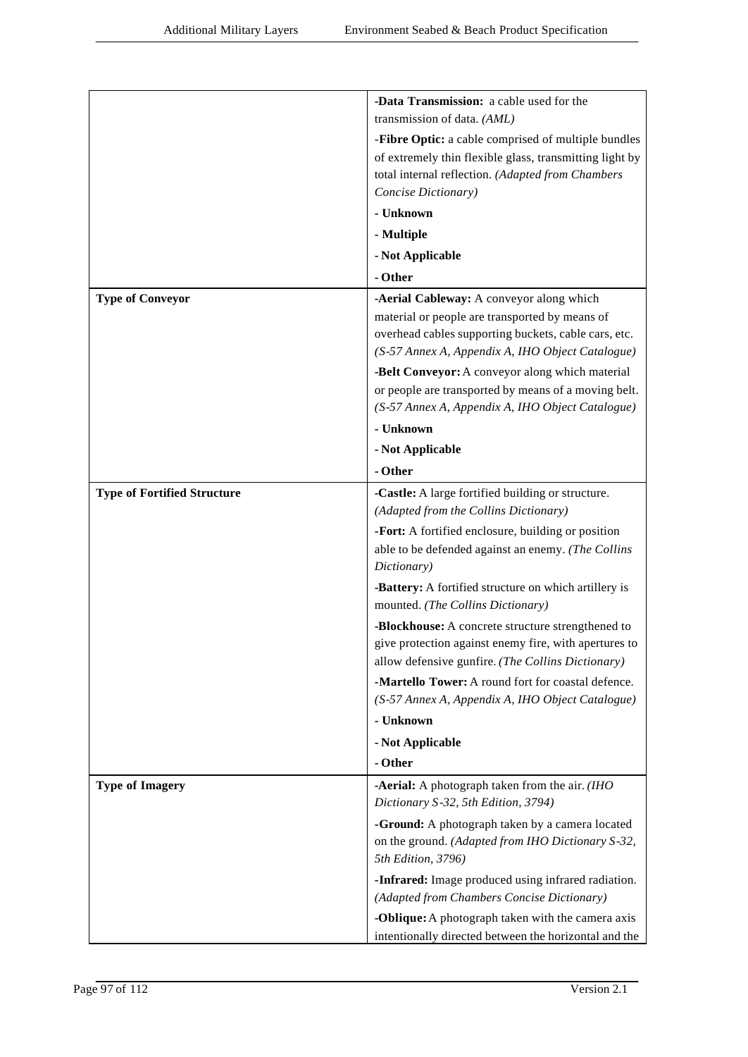| | |
|---|---|
| | **-Data Transmission:** a cable used for the transmission of data. *(AML)*<br>-**Fibre Optic:** a cable comprised of multiple bundles of extremely thin flexible glass, transmitting light by total internal reflection. *(Adapted from Chambers Concise Dictionary)*<br>**- Unknown**<br>**- Multiple**<br>**- Not Applicable**<br>**- Other** |
| **Type of Conveyor** | **-Aerial Cableway:** A conveyor along which material or people are transported by means of overhead cables supporting buckets, cable cars, etc. *(S-57 Annex A, Appendix A, IHO Object Catalogue)*<br>**-Belt Conveyor:** A conveyor along which material or people are transported by means of a moving belt. *(S-57 Annex A, Appendix A, IHO Object Catalogue)*<br>**- Unknown**<br>**- Not Applicable**<br>**- Other** |
| **Type of Fortified Structure** | **-Castle:** A large fortified building or structure. *(Adapted from the Collins Dictionary)*<br>**-Fort:** A fortified enclosure, building or position able to be defended against an enemy. *(The Collins Dictionary)*<br>**-Battery:** A fortified structure on which artillery is mounted. *(The Collins Dictionary)*<br>**-Blockhouse:** A concrete structure strengthened to give protection against enemy fire, with apertures to allow defensive gunfire. *(The Collins Dictionary)*<br>**-Martello Tower:** A round fort for coastal defence. *(S-57 Annex A, Appendix A, IHO Object Catalogue)*<br>**- Unknown**<br>**- Not Applicable**<br>**- Other** |
| **Type of Imagery** | **-Aerial:** A photograph taken from the air. *(IHO Dictionary S-32, 5th Edition, 3794)*<br>**-Ground:** A photograph taken by a camera located on the ground. *(Adapted from IHO Dictionary S-32, 5th Edition, 3796)*<br>**-Infrared:** Image produced using infrared radiation. *(Adapted from Chambers Concise Dictionary)*<br>**-Oblique:** A photograph taken with the camera axis intentionally directed between the horizontal and the |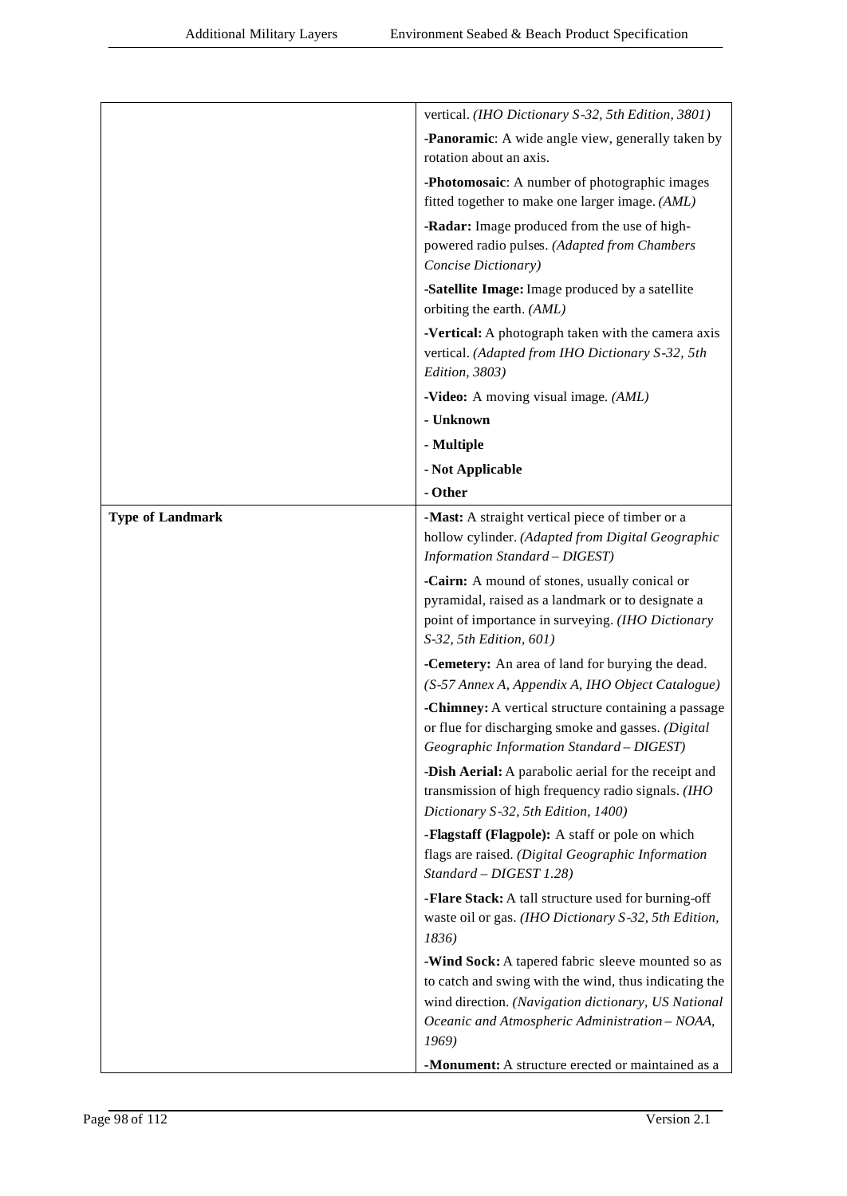| | |
|---|---|
| | vertical. *(IHO Dictionary S-32, 5th Edition, 3801)*<br>**-Panoramic**: A wide angle view, generally taken by rotation about an axis.<br>**-Photomosaic**: A number of photographic images fitted together to make one larger image. *(AML)*<br>**-Radar:** Image produced from the use of high-powered radio pulses. *(Adapted from Chambers Concise Dictionary)*<br>**-Satellite Image:** Image produced by a satellite orbiting the earth. *(AML)*<br>**-Vertical:** A photograph taken with the camera axis vertical. *(Adapted from IHO Dictionary S-32, 5th Edition, 3803)*<br>**-Video:** A moving visual image. *(AML)*<br>**- Unknown**<br>**- Multiple**<br>**- Not Applicable**<br>**- Other** |
| **Type of Landmark** | **-Mast:** A straight vertical piece of timber or a hollow cylinder. *(Adapted from Digital Geographic Information Standard – DIGEST)*<br>**-Cairn:** A mound of stones, usually conical or pyramidal, raised as a landmark or to designate a point of importance in surveying. *(IHO Dictionary S-32, 5th Edition, 601)*<br>**-Cemetery:** An area of land for burying the dead. *(S-57 Annex A, Appendix A, IHO Object Catalogue)*<br>**-Chimney:** A vertical structure containing a passage or flue for discharging smoke and gasses. *(Digital Geographic Information Standard – DIGEST)*<br>**-Dish Aerial:** A parabolic aerial for the receipt and transmission of high frequency radio signals. *(IHO Dictionary S-32, 5th Edition, 1400)*<br>**-Flagstaff (Flagpole):** A staff or pole on which flags are raised. *(Digital Geographic Information Standard – DIGEST 1.28)*<br>**-Flare Stack:** A tall structure used for burning-off waste oil or gas. *(IHO Dictionary S-32, 5th Edition, 1836)*<br>**-Wind Sock:** A tapered fabric sleeve mounted so as to catch and swing with the wind, thus indicating the wind direction. *(Navigation dictionary, US National Oceanic and Atmospheric Administration – NOAA, 1969)*<br>**-Monument:** A structure erected or maintained as a |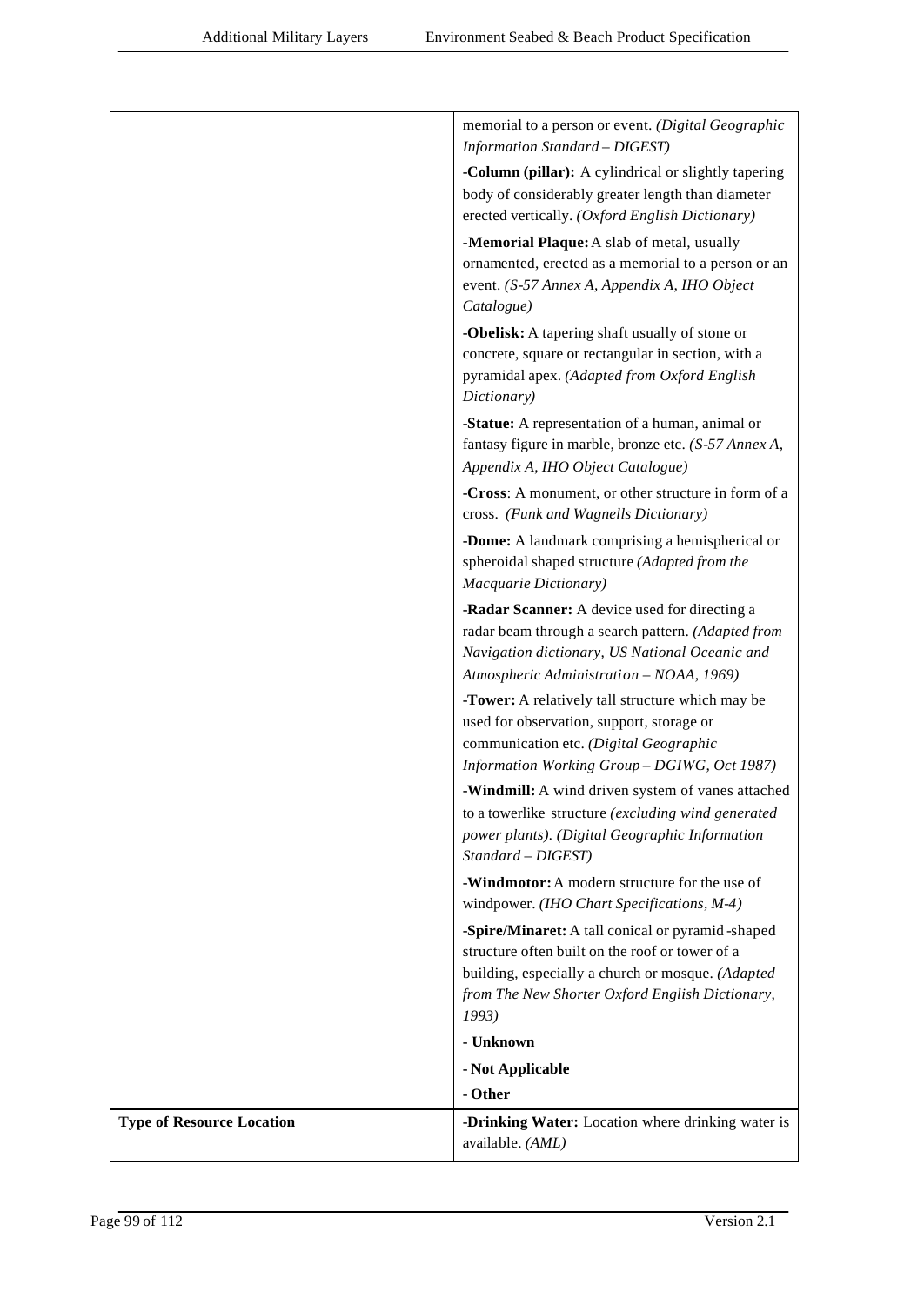| | |
|---|---|
| | memorial to a person or event. *(Digital Geographic Information Standard – DIGEST)*<br>**-Column (pillar):** A cylindrical or slightly tapering body of considerably greater length than diameter erected vertically. *(Oxford English Dictionary)*<br>**-Memorial Plaque:** A slab of metal, usually ornamented, erected as a memorial to a person or an event. *(S-57 Annex A, Appendix A, IHO Object Catalogue)*<br>**-Obelisk:** A tapering shaft usually of stone or concrete, square or rectangular in section, with a pyramidal apex. *(Adapted from Oxford English Dictionary)*<br>**-Statue:** A representation of a human, animal or fantasy figure in marble, bronze etc. *(S-57 Annex A, Appendix A, IHO Object Catalogue)*<br>**-Cross**: A monument, or other structure in form of a cross. *(Funk and Wagnells Dictionary)*<br>**-Dome:** A landmark comprising a hemispherical or spheroidal shaped structure *(Adapted from the Macquarie Dictionary)*<br>**-Radar Scanner:** A device used for directing a radar beam through a search pattern. *(Adapted from Navigation dictionary, US National Oceanic and Atmospheric Administration – NOAA, 1969)*<br>**-Tower:** A relatively tall structure which may be used for observation, support, storage or communication etc. *(Digital Geographic Information Working Group – DGIWG, Oct 1987)*<br>**-Windmill:** A wind driven system of vanes attached to a towerlike structure *(excluding wind generated power plants)*. *(Digital Geographic Information Standard – DIGEST)*<br>**-Windmotor:** A modern structure for the use of windpower. *(IHO Chart Specifications, M-4)*<br>**-Spire/Minaret:** A tall conical or pyramid-shaped structure often built on the roof or tower of a building, especially a church or mosque. *(Adapted from The New Shorter Oxford English Dictionary, 1993)*<br>**- Unknown**<br>**- Not Applicable**<br>**- Other** |
| **Type of Resource Location** | **-Drinking Water:** Location where drinking water is available. *(AML)* |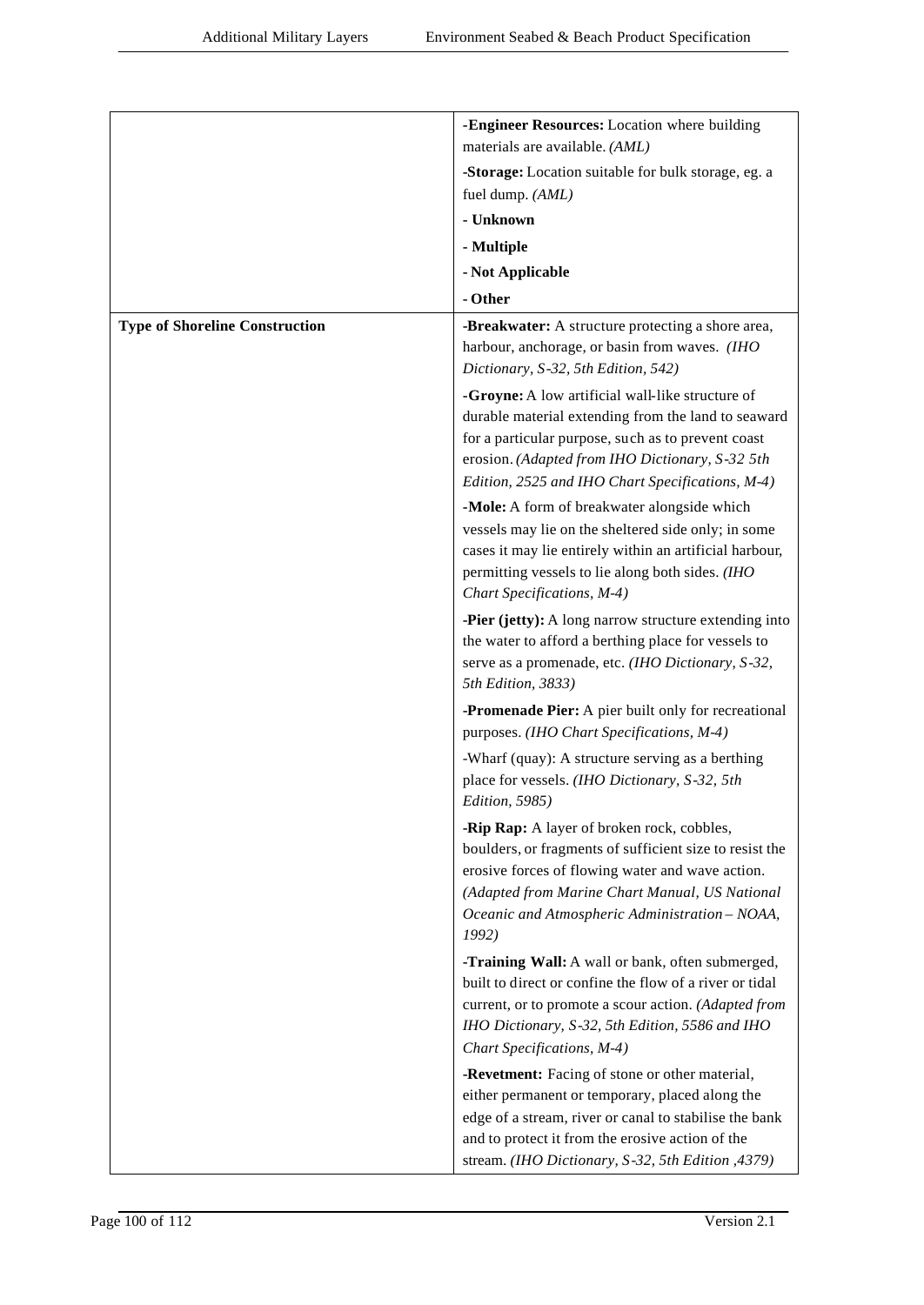| | |
|---|---|
| | **-Engineer Resources:** Location where building materials are available. *(AML)*<br>**-Storage:** Location suitable for bulk storage, eg. a fuel dump. *(AML)*<br>**- Unknown**<br>**- Multiple**<br>**- Not Applicable**<br>**- Other** |
| **Type of Shoreline Construction** | **-Breakwater:** A structure protecting a shore area, harbour, anchorage, or basin from waves. *(IHO Dictionary, S-32, 5th Edition, 542)*<br>-**Groyne:** A low artificial wall-like structure of durable material extending from the land to seaward for a particular purpose, such as to prevent coast erosion. *(Adapted from IHO Dictionary, S-32 5th Edition, 2525 and IHO Chart Specifications, M-4)*<br>**-Mole:** A form of breakwater alongside which vessels may lie on the sheltered side only; in some cases it may lie entirely within an artificial harbour, permitting vessels to lie along both sides. *(IHO Chart Specifications, M-4)*<br>**-Pier (jetty):** A long narrow structure extending into the water to afford a berthing place for vessels to serve as a promenade, etc. *(IHO Dictionary, S-32, 5th Edition, 3833)*<br>**-Promenade Pier:** A pier built only for recreational purposes. *(IHO Chart Specifications, M-4)*<br>-Wharf (quay): A structure serving as a berthing place for vessels. *(IHO Dictionary, S-32, 5th Edition, 5985)*<br>**-Rip Rap:** A layer of broken rock, cobbles, boulders, or fragments of sufficient size to resist the erosive forces of flowing water and wave action. *(Adapted from Marine Chart Manual, US National Oceanic and Atmospheric Administration – NOAA, 1992)*<br>**-Training Wall:** A wall or bank, often submerged, built to direct or confine the flow of a river or tidal current, or to promote a scour action. *(Adapted from IHO Dictionary, S-32, 5th Edition, 5586 and IHO Chart Specifications, M-4)*<br>**-Revetment:** Facing of stone or other material, either permanent or temporary, placed along the edge of a stream, river or canal to stabilise the bank and to protect it from the erosive action of the stream. *(IHO Dictionary, S-32, 5th Edition ,4379)* |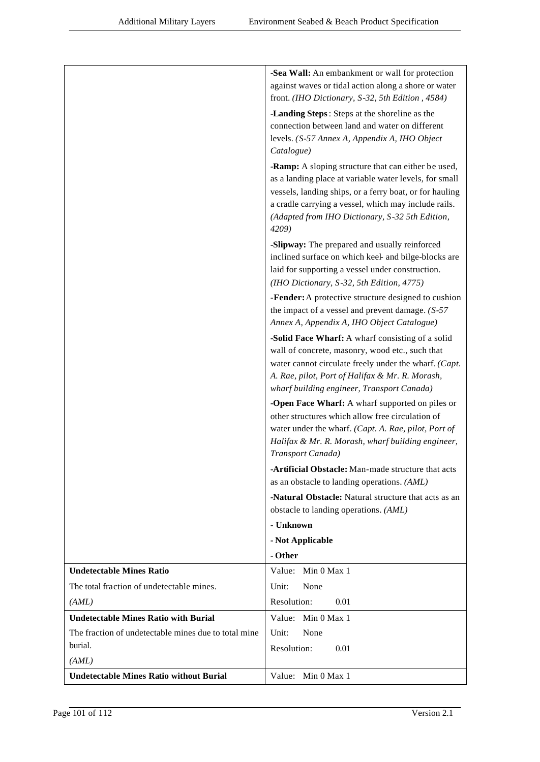| | |
|---|---|
| | **-Sea Wall:** An embankment or wall for protection against waves or tidal action along a shore or water front. *(IHO Dictionary, S-32, 5th Edition , 4584)*<br><br>**-Landing Steps**: Steps at the shoreline as the connection between land and water on different levels. *(S-57 Annex A, Appendix A, IHO Object Catalogue)*<br><br>**-Ramp:** A sloping structure that can either be used, as a landing place at variable water levels, for small vessels, landing ships, or a ferry boat, or for hauling a cradle carrying a vessel, which may include rails. *(Adapted from IHO Dictionary, S-32 5th Edition, 4209)*<br><br>**-Slipway:** The prepared and usually reinforced inclined surface on which keel- and bilge-blocks are laid for supporting a vessel under construction. *(IHO Dictionary, S-32, 5th Edition, 4775)*<br><br>**-Fender:** A protective structure designed to cushion the impact of a vessel and prevent damage. *(S-57 Annex A, Appendix A, IHO Object Catalogue)*<br><br>**-Solid Face Wharf:** A wharf consisting of a solid wall of concrete, masonry, wood etc., such that water cannot circulate freely under the wharf. *(Capt. A. Rae, pilot, Port of Halifax & Mr. R. Morash, wharf building engineer, Transport Canada)*<br><br>**-Open Face Wharf:** A wharf supported on piles or other structures which allow free circulation of water under the wharf. *(Capt. A. Rae, pilot, Port of Halifax & Mr. R. Morash, wharf building engineer, Transport Canada)*<br><br>**-Artificial Obstacle:** Man-made structure that acts as an obstacle to landing operations. *(AML)*<br><br>**-Natural Obstacle:** Natural structure that acts as an obstacle to landing operations. *(AML)*<br><br>**- Unknown**<br><br>**- Not Applicable**<br><br>**- Other** |
| **Undetectable Mines Ratio**<br><br>The total fraction of undetectable mines.<br><br>*(AML)* | Value: Min 0 Max 1<br><br>Unit: None<br><br>Resolution: 0.01 |
| **Undetectable Mines Ratio with Burial**<br><br>The fraction of undetectable mines due to total mine burial.<br><br>*(AML)* | Value: Min 0 Max 1<br><br>Unit: None<br><br>Resolution: 0.01 |
| **Undetectable Mines Ratio without Burial** | Value: Min 0 Max 1 |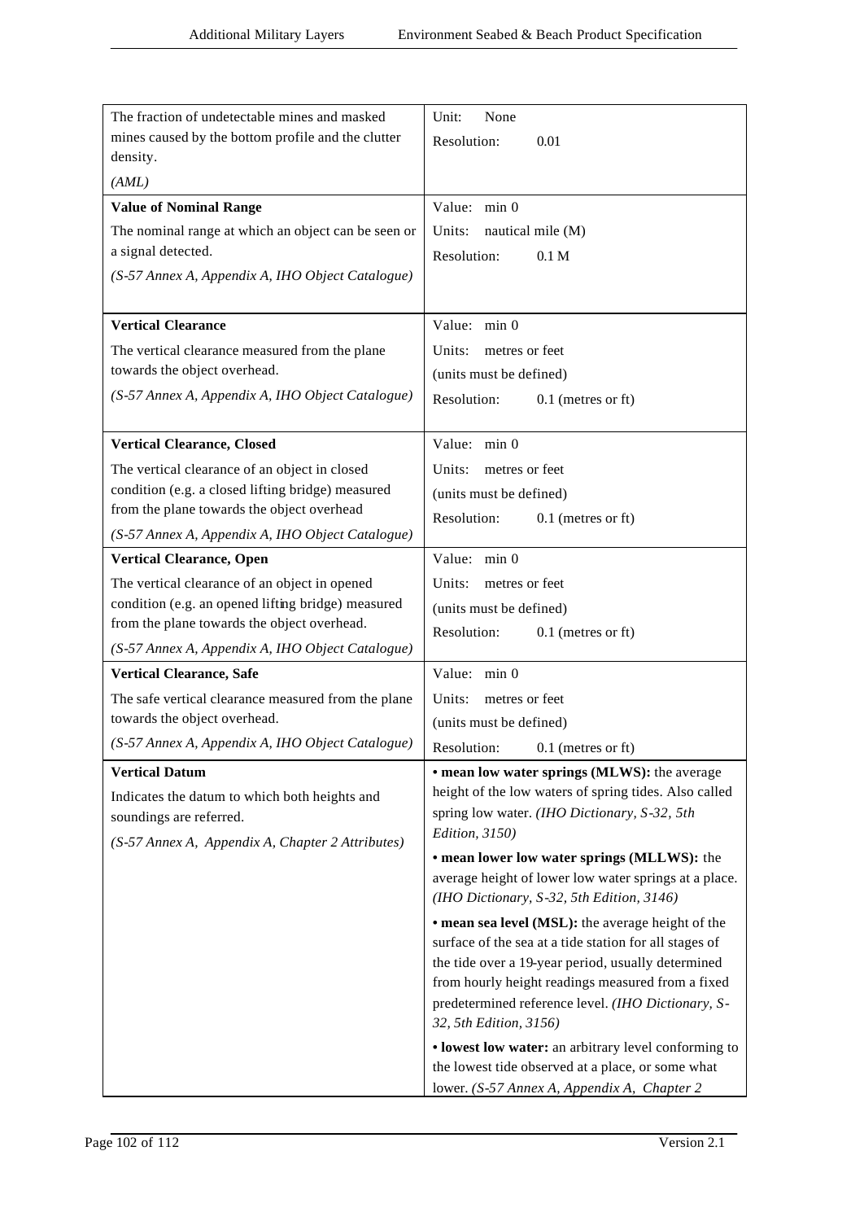| | |
|---|---|
| The fraction of undetectable mines and masked mines caused by the bottom profile and the clutter density.<br>*(AML)* | Unit: None<br>Resolution: 0.01 |
| **Value of Nominal Range**<br>The nominal range at which an object can be seen or a signal detected.<br>*(S-57 Annex A, Appendix A, IHO Object Catalogue)* | Value: min 0<br>Units: nautical mile (M)<br>Resolution: 0.1 M |
| **Vertical Clearance**<br>The vertical clearance measured from the plane towards the object overhead.<br>*(S-57 Annex A, Appendix A, IHO Object Catalogue)* | Value: min 0<br>Units: metres or feet<br>(units must be defined)<br>Resolution: 0.1 (metres or ft) |
| **Vertical Clearance, Closed**<br>The vertical clearance of an object in closed condition (e.g. a closed lifting bridge) measured from the plane towards the object overhead<br>*(S-57 Annex A, Appendix A, IHO Object Catalogue)* | Value: min 0<br>Units: metres or feet<br>(units must be defined)<br>Resolution: 0.1 (metres or ft) |
| **Vertical Clearance, Open**<br>The vertical clearance of an object in opened condition (e.g. an opened lifting bridge) measured from the plane towards the object overhead.<br>*(S-57 Annex A, Appendix A, IHO Object Catalogue)* | Value: min 0<br>Units: metres or feet<br>(units must be defined)<br>Resolution: 0.1 (metres or ft) |
| **Vertical Clearance, Safe**<br>The safe vertical clearance measured from the plane towards the object overhead.<br>*(S-57 Annex A, Appendix A, IHO Object Catalogue)* | Value: min 0<br>Units: metres or feet<br>(units must be defined)<br>Resolution: 0.1 (metres or ft) |
| **Vertical Datum**<br>Indicates the datum to which both heights and soundings are referred.<br>*(S-57 Annex A, Appendix A, Chapter 2 Attributes)* | • **mean low water springs (MLWS):** the average height of the low waters of spring tides. Also called spring low water. *(IHO Dictionary, S-32, 5th Edition, 3150)*<br>• **mean lower low water springs (MLLWS):** the average height of lower low water springs at a place. *(IHO Dictionary, S-32, 5th Edition, 3146)*<br>• **mean sea level (MSL):** the average height of the surface of the sea at a tide station for all stages of the tide over a 19-year period, usually determined from hourly height readings measured from a fixed predetermined reference level. *(IHO Dictionary, S-32, 5th Edition, 3156)*<br>• **lowest low water:** an arbitrary level conforming to the lowest tide observed at a place, or some what lower. *(S-57 Annex A, Appendix A, Chapter 2* |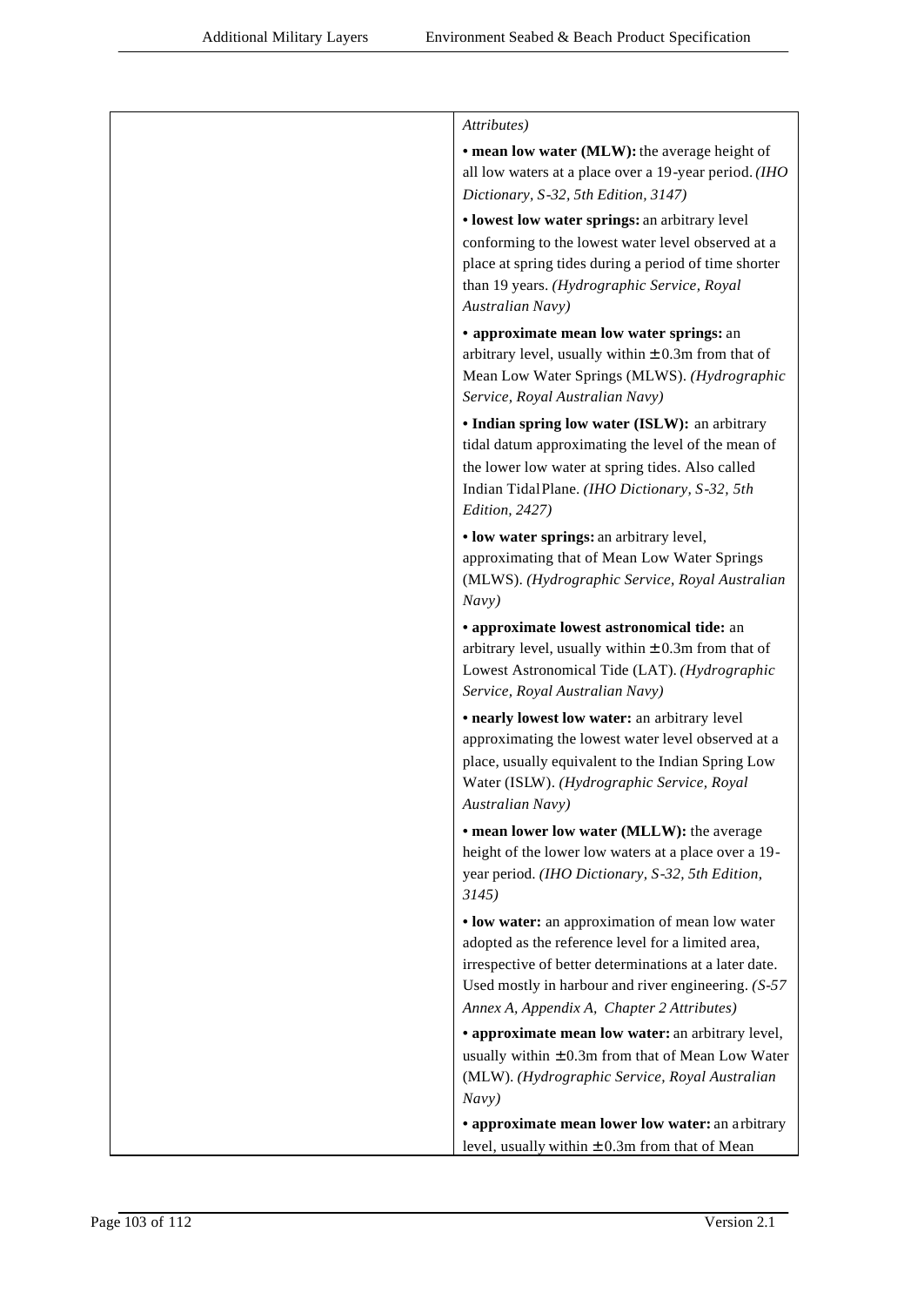| | |
|---|---|
| | *Attributes)*<br><br>**• mean low water (MLW):** the average height of all low waters at a place over a 19-year period. *(IHO Dictionary, S-32, 5th Edition, 3147)*<br><br>**• lowest low water springs:** an arbitrary level conforming to the lowest water level observed at a place at spring tides during a period of time shorter than 19 years. *(Hydrographic Service, Royal Australian Navy)*<br><br>**• approximate mean low water springs:** an arbitrary level, usually within ± 0.3m from that of Mean Low Water Springs (MLWS). *(Hydrographic Service, Royal Australian Navy)*<br><br>**• Indian spring low water (ISLW):** an arbitrary tidal datum approximating the level of the mean of the lower low water at spring tides. Also called Indian Tidal Plane. *(IHO Dictionary, S-32, 5th Edition, 2427)*<br><br>**• low water springs:** an arbitrary level, approximating that of Mean Low Water Springs (MLWS). *(Hydrographic Service, Royal Australian Navy)*<br><br>**• approximate lowest astronomical tide:** an arbitrary level, usually within ± 0.3m from that of Lowest Astronomical Tide (LAT). *(Hydrographic Service, Royal Australian Navy)*<br><br>**• nearly lowest low water:** an arbitrary level approximating the lowest water level observed at a place, usually equivalent to the Indian Spring Low Water (ISLW). *(Hydrographic Service, Royal Australian Navy)*<br><br>**• mean lower low water (MLLW):** the average height of the lower low waters at a place over a 19-year period. *(IHO Dictionary, S-32, 5th Edition, 3145)*<br><br>**• low water:** an approximation of mean low water adopted as the reference level for a limited area, irrespective of better determinations at a later date. Used mostly in harbour and river engineering. *(S-57 Annex A, Appendix A, Chapter 2 Attributes)*<br><br>**• approximate mean low water:** an arbitrary level, usually within ± 0.3m from that of Mean Low Water (MLW). *(Hydrographic Service, Royal Australian Navy)*<br><br>**• approximate mean lower low water:** an arbitrary level, usually within ± 0.3m from that of Mean |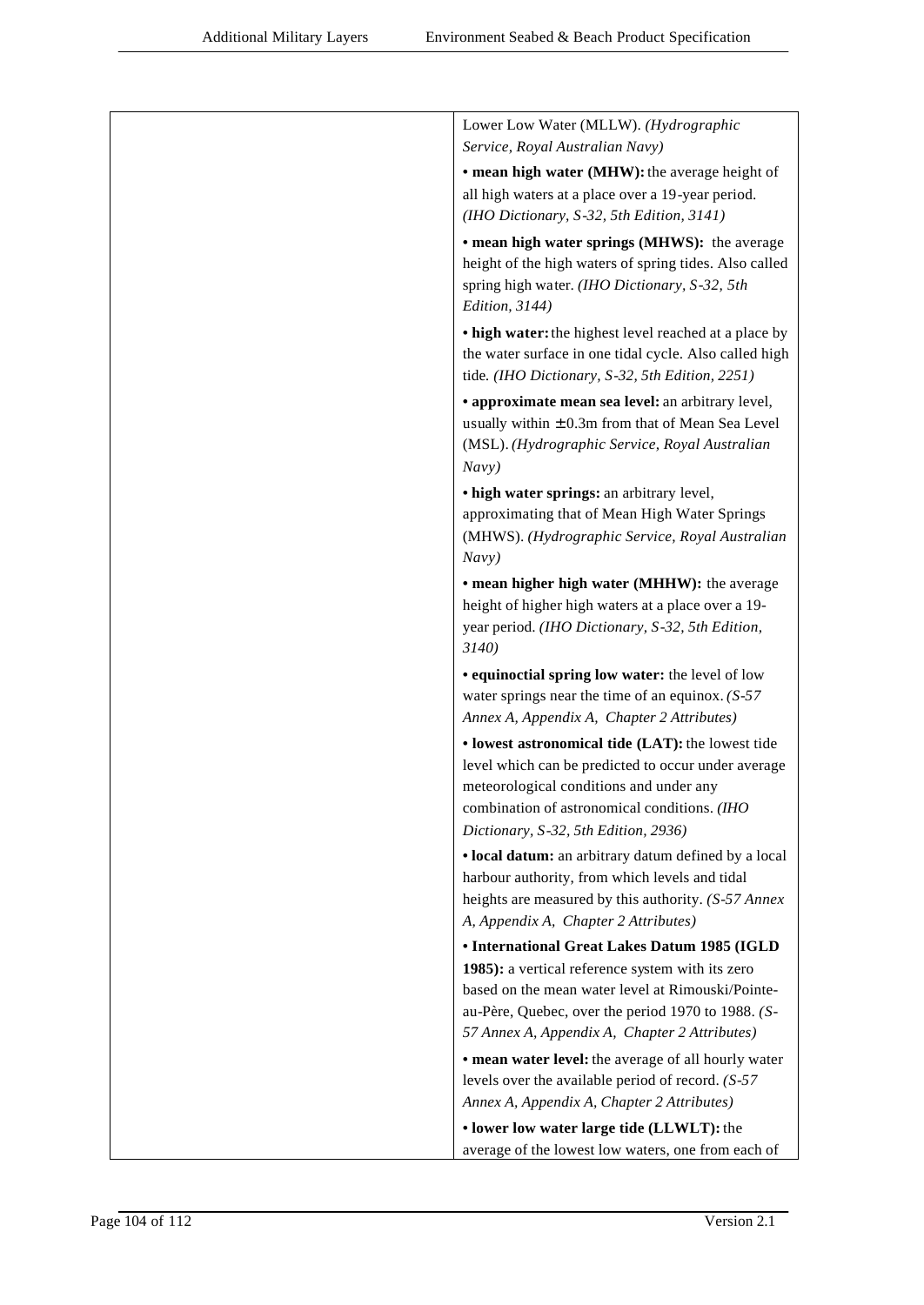| | |
|---|---|
| | Lower Low Water (MLLW). *(Hydrographic Service, Royal Australian Navy)*<br><br>• **mean high water (MHW):** the average height of all high waters at a place over a 19-year period. *(IHO Dictionary, S-32, 5th Edition, 3141)*<br><br>• **mean high water springs (MHWS):** the average height of the high waters of spring tides. Also called spring high water. *(IHO Dictionary, S-32, 5th Edition, 3144)*<br><br>• **high water:** the highest level reached at a place by the water surface in one tidal cycle. Also called high tide. *(IHO Dictionary, S-32, 5th Edition, 2251)*<br><br>• **approximate mean sea level:** an arbitrary level, usually within ± 0.3m from that of Mean Sea Level (MSL). *(Hydrographic Service, Royal Australian Navy)*<br><br>• **high water springs:** an arbitrary level, approximating that of Mean High Water Springs (MHWS). *(Hydrographic Service, Royal Australian Navy)*<br><br>• **mean higher high water (MHHW):** the average height of higher high waters at a place over a 19-year period. *(IHO Dictionary, S-32, 5th Edition, 3140)*<br><br>• **equinoctial spring low water:** the level of low water springs near the time of an equinox. *(S-57 Annex A, Appendix A, Chapter 2 Attributes)*<br><br>• **lowest astronomical tide (LAT):** the lowest tide level which can be predicted to occur under average meteorological conditions and under any combination of astronomical conditions. *(IHO Dictionary, S-32, 5th Edition, 2936)*<br><br>• **local datum:** an arbitrary datum defined by a local harbour authority, from which levels and tidal heights are measured by this authority. *(S-57 Annex A, Appendix A, Chapter 2 Attributes)*<br><br>• **International Great Lakes Datum 1985 (IGLD 1985):** a vertical reference system with its zero based on the mean water level at Rimouski/Pointe-au-Père, Quebec, over the period 1970 to 1988. *(S-57 Annex A, Appendix A, Chapter 2 Attributes)*<br><br>• **mean water level:** the average of all hourly water levels over the available period of record. *(S-57 Annex A, Appendix A, Chapter 2 Attributes)*<br><br>• **lower low water large tide (LLWLT):** the average of the lowest low waters, one from each of |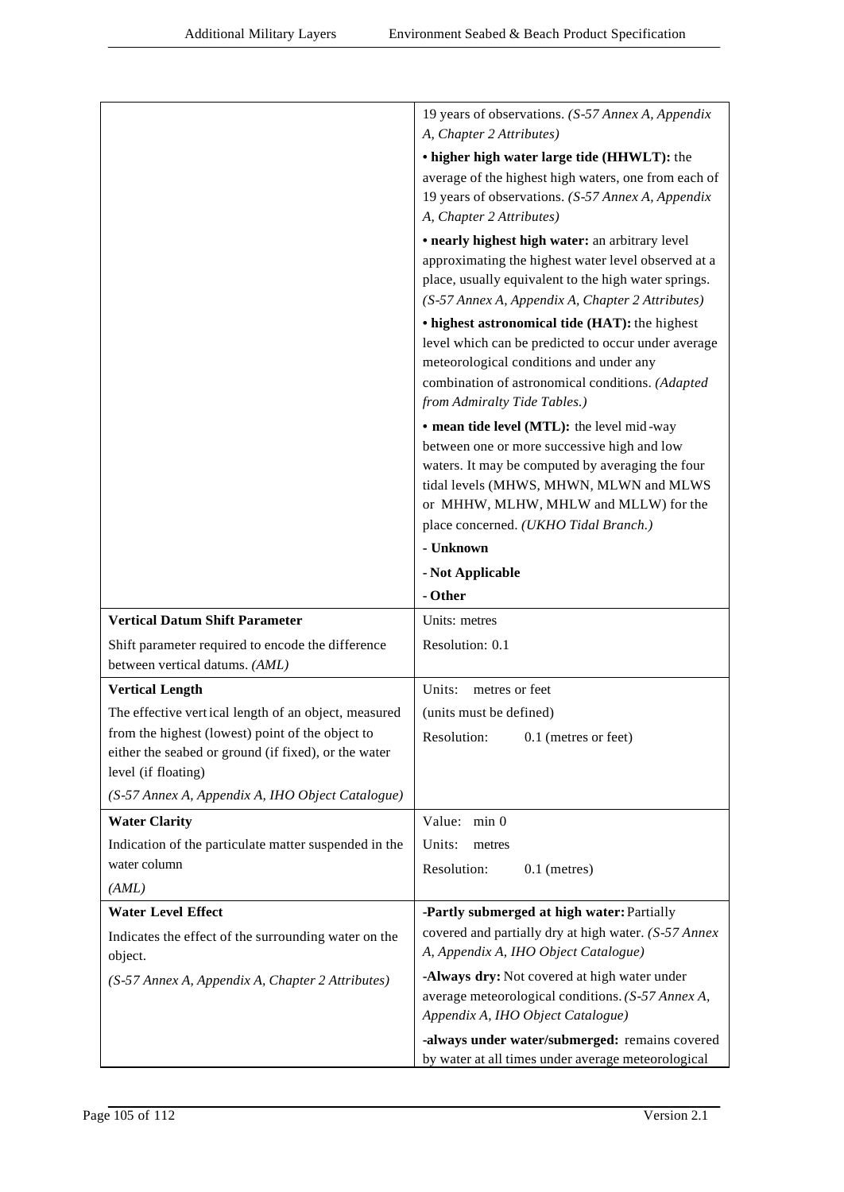| | |
|---|---|
| | 19 years of observations. *(S-57 Annex A, Appendix A, Chapter 2 Attributes)*<br><br>**• higher high water large tide (HHWLT):** the average of the highest high waters, one from each of 19 years of observations. *(S-57 Annex A, Appendix A, Chapter 2 Attributes)*<br><br>**• nearly highest high water:** an arbitrary level approximating the highest water level observed at a place, usually equivalent to the high water springs. *(S-57 Annex A, Appendix A, Chapter 2 Attributes)*<br><br>**• highest astronomical tide (HAT):** the highest level which can be predicted to occur under average meteorological conditions and under any combination of astronomical conditions. *(Adapted from Admiralty Tide Tables.)*<br><br>**• mean tide level (MTL):** the level mid-way between one or more successive high and low waters. It may be computed by averaging the four tidal levels (MHWS, MHWN, MLWN and MLWS or MHHW, MLHW, MHLW and MLLW) for the place concerned. *(UKHO Tidal Branch.)*<br><br>**- Unknown**<br><br>**- Not Applicable**<br><br>**- Other** |
| **Vertical Datum Shift Parameter**<br><br>Shift parameter required to encode the difference between vertical datums. *(AML)* | Units: metres<br><br>Resolution: 0.1 |
| **Vertical Length**<br><br>The effective vertical length of an object, measured from the highest (lowest) point of the object to either the seabed or ground (if fixed), or the water level (if floating)<br><br>*(S-57 Annex A, Appendix A, IHO Object Catalogue)* | Units: metres or feet<br><br>(units must be defined)<br><br>Resolution: 0.1 (metres or feet) |
| **Water Clarity**<br><br>Indication of the particulate matter suspended in the water column<br><br>*(AML)* | Value: min 0<br><br>Units: metres<br><br>Resolution: 0.1 (metres) |
| **Water Level Effect**<br><br>Indicates the effect of the surrounding water on the object.<br><br>*(S-57 Annex A, Appendix A, Chapter 2 Attributes)* | **-Partly submerged at high water:** Partially covered and partially dry at high water. *(S-57 Annex A, Appendix A, IHO Object Catalogue)*<br><br>**-Always dry:** Not covered at high water under average meteorological conditions. *(S-57 Annex A, Appendix A, IHO Object Catalogue)*<br><br>**-always under water/submerged:** remains covered by water at all times under average meteorological |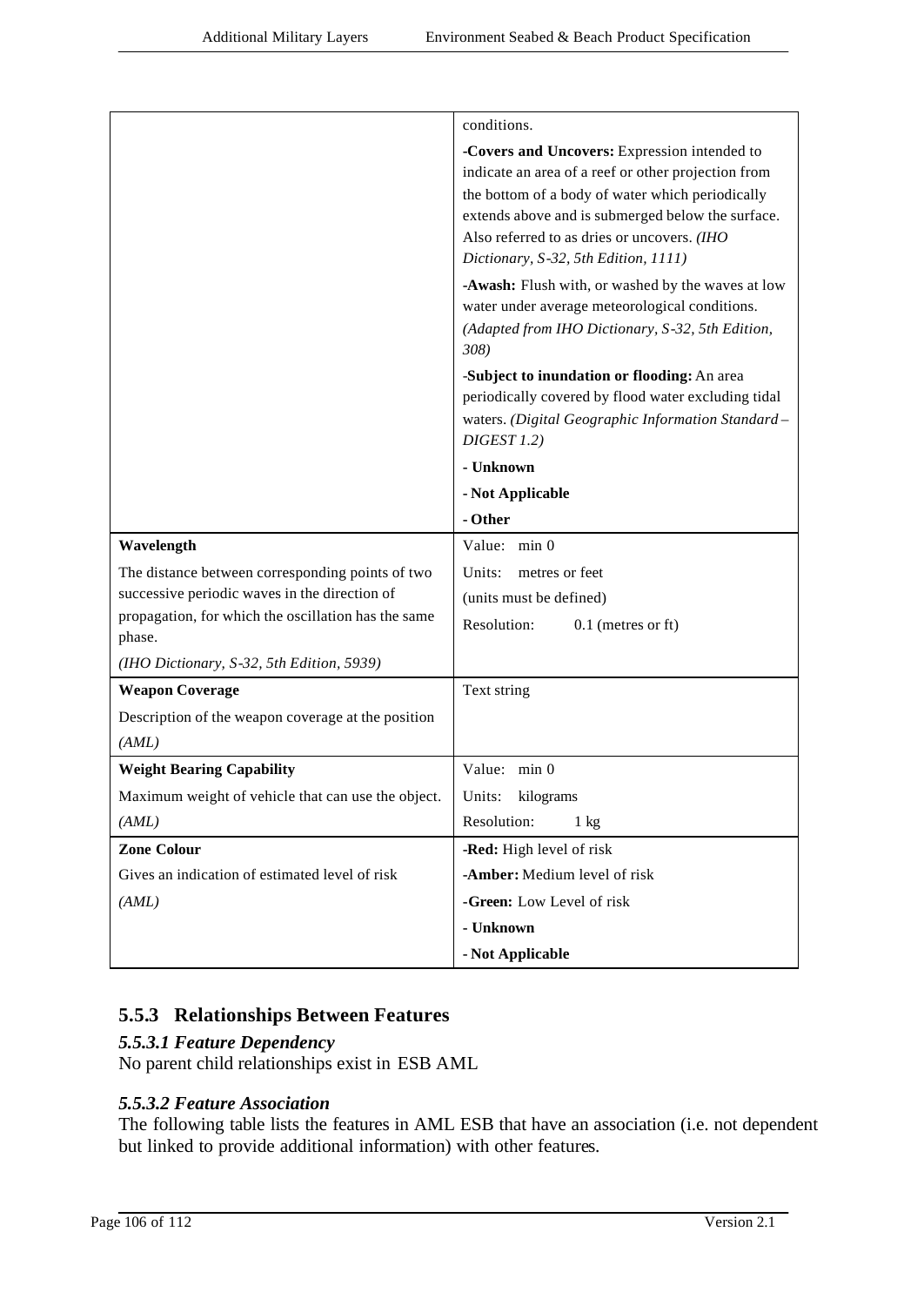| | |
|---|---|
| | conditions.<br>**-Covers and Uncovers:** Expression intended to indicate an area of a reef or other projection from the bottom of a body of water which periodically extends above and is submerged below the surface. Also referred to as dries or uncovers. *(IHO Dictionary, S-32, 5th Edition, 1111)*<br>**-Awash:** Flush with, or washed by the waves at low water under average meteorological conditions. *(Adapted from IHO Dictionary, S-32, 5th Edition, 308)*<br>**-Subject to inundation or flooding:** An area periodically covered by flood water excluding tidal waters. *(Digital Geographic Information Standard – DIGEST 1.2)*<br>**- Unknown**<br>**- Not Applicable**<br>**- Other** |
| **Wavelength**<br>The distance between corresponding points of two successive periodic waves in the direction of propagation, for which the oscillation has the same phase.<br>*(IHO Dictionary, S-32, 5th Edition, 5939)* | Value: min 0<br>Units: metres or feet<br>(units must be defined)<br>Resolution: 0.1 (metres or ft) |
| **Weapon Coverage**<br>Description of the weapon coverage at the position<br>*(AML)* | Text string |
| **Weight Bearing Capability**<br>Maximum weight of vehicle that can use the object.<br>*(AML)* | Value: min 0<br>Units: kilograms<br>Resolution: 1 kg |
| **Zone Colour**<br>Gives an indication of estimated level of risk<br>*(AML)* | **-Red:** High level of risk<br>**-Amber:** Medium level of risk<br>**-Green:** Low Level of risk<br>**- Unknown**<br>**- Not Applicable** |

## 5.5.3 Relationships Between Features

### *5.5.3.1 Feature Dependency*

No parent child relationships exist in ESB AML

### *5.5.3.2 Feature Association*

The following table lists the features in AML ESB that have an association (i.e. not dependent but linked to provide additional information) with other features.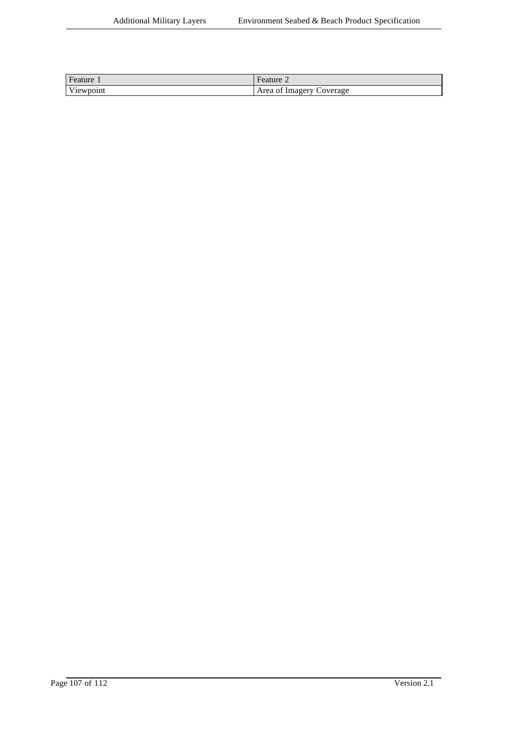| Feature 1 | Feature 2 |
| --- | --- |
| Viewpoint | Area of Imagery Coverage |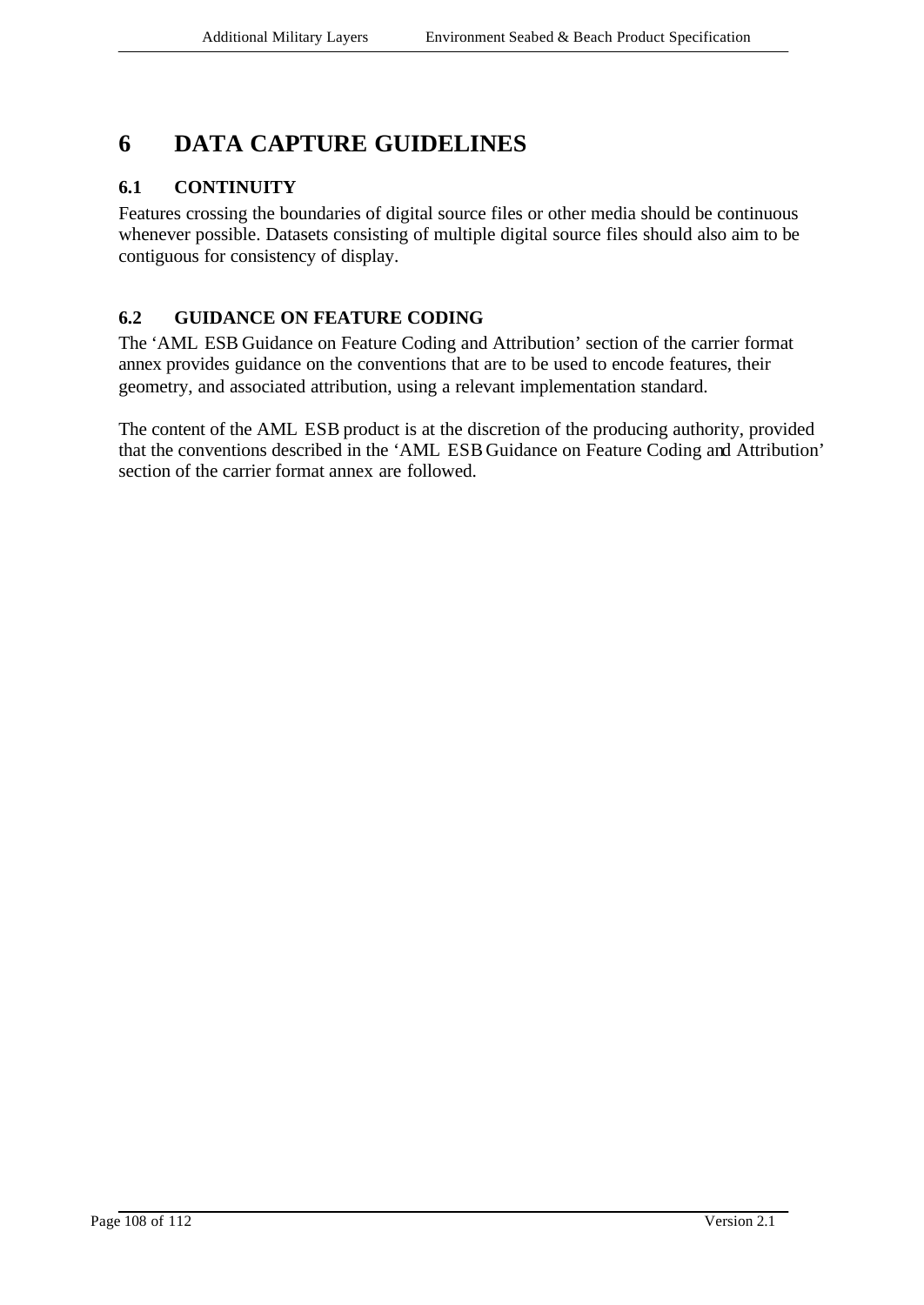# 6 DATA CAPTURE GUIDELINES

## 6.1 CONTINUITY

Features crossing the boundaries of digital source files or other media should be continuous whenever possible. Datasets consisting of multiple digital source files should also aim to be contiguous for consistency of display.

## 6.2 GUIDANCE ON FEATURE CODING

The 'AML ESB Guidance on Feature Coding and Attribution' section of the carrier format annex provides guidance on the conventions that are to be used to encode features, their geometry, and associated attribution, using a relevant implementation standard.

The content of the AML ESB product is at the discretion of the producing authority, provided that the conventions described in the 'AML ESB Guidance on Feature Coding and Attribution' section of the carrier format annex are followed.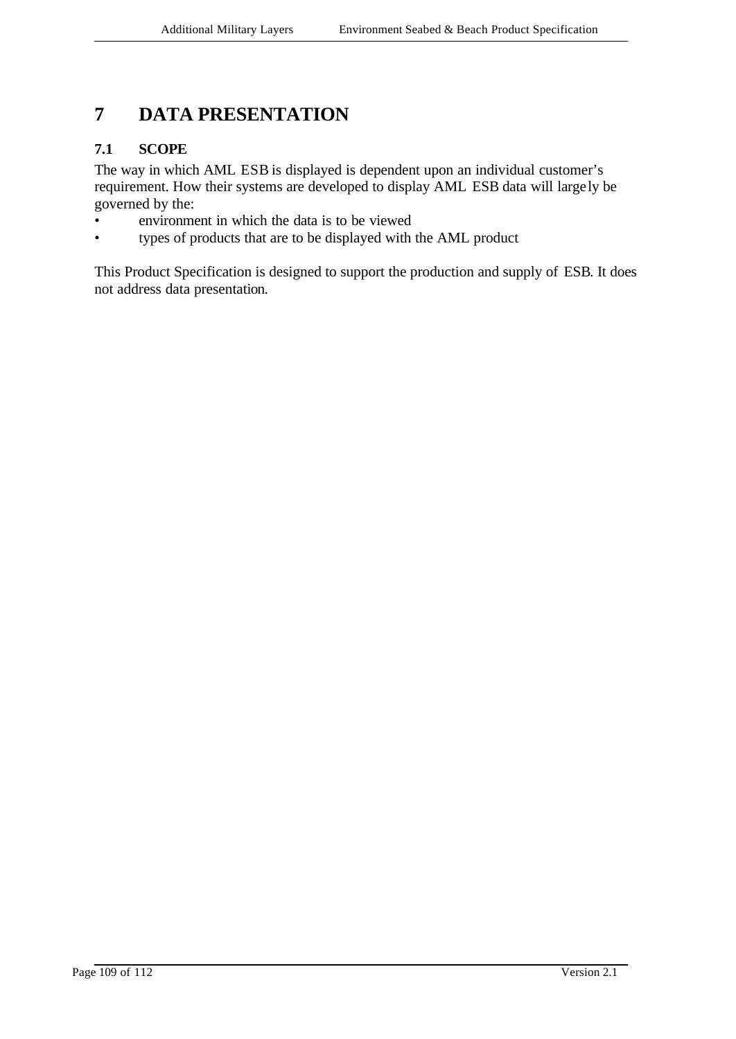# 7 DATA PRESENTATION

## 7.1 SCOPE

The way in which AML ESB is displayed is dependent upon an individual customer's requirement. How their systems are developed to display AML ESB data will largely be governed by the:

- environment in which the data is to be viewed
- types of products that are to be displayed with the AML product

This Product Specification is designed to support the production and supply of ESB. It does not address data presentation.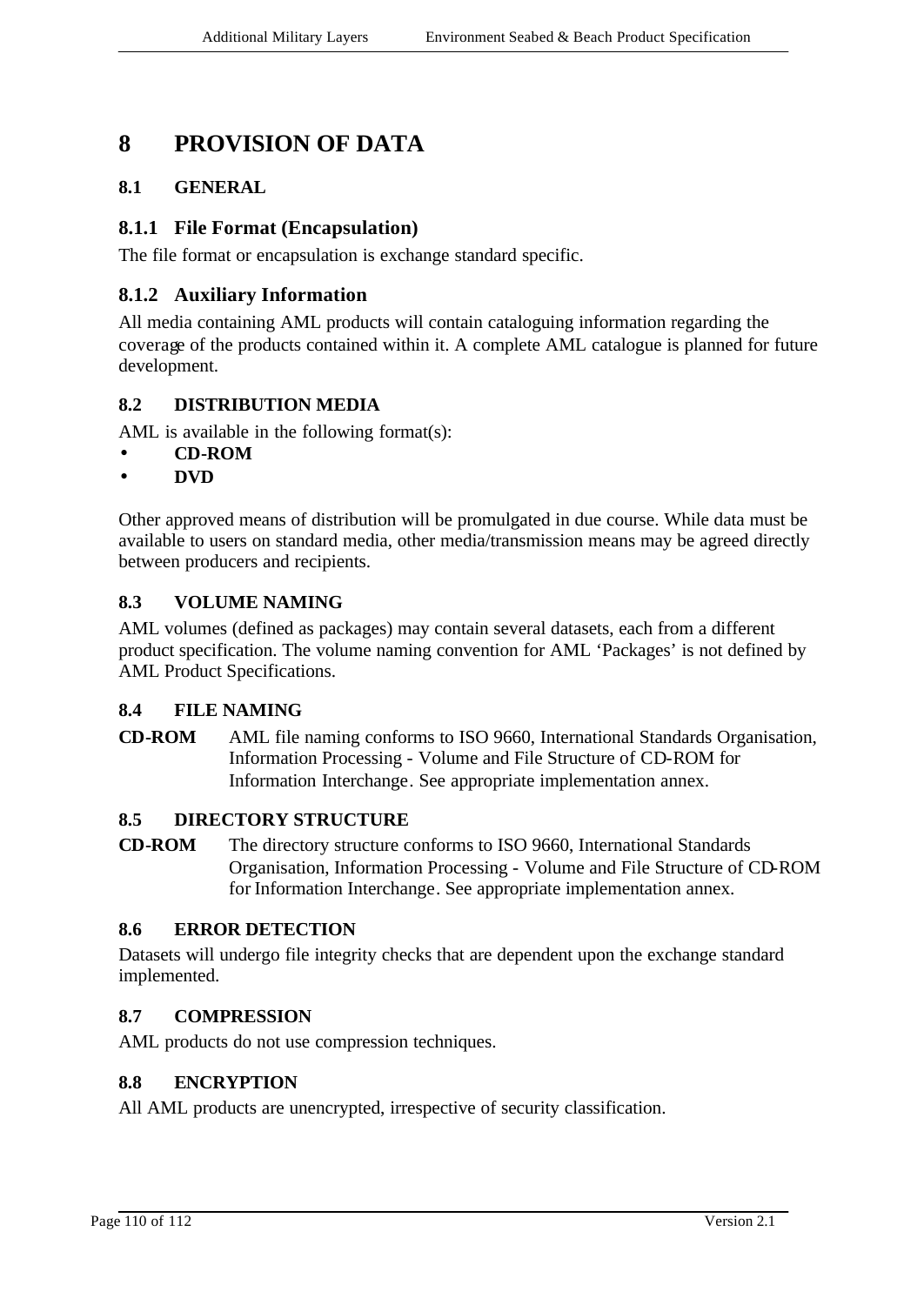# 8 PROVISION OF DATA

## 8.1 GENERAL

### 8.1.1 File Format (Encapsulation)

The file format or encapsulation is exchange standard specific.

### 8.1.2 Auxiliary Information

All media containing AML products will contain cataloguing information regarding the coverage of the products contained within it. A complete AML catalogue is planned for future development.

## 8.2 DISTRIBUTION MEDIA

AML is available in the following format(s):

- **CD-ROM**
- **DVD**

Other approved means of distribution will be promulgated in due course. While data must be available to users on standard media, other media/transmission means may be agreed directly between producers and recipients.

## 8.3 VOLUME NAMING

AML volumes (defined as packages) may contain several datasets, each from a different product specification. The volume naming convention for AML 'Packages' is not defined by AML Product Specifications.

## 8.4 FILE NAMING

**CD-ROM** AML file naming conforms to ISO 9660, International Standards Organisation, Information Processing - Volume and File Structure of CD-ROM for Information Interchange. See appropriate implementation annex.

## 8.5 DIRECTORY STRUCTURE

**CD-ROM** The directory structure conforms to ISO 9660, International Standards Organisation, Information Processing - Volume and File Structure of CD-ROM for Information Interchange. See appropriate implementation annex.

## 8.6 ERROR DETECTION

Datasets will undergo file integrity checks that are dependent upon the exchange standard implemented.

## 8.7 COMPRESSION

AML products do not use compression techniques.

## 8.8 ENCRYPTION

All AML products are unencrypted, irrespective of security classification.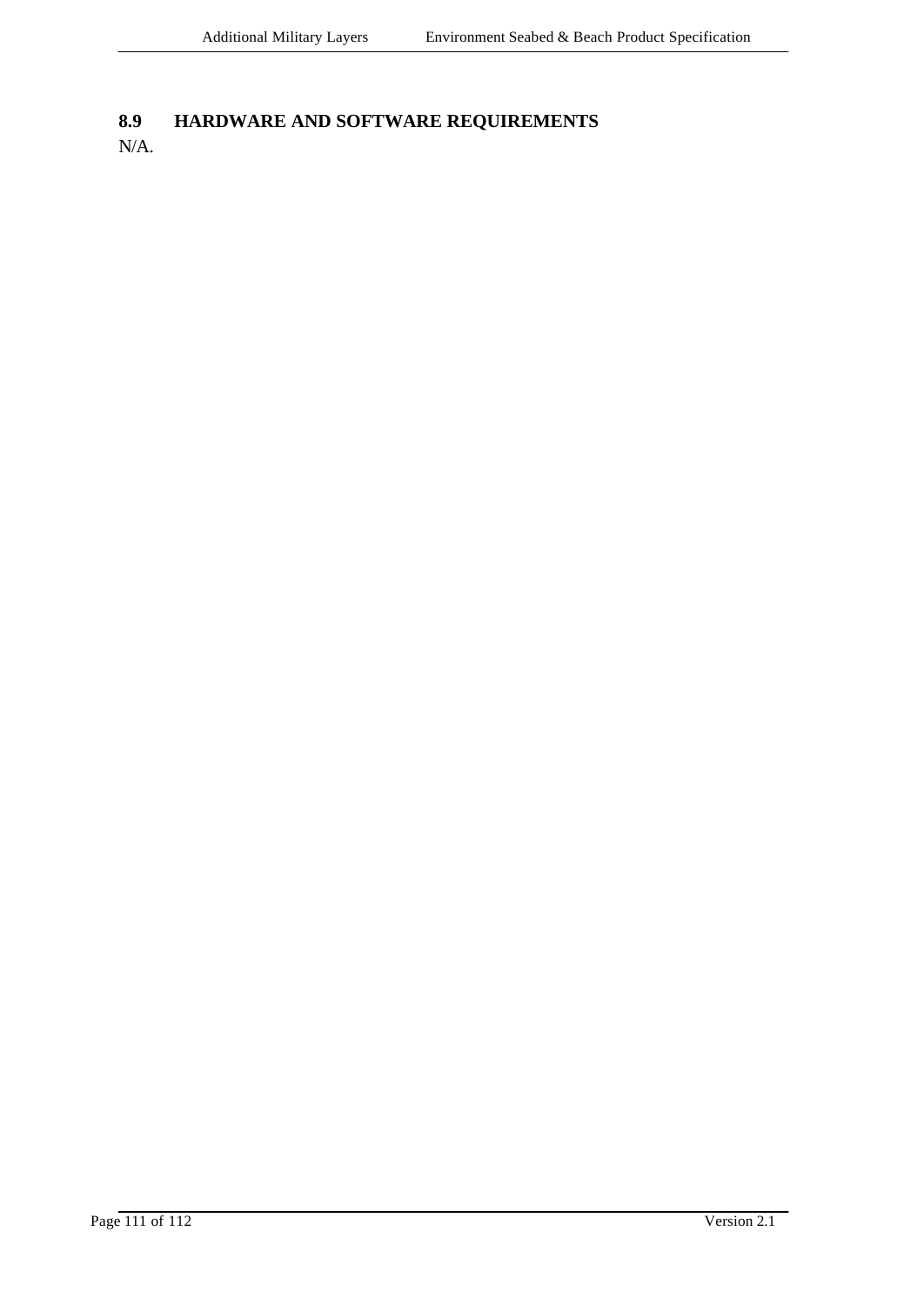## 8.9 HARDWARE AND SOFTWARE REQUIREMENTS

N/A.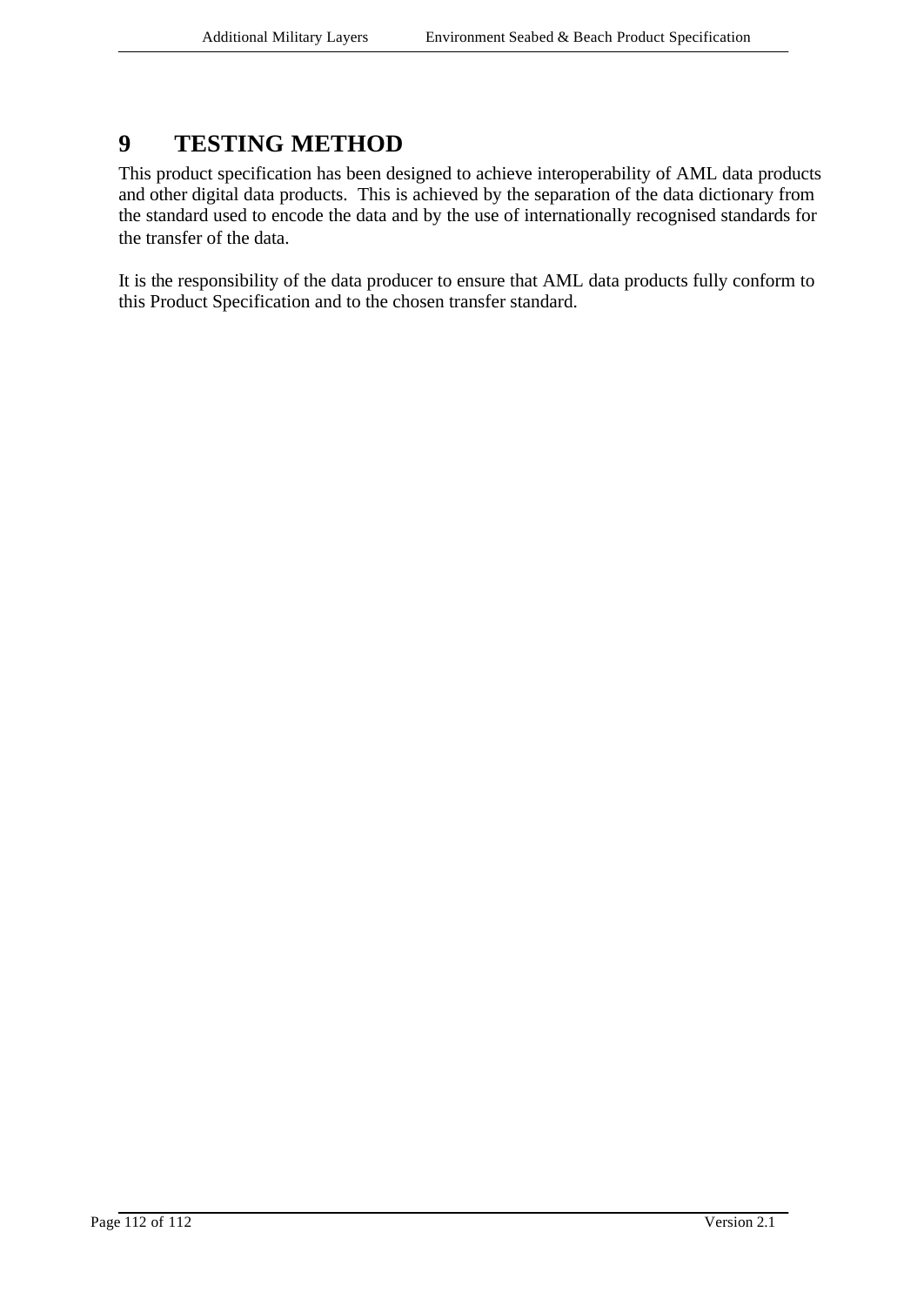# 9 TESTING METHOD

This product specification has been designed to achieve interoperability of AML data products and other digital data products. This is achieved by the separation of the data dictionary from the standard used to encode the data and by the use of internationally recognised standards for the transfer of the data.

It is the responsibility of the data producer to ensure that AML data products fully conform to this Product Specification and to the chosen transfer standard.